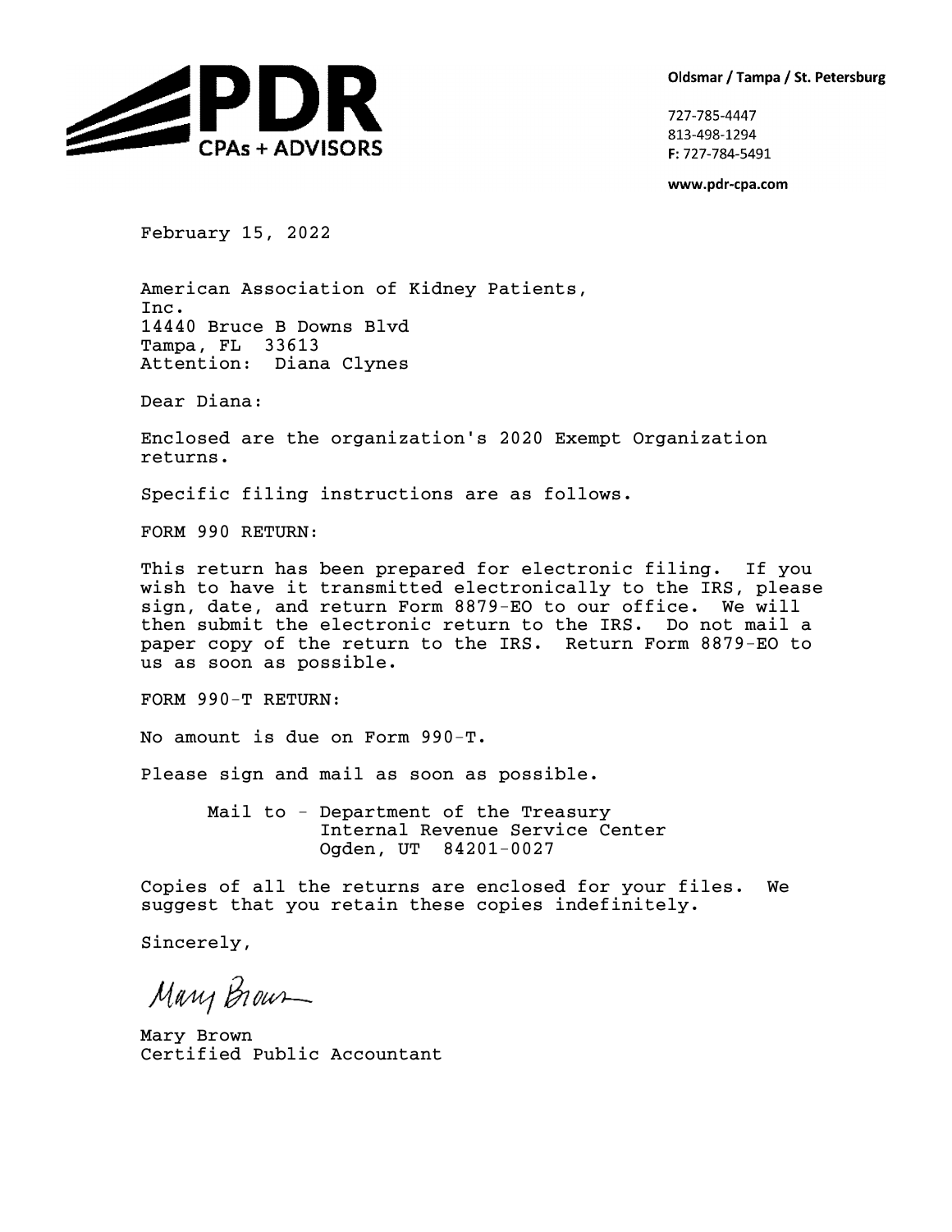**PDR CPAs + ADVISORS**

**Oldsmar / Tampa / St. Petersburg**

727-785-4447
813-498-1294
**F:** 727-784-5491

**www.pdr-cpa.com**

February 15, 2022

American Association of Kidney Patients,
Inc.
14440 Bruce B Downs Blvd
Tampa, FL 33613
Attention: Diana Clynes

Dear Diana:

Enclosed are the organization's 2020 Exempt Organization returns.

Specific filing instructions are as follows.

FORM 990 RETURN:

This return has been prepared for electronic filing. If you wish to have it transmitted electronically to the IRS, please sign, date, and return Form 8879-EO to our office. We will then submit the electronic return to the IRS. Do not mail a paper copy of the return to the IRS. Return Form 8879-EO to us as soon as possible.

FORM 990-T RETURN:

No amount is due on Form 990-T.

Please sign and mail as soon as possible.

Mail to - Department of the Treasury
Internal Revenue Service Center
Ogden, UT 84201-0027

Copies of all the returns are enclosed for your files. We suggest that you retain these copies indefinitely.

Sincerely,

Mary Brown

Mary Brown
Certified Public Accountant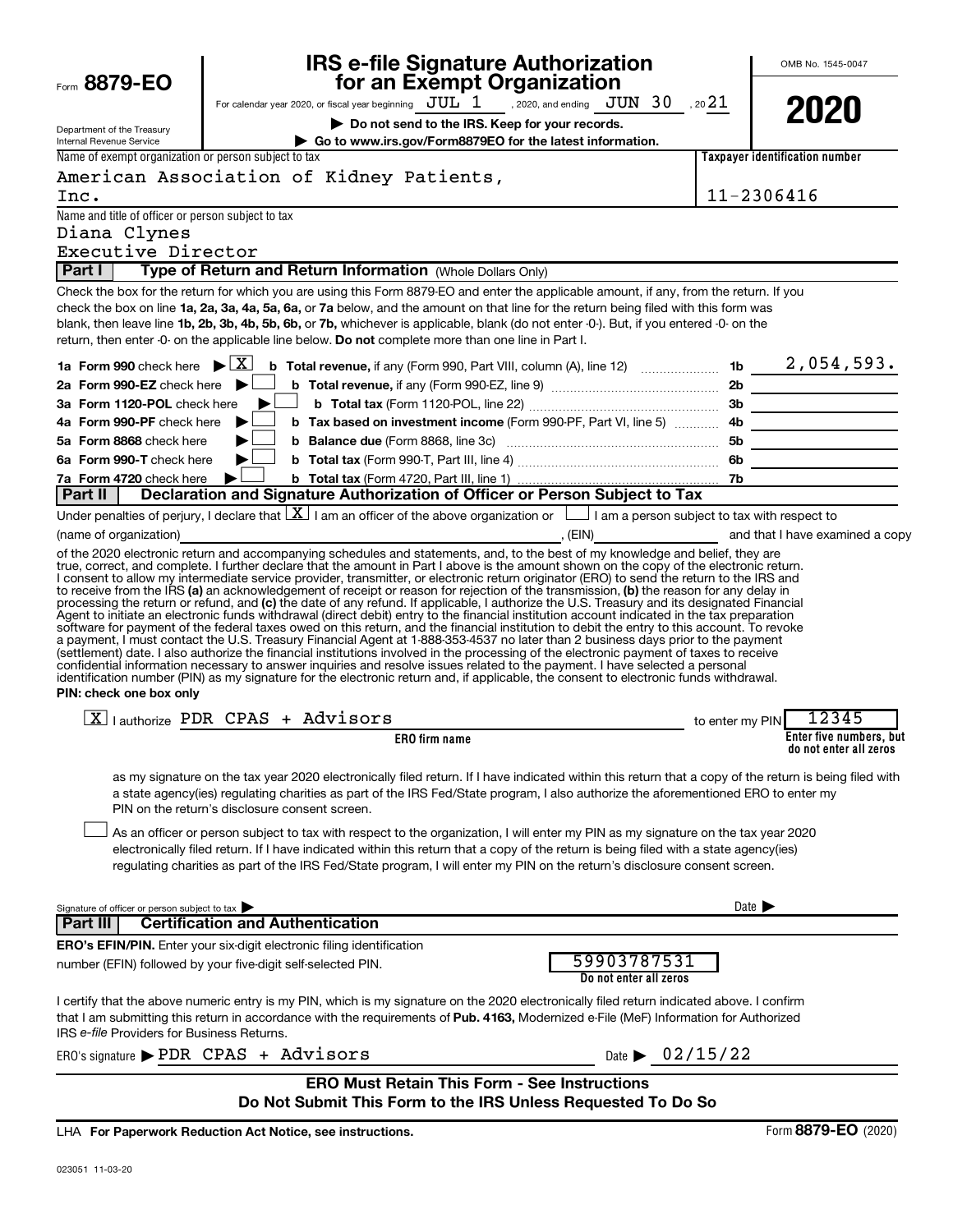Form **8879-EO**

Department of the Treasury
Internal Revenue Service

# IRS e-file Signature Authorization for an Exempt Organization

For calendar year 2020, or fiscal year beginning JUL 1 , 2020, and ending JUN 30 , 2021

▶ **Do not send to the IRS. Keep for your records.**

▶ **Go to www.irs.gov/Form8879EO for the latest information.**

OMB No. 1545-0047

**2020**

| Name of exempt organization or person subject to tax | Taxpayer identification number |
|---|---|
| American Association of Kidney Patients, Inc. | 11-2306416 |

Name and title of officer or person subject to tax
Diana Clynes
Executive Director

## Part I — Type of Return and Return Information (Whole Dollars Only)

Check the box for the return for which you are using this Form 8879-EO and enter the applicable amount, if any, from the return. If you check the box on line **1a, 2a, 3a, 4a, 5a, 6a,** or **7a** below, and the amount on that line for the return being filed with this form was blank, then leave line **1b, 2b, 3b, 4b, 5b, 6b,** or **7b,** whichever is applicable, blank (do not enter -0-). But, if you entered -0- on the return, then enter -0- on the applicable line below. **Do not** complete more than one line in Part I.

| | | | |
|---|---|---|---|
| **1a Form 990** check here ▶ [X] | **b Total revenue,** if any (Form 990, Part VIII, column (A), line 12) | 1b | 2,054,593. |
| **2a Form 990-EZ** check here ▶ [ ] | **b Total revenue,** if any (Form 990-EZ, line 9) | 2b | |
| **3a Form 1120-POL** check here ▶ [ ] | **b Total tax** (Form 1120-POL, line 22) | 3b | |
| **4a Form 990-PF** check here ▶ [ ] | **b Tax based on investment income** (Form 990-PF, Part VI, line 5) | 4b | |
| **5a Form 8868** check here ▶ [ ] | **b Balance due** (Form 8868, line 3c) | 5b | |
| **6a Form 990-T** check here ▶ [ ] | **b Total tax** (Form 990-T, Part III, line 4) | 6b | |
| **7a Form 4720** check here ▶ [ ] | **b Total tax** (Form 4720, Part III, line 1) | 7b | |

## Part II — Declaration and Signature Authorization of Officer or Person Subject to Tax

Under penalties of perjury, I declare that [X] I am an officer of the above organization or [ ] I am a person subject to tax with respect to (name of organization) ________________, (EIN) ________ and that I have examined a copy of the 2020 electronic return and accompanying schedules and statements, and, to the best of my knowledge and belief, they are true, correct, and complete. I further declare that the amount in Part I above is the amount shown on the copy of the electronic return. I consent to allow my intermediate service provider, transmitter, or electronic return originator (ERO) to send the return to the IRS and to receive from the IRS **(a)** an acknowledgement of receipt or reason for rejection of the transmission, **(b)** the reason for any delay in processing the return or refund, and **(c)** the date of any refund. If applicable, I authorize the U.S. Treasury and its designated Financial Agent to initiate an electronic funds withdrawal (direct debit) entry to the financial institution account indicated in the tax preparation software for payment of the federal taxes owed on this return, and the financial institution to debit the entry to this account. To revoke a payment, I must contact the U.S. Treasury Financial Agent at 1-888-353-4537 no later than 2 business days prior to the payment (settlement) date. I also authorize the financial institutions involved in the processing of the electronic payment of taxes to receive confidential information necessary to answer inquiries and resolve issues related to the payment. I have selected a personal identification number (PIN) as my signature for the electronic return and, if applicable, the consent to electronic funds withdrawal.

**PIN: check one box only**

[X] I authorize PDR CPAS + Advisors (**ERO firm name**) to enter my PIN 12345 (**Enter five numbers, but do not enter all zeros**)

as my signature on the tax year 2020 electronically filed return. If I have indicated within this return that a copy of the return is being filed with a state agency(ies) regulating charities as part of the IRS Fed/State program, I also authorize the aforementioned ERO to enter my PIN on the return's disclosure consent screen.

[ ] As an officer or person subject to tax with respect to the organization, I will enter my PIN as my signature on the tax year 2020 electronically filed return. If I have indicated within this return that a copy of the return is being filed with a state agency(ies) regulating charities as part of the IRS Fed/State program, I will enter my PIN on the return's disclosure consent screen.

Signature of officer or person subject to tax ▶ ________________ Date ▶ ________

## Part III — Certification and Authentication

**ERO's EFIN/PIN.** Enter your six-digit electronic filing identification number (EFIN) followed by your five-digit self-selected PIN.

59903787531
**Do not enter all zeros**

I certify that the above numeric entry is my PIN, which is my signature on the 2020 electronically filed return indicated above. I confirm that I am submitting this return in accordance with the requirements of **Pub. 4163,** Modernized e-File (MeF) Information for Authorized IRS *e-file* Providers for Business Returns.

ERO's signature ▶ PDR CPAS + Advisors Date ▶ 02/15/22

**ERO Must Retain This Form - See Instructions**
**Do Not Submit This Form to the IRS Unless Requested To Do So**

LHA **For Paperwork Reduction Act Notice, see instructions.** Form **8879-EO** (2020)

023051 11-03-20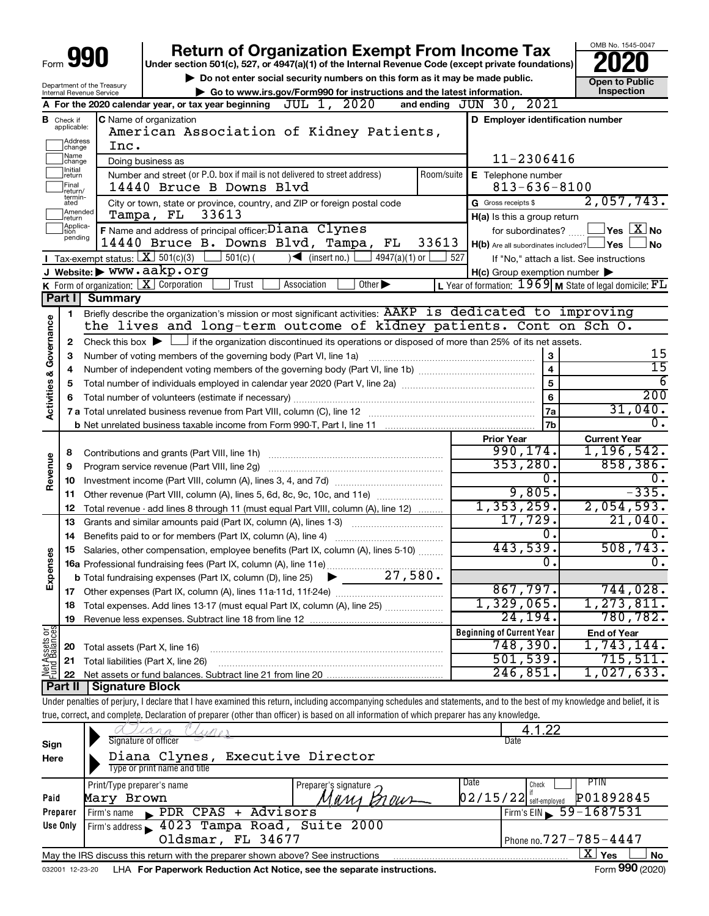# Form 990 — Return of Organization Exempt From Income Tax — 2020

Under section 501(c), 527, or 4947(a)(1) of the Internal Revenue Code (except private foundations)

▶ Do not enter social security numbers on this form as it may be made public.

▶ Go to www.irs.gov/Form990 for instructions and the latest information.

Department of the Treasury Internal Revenue Service

OMB No. 1545-0047

**Open to Public Inspection**

**A** For the 2020 calendar year, or tax year beginning JUL 1, 2020 and ending JUN 30, 2021

**B** Check if applicable: Address change; Name change; Initial return; Final return/terminated; Amended return; Application pending

**C** Name of organization: American Association of Kidney Patients, Inc.

Doing business as

Number and street (or P.O. box if mail is not delivered to street address): 14440 Bruce B Downs Blvd Room/suite

City or town, state or province, country, and ZIP or foreign postal code: Tampa, FL 33613

**D** Employer identification number: 11-2306416

**E** Telephone number: 813-636-8100

**G** Gross receipts $ 2,057,743.

**F** Name and address of principal officer: Diana Clynes, 14440 Bruce B. Downs Blvd, Tampa, FL 33613

**H(a)** Is this a group return for subordinates? Yes [ ] No [X]

**H(b)** Are all subordinates included? Yes [ ] No [ ]

If "No," attach a list. See instructions

**H(c)** Group exemption number ▶

**I** Tax-exempt status: [X] 501(c)(3) [ ] 501(c) ( ) ◀ (insert no.) [ ] 4947(a)(1) or [ ] 527

**J** Website: ▶ www.aakp.org

**K** Form of organization: [X] Corporation [ ] Trust [ ] Association [ ] Other ▶

**L** Year of formation: 1969 **M** State of legal domicile: FL

## Part I Summary

### Activities & Governance

1 Briefly describe the organization's mission or most significant activities: AAKP is dedicated to improving the lives and long-term outcome of kidney patients. Cont on Sch O.

2 Check this box ▶ [ ] if the organization discontinued its operations or disposed of more than 25% of its net assets.

| Line | Description | No. | Value |
|---|---|---|---|
| 3 | Number of voting members of the governing body (Part VI, line 1a) | 3 | 15 |
| 4 | Number of independent voting members of the governing body (Part VI, line 1b) | 4 | 15 |
| 5 | Total number of individuals employed in calendar year 2020 (Part V, line 2a) | 5 | 6 |
| 6 | Total number of volunteers (estimate if necessary) | 6 | 200 |
| 7a | Total unrelated business revenue from Part VIII, column (C), line 12 | 7a | 31,040. |
| 7b | Net unrelated business taxable income from Form 990-T, Part I, line 11 | 7b | 0. |

### Revenue, Expenses, and Net Assets

| Line | Description | Prior Year | Current Year |
|---|---|---|---|
| 8 | Contributions and grants (Part VIII, line 1h) | 990,174. | 1,196,542. |
| 9 | Program service revenue (Part VIII, line 2g) | 353,280. | 858,386. |
| 10 | Investment income (Part VIII, column (A), lines 3, 4, and 7d) | 0. | 0. |
| 11 | Other revenue (Part VIII, column (A), lines 5, 6d, 8c, 9c, 10c, and 11e) | 9,805. | -335. |
| 12 | Total revenue - add lines 8 through 11 (must equal Part VIII, column (A), line 12) | 1,353,259. | 2,054,593. |
| 13 | Grants and similar amounts paid (Part IX, column (A), lines 1-3) | 17,729. | 21,040. |
| 14 | Benefits paid to or for members (Part IX, column (A), line 4) | 0. | 0. |
| 15 | Salaries, other compensation, employee benefits (Part IX, column (A), lines 5-10) | 443,539. | 508,743. |
| 16a | Professional fundraising fees (Part IX, column (A), line 11e) | 0. | 0. |
| b | Total fundraising expenses (Part IX, column (D), line 25) ▶ 27,580. | | |
| 17 | Other expenses (Part IX, column (A), lines 11a-11d, 11f-24e) | 867,797. | 744,028. |
| 18 | Total expenses. Add lines 13-17 (must equal Part IX, column (A), line 25) | 1,329,065. | 1,273,811. |
| 19 | Revenue less expenses. Subtract line 18 from line 12 | 24,194. | 780,782. |

| Line | Description | Beginning of Current Year | End of Year |
|---|---|---|---|
| 20 | Total assets (Part X, line 16) | 748,390. | 1,743,144. |
| 21 | Total liabilities (Part X, line 26) | 501,539. | 715,511. |
| 22 | Net assets or fund balances. Subtract line 21 from line 20 | 246,851. | 1,027,633. |

## Part II Signature Block

Under penalties of perjury, I declare that I have examined this return, including accompanying schedules and statements, and to the best of my knowledge and belief, it is true, correct, and complete. Declaration of preparer (other than officer) is based on all information of which preparer has any knowledge.

**Sign Here**

Signature of officer: Diana Clynes Date: 4.1.22

Diana Clynes, Executive Director
Type or print name and title

**Paid Preparer Use Only**

| Print/Type preparer's name | Preparer's signature | Date | Check if self-employed | PTIN |
|---|---|---|---|---|
| Mary Brown | Mary Brown | 02/15/22 | | P01892845 |

Firm's name ▶ PDR CPAS + Advisors Firm's EIN ▶ 59-1687531

Firm's address ▶ 4023 Tampa Road, Suite 2000, Oldsmar, FL 34677 Phone no. 727-785-4447

May the IRS discuss this return with the preparer shown above? See instructions [X] Yes [ ] No

032001 12-23-20 LHA For Paperwork Reduction Act Notice, see the separate instructions. Form 990 (2020)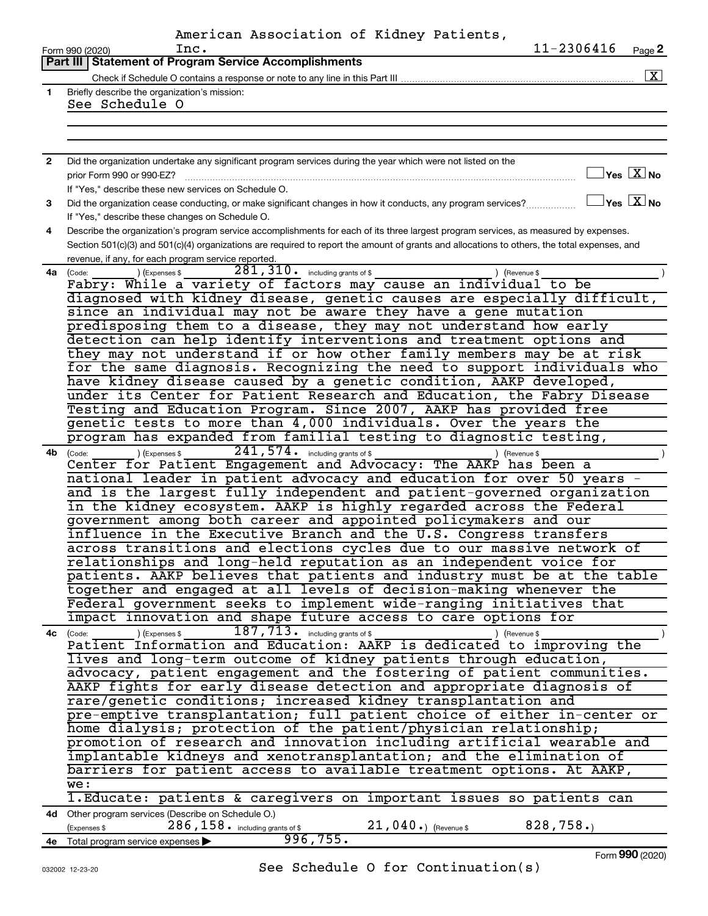American Association of Kidney Patients, Inc. 11-2306416

Form 990 (2020) Page 2

## Part III Statement of Program Service Accomplishments

Check if Schedule O contains a response or note to any line in this Part III .......... [X]

**1** Briefly describe the organization's mission:

See Schedule O

**2** Did the organization undertake any significant program services during the year which were not listed on the prior Form 990 or 990-EZ? .......... [ ] Yes [X] No

If "Yes," describe these new services on Schedule O.

**3** Did the organization cease conducting, or make significant changes in how it conducts, any program services? .......... [ ] Yes [X] No

If "Yes," describe these changes on Schedule O.

**4** Describe the organization's program service accomplishments for each of its three largest program services, as measured by expenses. Section 501(c)(3) and 501(c)(4) organizations are required to report the amount of grants and allocations to others, the total expenses, and revenue, if any, for each program service reported.

**4a** (Code: ) (Expenses $ 281,310. including grants of $ ) (Revenue $ )

Fabry: While a variety of factors may cause an individual to be diagnosed with kidney disease, genetic causes are especially difficult, since an individual may not be aware they have a gene mutation predisposing them to a disease, they may not understand how early detection can help identify interventions and treatment options and they may not understand if or how other family members may be at risk for the same diagnosis. Recognizing the need to support individuals who have kidney disease caused by a genetic condition, AAKP developed, under its Center for Patient Research and Education, the Fabry Disease Testing and Education Program. Since 2007, AAKP has provided free genetic tests to more than 4,000 individuals. Over the years the program has expanded from familial testing to diagnostic testing,

**4b** (Code: ) (Expenses $ 241,574. including grants of $ ) (Revenue $ )

Center for Patient Engagement and Advocacy: The AAKP has been a national leader in patient advocacy and education for over 50 years - and is the largest fully independent and patient-governed organization in the kidney ecosystem. AAKP is highly regarded across the Federal government among both career and appointed policymakers and our influence in the Executive Branch and the U.S. Congress transfers across transitions and elections cycles due to our massive network of relationships and long-held reputation as an independent voice for patients. AAKP believes that patients and industry must be at the table together and engaged at all levels of decision-making whenever the Federal government seeks to implement wide-ranging initiatives that impact innovation and shape future access to care options for

**4c** (Code: ) (Expenses $ 187,713. including grants of $ ) (Revenue $ )

Patient Information and Education: AAKP is dedicated to improving the lives and long-term outcome of kidney patients through education, advocacy, patient engagement and the fostering of patient communities. AAKP fights for early disease detection and appropriate diagnosis of rare/genetic conditions; increased kidney transplantation and pre-emptive transplantation; full patient choice of either in-center or home dialysis; protection of the patient/physician relationship; promotion of research and innovation including artificial wearable and implantable kidneys and xenotransplantation; and the elimination of barriers for patient access to available treatment options. At AAKP, we:

1.Educate: patients & caregivers on important issues so patients can

**4d** Other program services (Describe on Schedule O.)

(Expenses $ 286,158. including grants of $ 21,040.) (Revenue $ 828,758.)

**4e** Total program service expenses ▶ 996,755.

See Schedule O for Continuation(s)

Form **990** (2020)

032002 12-23-20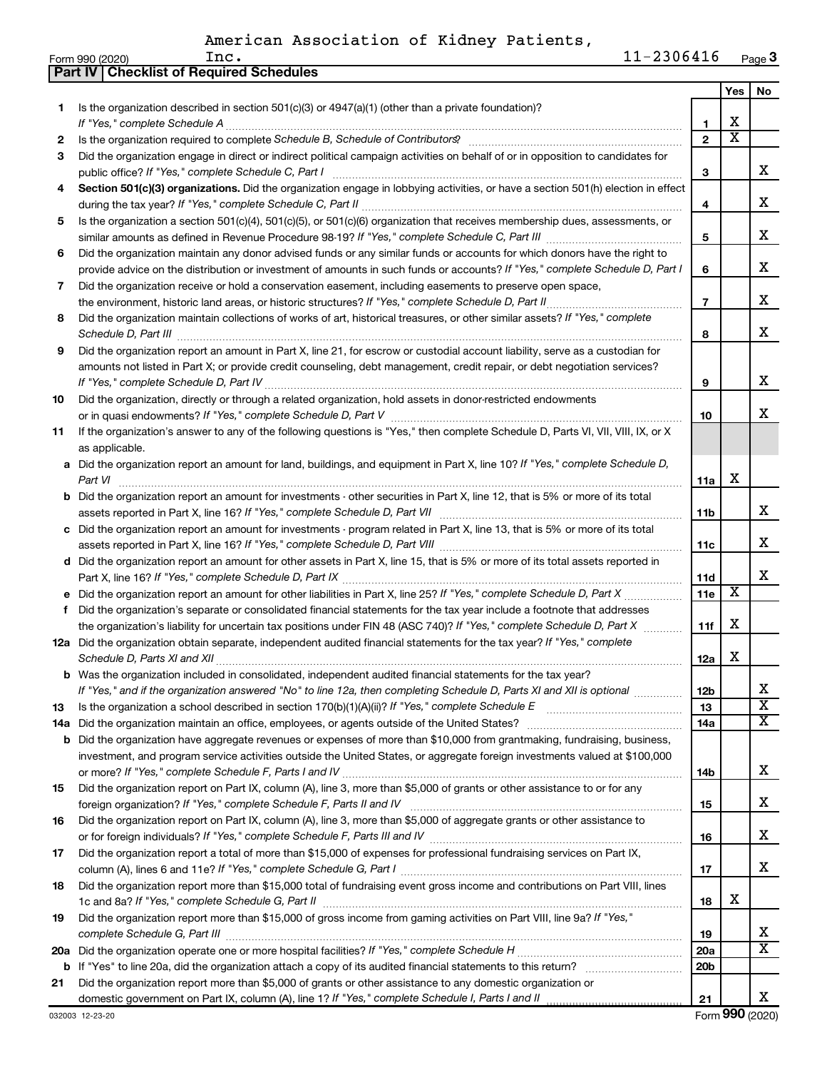American Association of Kidney Patients, Inc.

Form 990 (2020) 11-2306416

## Part IV Checklist of Required Schedules

| | | | Yes | No |
|---|---|---|---|---|
| 1 | Is the organization described in section 501(c)(3) or 4947(a)(1) (other than a private foundation)? *If "Yes," complete Schedule A* | 1 | X | |
| 2 | Is the organization required to complete *Schedule B, Schedule of Contributors*? | 2 | X | |
| 3 | Did the organization engage in direct or indirect political campaign activities on behalf of or in opposition to candidates for public office? *If "Yes," complete Schedule C, Part I* | 3 | | X |
| 4 | **Section 501(c)(3) organizations.** Did the organization engage in lobbying activities, or have a section 501(h) election in effect during the tax year? *If "Yes," complete Schedule C, Part II* | 4 | | X |
| 5 | Is the organization a section 501(c)(4), 501(c)(5), or 501(c)(6) organization that receives membership dues, assessments, or similar amounts as defined in Revenue Procedure 98-19? *If "Yes," complete Schedule C, Part III* | 5 | | X |
| 6 | Did the organization maintain any donor advised funds or any similar funds or accounts for which donors have the right to provide advice on the distribution or investment of amounts in such funds or accounts? *If "Yes," complete Schedule D, Part I* | 6 | | X |
| 7 | Did the organization receive or hold a conservation easement, including easements to preserve open space, the environment, historic land areas, or historic structures? *If "Yes," complete Schedule D, Part II* | 7 | | X |
| 8 | Did the organization maintain collections of works of art, historical treasures, or other similar assets? *If "Yes," complete Schedule D, Part III* | 8 | | X |
| 9 | Did the organization report an amount in Part X, line 21, for escrow or custodial account liability, serve as a custodian for amounts not listed in Part X; or provide credit counseling, debt management, credit repair, or debt negotiation services? *If "Yes," complete Schedule D, Part IV* | 9 | | X |
| 10 | Did the organization, directly or through a related organization, hold assets in donor-restricted endowments or in quasi endowments? *If "Yes," complete Schedule D, Part V* | 10 | | X |
| 11 | If the organization's answer to any of the following questions is "Yes," then complete Schedule D, Parts VI, VII, VIII, IX, or X as applicable. | | | |
| a | Did the organization report an amount for land, buildings, and equipment in Part X, line 10? *If "Yes," complete Schedule D, Part VI* | 11a | X | |
| b | Did the organization report an amount for investments - other securities in Part X, line 12, that is 5% or more of its total assets reported in Part X, line 16? *If "Yes," complete Schedule D, Part VII* | 11b | | X |
| c | Did the organization report an amount for investments - program related in Part X, line 13, that is 5% or more of its total assets reported in Part X, line 16? *If "Yes," complete Schedule D, Part VIII* | 11c | | X |
| d | Did the organization report an amount for other assets in Part X, line 15, that is 5% or more of its total assets reported in Part X, line 16? *If "Yes," complete Schedule D, Part IX* | 11d | | X |
| e | Did the organization report an amount for other liabilities in Part X, line 25? *If "Yes," complete Schedule D, Part X* | 11e | X | |
| f | Did the organization's separate or consolidated financial statements for the tax year include a footnote that addresses the organization's liability for uncertain tax positions under FIN 48 (ASC 740)? *If "Yes," complete Schedule D, Part X* | 11f | X | |
| 12a | Did the organization obtain separate, independent audited financial statements for the tax year? *If "Yes," complete Schedule D, Parts XI and XII* | 12a | X | |
| b | Was the organization included in consolidated, independent audited financial statements for the tax year? *If "Yes," and if the organization answered "No" to line 12a, then completing Schedule D, Parts XI and XII is optional* | 12b | | X |
| 13 | Is the organization a school described in section 170(b)(1)(A)(ii)? *If "Yes," complete Schedule E* | 13 | | X |
| 14a | Did the organization maintain an office, employees, or agents outside of the United States? | 14a | | X |
| b | Did the organization have aggregate revenues or expenses of more than $10,000 from grantmaking, fundraising, business, investment, and program service activities outside the United States, or aggregate foreign investments valued at $100,000 or more? *If "Yes," complete Schedule F, Parts I and IV* | 14b | | X |
| 15 | Did the organization report on Part IX, column (A), line 3, more than $5,000 of grants or other assistance to or for any foreign organization? *If "Yes," complete Schedule F, Parts II and IV* | 15 | | X |
| 16 | Did the organization report on Part IX, column (A), line 3, more than $5,000 of aggregate grants or other assistance to or for foreign individuals? *If "Yes," complete Schedule F, Parts III and IV* | 16 | | X |
| 17 | Did the organization report a total of more than $15,000 of expenses for professional fundraising services on Part IX, column (A), lines 6 and 11e? *If "Yes," complete Schedule G, Part I* | 17 | | X |
| 18 | Did the organization report more than $15,000 total of fundraising event gross income and contributions on Part VIII, lines 1c and 8a? *If "Yes," complete Schedule G, Part II* | 18 | X | |
| 19 | Did the organization report more than $15,000 of gross income from gaming activities on Part VIII, line 9a? *If "Yes," complete Schedule G, Part III* | 19 | | X |
| 20a | Did the organization operate one or more hospital facilities? *If "Yes," complete Schedule H* | 20a | | X |
| b | If "Yes" to line 20a, did the organization attach a copy of its audited financial statements to this return? | 20b | | |
| 21 | Did the organization report more than $5,000 of grants or other assistance to any domestic organization or domestic government on Part IX, column (A), line 1? *If "Yes," complete Schedule I, Parts I and II* | 21 | | X |

032003 12-23-20

Form **990** (2020)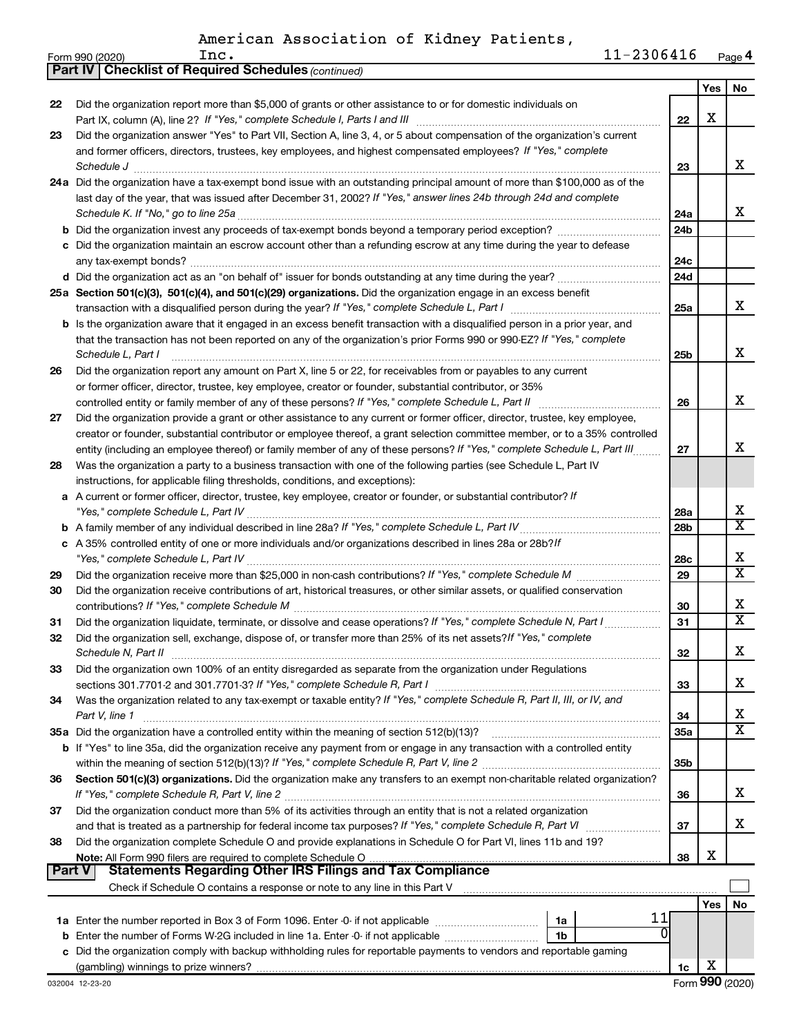American Association of Kidney Patients, Inc.

Form 990 (2020) 11-2306416 Page 4

**Part IV Checklist of Required Schedules** *(continued)*

| | | | Yes | No |
|---|---|---|---|---|
| 22 | Did the organization report more than $5,000 of grants or other assistance to or for domestic individuals on Part IX, column (A), line 2? *If "Yes," complete Schedule I, Parts I and III* | 22 | X | |
| 23 | Did the organization answer "Yes" to Part VII, Section A, line 3, 4, or 5 about compensation of the organization's current and former officers, directors, trustees, key employees, and highest compensated employees? *If "Yes," complete Schedule J* | 23 | | X |
| 24a | Did the organization have a tax-exempt bond issue with an outstanding principal amount of more than $100,000 as of the last day of the year, that was issued after December 31, 2002? *If "Yes," answer lines 24b through 24d and complete Schedule K. If "No," go to line 25a* | 24a | | X |
| b | Did the organization invest any proceeds of tax-exempt bonds beyond a temporary period exception? | 24b | | |
| c | Did the organization maintain an escrow account other than a refunding escrow at any time during the year to defease any tax-exempt bonds? | 24c | | |
| d | Did the organization act as an "on behalf of" issuer for bonds outstanding at any time during the year? | 24d | | |
| 25a | **Section 501(c)(3), 501(c)(4), and 501(c)(29) organizations.** Did the organization engage in an excess benefit transaction with a disqualified person during the year? *If "Yes," complete Schedule L, Part I* | 25a | | X |
| b | Is the organization aware that it engaged in an excess benefit transaction with a disqualified person in a prior year, and that the transaction has not been reported on any of the organization's prior Forms 990 or 990-EZ? *If "Yes," complete Schedule L, Part I* | 25b | | X |
| 26 | Did the organization report any amount on Part X, line 5 or 22, for receivables from or payables to any current or former officer, director, trustee, key employee, creator or founder, substantial contributor, or 35% controlled entity or family member of any of these persons? *If "Yes," complete Schedule L, Part II* | 26 | | X |
| 27 | Did the organization provide a grant or other assistance to any current or former officer, director, trustee, key employee, creator or founder, substantial contributor or employee thereof, a grant selection committee member, or to a 35% controlled entity (including an employee thereof) or family member of any of these persons? *If "Yes," complete Schedule L, Part III* | 27 | | X |
| 28 | Was the organization a party to a business transaction with one of the following parties (see Schedule L, Part IV instructions, for applicable filing thresholds, conditions, and exceptions): | | | |
| a | A current or former officer, director, trustee, key employee, creator or founder, or substantial contributor? *If "Yes," complete Schedule L, Part IV* | 28a | | X |
| b | A family member of any individual described in line 28a? *If "Yes," complete Schedule L, Part IV* | 28b | | X |
| c | A 35% controlled entity of one or more individuals and/or organizations described in lines 28a or 28b? *If "Yes," complete Schedule L, Part IV* | 28c | | X |
| 29 | Did the organization receive more than $25,000 in non-cash contributions? *If "Yes," complete Schedule M* | 29 | | X |
| 30 | Did the organization receive contributions of art, historical treasures, or other similar assets, or qualified conservation contributions? *If "Yes," complete Schedule M* | 30 | | X |
| 31 | Did the organization liquidate, terminate, or dissolve and cease operations? *If "Yes," complete Schedule N, Part I* | 31 | | X |
| 32 | Did the organization sell, exchange, dispose of, or transfer more than 25% of its net assets? *If "Yes," complete Schedule N, Part II* | 32 | | X |
| 33 | Did the organization own 100% of an entity disregarded as separate from the organization under Regulations sections 301.7701-2 and 301.7701-3? *If "Yes," complete Schedule R, Part I* | 33 | | X |
| 34 | Was the organization related to any tax-exempt or taxable entity? *If "Yes," complete Schedule R, Part II, III, or IV, and Part V, line 1* | 34 | | X |
| 35a | Did the organization have a controlled entity within the meaning of section 512(b)(13)? | 35a | | X |
| b | If "Yes" to line 35a, did the organization receive any payment from or engage in any transaction with a controlled entity within the meaning of section 512(b)(13)? *If "Yes," complete Schedule R, Part V, line 2* | 35b | | |
| 36 | **Section 501(c)(3) organizations.** Did the organization make any transfers to an exempt non-charitable related organization? *If "Yes," complete Schedule R, Part V, line 2* | 36 | | X |
| 37 | Did the organization conduct more than 5% of its activities through an entity that is not a related organization and that is treated as a partnership for federal income tax purposes? *If "Yes," complete Schedule R, Part VI* | 37 | | X |
| 38 | Did the organization complete Schedule O and provide explanations in Schedule O for Part VI, lines 11b and 19? **Note:** All Form 990 filers are required to complete Schedule O | 38 | X | |

**Part V Statements Regarding Other IRS Filings and Tax Compliance**

Check if Schedule O contains a response or note to any line in this Part V ☐

| | | | | Yes | No |
|---|---|---|---|---|---|
| 1a | Enter the number reported in Box 3 of Form 1096. Enter -0- if not applicable | 1a | 11 | | |
| b | Enter the number of Forms W-2G included in line 1a. Enter -0- if not applicable | 1b | 0 | | |
| c | Did the organization comply with backup withholding rules for reportable payments to vendors and reportable gaming (gambling) winnings to prize winners? | | 1c | X | |

032004 12-23-20 Form **990** (2020)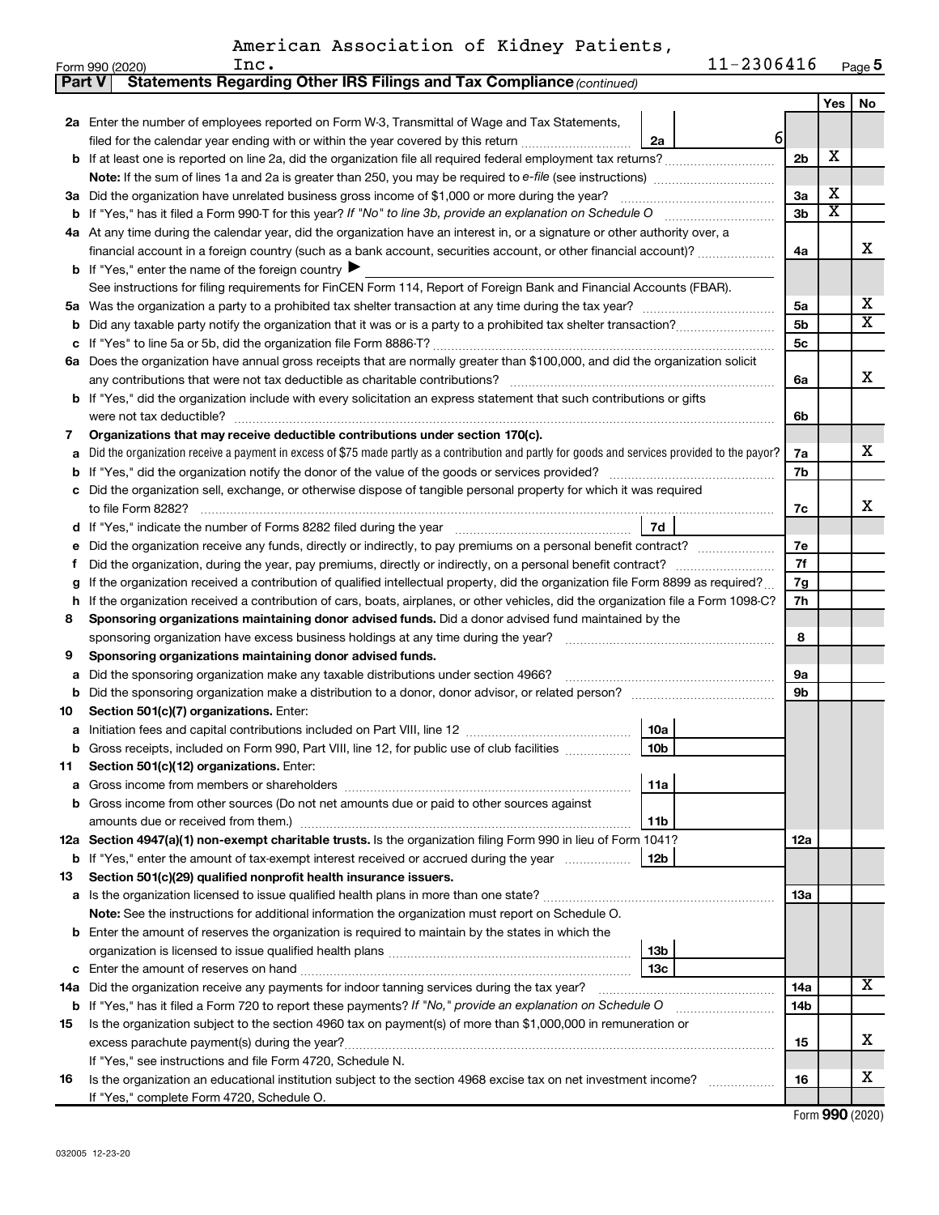American Association of Kidney Patients, Inc. 11-2306416

Form 990 (2020) Page 5

**Part V Statements Regarding Other IRS Filings and Tax Compliance** *(continued)*

| | | | | | Yes | No |
|---|---|---|---|---|---|---|
| **2a** | Enter the number of employees reported on Form W-3, Transmittal of Wage and Tax Statements, filed for the calendar year ending with or within the year covered by this return | 2a | 6 | | | |
| **b** | If at least one is reported on line 2a, did the organization file all required federal employment tax returns? | | | 2b | X | |
| | **Note:** If the sum of lines 1a and 2a is greater than 250, you may be required to *e-file* (see instructions) | | | | | |
| **3a** | Did the organization have unrelated business gross income of $1,000 or more during the year? | | | 3a | X | |
| **b** | If "Yes," has it filed a Form 990-T for this year? *If "No" to line 3b, provide an explanation on Schedule O* | | | 3b | X | |
| **4a** | At any time during the calendar year, did the organization have an interest in, or a signature or other authority over, a financial account in a foreign country (such as a bank account, securities account, or other financial account)? | | | 4a | | X |
| **b** | If "Yes," enter the name of the foreign country ▶ | | | | | |
| | See instructions for filing requirements for FinCEN Form 114, Report of Foreign Bank and Financial Accounts (FBAR). | | | | | |
| **5a** | Was the organization a party to a prohibited tax shelter transaction at any time during the tax year? | | | 5a | | X |
| **b** | Did any taxable party notify the organization that it was or is a party to a prohibited tax shelter transaction? | | | 5b | | X |
| **c** | If "Yes" to line 5a or 5b, did the organization file Form 8886-T? | | | 5c | | |
| **6a** | Does the organization have annual gross receipts that are normally greater than $100,000, and did the organization solicit any contributions that were not tax deductible as charitable contributions? | | | 6a | | X |
| **b** | If "Yes," did the organization include with every solicitation an express statement that such contributions or gifts were not tax deductible? | | | 6b | | |
| **7** | **Organizations that may receive deductible contributions under section 170(c).** | | | | | |
| **a** | Did the organization receive a payment in excess of $75 made partly as a contribution and partly for goods and services provided to the payor? | | | 7a | | X |
| **b** | If "Yes," did the organization notify the donor of the value of the goods or services provided? | | | 7b | | |
| **c** | Did the organization sell, exchange, or otherwise dispose of tangible personal property for which it was required to file Form 8282? | | | 7c | | X |
| **d** | If "Yes," indicate the number of Forms 8282 filed during the year | 7d | | | | |
| **e** | Did the organization receive any funds, directly or indirectly, to pay premiums on a personal benefit contract? | | | 7e | | |
| **f** | Did the organization, during the year, pay premiums, directly or indirectly, on a personal benefit contract? | | | 7f | | |
| **g** | If the organization received a contribution of qualified intellectual property, did the organization file Form 8899 as required? | | | 7g | | |
| **h** | If the organization received a contribution of cars, boats, airplanes, or other vehicles, did the organization file a Form 1098-C? | | | 7h | | |
| **8** | **Sponsoring organizations maintaining donor advised funds.** Did a donor advised fund maintained by the sponsoring organization have excess business holdings at any time during the year? | | | 8 | | |
| **9** | **Sponsoring organizations maintaining donor advised funds.** | | | | | |
| **a** | Did the sponsoring organization make any taxable distributions under section 4966? | | | 9a | | |
| **b** | Did the sponsoring organization make a distribution to a donor, donor advisor, or related person? | | | 9b | | |
| **10** | **Section 501(c)(7) organizations.** Enter: | | | | | |
| **a** | Initiation fees and capital contributions included on Part VIII, line 12 | 10a | | | | |
| **b** | Gross receipts, included on Form 990, Part VIII, line 12, for public use of club facilities | 10b | | | | |
| **11** | **Section 501(c)(12) organizations.** Enter: | | | | | |
| **a** | Gross income from members or shareholders | 11a | | | | |
| **b** | Gross income from other sources (Do not net amounts due or paid to other sources against amounts due or received from them.) | 11b | | | | |
| **12a** | **Section 4947(a)(1) non-exempt charitable trusts.** Is the organization filing Form 990 in lieu of Form 1041? | | | 12a | | |
| **b** | If "Yes," enter the amount of tax-exempt interest received or accrued during the year | 12b | | | | |
| **13** | **Section 501(c)(29) qualified nonprofit health insurance issuers.** | | | | | |
| **a** | Is the organization licensed to issue qualified health plans in more than one state? | | | 13a | | |
| | **Note:** See the instructions for additional information the organization must report on Schedule O. | | | | | |
| **b** | Enter the amount of reserves the organization is required to maintain by the states in which the organization is licensed to issue qualified health plans | 13b | | | | |
| **c** | Enter the amount of reserves on hand | 13c | | | | |
| **14a** | Did the organization receive any payments for indoor tanning services during the tax year? | | | 14a | | X |
| **b** | If "Yes," has it filed a Form 720 to report these payments? *If "No," provide an explanation on Schedule O* | | | 14b | | |
| **15** | Is the organization subject to the section 4960 tax on payment(s) of more than $1,000,000 in remuneration or excess parachute payment(s) during the year? | | | 15 | | X |
| | If "Yes," see instructions and file Form 4720, Schedule N. | | | | | |
| **16** | Is the organization an educational institution subject to the section 4968 excise tax on net investment income? | | | 16 | | X |
| | If "Yes," complete Form 4720, Schedule O. | | | | | |

Form **990** (2020)

032005 12-23-20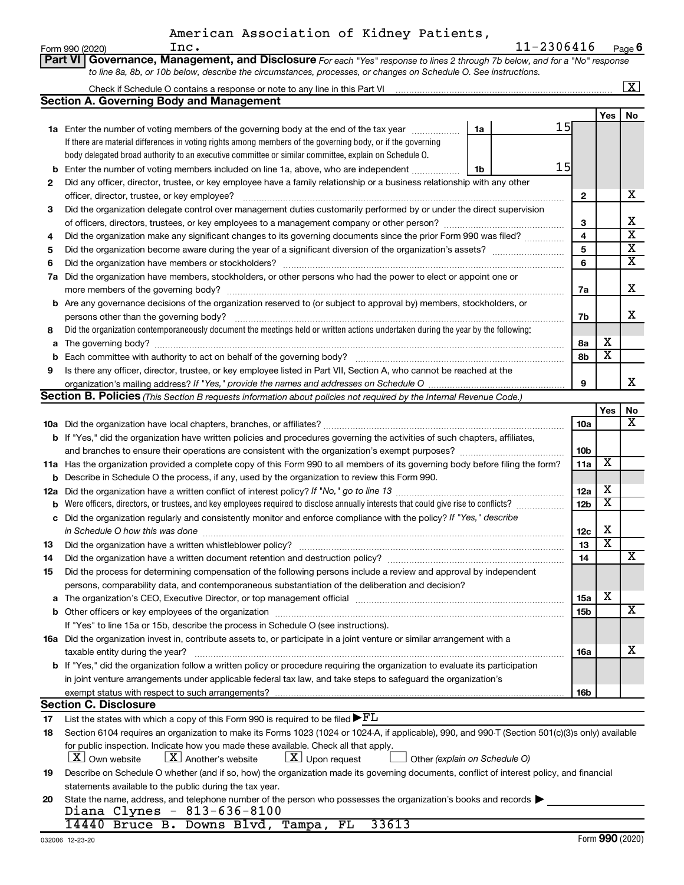American Association of Kidney Patients, Inc. 11-2306416

Form 990 (2020) Page 6

**Part VI | Governance, Management, and Disclosure** *For each "Yes" response to lines 2 through 7b below, and for a "No" response to line 8a, 8b, or 10b below, describe the circumstances, processes, or changes on Schedule O. See instructions.*

Check if Schedule O contains a response or note to any line in this Part VI [X]

## Section A. Governing Body and Management

| | | | | Yes | No |
|---|---|---|---|---|---|
| **1a** | Enter the number of voting members of the governing body at the end of the tax year. If there are material differences in voting rights among members of the governing body, or if the governing body delegated broad authority to an executive committee or similar committee, explain on Schedule O. | 1a | 15 | | |
| **b** | Enter the number of voting members included on line 1a, above, who are independent | 1b | 15 | | |
| **2** | Did any officer, director, trustee, or key employee have a family relationship or a business relationship with any other officer, director, trustee, or key employee? | 2 | | | X |
| **3** | Did the organization delegate control over management duties customarily performed by or under the direct supervision of officers, directors, trustees, or key employees to a management company or other person? | 3 | | | X |
| **4** | Did the organization make any significant changes to its governing documents since the prior Form 990 was filed? | 4 | | | X |
| **5** | Did the organization become aware during the year of a significant diversion of the organization's assets? | 5 | | | X |
| **6** | Did the organization have members or stockholders? | 6 | | | X |
| **7a** | Did the organization have members, stockholders, or other persons who had the power to elect or appoint one or more members of the governing body? | 7a | | | X |
| **b** | Are any governance decisions of the organization reserved to (or subject to approval by) members, stockholders, or persons other than the governing body? | 7b | | | X |
| **8** | Did the organization contemporaneously document the meetings held or written actions undertaken during the year by the following: | | | | |
| **a** | The governing body? | 8a | | X | |
| **b** | Each committee with authority to act on behalf of the governing body? | 8b | | X | |
| **9** | Is there any officer, director, trustee, or key employee listed in Part VII, Section A, who cannot be reached at the organization's mailing address? *If "Yes," provide the names and addresses on Schedule O* | 9 | | | X |

## Section B. Policies *(This Section B requests information about policies not required by the Internal Revenue Code.)*

| | | | Yes | No |
|---|---|---|---|---|
| **10a** | Did the organization have local chapters, branches, or affiliates? | 10a | | X |
| **b** | If "Yes," did the organization have written policies and procedures governing the activities of such chapters, affiliates, and branches to ensure their operations are consistent with the organization's exempt purposes? | 10b | | |
| **11a** | Has the organization provided a complete copy of this Form 990 to all members of its governing body before filing the form? | 11a | X | |
| **b** | Describe in Schedule O the process, if any, used by the organization to review this Form 990. | | | |
| **12a** | Did the organization have a written conflict of interest policy? *If "No," go to line 13* | 12a | X | |
| **b** | Were officers, directors, or trustees, and key employees required to disclose annually interests that could give rise to conflicts? | 12b | X | |
| **c** | Did the organization regularly and consistently monitor and enforce compliance with the policy? *If "Yes," describe in Schedule O how this was done* | 12c | X | |
| **13** | Did the organization have a written whistleblower policy? | 13 | X | |
| **14** | Did the organization have a written document retention and destruction policy? | 14 | | X |
| **15** | Did the process for determining compensation of the following persons include a review and approval by independent persons, comparability data, and contemporaneous substantiation of the deliberation and decision? | | | |
| **a** | The organization's CEO, Executive Director, or top management official | 15a | X | |
| **b** | Other officers or key employees of the organization | 15b | | X |
| | If "Yes" to line 15a or 15b, describe the process in Schedule O (see instructions). | | | |
| **16a** | Did the organization invest in, contribute assets to, or participate in a joint venture or similar arrangement with a taxable entity during the year? | 16a | | X |
| **b** | If "Yes," did the organization follow a written policy or procedure requiring the organization to evaluate its participation in joint venture arrangements under applicable federal tax law, and take steps to safeguard the organization's exempt status with respect to such arrangements? | 16b | | |

## Section C. Disclosure

**17** List the states with which a copy of this Form 990 is required to be filed ▶ FL

**18** Section 6104 requires an organization to make its Forms 1023 (1024 or 1024-A, if applicable), 990, and 990-T (Section 501(c)(3)s only) available for public inspection. Indicate how you made these available. Check all that apply.

[X] Own website [X] Another's website [X] Upon request [ ] Other *(explain on Schedule O)*

**19** Describe on Schedule O whether (and if so, how) the organization made its governing documents, conflict of interest policy, and financial statements available to the public during the tax year.

**20** State the name, address, and telephone number of the person who possesses the organization's books and records ▶

Diana Clynes - 813-636-8100
14440 Bruce B. Downs Blvd, Tampa, FL 33613

032006 12-23-20 Form **990** (2020)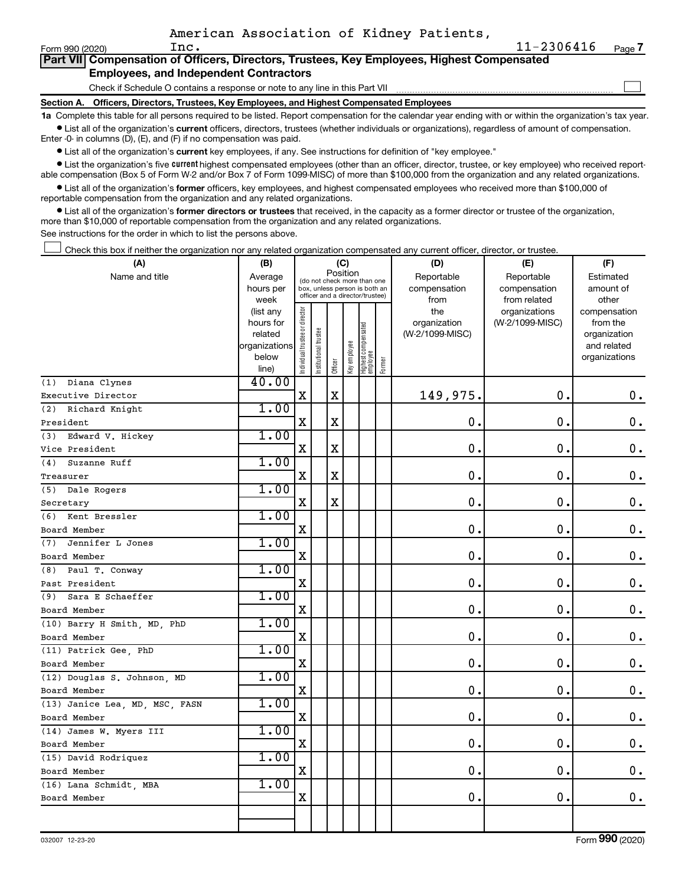American Association of Kidney Patients, Inc. 11-2306416

Form 990 (2020) Page 7

## Part VII Compensation of Officers, Directors, Trustees, Key Employees, Highest Compensated Employees, and Independent Contractors

Check if Schedule O contains a response or note to any line in this Part VII ☐

### Section A. Officers, Directors, Trustees, Key Employees, and Highest Compensated Employees

**1a** Complete this table for all persons required to be listed. Report compensation for the calendar year ending with or within the organization's tax year.

- List all of the organization's **current** officers, directors, trustees (whether individuals or organizations), regardless of amount of compensation. Enter -0- in columns (D), (E), and (F) if no compensation was paid.
- List all of the organization's **current** key employees, if any. See instructions for definition of "key employee."
- List the organization's five **current** highest compensated employees (other than an officer, director, trustee, or key employee) who received reportable compensation (Box 5 of Form W-2 and/or Box 7 of Form 1099-MISC) of more than $100,000 from the organization and any related organizations.
- List all of the organization's **former** officers, key employees, and highest compensated employees who received more than $100,000 of reportable compensation from the organization and any related organizations.
- List all of the organization's **former directors or trustees** that received, in the capacity as a former director or trustee of the organization, more than $10,000 of reportable compensation from the organization and any related organizations.

See instructions for the order in which to list the persons above.

☐ Check this box if neither the organization nor any related organization compensated any current officer, director, or trustee.

| (A) Name and title | (B) Average hours per week (list any hours for related organizations below line) | (C) Position: Individual trustee or director | Institutional trustee | Officer | Key employee | Highest compensated employee | Former | (D) Reportable compensation from the organization (W-2/1099-MISC) | (E) Reportable compensation from related organizations (W-2/1099-MISC) | (F) Estimated amount of other compensation from the organization and related organizations |
|---|---|---|---|---|---|---|---|---|---|---|
| (1) Diana Clynes<br>Executive Director | 40.00 | X | | X | | | | 149,975. | 0. | 0. |
| (2) Richard Knight<br>President | 1.00 | X | | X | | | | 0. | 0. | 0. |
| (3) Edward V. Hickey<br>Vice President | 1.00 | X | | X | | | | 0. | 0. | 0. |
| (4) Suzanne Ruff<br>Treasurer | 1.00 | X | | X | | | | 0. | 0. | 0. |
| (5) Dale Rogers<br>Secretary | 1.00 | X | | X | | | | 0. | 0. | 0. |
| (6) Kent Bressler<br>Board Member | 1.00 | X | | | | | | 0. | 0. | 0. |
| (7) Jennifer L Jones<br>Board Member | 1.00 | X | | | | | | 0. | 0. | 0. |
| (8) Paul T. Conway<br>Past President | 1.00 | X | | | | | | 0. | 0. | 0. |
| (9) Sara E Schaeffer<br>Board Member | 1.00 | X | | | | | | 0. | 0. | 0. |
| (10) Barry H Smith, MD, PhD<br>Board Member | 1.00 | X | | | | | | 0. | 0. | 0. |
| (11) Patrick Gee, PhD<br>Board Member | 1.00 | X | | | | | | 0. | 0. | 0. |
| (12) Douglas S. Johnson, MD<br>Board Member | 1.00 | X | | | | | | 0. | 0. | 0. |
| (13) Janice Lea, MD, MSC, FASN<br>Board Member | 1.00 | X | | | | | | 0. | 0. | 0. |
| (14) James W. Myers III<br>Board Member | 1.00 | X | | | | | | 0. | 0. | 0. |
| (15) David Rodriquez<br>Board Member | 1.00 | X | | | | | | 0. | 0. | 0. |
| (16) Lana Schmidt, MBA<br>Board Member | 1.00 | X | | | | | | 0. | 0. | 0. |

032007 12-23-20 Form **990** (2020)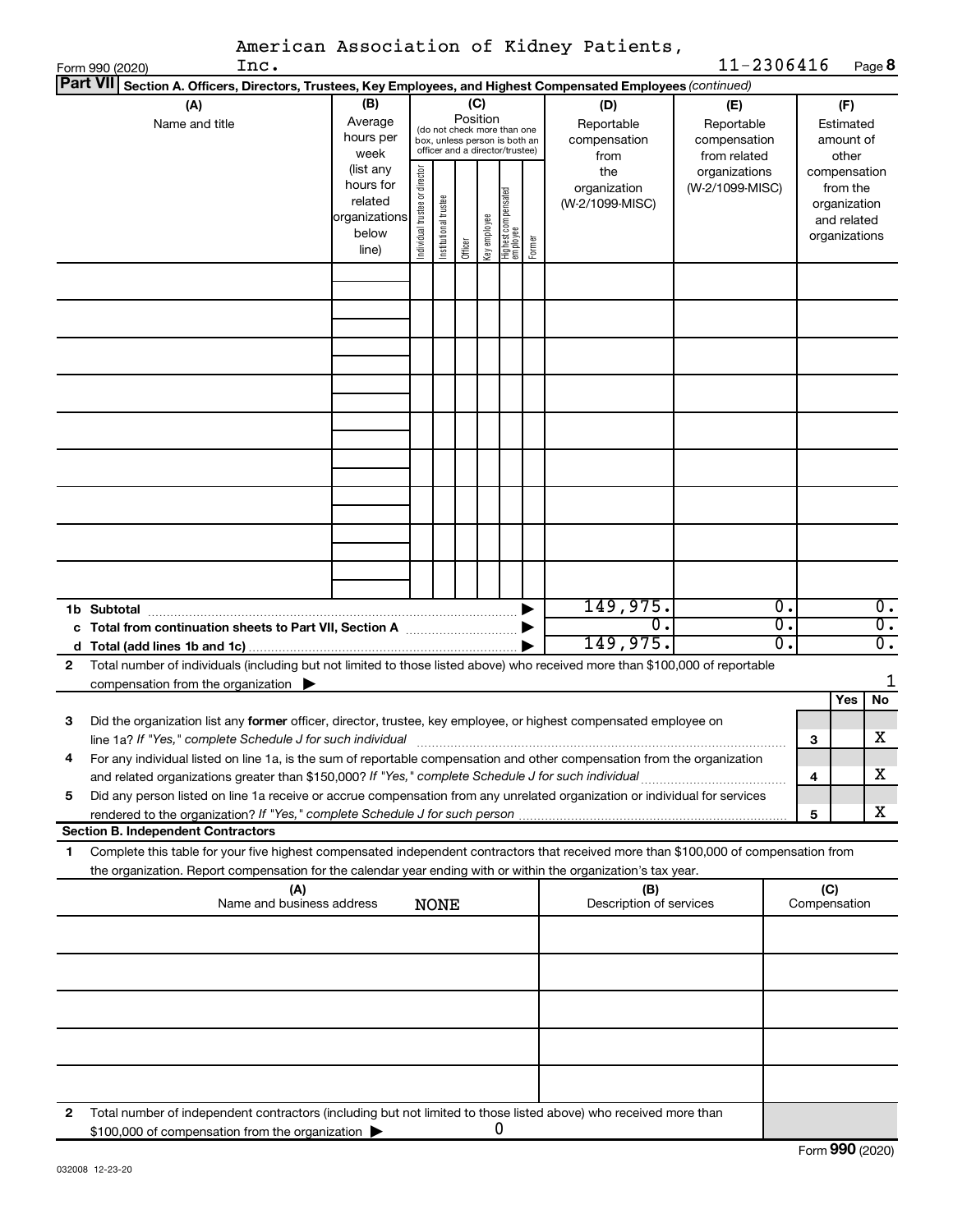American Association of Kidney Patients, Inc.

Form 990 (2020) 11-2306416 Page 8

**Part VII** **Section A. Officers, Directors, Trustees, Key Employees, and Highest Compensated Employees** *(continued)*

| (A) Name and title | (B) Average hours per week (list any hours for related organizations below line) | (C) Position: Individual trustee or director | Institutional trustee | Officer | Key employee | Highest compensated employee | Former | (D) Reportable compensation from the organization (W-2/1099-MISC) | (E) Reportable compensation from related organizations (W-2/1099-MISC) | (F) Estimated amount of other compensation from the organization and related organizations |
|---|---|---|---|---|---|---|---|---|---|---|
| | | | | | | | | | | |
| | | | | | | | | | | |
| | | | | | | | | | | |
| | | | | | | | | | | |
| | | | | | | | | | | |
| | | | | | | | | | | |
| | | | | | | | | | | |
| | | | | | | | | | | |
| | | | | | | | | | | |
| **1b Subtotal** | | | | | | | ▶ | 149,975. | 0. | 0. |
| **c Total from continuation sheets to Part VII, Section A** | | | | | | | ▶ | 0. | 0. | 0. |
| **d Total (add lines 1b and 1c)** | | | | | | | ▶ | 149,975. | 0. | 0. |

**2** Total number of individuals (including but not limited to those listed above) who received more than $100,000 of reportable compensation from the organization ▶ 1

| | | | Yes | No |
|---|---|---|---|---|
| **3** | Did the organization list any **former** officer, director, trustee, key employee, or highest compensated employee on line 1a? *If "Yes," complete Schedule J for such individual* | 3 | | X |
| **4** | For any individual listed on line 1a, is the sum of reportable compensation and other compensation from the organization and related organizations greater than $150,000? *If "Yes," complete Schedule J for such individual* | 4 | | X |
| **5** | Did any person listed on line 1a receive or accrue compensation from any unrelated organization or individual for services rendered to the organization? *If "Yes," complete Schedule J for such person* | 5 | | X |

**Section B. Independent Contractors**

**1** Complete this table for your five highest compensated independent contractors that received more than $100,000 of compensation from the organization. Report compensation for the calendar year ending with or within the organization's tax year.

| (A) Name and business address | (B) Description of services | (C) Compensation |
|---|---|---|
| NONE | | |
| | | |
| | | |
| | | |
| | | |
| | | |

**2** Total number of independent contractors (including but not limited to those listed above) who received more than $100,000 of compensation from the organization ▶ 0

Form **990** (2020)

032008 12-23-20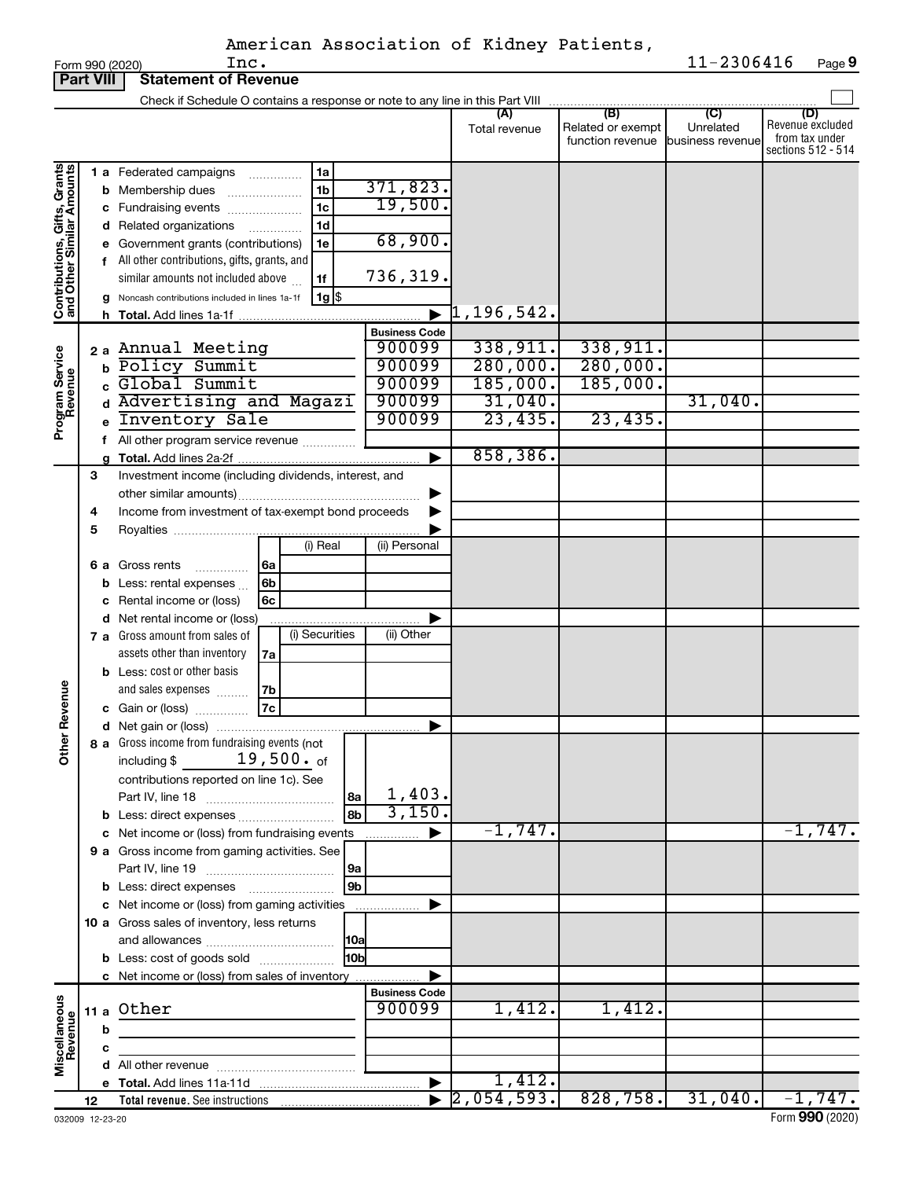American Association of Kidney Patients, Inc.

Form 990 (2020) 11-2306416 Page 9

**Part VIII Statement of Revenue**

Check if Schedule O contains a response or note to any line in this Part VIII

| | | | | (A) Total revenue | (B) Related or exempt function revenue | (C) Unrelated business revenue | (D) Revenue excluded from tax under sections 512 - 514 |
|---|---|---|---|---|---|---|---|
| **Contributions, Gifts, Grants and Other Similar Amounts** | 1 a Federated campaigns | 1a | | | | | |
| | b Membership dues | 1b | 371,823. | | | | |
| | c Fundraising events | 1c | 19,500. | | | | |
| | d Related organizations | 1d | | | | | |
| | e Government grants (contributions) | 1e | 68,900. | | | | |
| | f All other contributions, gifts, grants, and similar amounts not included above | 1f | 736,319. | | | | |
| | g Noncash contributions included in lines 1a-1f | 1g | $ | | | | |
| | h **Total.** Add lines 1a-1f | | | 1,196,542. | | | |
| **Program Service Revenue** | | | **Business Code** | | | | |
| | 2 a Annual Meeting | | 900099 | 338,911. | 338,911. | | |
| | b Policy Summit | | 900099 | 280,000. | 280,000. | | |
| | c Global Summit | | 900099 | 185,000. | 185,000. | | |
| | d Advertising and Magazi | | 900099 | 31,040. | | 31,040. | |
| | e Inventory Sale | | 900099 | 23,435. | 23,435. | | |
| | f All other program service revenue | | | | | | |
| | g **Total.** Add lines 2a-2f | | | 858,386. | | | |
| **Other Revenue** | 3 Investment income (including dividends, interest, and other similar amounts) | | | | | | |
| | 4 Income from investment of tax-exempt bond proceeds | | | | | | |
| | 5 Royalties | | | | | | |
| | | (i) Real | (ii) Personal | | | | |
| | 6 a Gross rents 6a | | | | | | |
| | b Less: rental expenses 6b | | | | | | |
| | c Rental income or (loss) 6c | | | | | | |
| | d Net rental income or (loss) | | | | | | |
| | | (i) Securities | (ii) Other | | | | |
| | 7 a Gross amount from sales of assets other than inventory 7a | | | | | | |
| | b Less: cost or other basis and sales expenses 7b | | | | | | |
| | c Gain or (loss) 7c | | | | | | |
| | d Net gain or (loss) | | | | | | |
| | 8 a Gross income from fundraising events (not including $ 19,500. of contributions reported on line 1c). See Part IV, line 18 | 8a | 1,403. | | | | |
| | b Less: direct expenses | 8b | 3,150. | | | | |
| | c Net income or (loss) from fundraising events | | | -1,747. | | | -1,747. |
| | 9 a Gross income from gaming activities. See Part IV, line 19 | 9a | | | | | |
| | b Less: direct expenses | 9b | | | | | |
| | c Net income or (loss) from gaming activities | | | | | | |
| | 10 a Gross sales of inventory, less returns and allowances | 10a | | | | | |
| | b Less: cost of goods sold | 10b | | | | | |
| | c Net income or (loss) from sales of inventory | | | | | | |
| **Miscellaneous Revenue** | | | **Business Code** | | | | |
| | 11 a Other | | 900099 | 1,412. | 1,412. | | |
| | b | | | | | | |
| | c | | | | | | |
| | d All other revenue | | | | | | |
| | e **Total.** Add lines 11a-11d | | | 1,412. | | | |
| | 12 **Total revenue.** See instructions | | | 2,054,593. | 828,758. | 31,040. | -1,747. |

032009 12-23-20

Form **990** (2020)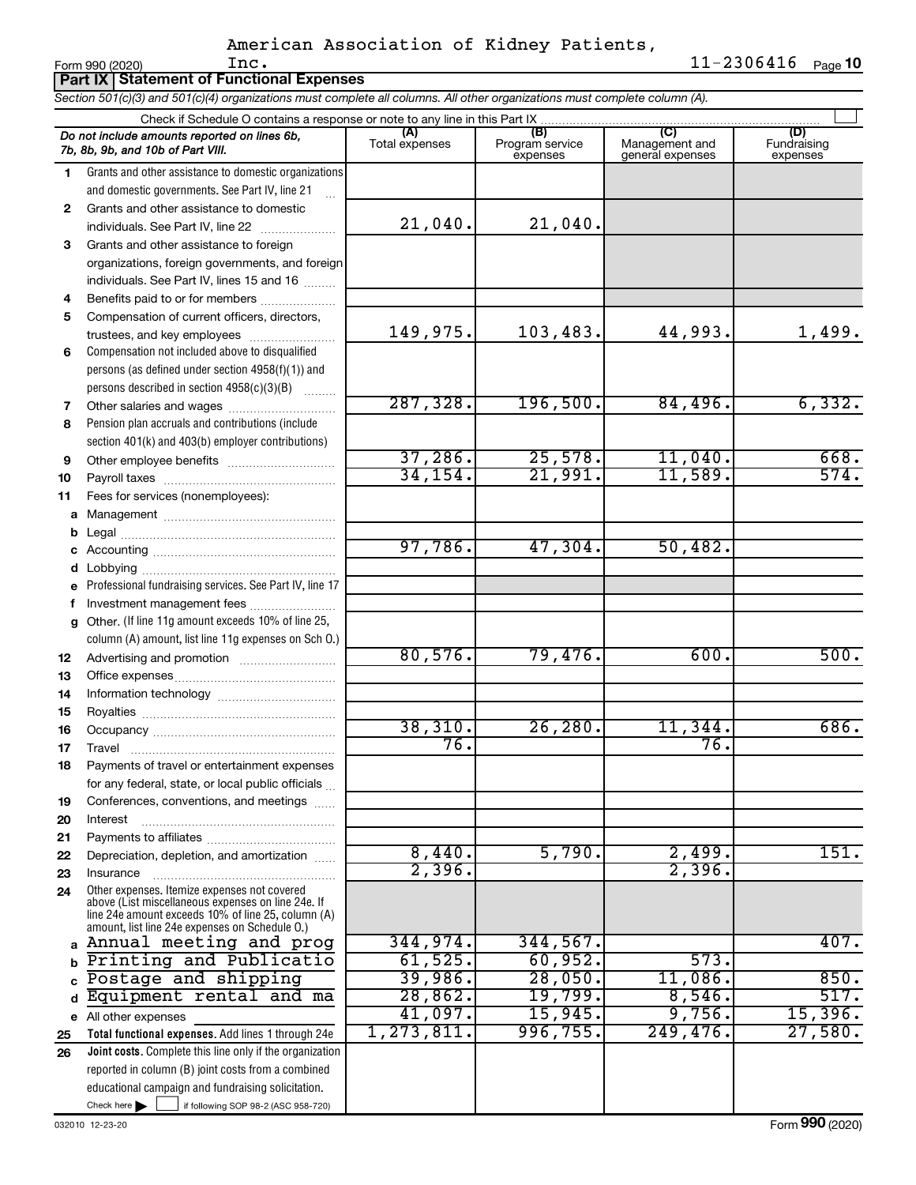American Association of Kidney Patients, Inc.

Form 990 (2020) 11-2306416 Page 10

## Part IX Statement of Functional Expenses

*Section 501(c)(3) and 501(c)(4) organizations must complete all columns. All other organizations must complete column (A).*

Check if Schedule O contains a response or note to any line in this Part IX

| *Do not include amounts reported on lines 6b, 7b, 8b, 9b, and 10b of Part VIII.* | (A) Total expenses | (B) Program service expenses | (C) Management and general expenses | (D) Fundraising expenses |
|---|---|---|---|---|
| 1 Grants and other assistance to domestic organizations and domestic governments. See Part IV, line 21 | | | | |
| 2 Grants and other assistance to domestic individuals. See Part IV, line 22 | 21,040. | 21,040. | | |
| 3 Grants and other assistance to foreign organizations, foreign governments, and foreign individuals. See Part IV, lines 15 and 16 | | | | |
| 4 Benefits paid to or for members | | | | |
| 5 Compensation of current officers, directors, trustees, and key employees | 149,975. | 103,483. | 44,993. | 1,499. |
| 6 Compensation not included above to disqualified persons (as defined under section 4958(f)(1)) and persons described in section 4958(c)(3)(B) | | | | |
| 7 Other salaries and wages | 287,328. | 196,500. | 84,496. | 6,332. |
| 8 Pension plan accruals and contributions (include section 401(k) and 403(b) employer contributions) | | | | |
| 9 Other employee benefits | 37,286. | 25,578. | 11,040. | 668. |
| 10 Payroll taxes | 34,154. | 21,991. | 11,589. | 574. |
| 11 Fees for services (nonemployees): | | | | |
| a Management | | | | |
| b Legal | | | | |
| c Accounting | 97,786. | 47,304. | 50,482. | |
| d Lobbying | | | | |
| e Professional fundraising services. See Part IV, line 17 | | | | |
| f Investment management fees | | | | |
| g Other. (If line 11g amount exceeds 10% of line 25, column (A) amount, list line 11g expenses on Sch O.) | | | | |
| 12 Advertising and promotion | 80,576. | 79,476. | 600. | 500. |
| 13 Office expenses | | | | |
| 14 Information technology | | | | |
| 15 Royalties | | | | |
| 16 Occupancy | 38,310. | 26,280. | 11,344. | 686. |
| 17 Travel | 76. | | 76. | |
| 18 Payments of travel or entertainment expenses for any federal, state, or local public officials | | | | |
| 19 Conferences, conventions, and meetings | | | | |
| 20 Interest | | | | |
| 21 Payments to affiliates | | | | |
| 22 Depreciation, depletion, and amortization | 8,440. | 5,790. | 2,499. | 151. |
| 23 Insurance | 2,396. | | 2,396. | |
| 24 Other expenses. Itemize expenses not covered above (List miscellaneous expenses on line 24e. If line 24e amount exceeds 10% of line 25, column (A) amount, list line 24e expenses on Schedule O.) | | | | |
| a Annual meeting and prog | 344,974. | 344,567. | | 407. |
| b Printing and Publicatio | 61,525. | 60,952. | 573. | |
| c Postage and shipping | 39,986. | 28,050. | 11,086. | 850. |
| d Equipment rental and ma | 28,862. | 19,799. | 8,546. | 517. |
| e All other expenses | 41,097. | 15,945. | 9,756. | 15,396. |
| 25 **Total functional expenses.** Add lines 1 through 24e | 1,273,811. | 996,755. | 249,476. | 27,580. |
| 26 **Joint costs.** Complete this line only if the organization reported in column (B) joint costs from a combined educational campaign and fundraising solicitation. Check here ☐ if following SOP 98-2 (ASC 958-720) | | | | |

032010 12-23-20 Form **990** (2020)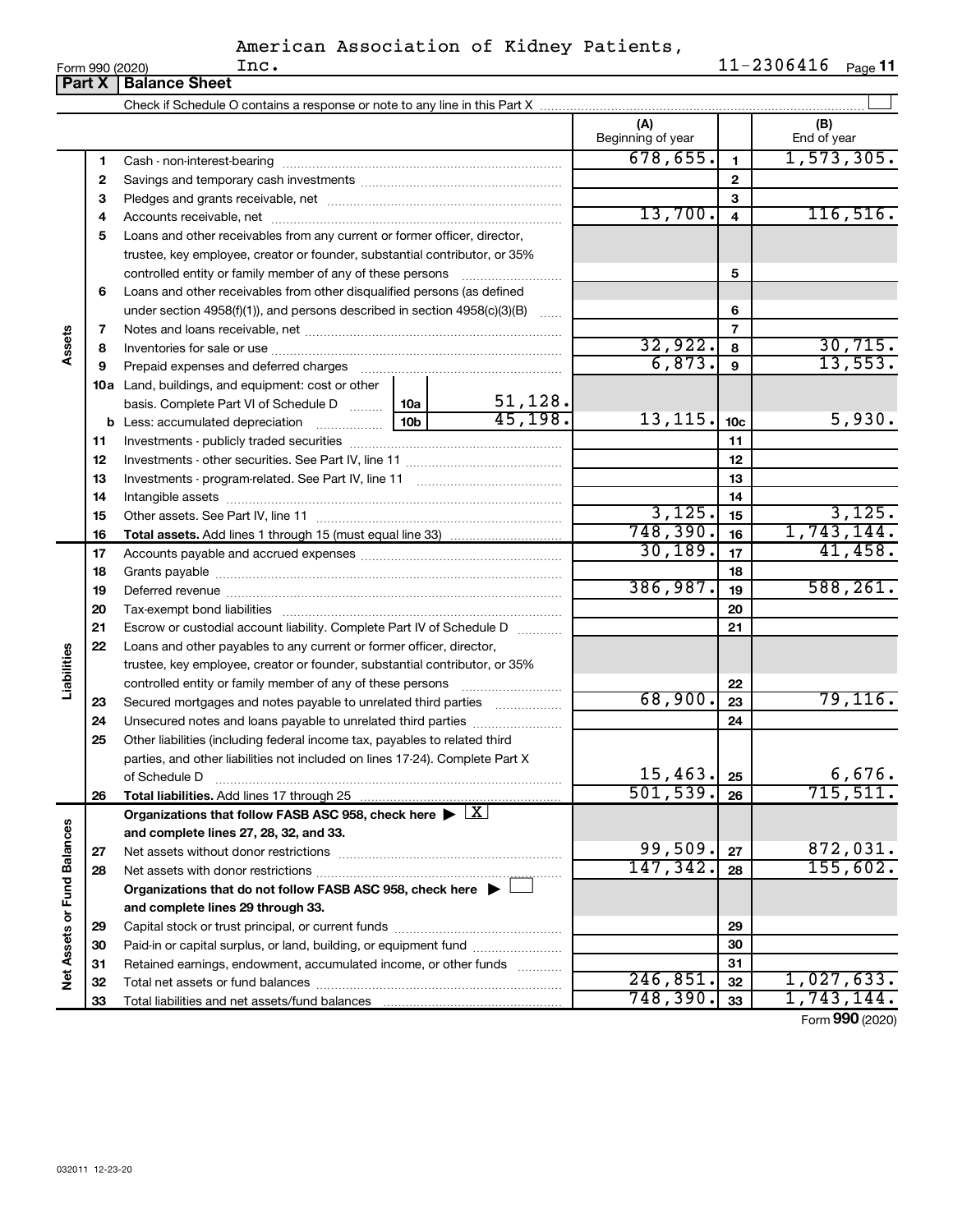American Association of Kidney Patients, Inc. 11-2306416

Form 990 (2020)

## Part X Balance Sheet

Check if Schedule O contains a response or note to any line in this Part X

| | | | (A) Beginning of year | | (B) End of year |
|---|---|---|---|---|---|
| **Assets** | 1 | Cash - non-interest-bearing | 678,655. | 1 | 1,573,305. |
| | 2 | Savings and temporary cash investments | | 2 | |
| | 3 | Pledges and grants receivable, net | | 3 | |
| | 4 | Accounts receivable, net | 13,700. | 4 | 116,516. |
| | 5 | Loans and other receivables from any current or former officer, director, trustee, key employee, creator or founder, substantial contributor, or 35% controlled entity or family member of any of these persons | | 5 | |
| | 6 | Loans and other receivables from other disqualified persons (as defined under section 4958(f)(1)), and persons described in section 4958(c)(3)(B) | | 6 | |
| | 7 | Notes and loans receivable, net | | 7 | |
| | 8 | Inventories for sale or use | 32,922. | 8 | 30,715. |
| | 9 | Prepaid expenses and deferred charges | 6,873. | 9 | 13,553. |
| | 10a | Land, buildings, and equipment: cost or other basis. Complete Part VI of Schedule D ... 10a 51,128. | | | |
| | b | Less: accumulated depreciation ... 10b 45,198. | 13,115. | 10c | 5,930. |
| | 11 | Investments - publicly traded securities | | 11 | |
| | 12 | Investments - other securities. See Part IV, line 11 | | 12 | |
| | 13 | Investments - program-related. See Part IV, line 11 | | 13 | |
| | 14 | Intangible assets | | 14 | |
| | 15 | Other assets. See Part IV, line 11 | 3,125. | 15 | 3,125. |
| | 16 | **Total assets.** Add lines 1 through 15 (must equal line 33) | 748,390. | 16 | 1,743,144. |
| **Liabilities** | 17 | Accounts payable and accrued expenses | 30,189. | 17 | 41,458. |
| | 18 | Grants payable | | 18 | |
| | 19 | Deferred revenue | 386,987. | 19 | 588,261. |
| | 20 | Tax-exempt bond liabilities | | 20 | |
| | 21 | Escrow or custodial account liability. Complete Part IV of Schedule D | | 21 | |
| | 22 | Loans and other payables to any current or former officer, director, trustee, key employee, creator or founder, substantial contributor, or 35% controlled entity or family member of any of these persons | | 22 | |
| | 23 | Secured mortgages and notes payable to unrelated third parties | 68,900. | 23 | 79,116. |
| | 24 | Unsecured notes and loans payable to unrelated third parties | | 24 | |
| | 25 | Other liabilities (including federal income tax, payables to related third parties, and other liabilities not included on lines 17-24). Complete Part X of Schedule D | 15,463. | 25 | 6,676. |
| | 26 | **Total liabilities.** Add lines 17 through 25 | 501,539. | 26 | 715,511. |
| **Net Assets or Fund Balances** | | **Organizations that follow FASB ASC 958, check here ▶ [X] and complete lines 27, 28, 32, and 33.** | | | |
| | 27 | Net assets without donor restrictions | 99,509. | 27 | 872,031. |
| | 28 | Net assets with donor restrictions | 147,342. | 28 | 155,602. |
| | | **Organizations that do not follow FASB ASC 958, check here ▶ [ ] and complete lines 29 through 33.** | | | |
| | 29 | Capital stock or trust principal, or current funds | | 29 | |
| | 30 | Paid-in or capital surplus, or land, building, or equipment fund | | 30 | |
| | 31 | Retained earnings, endowment, accumulated income, or other funds | | 31 | |
| | 32 | Total net assets or fund balances | 246,851. | 32 | 1,027,633. |
| | 33 | Total liabilities and net assets/fund balances | 748,390. | 33 | 1,743,144. |

Form **990** (2020)

032011 12-23-20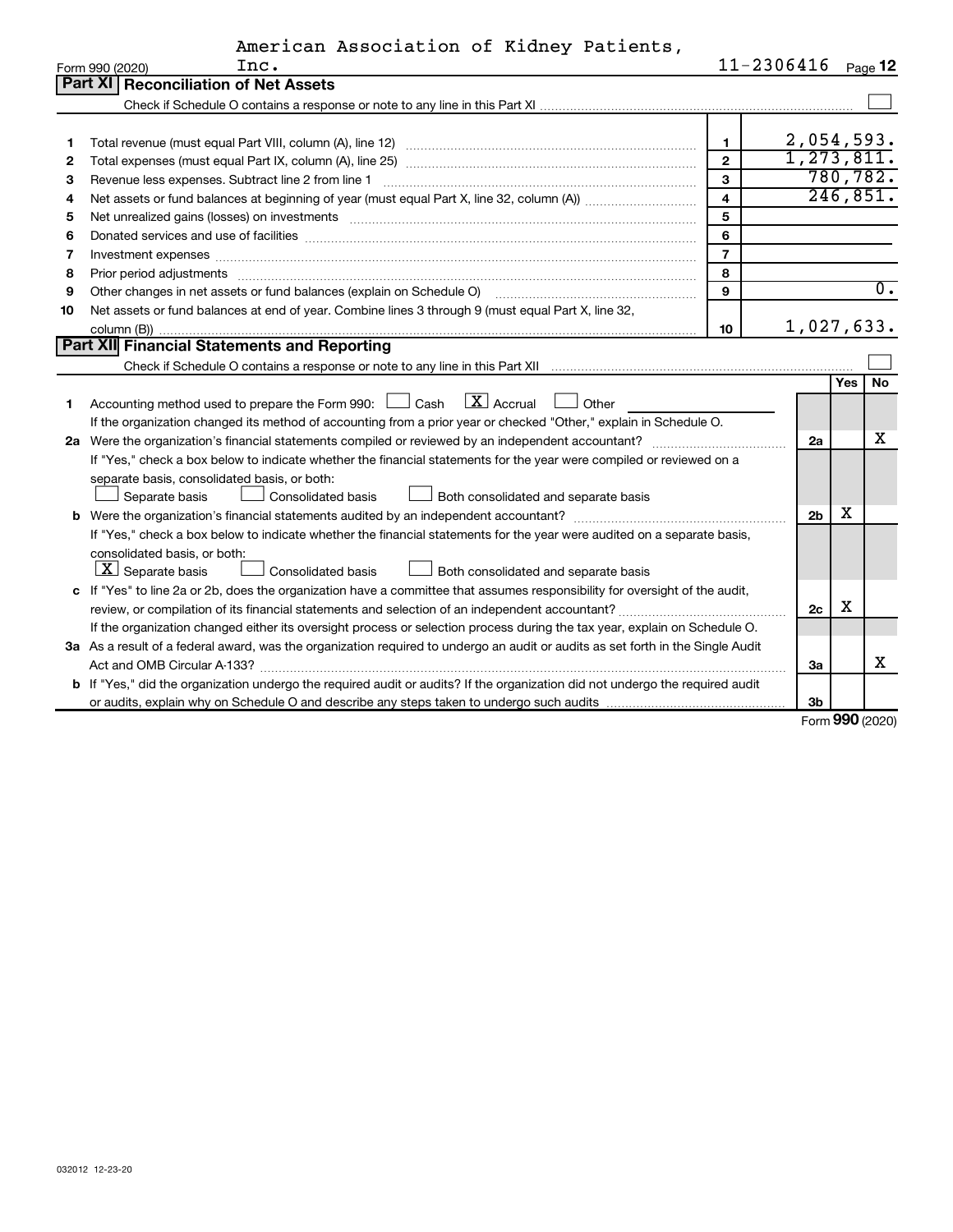American Association of Kidney Patients, Inc. 11-2306416

Form 990 (2020)

## Part XI Reconciliation of Net Assets

Check if Schedule O contains a response or note to any line in this Part XI ☐

| | | | |
|---|---|---|---|
| 1 | Total revenue (must equal Part VIII, column (A), line 12) | 1 | 2,054,593. |
| 2 | Total expenses (must equal Part IX, column (A), line 25) | 2 | 1,273,811. |
| 3 | Revenue less expenses. Subtract line 2 from line 1 | 3 | 780,782. |
| 4 | Net assets or fund balances at beginning of year (must equal Part X, line 32, column (A)) | 4 | 246,851. |
| 5 | Net unrealized gains (losses) on investments | 5 | |
| 6 | Donated services and use of facilities | 6 | |
| 7 | Investment expenses | 7 | |
| 8 | Prior period adjustments | 8 | |
| 9 | Other changes in net assets or fund balances (explain on Schedule O) | 9 | 0. |
| 10 | Net assets or fund balances at end of year. Combine lines 3 through 9 (must equal Part X, line 32, column (B)) | 10 | 1,027,633. |

## Part XII Financial Statements and Reporting

Check if Schedule O contains a response or note to any line in this Part XII ☐

| | | | Yes | No |
|---|---|---|---|---|
| 1 | Accounting method used to prepare the Form 990: ☐ Cash ☒ Accrual ☐ Other<br>If the organization changed its method of accounting from a prior year or checked "Other," explain in Schedule O. | | | |
| 2a | Were the organization's financial statements compiled or reviewed by an independent accountant?<br>If "Yes," check a box below to indicate whether the financial statements for the year were compiled or reviewed on a separate basis, consolidated basis, or both:<br>☐ Separate basis ☐ Consolidated basis ☐ Both consolidated and separate basis | 2a | | X |
| b | Were the organization's financial statements audited by an independent accountant?<br>If "Yes," check a box below to indicate whether the financial statements for the year were audited on a separate basis, consolidated basis, or both:<br>☒ Separate basis ☐ Consolidated basis ☐ Both consolidated and separate basis | 2b | X | |
| c | If "Yes" to line 2a or 2b, does the organization have a committee that assumes responsibility for oversight of the audit, review, or compilation of its financial statements and selection of an independent accountant?<br>If the organization changed either its oversight process or selection process during the tax year, explain on Schedule O. | 2c | X | |
| 3a | As a result of a federal award, was the organization required to undergo an audit or audits as set forth in the Single Audit Act and OMB Circular A-133? | 3a | | X |
| b | If "Yes," did the organization undergo the required audit or audits? If the organization did not undergo the required audit or audits, explain why on Schedule O and describe any steps taken to undergo such audits | 3b | | |

Form 990 (2020)

032012 12-23-20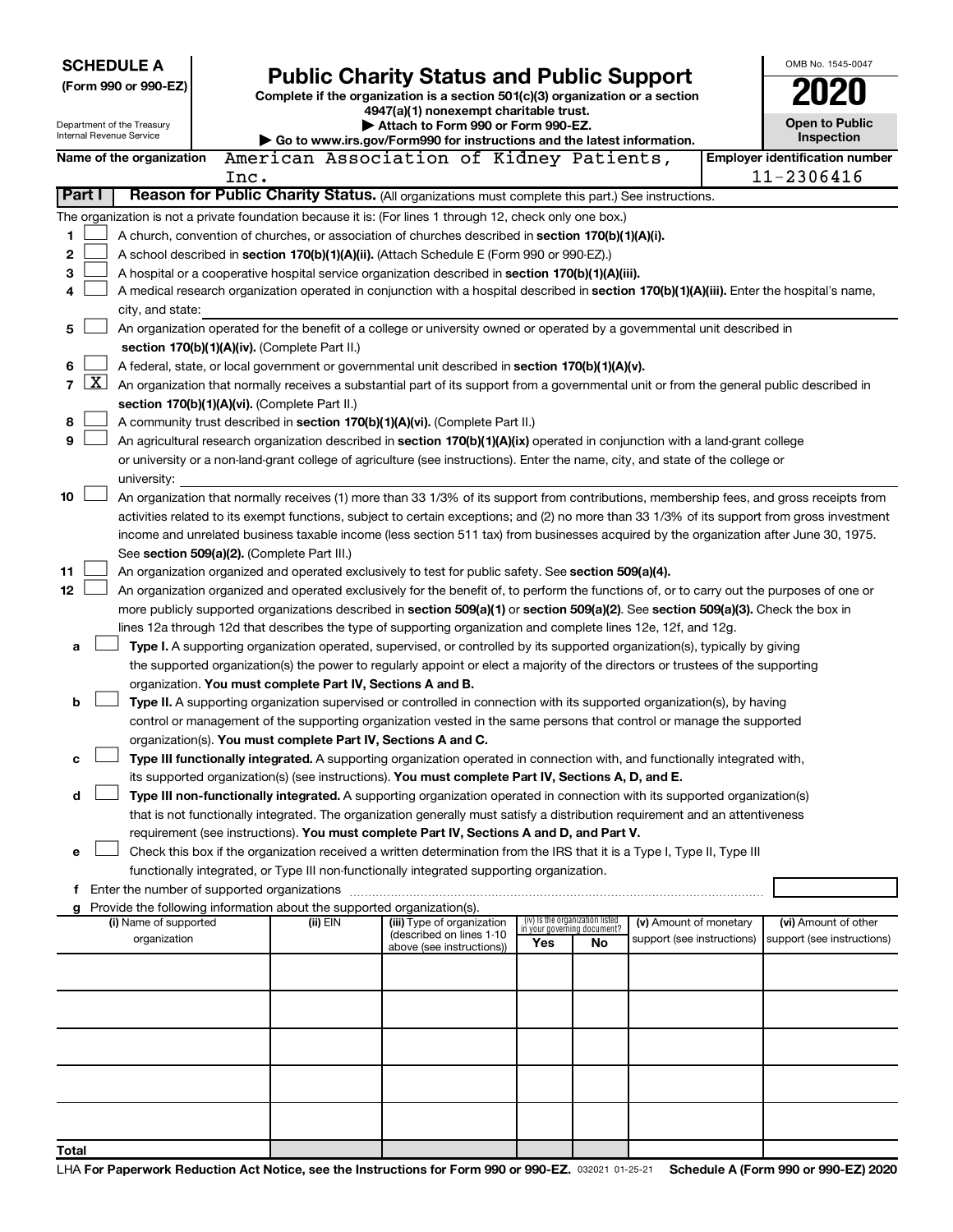**SCHEDULE A**
**(Form 990 or 990-EZ)**

Department of the Treasury
Internal Revenue Service

# Public Charity Status and Public Support

**Complete if the organization is a section 501(c)(3) organization or a section 4947(a)(1) nonexempt charitable trust.**
**▶ Attach to Form 990 or Form 990-EZ.**
**▶ Go to www.irs.gov/Form990 for instructions and the latest information.**

OMB No. 1545-0047
**2020**
**Open to Public Inspection**

**Name of the organization** American Association of Kidney Patients, Inc.
**Employer identification number** 11-2306416

**Part I** **Reason for Public Charity Status.** (All organizations must complete this part.) See instructions.

The organization is not a private foundation because it is: (For lines 1 through 12, check only one box.)

1 ☐ A church, convention of churches, or association of churches described in **section 170(b)(1)(A)(i).**

2 ☐ A school described in **section 170(b)(1)(A)(ii).** (Attach Schedule E (Form 990 or 990-EZ).)

3 ☐ A hospital or a cooperative hospital service organization described in **section 170(b)(1)(A)(iii).**

4 ☐ A medical research organization operated in conjunction with a hospital described in **section 170(b)(1)(A)(iii).** Enter the hospital's name, city, and state:

5 ☐ An organization operated for the benefit of a college or university owned or operated by a governmental unit described in **section 170(b)(1)(A)(iv).** (Complete Part II.)

6 ☐ A federal, state, or local government or governmental unit described in **section 170(b)(1)(A)(v).**

7 ☒ An organization that normally receives a substantial part of its support from a governmental unit or from the general public described in **section 170(b)(1)(A)(vi).** (Complete Part II.)

8 ☐ A community trust described in **section 170(b)(1)(A)(vi).** (Complete Part II.)

9 ☐ An agricultural research organization described in **section 170(b)(1)(A)(ix)** operated in conjunction with a land-grant college or university or a non-land-grant college of agriculture (see instructions). Enter the name, city, and state of the college or university:

10 ☐ An organization that normally receives (1) more than 33 1/3% of its support from contributions, membership fees, and gross receipts from activities related to its exempt functions, subject to certain exceptions; and (2) no more than 33 1/3% of its support from gross investment income and unrelated business taxable income (less section 511 tax) from businesses acquired by the organization after June 30, 1975. See **section 509(a)(2).** (Complete Part III.)

11 ☐ An organization organized and operated exclusively to test for public safety. See **section 509(a)(4).**

12 ☐ An organization organized and operated exclusively for the benefit of, to perform the functions of, or to carry out the purposes of one or more publicly supported organizations described in **section 509(a)(1)** or **section 509(a)(2).** See **section 509(a)(3).** Check the box in lines 12a through 12d that describes the type of supporting organization and complete lines 12e, 12f, and 12g.

a ☐ **Type I.** A supporting organization operated, supervised, or controlled by its supported organization(s), typically by giving the supported organization(s) the power to regularly appoint or elect a majority of the directors or trustees of the supporting organization. **You must complete Part IV, Sections A and B.**

b ☐ **Type II.** A supporting organization supervised or controlled in connection with its supported organization(s), by having control or management of the supporting organization vested in the same persons that control or manage the supported organization(s). **You must complete Part IV, Sections A and C.**

c ☐ **Type III functionally integrated.** A supporting organization operated in connection with, and functionally integrated with, its supported organization(s) (see instructions). **You must complete Part IV, Sections A, D, and E.**

d ☐ **Type III non-functionally integrated.** A supporting organization operated in connection with its supported organization(s) that is not functionally integrated. The organization generally must satisfy a distribution requirement and an attentiveness requirement (see instructions). **You must complete Part IV, Sections A and D, and Part V.**

e ☐ Check this box if the organization received a written determination from the IRS that it is a Type I, Type II, Type III functionally integrated, or Type III non-functionally integrated supporting organization.

f Enter the number of supported organizations

g Provide the following information about the supported organization(s).

| (i) Name of supported organization | (ii) EIN | (iii) Type of organization (described on lines 1-10 above (see instructions)) | (iv) Is the organization listed in your governing document? Yes | No | (v) Amount of monetary support (see instructions) | (vi) Amount of other support (see instructions) |
|---|---|---|---|---|---|---|
| | | | | | | |
| | | | | | | |
| | | | | | | |
| | | | | | | |
| | | | | | | |
| **Total** | | | | | | |

LHA **For Paperwork Reduction Act Notice, see the Instructions for Form 990 or 990-EZ.** 032021 01-25-21 **Schedule A (Form 990 or 990-EZ) 2020**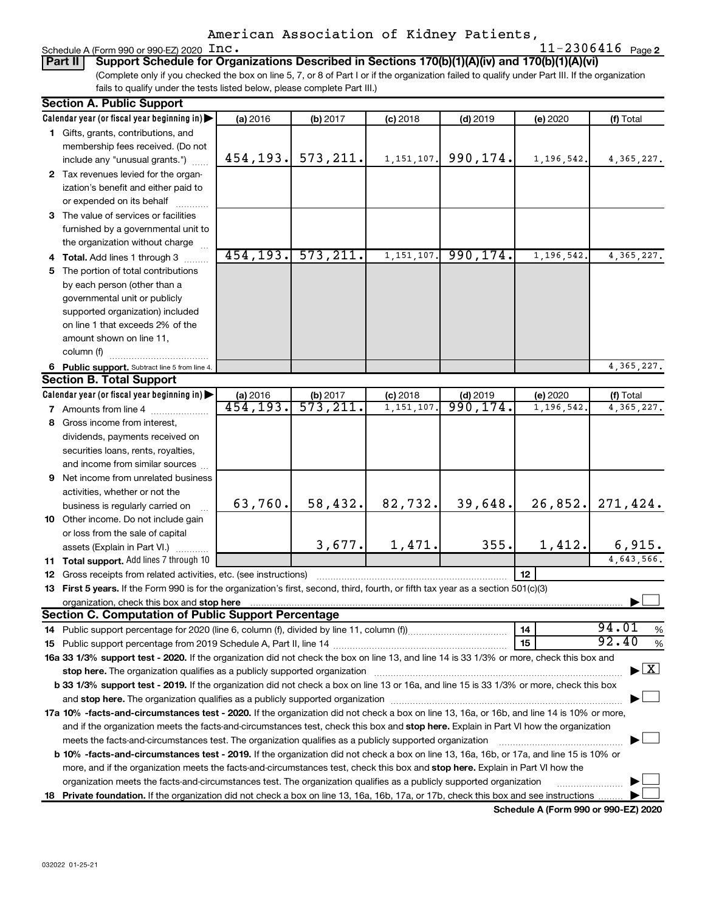American Association of Kidney Patients, Inc.

Schedule A (Form 990 or 990-EZ) 2020 11-2306416 Page 2

**Part II** **Support Schedule for Organizations Described in Sections 170(b)(1)(A)(iv) and 170(b)(1)(A)(vi)**

(Complete only if you checked the box on line 5, 7, or 8 of Part I or if the organization failed to qualify under Part III. If the organization fails to qualify under the tests listed below, please complete Part III.)

## Section A. Public Support

| Calendar year (or fiscal year beginning in) ▶ | (a) 2016 | (b) 2017 | (c) 2018 | (d) 2019 | (e) 2020 | (f) Total |
|---|---|---|---|---|---|---|
| **1** Gifts, grants, contributions, and membership fees received. (Do not include any "unusual grants.") | 454,193. | 573,211. | 1,151,107. | 990,174. | 1,196,542. | 4,365,227. |
| **2** Tax revenues levied for the organization's benefit and either paid to or expended on its behalf | | | | | | |
| **3** The value of services or facilities furnished by a governmental unit to the organization without charge | | | | | | |
| **4 Total.** Add lines 1 through 3 | 454,193. | 573,211. | 1,151,107. | 990,174. | 1,196,542. | 4,365,227. |
| **5** The portion of total contributions by each person (other than a governmental unit or publicly supported organization) included on line 1 that exceeds 2% of the amount shown on line 11, column (f) | | | | | | |
| **6 Public support.** Subtract line 5 from line 4. | | | | | | 4,365,227. |

## Section B. Total Support

| Calendar year (or fiscal year beginning in) ▶ | (a) 2016 | (b) 2017 | (c) 2018 | (d) 2019 | (e) 2020 | (f) Total |
|---|---|---|---|---|---|---|
| **7** Amounts from line 4 | 454,193. | 573,211. | 1,151,107. | 990,174. | 1,196,542. | 4,365,227. |
| **8** Gross income from interest, dividends, payments received on securities loans, rents, royalties, and income from similar sources | | | | | | |
| **9** Net income from unrelated business activities, whether or not the business is regularly carried on | 63,760. | 58,432. | 82,732. | 39,648. | 26,852. | 271,424. |
| **10** Other income. Do not include gain or loss from the sale of capital assets (Explain in Part VI.) | | 3,677. | 1,471. | 355. | 1,412. | 6,915. |
| **11 Total support.** Add lines 7 through 10 | | | | | | 4,643,566. |
| **12** Gross receipts from related activities, etc. (see instructions) | | | | | **12** | |

**13 First 5 years.** If the Form 990 is for the organization's first, second, third, fourth, or fifth tax year as a section 501(c)(3) organization, check this box and **stop here** ▶ ☐

## Section C. Computation of Public Support Percentage

| | | |
|---|---|---|
| **14** Public support percentage for 2020 (line 6, column (f), divided by line 11, column (f)) | **14** | 94.01 % |
| **15** Public support percentage from 2019 Schedule A, Part II, line 14 | **15** | 92.40 % |

**16a 33 1/3% support test - 2020.** If the organization did not check the box on line 13, and line 14 is 33 1/3% or more, check this box and **stop here.** The organization qualifies as a publicly supported organization ▶ ☒

**b 33 1/3% support test - 2019.** If the organization did not check a box on line 13 or 16a, and line 15 is 33 1/3% or more, check this box and **stop here.** The organization qualifies as a publicly supported organization ▶ ☐

**17a 10% -facts-and-circumstances test - 2020.** If the organization did not check a box on line 13, 16a, or 16b, and line 14 is 10% or more, and if the organization meets the facts-and-circumstances test, check this box and **stop here.** Explain in Part VI how the organization meets the facts-and-circumstances test. The organization qualifies as a publicly supported organization ▶ ☐

**b 10% -facts-and-circumstances test - 2019.** If the organization did not check a box on line 13, 16a, 16b, or 17a, and line 15 is 10% or more, and if the organization meets the facts-and-circumstances test, check this box and **stop here.** Explain in Part VI how the organization meets the facts-and-circumstances test. The organization qualifies as a publicly supported organization ▶ ☐

**18 Private foundation.** If the organization did not check a box on line 13, 16a, 16b, 17a, or 17b, check this box and see instructions ▶ ☐

**Schedule A (Form 990 or 990-EZ) 2020**

032022 01-25-21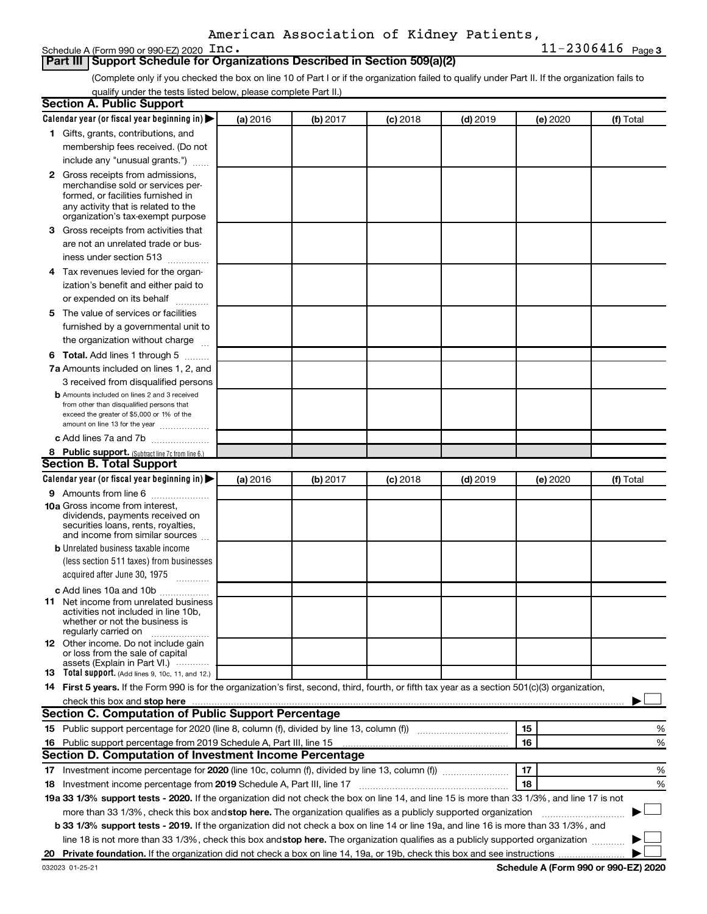American Association of Kidney Patients, Inc.

11-2306416

Schedule A (Form 990 or 990-EZ) 2020

## Part III Support Schedule for Organizations Described in Section 509(a)(2)

(Complete only if you checked the box on line 10 of Part I or if the organization failed to qualify under Part II. If the organization fails to qualify under the tests listed below, please complete Part II.)

### Section A. Public Support

| Calendar year (or fiscal year beginning in) ▶ | (a) 2016 | (b) 2017 | (c) 2018 | (d) 2019 | (e) 2020 | (f) Total |
|---|---|---|---|---|---|---|
| **1** Gifts, grants, contributions, and membership fees received. (Do not include any "unusual grants.") | | | | | | |
| **2** Gross receipts from admissions, merchandise sold or services performed, or facilities furnished in any activity that is related to the organization's tax-exempt purpose | | | | | | |
| **3** Gross receipts from activities that are not an unrelated trade or business under section 513 | | | | | | |
| **4** Tax revenues levied for the organization's benefit and either paid to or expended on its behalf | | | | | | |
| **5** The value of services or facilities furnished by a governmental unit to the organization without charge | | | | | | |
| **6 Total.** Add lines 1 through 5 | | | | | | |
| **7a** Amounts included on lines 1, 2, and 3 received from disqualified persons | | | | | | |
| **b** Amounts included on lines 2 and 3 received from other than disqualified persons that exceed the greater of $5,000 or 1% of the amount on line 13 for the year | | | | | | |
| **c** Add lines 7a and 7b | | | | | | |
| **8 Public support.** (Subtract line 7c from line 6.) | | | | | | |

### Section B. Total Support

| Calendar year (or fiscal year beginning in) ▶ | (a) 2016 | (b) 2017 | (c) 2018 | (d) 2019 | (e) 2020 | (f) Total |
|---|---|---|---|---|---|---|
| **9** Amounts from line 6 | | | | | | |
| **10a** Gross income from interest, dividends, payments received on securities loans, rents, royalties, and income from similar sources | | | | | | |
| **b** Unrelated business taxable income (less section 511 taxes) from businesses acquired after June 30, 1975 | | | | | | |
| **c** Add lines 10a and 10b | | | | | | |
| **11** Net income from unrelated business activities not included in line 10b, whether or not the business is regularly carried on | | | | | | |
| **12** Other income. Do not include gain or loss from the sale of capital assets (Explain in Part VI.) | | | | | | |
| **13 Total support.** (Add lines 9, 10c, 11, and 12.) | | | | | | |

**14 First 5 years.** If the Form 990 is for the organization's first, second, third, fourth, or fifth tax year as a section 501(c)(3) organization, check this box and **stop here** ▶ ☐

### Section C. Computation of Public Support Percentage

| | | | |
|---|---|---|---|
| **15** Public support percentage for 2020 (line 8, column (f), divided by line 13, column (f)) | 15 | | % |
| **16** Public support percentage from 2019 Schedule A, Part III, line 15 | 16 | | % |

### Section D. Computation of Investment Income Percentage

| | | | |
|---|---|---|---|
| **17** Investment income percentage for **2020** (line 10c, column (f), divided by line 13, column (f)) | 17 | | % |
| **18** Investment income percentage from **2019** Schedule A, Part III, line 17 | 18 | | % |

**19a 33 1/3% support tests - 2020.** If the organization did not check the box on line 14, and line 15 is more than 33 1/3%, and line 17 is not more than 33 1/3%, check this box and **stop here.** The organization qualifies as a publicly supported organization ▶ ☐

**b 33 1/3% support tests - 2019.** If the organization did not check a box on line 14 or line 19a, and line 16 is more than 33 1/3%, and line 18 is not more than 33 1/3%, check this box and **stop here.** The organization qualifies as a publicly supported organization ▶ ☐

**20 Private foundation.** If the organization did not check a box on line 14, 19a, or 19b, check this box and see instructions ▶ ☐

032023 01-25-21

**Schedule A (Form 990 or 990-EZ) 2020**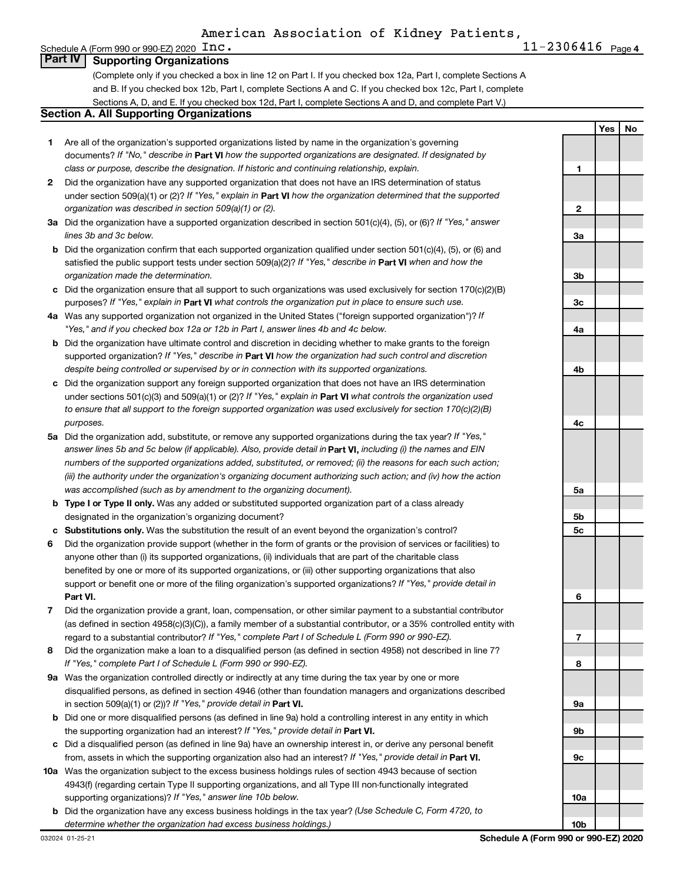American Association of Kidney Patients, Inc.

Schedule A (Form 990 or 990-EZ) 2020 11-2306416

## Part IV Supporting Organizations

(Complete only if you checked a box in line 12 on Part I. If you checked box 12a, Part I, complete Sections A and B. If you checked box 12b, Part I, complete Sections A and C. If you checked box 12c, Part I, complete Sections A, D, and E. If you checked box 12d, Part I, complete Sections A and D, and complete Part V.)

### Section A. All Supporting Organizations

| | | | Yes | No |
|---|---|---|---|---|
| **1** | Are all of the organization's supported organizations listed by name in the organization's governing documents? *If "No," describe in* **Part VI** *how the supported organizations are designated. If designated by class or purpose, describe the designation. If historic and continuing relationship, explain.* | 1 | | |
| **2** | Did the organization have any supported organization that does not have an IRS determination of status under section 509(a)(1) or (2)? *If "Yes," explain in* **Part VI** *how the organization determined that the supported organization was described in section 509(a)(1) or (2).* | 2 | | |
| **3a** | Did the organization have a supported organization described in section 501(c)(4), (5), or (6)? *If "Yes," answer lines 3b and 3c below.* | 3a | | |
| **b** | Did the organization confirm that each supported organization qualified under section 501(c)(4), (5), or (6) and satisfied the public support tests under section 509(a)(2)? *If "Yes," describe in* **Part VI** *when and how the organization made the determination.* | 3b | | |
| **c** | Did the organization ensure that all support to such organizations was used exclusively for section 170(c)(2)(B) purposes? *If "Yes," explain in* **Part VI** *what controls the organization put in place to ensure such use.* | 3c | | |
| **4a** | Was any supported organization not organized in the United States ("foreign supported organization")? *If "Yes," and if you checked box 12a or 12b in Part I, answer lines 4b and 4c below.* | 4a | | |
| **b** | Did the organization have ultimate control and discretion in deciding whether to make grants to the foreign supported organization? *If "Yes," describe in* **Part VI** *how the organization had such control and discretion despite being controlled or supervised by or in connection with its supported organizations.* | 4b | | |
| **c** | Did the organization support any foreign supported organization that does not have an IRS determination under sections 501(c)(3) and 509(a)(1) or (2)? *If "Yes," explain in* **Part VI** *what controls the organization used to ensure that all support to the foreign supported organization was used exclusively for section 170(c)(2)(B) purposes.* | 4c | | |
| **5a** | Did the organization add, substitute, or remove any supported organizations during the tax year? *If "Yes," answer lines 5b and 5c below (if applicable). Also, provide detail in* **Part VI,** *including (i) the names and EIN numbers of the supported organizations added, substituted, or removed; (ii) the reasons for each such action; (iii) the authority under the organization's organizing document authorizing such action; and (iv) how the action was accomplished (such as by amendment to the organizing document).* | 5a | | |
| **b** | **Type I or Type II only.** Was any added or substituted supported organization part of a class already designated in the organization's organizing document? | 5b | | |
| **c** | **Substitutions only.** Was the substitution the result of an event beyond the organization's control? | 5c | | |
| **6** | Did the organization provide support (whether in the form of grants or the provision of services or facilities) to anyone other than (i) its supported organizations, (ii) individuals that are part of the charitable class benefited by one or more of its supported organizations, or (iii) other supporting organizations that also support or benefit one or more of the filing organization's supported organizations? *If "Yes," provide detail in* **Part VI.** | 6 | | |
| **7** | Did the organization provide a grant, loan, compensation, or other similar payment to a substantial contributor (as defined in section 4958(c)(3)(C)), a family member of a substantial contributor, or a 35% controlled entity with regard to a substantial contributor? *If "Yes," complete Part I of Schedule L (Form 990 or 990-EZ).* | 7 | | |
| **8** | Did the organization make a loan to a disqualified person (as defined in section 4958) not described in line 7? *If "Yes," complete Part I of Schedule L (Form 990 or 990-EZ).* | 8 | | |
| **9a** | Was the organization controlled directly or indirectly at any time during the tax year by one or more disqualified persons, as defined in section 4946 (other than foundation managers and organizations described in section 509(a)(1) or (2))? *If "Yes," provide detail in* **Part VI.** | 9a | | |
| **b** | Did one or more disqualified persons (as defined in line 9a) hold a controlling interest in any entity in which the supporting organization had an interest? *If "Yes," provide detail in* **Part VI.** | 9b | | |
| **c** | Did a disqualified person (as defined in line 9a) have an ownership interest in, or derive any personal benefit from, assets in which the supporting organization also had an interest? *If "Yes," provide detail in* **Part VI.** | 9c | | |
| **10a** | Was the organization subject to the excess business holdings rules of section 4943 because of section 4943(f) (regarding certain Type II supporting organizations, and all Type III non-functionally integrated supporting organizations)? *If "Yes," answer line 10b below.* | 10a | | |
| **b** | Did the organization have any excess business holdings in the tax year? *(Use Schedule C, Form 4720, to determine whether the organization had excess business holdings.)* | 10b | | |

032024 01-25-21 **Schedule A (Form 990 or 990-EZ) 2020**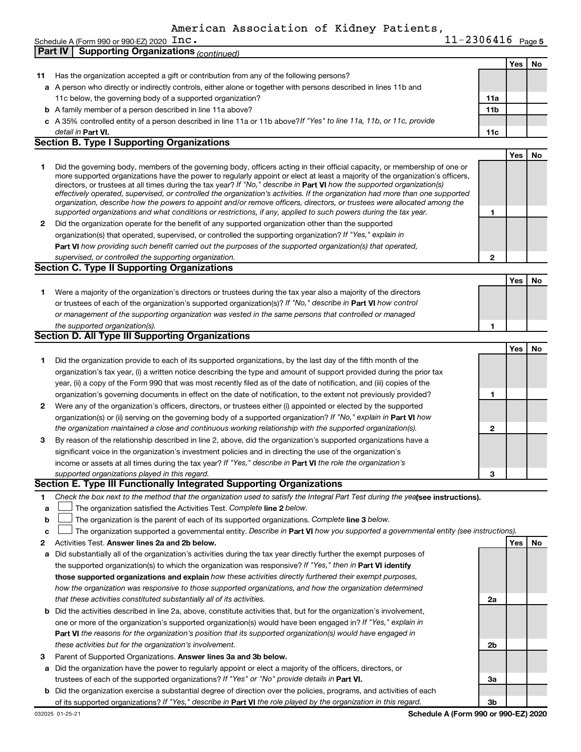American Association of Kidney Patients, Inc.

Schedule A (Form 990 or 990-EZ) 2020 | 11-2306416 Page 5

## Part IV Supporting Organizations *(continued)*

| | | | Yes | No |
|---|---|---|---|---|
| **11** | Has the organization accepted a gift or contribution from any of the following persons? | | | |
| **a** | A person who directly or indirectly controls, either alone or together with persons described in lines 11b and 11c below, the governing body of a supported organization? | 11a | | |
| **b** | A family member of a person described in line 11a above? | 11b | | |
| **c** | A 35% controlled entity of a person described in line 11a or 11b above? *If "Yes" to line 11a, 11b, or 11c, provide detail in* **Part VI.** | 11c | | |

### Section B. Type I Supporting Organizations

| | | | Yes | No |
|---|---|---|---|---|
| **1** | Did the governing body, members of the governing body, officers acting in their official capacity, or membership of one or more supported organizations have the power to regularly appoint or elect at least a majority of the organization's officers, directors, or trustees at all times during the tax year? *If "No," describe in* **Part VI** *how the supported organization(s) effectively operated, supervised, or controlled the organization's activities. If the organization had more than one supported organization, describe how the powers to appoint and/or remove officers, directors, or trustees were allocated among the supported organizations and what conditions or restrictions, if any, applied to such powers during the tax year.* | 1 | | |
| **2** | Did the organization operate for the benefit of any supported organization other than the supported organization(s) that operated, supervised, or controlled the supporting organization? *If "Yes," explain in* **Part VI** *how providing such benefit carried out the purposes of the supported organization(s) that operated, supervised, or controlled the supporting organization.* | 2 | | |

### Section C. Type II Supporting Organizations

| | | | Yes | No |
|---|---|---|---|---|
| **1** | Were a majority of the organization's directors or trustees during the tax year also a majority of the directors or trustees of each of the organization's supported organization(s)? *If "No," describe in* **Part VI** *how control or management of the supporting organization was vested in the same persons that controlled or managed the supported organization(s).* | 1 | | |

### Section D. All Type III Supporting Organizations

| | | | Yes | No |
|---|---|---|---|---|
| **1** | Did the organization provide to each of its supported organizations, by the last day of the fifth month of the organization's tax year, (i) a written notice describing the type and amount of support provided during the prior tax year, (ii) a copy of the Form 990 that was most recently filed as of the date of notification, and (iii) copies of the organization's governing documents in effect on the date of notification, to the extent not previously provided? | 1 | | |
| **2** | Were any of the organization's officers, directors, or trustees either (i) appointed or elected by the supported organization(s) or (ii) serving on the governing body of a supported organization? *If "No," explain in* **Part VI** *how the organization maintained a close and continuous working relationship with the supported organization(s).* | 2 | | |
| **3** | By reason of the relationship described in line 2, above, did the organization's supported organizations have a significant voice in the organization's investment policies and in directing the use of the organization's income or assets at all times during the tax year? *If "Yes," describe in* **Part VI** *the role the organization's supported organizations played in this regard.* | 3 | | |

### Section E. Type III Functionally Integrated Supporting Organizations

**1** *Check the box next to the method that the organization used to satisfy the Integral Part Test during the year* **(see instructions).**

- **a** ☐ The organization satisfied the Activities Test. *Complete* **line 2** *below.*
- **b** ☐ The organization is the parent of each of its supported organizations. *Complete* **line 3** *below.*
- **c** ☐ The organization supported a governmental entity. *Describe in* **Part VI** *how you supported a governmental entity (see instructions).*

| | | | Yes | No |
|---|---|---|---|---|
| **2** | Activities Test. **Answer lines 2a and 2b below.** | | | |
| **a** | Did substantially all of the organization's activities during the tax year directly further the exempt purposes of the supported organization(s) to which the organization was responsive? *If "Yes," then in* **Part VI identify those supported organizations and explain** *how these activities directly furthered their exempt purposes, how the organization was responsive to those supported organizations, and how the organization determined that these activities constituted substantially all of its activities.* | 2a | | |
| **b** | Did the activities described in line 2a, above, constitute activities that, but for the organization's involvement, one or more of the organization's supported organization(s) would have been engaged in? *If "Yes," explain in* **Part VI** *the reasons for the organization's position that its supported organization(s) would have engaged in these activities but for the organization's involvement.* | 2b | | |
| **3** | Parent of Supported Organizations. **Answer lines 3a and 3b below.** | | | |
| **a** | Did the organization have the power to regularly appoint or elect a majority of the officers, directors, or trustees of each of the supported organizations? *If "Yes" or "No" provide details in* **Part VI.** | 3a | | |
| **b** | Did the organization exercise a substantial degree of direction over the policies, programs, and activities of each of its supported organizations? *If "Yes," describe in* **Part VI** *the role played by the organization in this regard.* | 3b | | |

032025 01-25-21 **Schedule A (Form 990 or 990-EZ) 2020**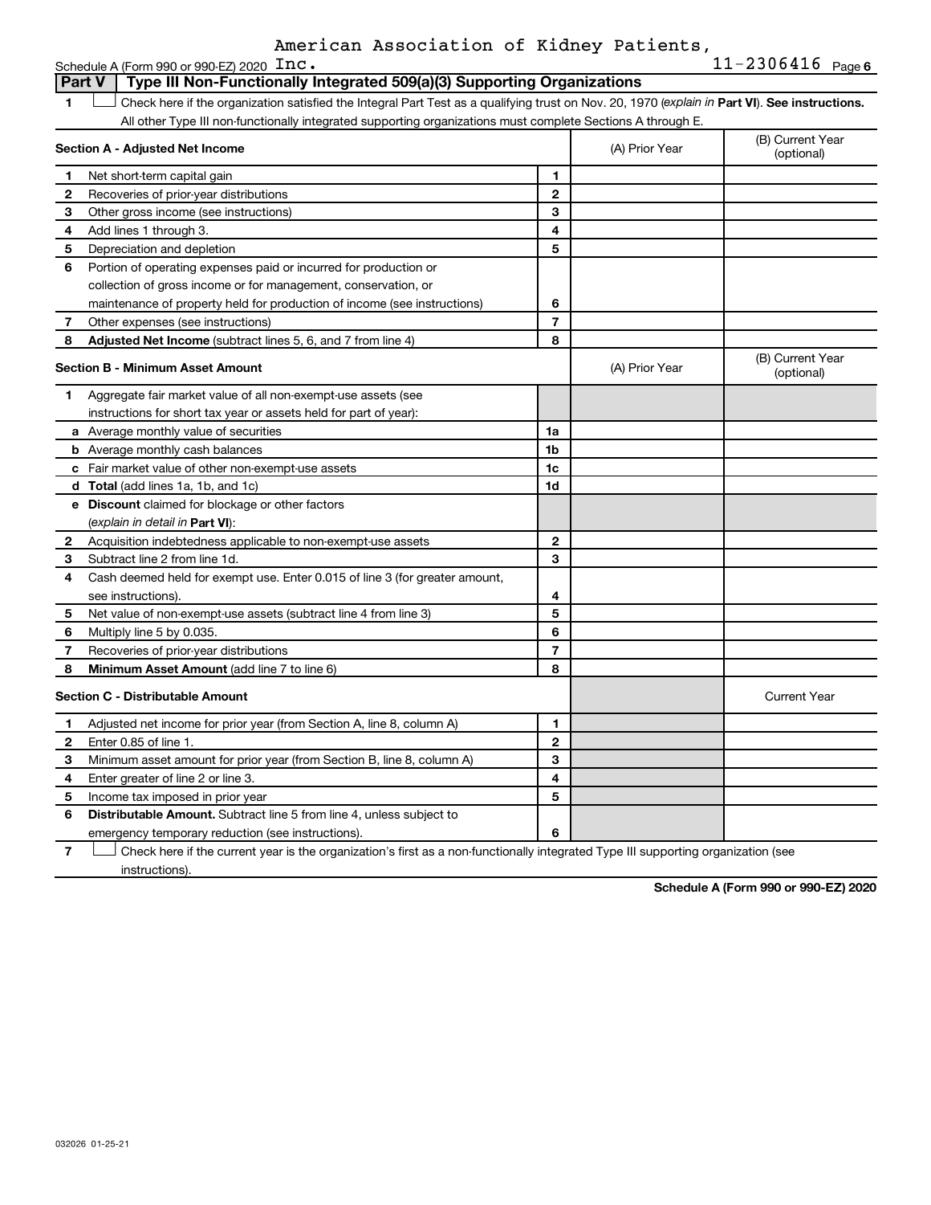American Association of Kidney Patients,

Schedule A (Form 990 or 990-EZ) 2020 Inc. 11-2306416 Page 6

**Part V | Type III Non-Functionally Integrated 509(a)(3) Supporting Organizations**

1 ☐ Check here if the organization satisfied the Integral Part Test as a qualifying trust on Nov. 20, 1970 (*explain in* **Part VI**). **See instructions.** All other Type III non-functionally integrated supporting organizations must complete Sections A through E.

| **Section A - Adjusted Net Income** | | | (A) Prior Year | (B) Current Year (optional) |
|---|---|---|---|---|
| 1 | Net short-term capital gain | 1 | | |
| 2 | Recoveries of prior-year distributions | 2 | | |
| 3 | Other gross income (see instructions) | 3 | | |
| 4 | Add lines 1 through 3. | 4 | | |
| 5 | Depreciation and depletion | 5 | | |
| 6 | Portion of operating expenses paid or incurred for production or collection of gross income or for management, conservation, or maintenance of property held for production of income (see instructions) | 6 | | |
| 7 | Other expenses (see instructions) | 7 | | |
| 8 | **Adjusted Net Income** (subtract lines 5, 6, and 7 from line 4) | 8 | | |

| **Section B - Minimum Asset Amount** | | | (A) Prior Year | (B) Current Year (optional) |
|---|---|---|---|---|
| 1 | Aggregate fair market value of all non-exempt-use assets (see instructions for short tax year or assets held for part of year): | | | |
| a | Average monthly value of securities | 1a | | |
| b | Average monthly cash balances | 1b | | |
| c | Fair market value of other non-exempt-use assets | 1c | | |
| d | **Total** (add lines 1a, 1b, and 1c) | 1d | | |
| e | **Discount** claimed for blockage or other factors (*explain in detail in* **Part VI**): | | | |
| 2 | Acquisition indebtedness applicable to non-exempt-use assets | 2 | | |
| 3 | Subtract line 2 from line 1d. | 3 | | |
| 4 | Cash deemed held for exempt use. Enter 0.015 of line 3 (for greater amount, see instructions). | 4 | | |
| 5 | Net value of non-exempt-use assets (subtract line 4 from line 3) | 5 | | |
| 6 | Multiply line 5 by 0.035. | 6 | | |
| 7 | Recoveries of prior-year distributions | 7 | | |
| 8 | **Minimum Asset Amount** (add line 7 to line 6) | 8 | | |

| **Section C - Distributable Amount** | | | | Current Year |
|---|---|---|---|---|
| 1 | Adjusted net income for prior year (from Section A, line 8, column A) | 1 | | |
| 2 | Enter 0.85 of line 1. | 2 | | |
| 3 | Minimum asset amount for prior year (from Section B, line 8, column A) | 3 | | |
| 4 | Enter greater of line 2 or line 3. | 4 | | |
| 5 | Income tax imposed in prior year | 5 | | |
| 6 | **Distributable Amount.** Subtract line 5 from line 4, unless subject to emergency temporary reduction (see instructions). | 6 | | |

7 ☐ Check here if the current year is the organization's first as a non-functionally integrated Type III supporting organization (see instructions).

**Schedule A (Form 990 or 990-EZ) 2020**

032026 01-25-21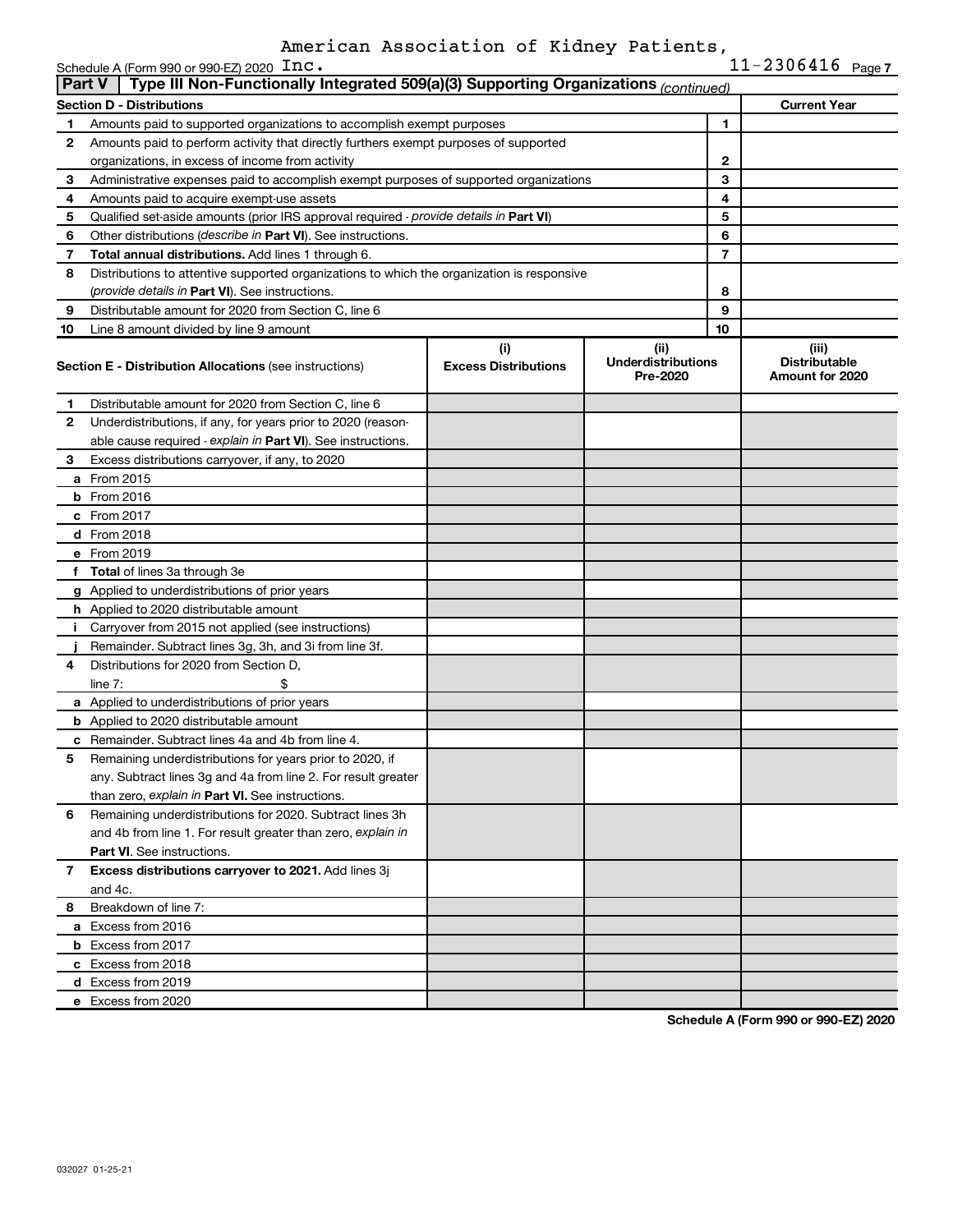American Association of Kidney Patients, Inc.

Schedule A (Form 990 or 990-EZ) 2020 11-2306416 Page 7

**Part V | Type III Non-Functionally Integrated 509(a)(3) Supporting Organizations** *(continued)*

| **Section D - Distributions** | | | **Current Year** |
|---|---|---|---|
| 1 | Amounts paid to supported organizations to accomplish exempt purposes | 1 | |
| 2 | Amounts paid to perform activity that directly furthers exempt purposes of supported organizations, in excess of income from activity | 2 | |
| 3 | Administrative expenses paid to accomplish exempt purposes of supported organizations | 3 | |
| 4 | Amounts paid to acquire exempt-use assets | 4 | |
| 5 | Qualified set-aside amounts (prior IRS approval required - *provide details in* **Part VI**) | 5 | |
| 6 | Other distributions (*describe in* **Part VI**). See instructions. | 6 | |
| 7 | **Total annual distributions.** Add lines 1 through 6. | 7 | |
| 8 | Distributions to attentive supported organizations to which the organization is responsive (*provide details in* **Part VI**). See instructions. | 8 | |
| 9 | Distributable amount for 2020 from Section C, line 6 | 9 | |
| 10 | Line 8 amount divided by line 9 amount | 10 | |

| **Section E - Distribution Allocations** (see instructions) | (i) **Excess Distributions** | (ii) **Underdistributions Pre-2020** | (iii) **Distributable Amount for 2020** |
|---|---|---|---|
| **1** Distributable amount for 2020 from Section C, line 6 | | | |
| **2** Underdistributions, if any, for years prior to 2020 (reasonable cause required - *explain in* **Part VI**). See instructions. | | | |
| **3** Excess distributions carryover, if any, to 2020 | | | |
| **a** From 2015 | | | |
| **b** From 2016 | | | |
| **c** From 2017 | | | |
| **d** From 2018 | | | |
| **e** From 2019 | | | |
| **f** **Total** of lines 3a through 3e | | | |
| **g** Applied to underdistributions of prior years | | | |
| **h** Applied to 2020 distributable amount | | | |
| **i** Carryover from 2015 not applied (see instructions) | | | |
| **j** Remainder. Subtract lines 3g, 3h, and 3i from line 3f. | | | |
| **4** Distributions for 2020 from Section D, line 7: $ | | | |
| **a** Applied to underdistributions of prior years | | | |
| **b** Applied to 2020 distributable amount | | | |
| **c** Remainder. Subtract lines 4a and 4b from line 4. | | | |
| **5** Remaining underdistributions for years prior to 2020, if any. Subtract lines 3g and 4a from line 2. For result greater than zero, *explain in* **Part VI**. See instructions. | | | |
| **6** Remaining underdistributions for 2020. Subtract lines 3h and 4b from line 1. For result greater than zero, *explain in* **Part VI**. See instructions. | | | |
| **7** **Excess distributions carryover to 2021.** Add lines 3j and 4c. | | | |
| **8** Breakdown of line 7: | | | |
| **a** Excess from 2016 | | | |
| **b** Excess from 2017 | | | |
| **c** Excess from 2018 | | | |
| **d** Excess from 2019 | | | |
| **e** Excess from 2020 | | | |

**Schedule A (Form 990 or 990-EZ) 2020**

032027 01-25-21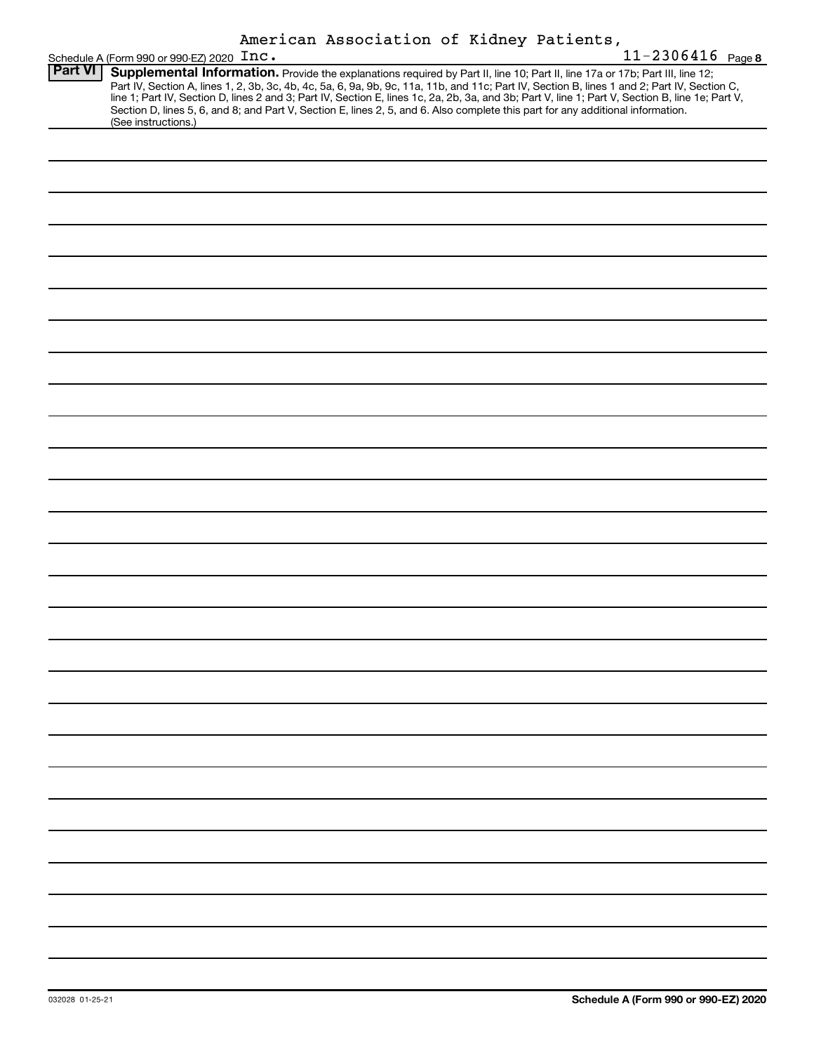American Association of Kidney Patients, Inc. 11-2306416

Schedule A (Form 990 or 990-EZ) 2020

## Part VI Supplemental Information.

Provide the explanations required by Part II, line 10; Part II, line 17a or 17b; Part III, line 12; Part IV, Section A, lines 1, 2, 3b, 3c, 4b, 4c, 5a, 6, 9a, 9b, 9c, 11a, 11b, and 11c; Part IV, Section B, lines 1 and 2; Part IV, Section C, line 1; Part IV, Section D, lines 2 and 3; Part IV, Section E, lines 1c, 2a, 2b, 3a, and 3b; Part V, line 1; Part V, Section B, line 1e; Part V, Section D, lines 5, 6, and 8; and Part V, Section E, lines 2, 5, and 6. Also complete this part for any additional information. (See instructions.)

032028 01-25-21

**Schedule A (Form 990 or 990-EZ) 2020**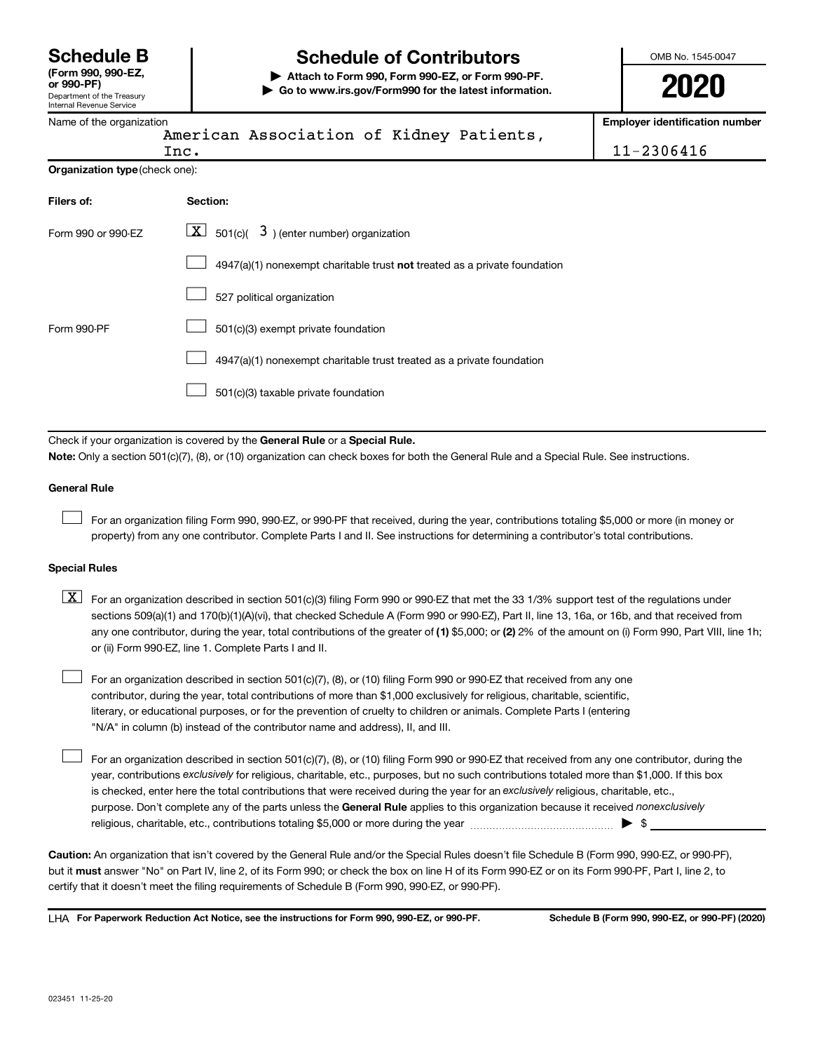# Schedule B

**(Form 990, 990-EZ, or 990-PF)**

Department of the Treasury
Internal Revenue Service

# Schedule of Contributors

▶ **Attach to Form 990, Form 990-EZ, or Form 990-PF.**
▶ **Go to www.irs.gov/Form990 for the latest information.**

OMB No. 1545-0047

**2020**

Name of the organization: American Association of Kidney Patients, Inc.

**Employer identification number:** 11-2306416

**Organization type** (check one):

| **Filers of:** | **Section:** |
|---|---|
| Form 990 or 990-EZ | [X] 501(c)( 3 ) (enter number) organization |
| | [ ] 4947(a)(1) nonexempt charitable trust **not** treated as a private foundation |
| | [ ] 527 political organization |
| Form 990-PF | [ ] 501(c)(3) exempt private foundation |
| | [ ] 4947(a)(1) nonexempt charitable trust treated as a private foundation |
| | [ ] 501(c)(3) taxable private foundation |

Check if your organization is covered by the **General Rule** or a **Special Rule.**

**Note:** Only a section 501(c)(7), (8), or (10) organization can check boxes for both the General Rule and a Special Rule. See instructions.

**General Rule**

[ ] For an organization filing Form 990, 990-EZ, or 990-PF that received, during the year, contributions totaling $5,000 or more (in money or property) from any one contributor. Complete Parts I and II. See instructions for determining a contributor's total contributions.

**Special Rules**

[X] For an organization described in section 501(c)(3) filing Form 990 or 990-EZ that met the 33 1/3% support test of the regulations under sections 509(a)(1) and 170(b)(1)(A)(vi), that checked Schedule A (Form 990 or 990-EZ), Part II, line 13, 16a, or 16b, and that received from any one contributor, during the year, total contributions of the greater of **(1)** $5,000; or **(2)** 2% of the amount on (i) Form 990, Part VIII, line 1h; or (ii) Form 990-EZ, line 1. Complete Parts I and II.

[ ] For an organization described in section 501(c)(7), (8), or (10) filing Form 990 or 990-EZ that received from any one contributor, during the year, total contributions of more than $1,000 exclusively for religious, charitable, scientific, literary, or educational purposes, or for the prevention of cruelty to children or animals. Complete Parts I (entering "N/A" in column (b) instead of the contributor name and address), II, and III.

[ ] For an organization described in section 501(c)(7), (8), or (10) filing Form 990 or 990-EZ that received from any one contributor, during the year, contributions *exclusively* for religious, charitable, etc., purposes, but no such contributions totaled more than $1,000. If this box is checked, enter here the total contributions that were received during the year for an *exclusively* religious, charitable, etc., purpose. Don't complete any of the parts unless the **General Rule** applies to this organization because it received *nonexclusively* religious, charitable, etc., contributions totaling $5,000 or more during the year ▶ $ ________

**Caution:** An organization that isn't covered by the General Rule and/or the Special Rules doesn't file Schedule B (Form 990, 990-EZ, or 990-PF), but it **must** answer "No" on Part IV, line 2, of its Form 990; or check the box on line H of its Form 990-EZ or on its Form 990-PF, Part I, line 2, to certify that it doesn't meet the filing requirements of Schedule B (Form 990, 990-EZ, or 990-PF).

LHA **For Paperwork Reduction Act Notice, see the instructions for Form 990, 990-EZ, or 990-PF.** **Schedule B (Form 990, 990-EZ, or 990-PF) (2020)**

023451 11-25-20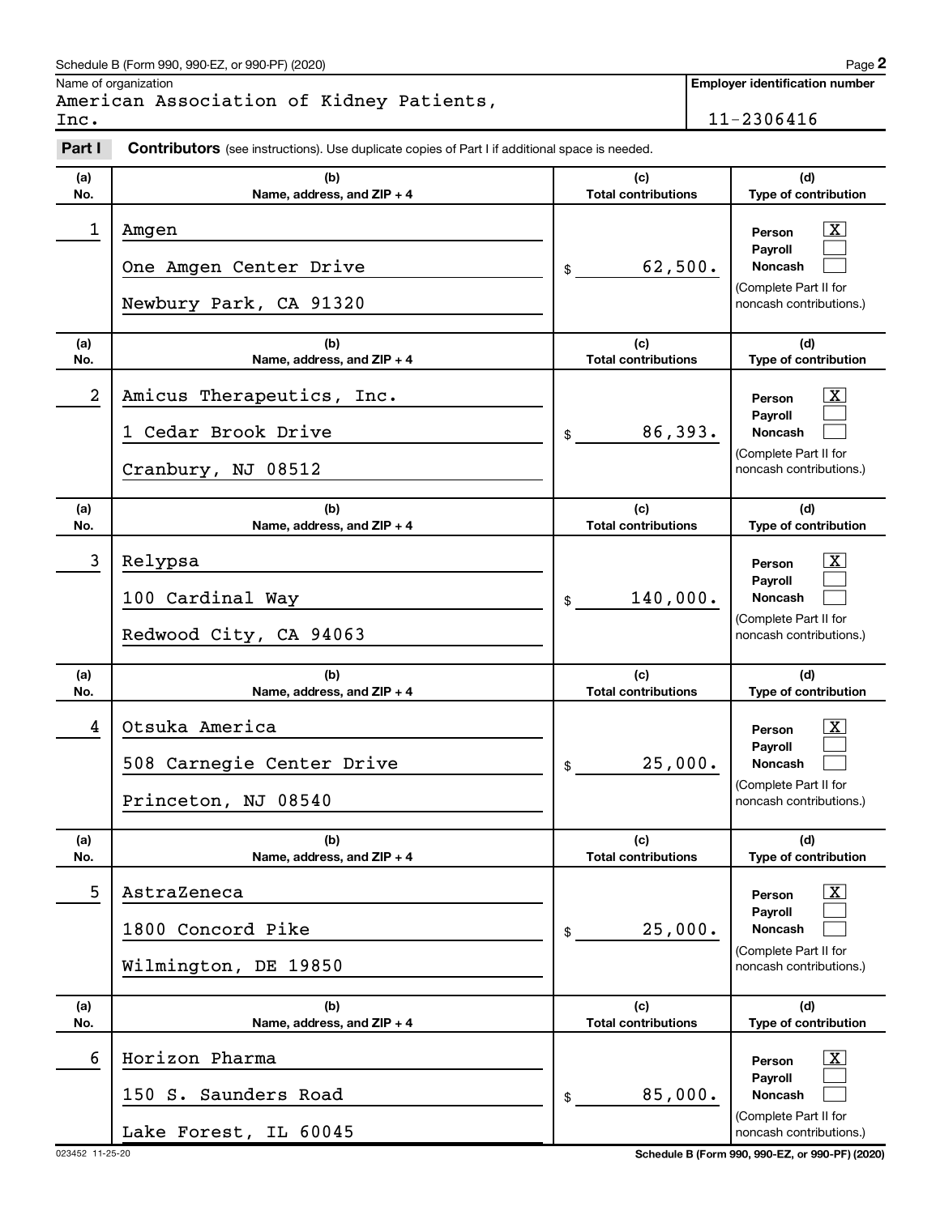Schedule B (Form 990, 990-EZ, or 990-PF) (2020)

Name of organization: American Association of Kidney Patients, Inc.

Employer identification number: 11-2306416

**Part I** **Contributors** (see instructions). Use duplicate copies of Part I if additional space is needed.

| (a) No. | (b) Name, address, and ZIP + 4 | (c) Total contributions | (d) Type of contribution |
|---|---|---|---|
| 1 | Amgen<br>One Amgen Center Drive<br>Newbury Park, CA 91320 | $ 62,500. | Person [X]<br>Payroll [ ]<br>Noncash [ ]<br>(Complete Part II for noncash contributions.) |
| 2 | Amicus Therapeutics, Inc.<br>1 Cedar Brook Drive<br>Cranbury, NJ 08512 | $ 86,393. | Person [X]<br>Payroll [ ]<br>Noncash [ ]<br>(Complete Part II for noncash contributions.) |
| 3 | Relypsa<br>100 Cardinal Way<br>Redwood City, CA 94063 | $ 140,000. | Person [X]<br>Payroll [ ]<br>Noncash [ ]<br>(Complete Part II for noncash contributions.) |
| 4 | Otsuka America<br>508 Carnegie Center Drive<br>Princeton, NJ 08540 | $ 25,000. | Person [X]<br>Payroll [ ]<br>Noncash [ ]<br>(Complete Part II for noncash contributions.) |
| 5 | AstraZeneca<br>1800 Concord Pike<br>Wilmington, DE 19850 | $ 25,000. | Person [X]<br>Payroll [ ]<br>Noncash [ ]<br>(Complete Part II for noncash contributions.) |
| 6 | Horizon Pharma<br>150 S. Saunders Road<br>Lake Forest, IL 60045 | $ 85,000. | Person [X]<br>Payroll [ ]<br>Noncash [ ]<br>(Complete Part II for noncash contributions.) |

023452 11-25-20

Schedule B (Form 990, 990-EZ, or 990-PF) (2020)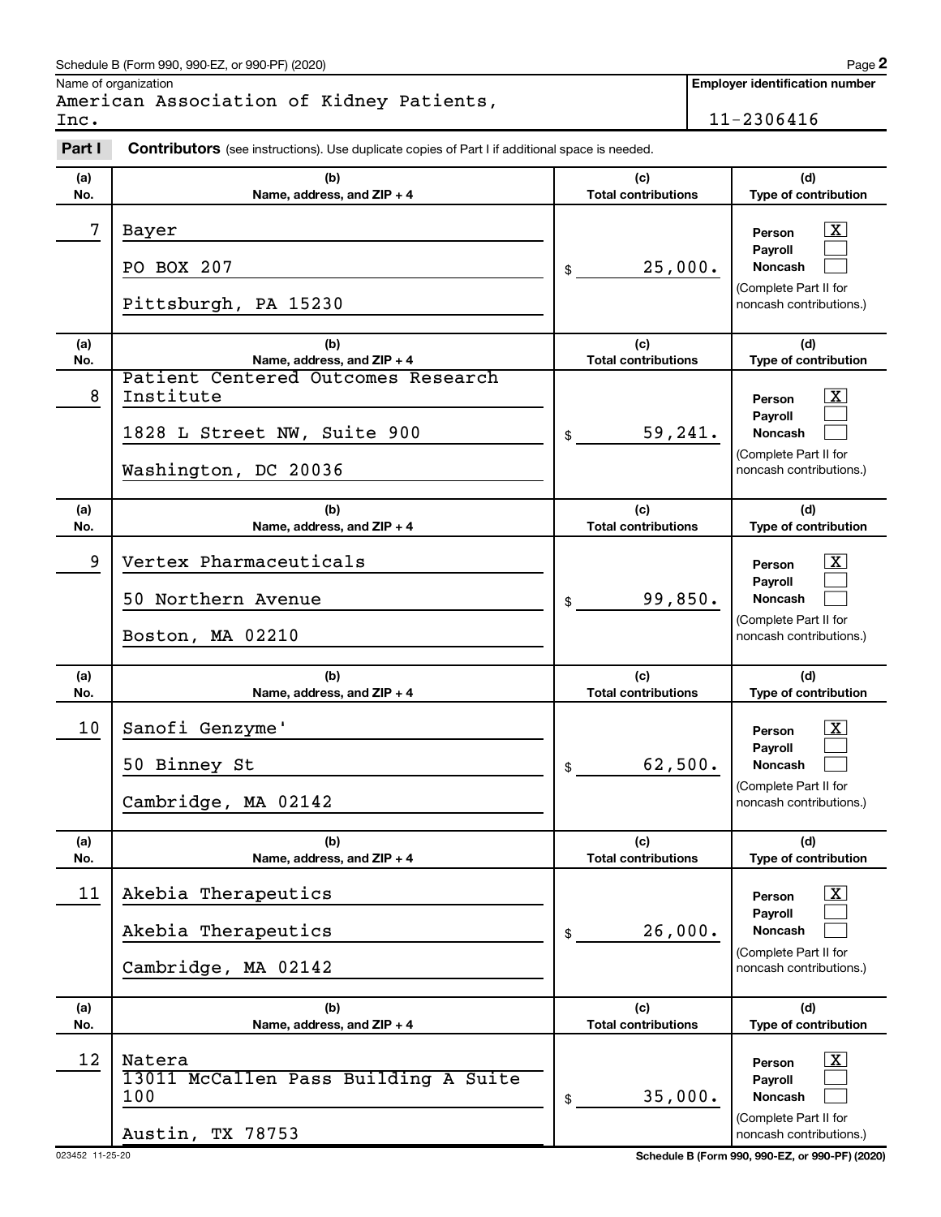Schedule B (Form 990, 990-EZ, or 990-PF) (2020)

Name of organization: American Association of Kidney Patients, Inc.

Employer identification number: 11-2306416

## Part I Contributors (see instructions). Use duplicate copies of Part I if additional space is needed.

| (a) No. | (b) Name, address, and ZIP + 4 | (c) Total contributions | (d) Type of contribution |
|---|---|---|---|
| 7 | Bayer<br>PO BOX 207<br>Pittsburgh, PA 15230 | $ 25,000. | Person [X]<br>Payroll [ ]<br>Noncash [ ]<br>(Complete Part II for noncash contributions.) |
| 8 | Patient Centered Outcomes Research Institute<br>1828 L Street NW, Suite 900<br>Washington, DC 20036 | $ 59,241. | Person [X]<br>Payroll [ ]<br>Noncash [ ]<br>(Complete Part II for noncash contributions.) |
| 9 | Vertex Pharmaceuticals<br>50 Northern Avenue<br>Boston, MA 02210 | $ 99,850. | Person [X]<br>Payroll [ ]<br>Noncash [ ]<br>(Complete Part II for noncash contributions.) |
| 10 | Sanofi Genzyme'<br>50 Binney St<br>Cambridge, MA 02142 | $ 62,500. | Person [X]<br>Payroll [ ]<br>Noncash [ ]<br>(Complete Part II for noncash contributions.) |
| 11 | Akebia Therapeutics<br>Akebia Therapeutics<br>Cambridge, MA 02142 | $ 26,000. | Person [X]<br>Payroll [ ]<br>Noncash [ ]<br>(Complete Part II for noncash contributions.) |
| 12 | Natera<br>13011 McCallen Pass Building A Suite 100<br>Austin, TX 78753 | $ 35,000. | Person [X]<br>Payroll [ ]<br>Noncash [ ]<br>(Complete Part II for noncash contributions.) |

023452 11-25-20

Schedule B (Form 990, 990-EZ, or 990-PF) (2020)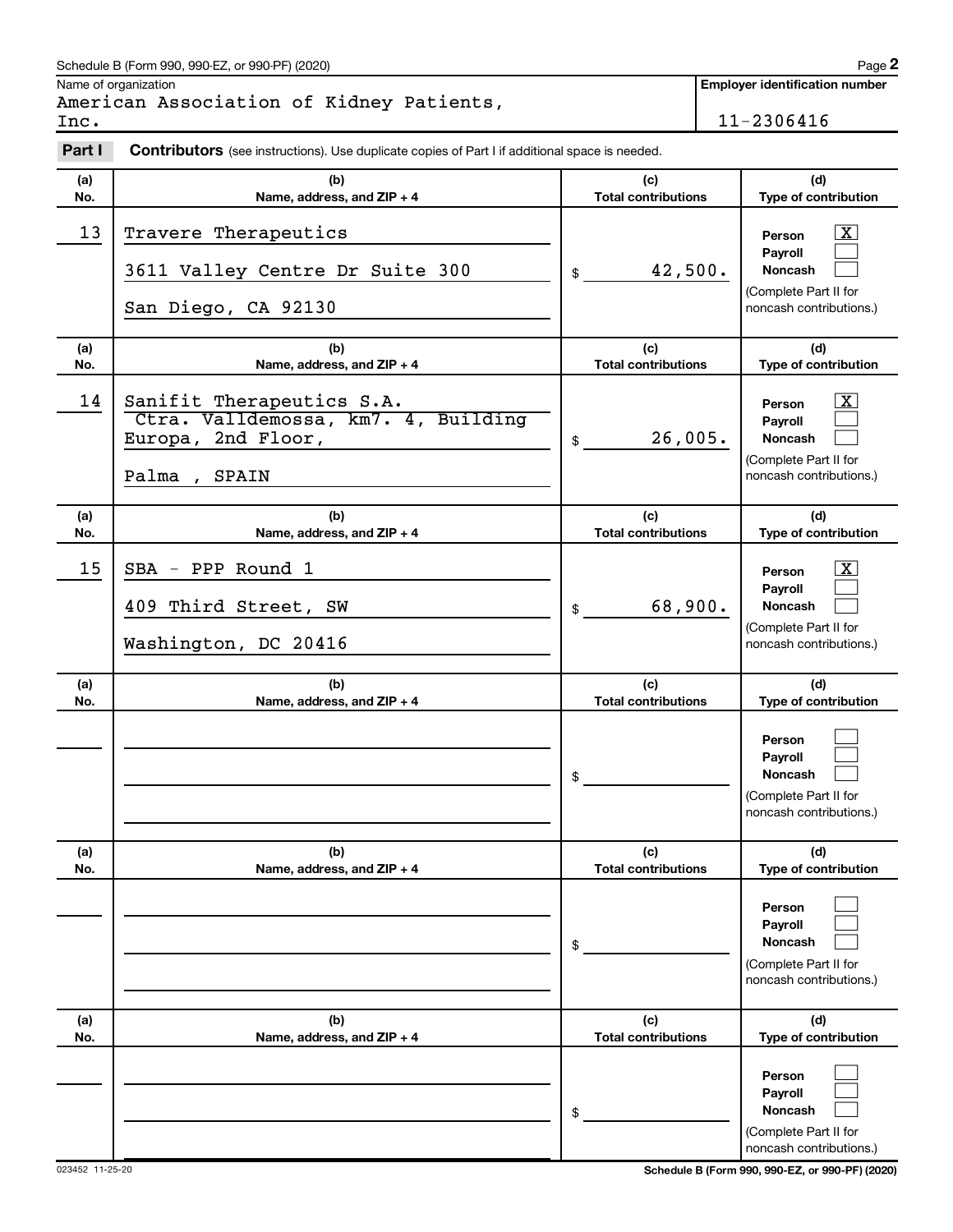Schedule B (Form 990, 990-EZ, or 990-PF) (2020) Page **2**

Name of organization: American Association of Kidney Patients, Inc.

**Employer identification number:** 11-2306416

**Part I** **Contributors** (see instructions). Use duplicate copies of Part I if additional space is needed.

| (a) No. | (b) Name, address, and ZIP + 4 | (c) Total contributions | (d) Type of contribution |
|---|---|---|---|
| 13 | Travere Therapeutics<br>3611 Valley Centre Dr Suite 300<br>San Diego, CA 92130 | $ 42,500. | Person [X]<br>Payroll [ ]<br>Noncash [ ]<br>(Complete Part II for noncash contributions.) |
| 14 | Sanifit Therapeutics S.A.<br>Ctra. Valldemossa, km7. 4, Building Europa, 2nd Floor,<br>Palma , SPAIN | $ 26,005. | Person [X]<br>Payroll [ ]<br>Noncash [ ]<br>(Complete Part II for noncash contributions.) |
| 15 | SBA - PPP Round 1<br>409 Third Street, SW<br>Washington, DC 20416 | $ 68,900. | Person [X]<br>Payroll [ ]<br>Noncash [ ]<br>(Complete Part II for noncash contributions.) |
| | | $ | Person [ ]<br>Payroll [ ]<br>Noncash [ ]<br>(Complete Part II for noncash contributions.) |
| | | $ | Person [ ]<br>Payroll [ ]<br>Noncash [ ]<br>(Complete Part II for noncash contributions.) |
| | | $ | Person [ ]<br>Payroll [ ]<br>Noncash [ ]<br>(Complete Part II for noncash contributions.) |

023452 11-25-20 **Schedule B (Form 990, 990-EZ, or 990-PF) (2020)**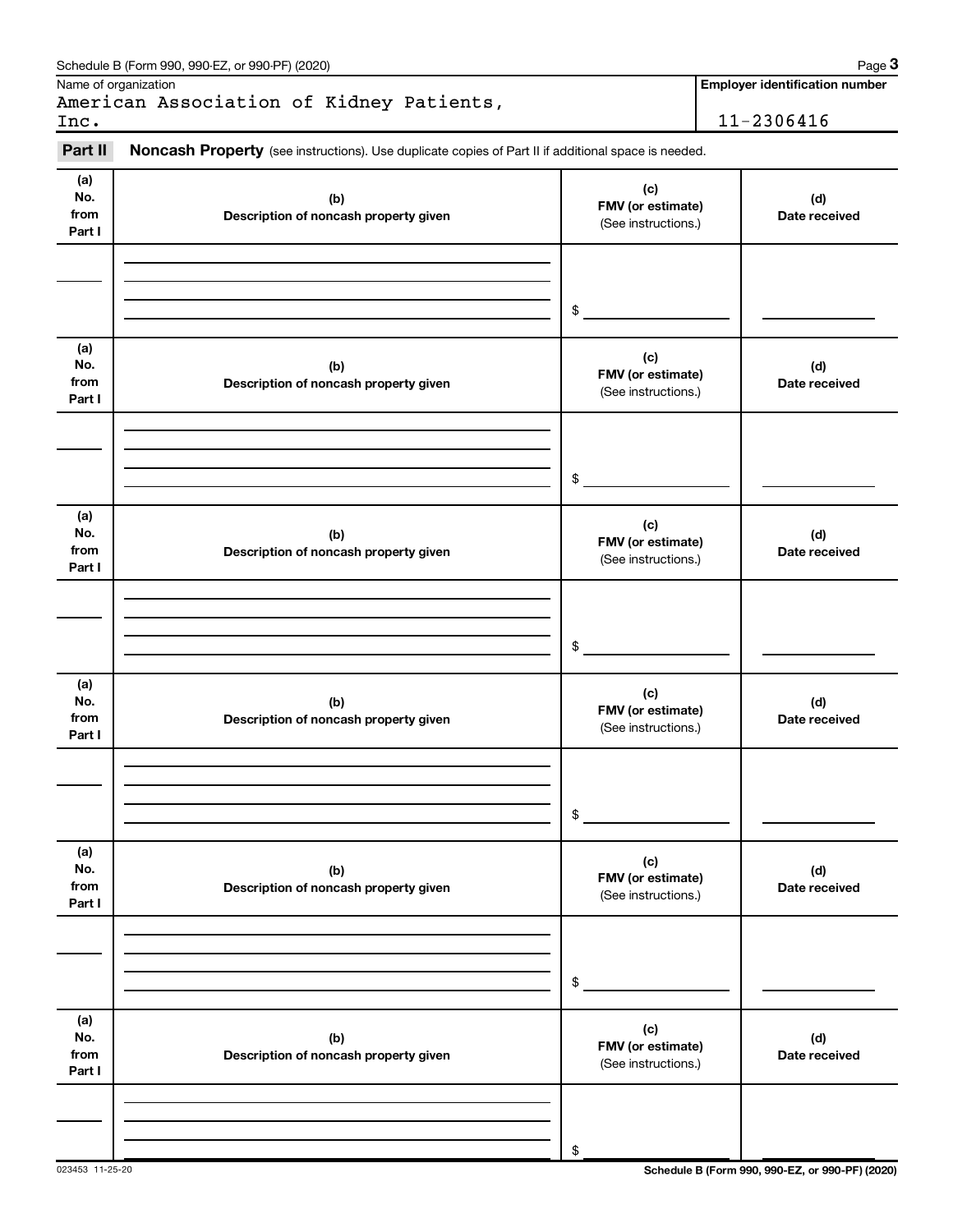Schedule B (Form 990, 990-EZ, or 990-PF) (2020)

Name of organization: American Association of Kidney Patients, Inc.

**Employer identification number:** 11-2306416

**Part II** **Noncash Property** (see instructions). Use duplicate copies of Part II if additional space is needed.

| (a) No. from Part I | (b) Description of noncash property given | (c) FMV (or estimate) (See instructions.) | (d) Date received |
|---|---|---|---|
| | | $ | |

| (a) No. from Part I | (b) Description of noncash property given | (c) FMV (or estimate) (See instructions.) | (d) Date received |
|---|---|---|---|
| | | $ | |

| (a) No. from Part I | (b) Description of noncash property given | (c) FMV (or estimate) (See instructions.) | (d) Date received |
|---|---|---|---|
| | | $ | |

| (a) No. from Part I | (b) Description of noncash property given | (c) FMV (or estimate) (See instructions.) | (d) Date received |
|---|---|---|---|
| | | $ | |

| (a) No. from Part I | (b) Description of noncash property given | (c) FMV (or estimate) (See instructions.) | (d) Date received |
|---|---|---|---|
| | | $ | |

| (a) No. from Part I | (b) Description of noncash property given | (c) FMV (or estimate) (See instructions.) | (d) Date received |
|---|---|---|---|
| | | $ | |

023453 11-25-20

**Schedule B (Form 990, 990-EZ, or 990-PF) (2020)**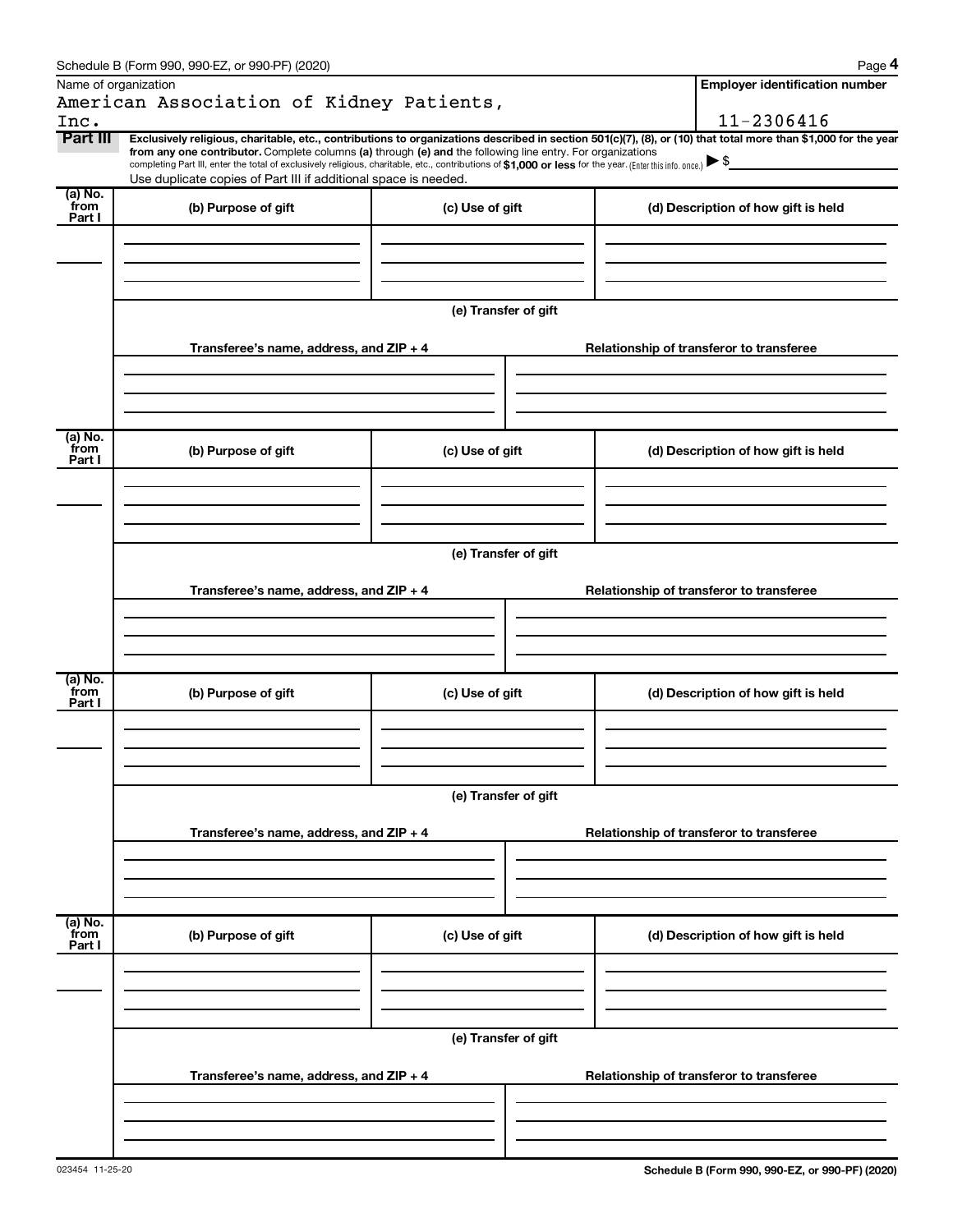Schedule B (Form 990, 990-EZ, or 990-PF) (2020)

Name of organization

American Association of Kidney Patients, Inc.

**Employer identification number**

11-2306416

**Part III** **Exclusively religious, charitable, etc., contributions to organizations described in section 501(c)(7), (8), or (10) that total more than $1,000 for the year from any one contributor.** Complete columns **(a)** through **(e)** and the following line entry. For organizations completing Part III, enter the total of exclusively religious, charitable, etc., contributions of **$1,000 or less** for the year. (Enter this info. once.) ▶ $

Use duplicate copies of Part III if additional space is needed.

| (a) No. from Part I | (b) Purpose of gift | (c) Use of gift | (d) Description of how gift is held |
|---|---|---|---|
| | | | |

**(e) Transfer of gift**

| Transferee's name, address, and ZIP + 4 | Relationship of transferor to transferee |
|---|---|
| | |

| (a) No. from Part I | (b) Purpose of gift | (c) Use of gift | (d) Description of how gift is held |
|---|---|---|---|
| | | | |

**(e) Transfer of gift**

| Transferee's name, address, and ZIP + 4 | Relationship of transferor to transferee |
|---|---|
| | |

| (a) No. from Part I | (b) Purpose of gift | (c) Use of gift | (d) Description of how gift is held |
|---|---|---|---|
| | | | |

**(e) Transfer of gift**

| Transferee's name, address, and ZIP + 4 | Relationship of transferor to transferee |
|---|---|
| | |

| (a) No. from Part I | (b) Purpose of gift | (c) Use of gift | (d) Description of how gift is held |
|---|---|---|---|
| | | | |

**(e) Transfer of gift**

| Transferee's name, address, and ZIP + 4 | Relationship of transferor to transferee |
|---|---|
| | |

023454 11-25-20

**Schedule B (Form 990, 990-EZ, or 990-PF) (2020)**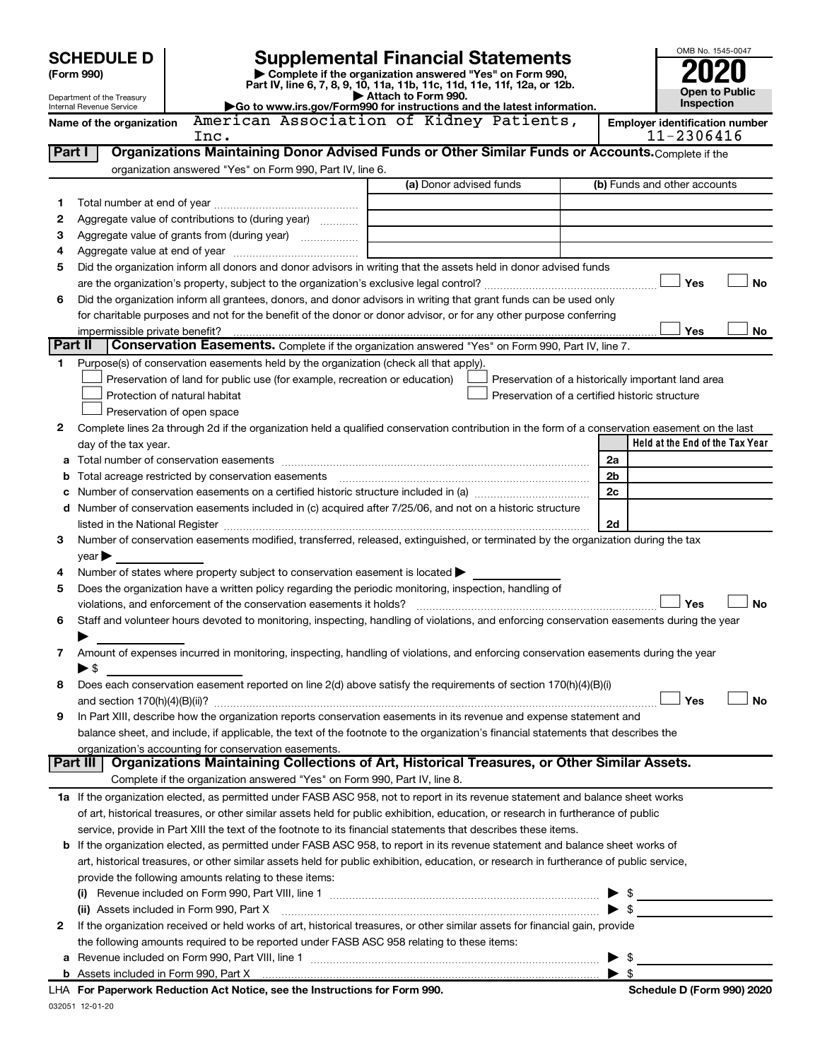# SCHEDULE D (Form 990)

Department of the Treasury
Internal Revenue Service

## Supplemental Financial Statements

▶ Complete if the organization answered "Yes" on Form 990, Part IV, line 6, 7, 8, 9, 10, 11a, 11b, 11c, 11d, 11e, 11f, 12a, or 12b.
▶ Attach to Form 990.
▶Go to www.irs.gov/Form990 for instructions and the latest information.

OMB No. 1545-0047

**2020**

**Open to Public Inspection**

Name of the organization: American Association of Kidney Patients, Inc.

Employer identification number: 11-2306416

### Part I Organizations Maintaining Donor Advised Funds or Other Similar Funds or Accounts.

Complete if the organization answered "Yes" on Form 990, Part IV, line 6.

| | | (a) Donor advised funds | (b) Funds and other accounts |
|---|---|---|---|
| 1 | Total number at end of year | | |
| 2 | Aggregate value of contributions to (during year) | | |
| 3 | Aggregate value of grants from (during year) | | |
| 4 | Aggregate value at end of year | | |

5 Did the organization inform all donors and donor advisors in writing that the assets held in donor advised funds are the organization's property, subject to the organization's exclusive legal control? ☐ Yes ☐ No

6 Did the organization inform all grantees, donors, and donor advisors in writing that grant funds can be used only for charitable purposes and not for the benefit of the donor or donor advisor, or for any other purpose conferring impermissible private benefit? ☐ Yes ☐ No

### Part II Conservation Easements.

Complete if the organization answered "Yes" on Form 990, Part IV, line 7.

1 Purpose(s) of conservation easements held by the organization (check all that apply).

- ☐ Preservation of land for public use (for example, recreation or education)
- ☐ Protection of natural habitat
- ☐ Preservation of open space
- ☐ Preservation of a historically important land area
- ☐ Preservation of a certified historic structure

2 Complete lines 2a through 2d if the organization held a qualified conservation contribution in the form of a conservation easement on the last day of the tax year.

| | | | Held at the End of the Tax Year |
|---|---|---|---|
| a | Total number of conservation easements | 2a | |
| b | Total acreage restricted by conservation easements | 2b | |
| c | Number of conservation easements on a certified historic structure included in (a) | 2c | |
| d | Number of conservation easements included in (c) acquired after 7/25/06, and not on a historic structure listed in the National Register | 2d | |

3 Number of conservation easements modified, transferred, released, extinguished, or terminated by the organization during the tax year ▶

4 Number of states where property subject to conservation easement is located ▶

5 Does the organization have a written policy regarding the periodic monitoring, inspection, handling of violations, and enforcement of the conservation easements it holds? ☐ Yes ☐ No

6 Staff and volunteer hours devoted to monitoring, inspecting, handling of violations, and enforcing conservation easements during the year ▶

7 Amount of expenses incurred in monitoring, inspecting, handling of violations, and enforcing conservation easements during the year ▶ $

8 Does each conservation easement reported on line 2(d) above satisfy the requirements of section 170(h)(4)(B)(i) and section 170(h)(4)(B)(ii)? ☐ Yes ☐ No

9 In Part XIII, describe how the organization reports conservation easements in its revenue and expense statement and balance sheet, and include, if applicable, the text of the footnote to the organization's financial statements that describes the organization's accounting for conservation easements.

### Part III Organizations Maintaining Collections of Art, Historical Treasures, or Other Similar Assets.

Complete if the organization answered "Yes" on Form 990, Part IV, line 8.

1a If the organization elected, as permitted under FASB ASC 958, not to report in its revenue statement and balance sheet works of art, historical treasures, or other similar assets held for public exhibition, education, or research in furtherance of public service, provide in Part XIII the text of the footnote to its financial statements that describes these items.

b If the organization elected, as permitted under FASB ASC 958, to report in its revenue statement and balance sheet works of art, historical treasures, or other similar assets held for public exhibition, education, or research in furtherance of public service, provide the following amounts relating to these items:

(i) Revenue included on Form 990, Part VIII, line 1 ▶ $

(ii) Assets included in Form 990, Part X ▶ $

2 If the organization received or held works of art, historical treasures, or other similar assets for financial gain, provide the following amounts required to be reported under FASB ASC 958 relating to these items:

a Revenue included on Form 990, Part VIII, line 1 ▶ $

b Assets included in Form 990, Part X ▶ $

LHA For Paperwork Reduction Act Notice, see the Instructions for Form 990. Schedule D (Form 990) 2020

032051 12-01-20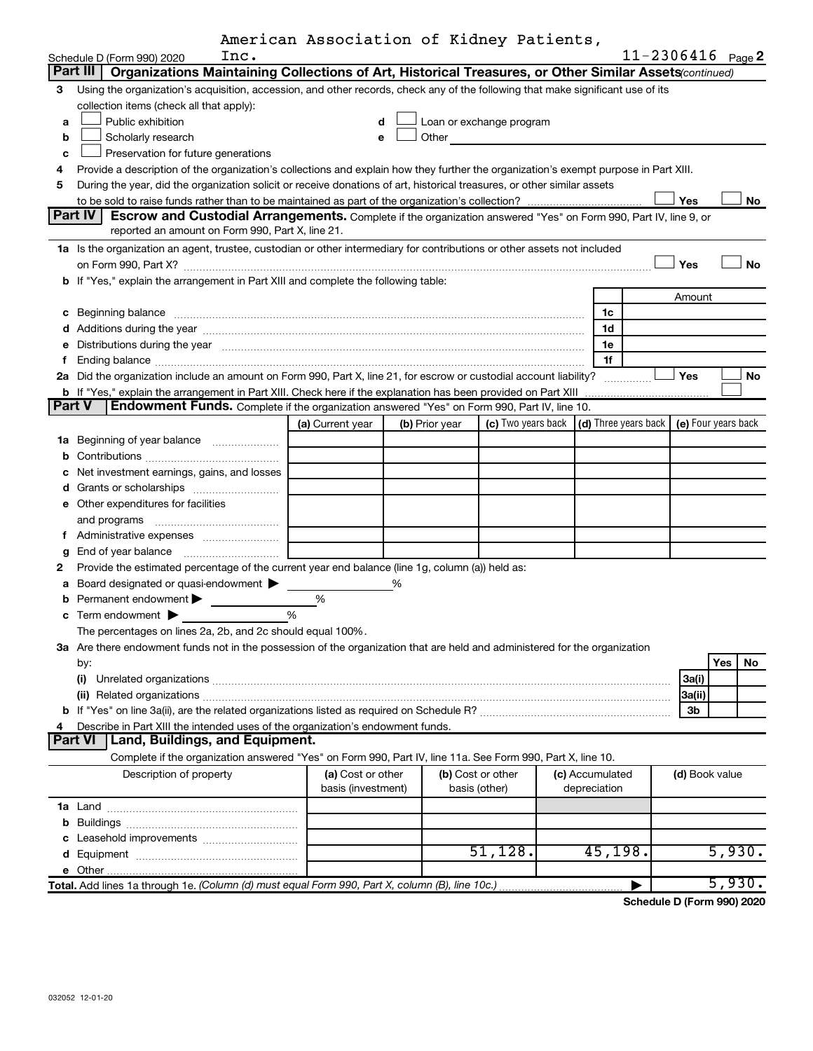American Association of Kidney Patients, Inc. 11-2306416

Schedule D (Form 990) 2020

## Part III Organizations Maintaining Collections of Art, Historical Treasures, or Other Similar Assets *(continued)*

3 Using the organization's acquisition, accession, and other records, check any of the following that make significant use of its collection items (check all that apply):

- a ☐ Public exhibition
- b ☐ Scholarly research
- c ☐ Preservation for future generations
- d ☐ Loan or exchange program
- e ☐ Other

4 Provide a description of the organization's collections and explain how they further the organization's exempt purpose in Part XIII.

5 During the year, did the organization solicit or receive donations of art, historical treasures, or other similar assets to be sold to raise funds rather than to be maintained as part of the organization's collection? ☐ Yes ☐ No

## Part IV Escrow and Custodial Arrangements.

Complete if the organization answered "Yes" on Form 990, Part IV, line 9, or reported an amount on Form 990, Part X, line 21.

1a Is the organization an agent, trustee, custodian or other intermediary for contributions or other assets not included on Form 990, Part X? ☐ Yes ☐ No

b If "Yes," explain the arrangement in Part XIII and complete the following table:

| | | Amount |
|---|---|---|
| c Beginning balance | 1c | |
| d Additions during the year | 1d | |
| e Distributions during the year | 1e | |
| f Ending balance | 1f | |

2a Did the organization include an amount on Form 990, Part X, line 21, for escrow or custodial account liability? ☐ Yes ☐ No

b If "Yes," explain the arrangement in Part XIII. Check here if the explanation has been provided on Part XIII ☐

## Part V Endowment Funds.

Complete if the organization answered "Yes" on Form 990, Part IV, line 10.

| | (a) Current year | (b) Prior year | (c) Two years back | (d) Three years back | (e) Four years back |
|---|---|---|---|---|---|
| 1a Beginning of year balance | | | | | |
| b Contributions | | | | | |
| c Net investment earnings, gains, and losses | | | | | |
| d Grants or scholarships | | | | | |
| e Other expenditures for facilities and programs | | | | | |
| f Administrative expenses | | | | | |
| g End of year balance | | | | | |

2 Provide the estimated percentage of the current year end balance (line 1g, column (a)) held as:

- a Board designated or quasi-endowment ▶ %
- b Permanent endowment ▶ %
- c Term endowment ▶ %

The percentages on lines 2a, 2b, and 2c should equal 100%.

3a Are there endowment funds not in the possession of the organization that are held and administered for the organization by:

| | | Yes | No |
|---|---|---|---|
| (i) Unrelated organizations | 3a(i) | | |
| (ii) Related organizations | 3a(ii) | | |
| b If "Yes" on line 3a(ii), are the related organizations listed as required on Schedule R? | 3b | | |

4 Describe in Part XIII the intended uses of the organization's endowment funds.

## Part VI Land, Buildings, and Equipment.

Complete if the organization answered "Yes" on Form 990, Part IV, line 11a. See Form 990, Part X, line 10.

| Description of property | (a) Cost or other basis (investment) | (b) Cost or other basis (other) | (c) Accumulated depreciation | (d) Book value |
|---|---|---|---|---|
| 1a Land | | | | |
| b Buildings | | | | |
| c Leasehold improvements | | | | |
| d Equipment | | 51,128. | 45,198. | 5,930. |
| e Other | | | | |
| **Total.** Add lines 1a through 1e. *(Column (d) must equal Form 990, Part X, column (B), line 10c.)* | | | ▶ | 5,930. |

**Schedule D (Form 990) 2020**

032052 12-01-20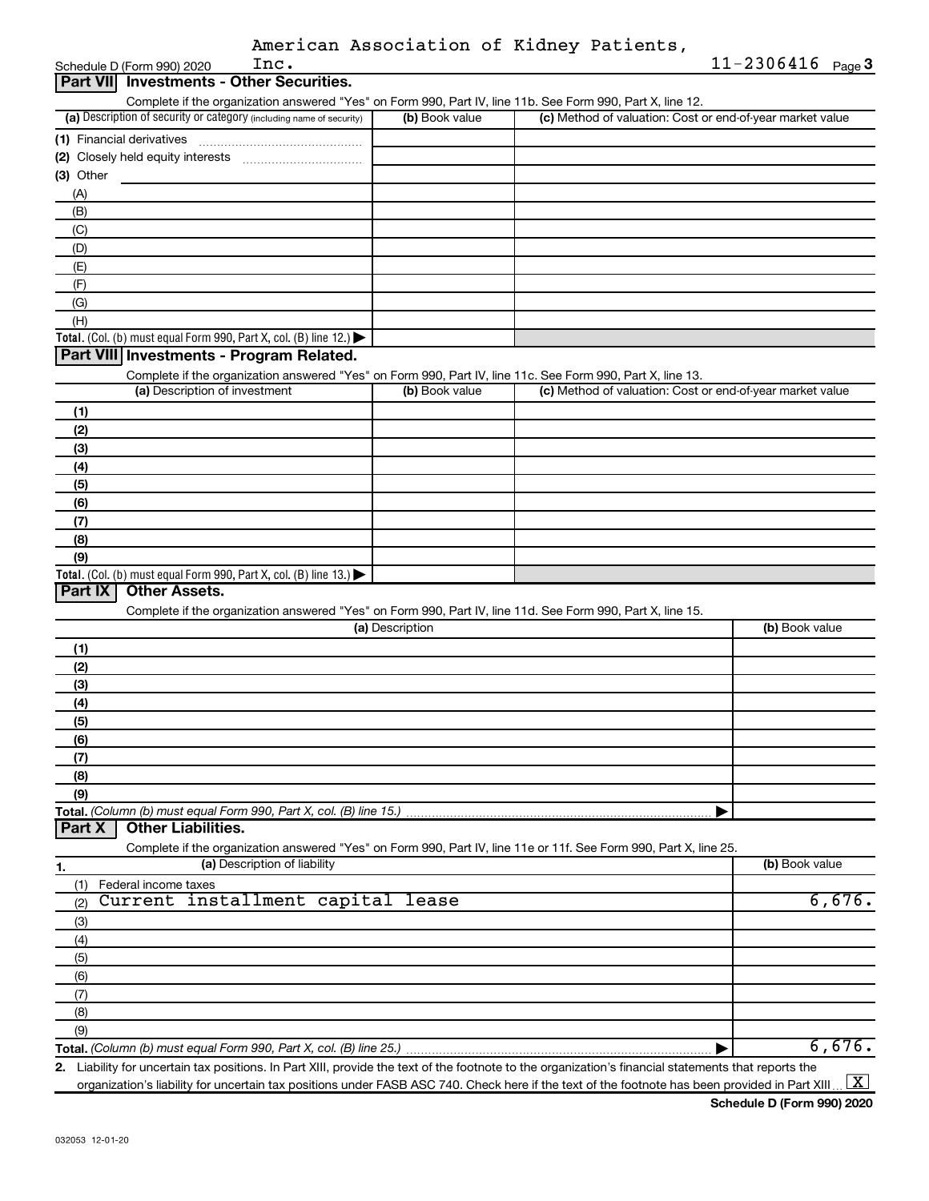American Association of Kidney Patients, Inc.

Schedule D (Form 990) 2020 — 11-2306416

## Part VII Investments - Other Securities.

Complete if the organization answered "Yes" on Form 990, Part IV, line 11b. See Form 990, Part X, line 12.

| (a) Description of security or category (including name of security) | (b) Book value | (c) Method of valuation: Cost or end-of-year market value |
|---|---|---|
| (1) Financial derivatives | | |
| (2) Closely held equity interests | | |
| (3) Other | | |
| (A) | | |
| (B) | | |
| (C) | | |
| (D) | | |
| (E) | | |
| (F) | | |
| (G) | | |
| (H) | | |
| **Total.** (Col. (b) must equal Form 990, Part X, col. (B) line 12.) | | |

## Part VIII Investments - Program Related.

Complete if the organization answered "Yes" on Form 990, Part IV, line 11c. See Form 990, Part X, line 13.

| (a) Description of investment | (b) Book value | (c) Method of valuation: Cost or end-of-year market value |
|---|---|---|
| (1) | | |
| (2) | | |
| (3) | | |
| (4) | | |
| (5) | | |
| (6) | | |
| (7) | | |
| (8) | | |
| (9) | | |
| **Total.** (Col. (b) must equal Form 990, Part X, col. (B) line 13.) | | |

## Part IX Other Assets.

Complete if the organization answered "Yes" on Form 990, Part IV, line 11d. See Form 990, Part X, line 15.

| (a) Description | (b) Book value |
|---|---|
| (1) | |
| (2) | |
| (3) | |
| (4) | |
| (5) | |
| (6) | |
| (7) | |
| (8) | |
| (9) | |
| **Total.** *(Column (b) must equal Form 990, Part X, col. (B) line 15.)* | |

## Part X Other Liabilities.

Complete if the organization answered "Yes" on Form 990, Part IV, line 11e or 11f. See Form 990, Part X, line 25.

| 1. (a) Description of liability | (b) Book value |
|---|---|
| (1) Federal income taxes | |
| (2) Current installment capital lease | 6,676. |
| (3) | |
| (4) | |
| (5) | |
| (6) | |
| (7) | |
| (8) | |
| (9) | |
| **Total.** *(Column (b) must equal Form 990, Part X, col. (B) line 25.)* | 6,676. |

2. Liability for uncertain tax positions. In Part XIII, provide the text of the footnote to the organization's financial statements that reports the organization's liability for uncertain tax positions under FASB ASC 740. Check here if the text of the footnote has been provided in Part XIII [X]

Schedule D (Form 990) 2020

032053 12-01-20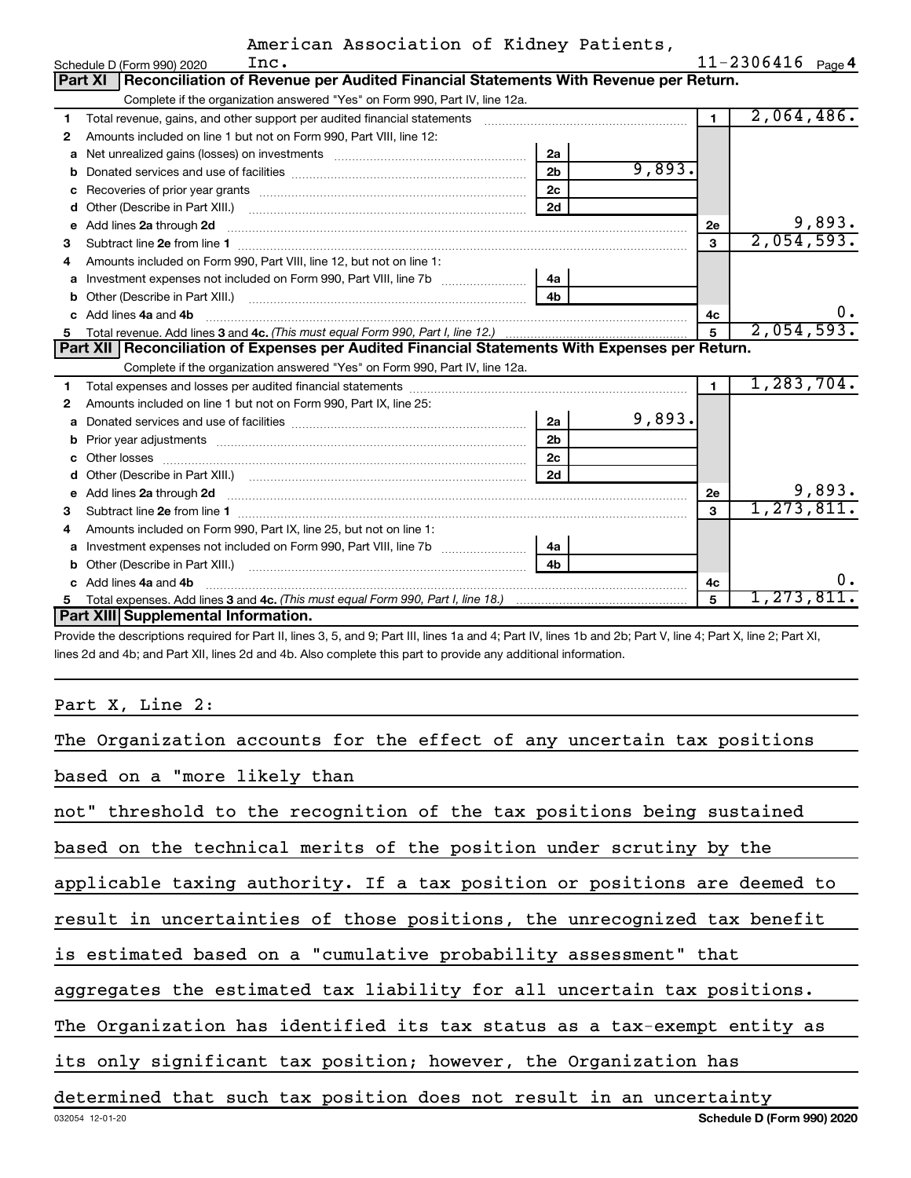American Association of Kidney Patients, Inc. 11-2306416

Schedule D (Form 990) 2020 Page 4

## Part XI Reconciliation of Revenue per Audited Financial Statements With Revenue per Return.

Complete if the organization answered "Yes" on Form 990, Part IV, line 12a.

| | | | | | |
|---|---|---|---|---|---|
| 1 | Total revenue, gains, and other support per audited financial statements | | | 1 | 2,064,486. |
| 2 | Amounts included on line 1 but not on Form 990, Part VIII, line 12: | | | | |
| a | Net unrealized gains (losses) on investments | 2a | | | |
| b | Donated services and use of facilities | 2b | 9,893. | | |
| c | Recoveries of prior year grants | 2c | | | |
| d | Other (Describe in Part XIII.) | 2d | | | |
| e | Add lines 2a through 2d | | | 2e | 9,893. |
| 3 | Subtract line 2e from line 1 | | | 3 | 2,054,593. |
| 4 | Amounts included on Form 990, Part VIII, line 12, but not on line 1: | | | | |
| a | Investment expenses not included on Form 990, Part VIII, line 7b | 4a | | | |
| b | Other (Describe in Part XIII.) | 4b | | | |
| c | Add lines 4a and 4b | | | 4c | 0. |
| 5 | Total revenue. Add lines 3 and 4c. *(This must equal Form 990, Part I, line 12.)* | | | 5 | 2,054,593. |

## Part XII Reconciliation of Expenses per Audited Financial Statements With Expenses per Return.

Complete if the organization answered "Yes" on Form 990, Part IV, line 12a.

| | | | | | |
|---|---|---|---|---|---|
| 1 | Total expenses and losses per audited financial statements | | | 1 | 1,283,704. |
| 2 | Amounts included on line 1 but not on Form 990, Part IX, line 25: | | | | |
| a | Donated services and use of facilities | 2a | 9,893. | | |
| b | Prior year adjustments | 2b | | | |
| c | Other losses | 2c | | | |
| d | Other (Describe in Part XIII.) | 2d | | | |
| e | Add lines 2a through 2d | | | 2e | 9,893. |
| 3 | Subtract line 2e from line 1 | | | 3 | 1,273,811. |
| 4 | Amounts included on Form 990, Part IX, line 25, but not on line 1: | | | | |
| a | Investment expenses not included on Form 990, Part VIII, line 7b | 4a | | | |
| b | Other (Describe in Part XIII.) | 4b | | | |
| c | Add lines 4a and 4b | | | 4c | 0. |
| 5 | Total expenses. Add lines 3 and 4c. *(This must equal Form 990, Part I, line 18.)* | | | 5 | 1,273,811. |

## Part XIII Supplemental Information.

Provide the descriptions required for Part II, lines 3, 5, and 9; Part III, lines 1a and 4; Part IV, lines 1b and 2b; Part V, line 4; Part X, line 2; Part XI, lines 2d and 4b; and Part XII, lines 2d and 4b. Also complete this part to provide any additional information.

Part X, Line 2:

The Organization accounts for the effect of any uncertain tax positions based on a "more likely than not" threshold to the recognition of the tax positions being sustained based on the technical merits of the position under scrutiny by the applicable taxing authority. If a tax position or positions are deemed to result in uncertainties of those positions, the unrecognized tax benefit is estimated based on a "cumulative probability assessment" that aggregates the estimated tax liability for all uncertain tax positions. The Organization has identified its tax status as a tax-exempt entity as its only significant tax position; however, the Organization has determined that such tax position does not result in an uncertainty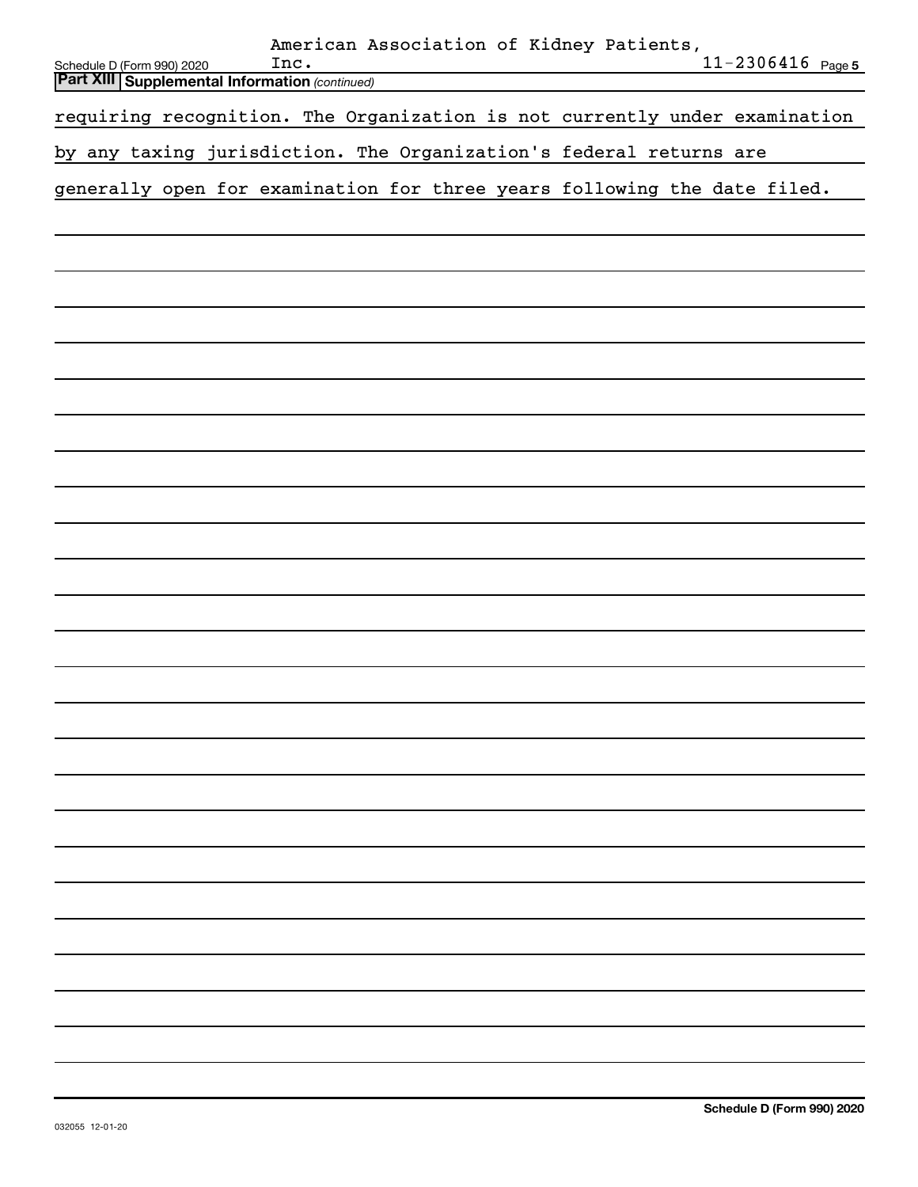**Part XIII Supplemental Information** *(continued)*

requiring recognition. The Organization is not currently under examination by any taxing jurisdiction. The Organization's federal returns are generally open for examination for three years following the date filed.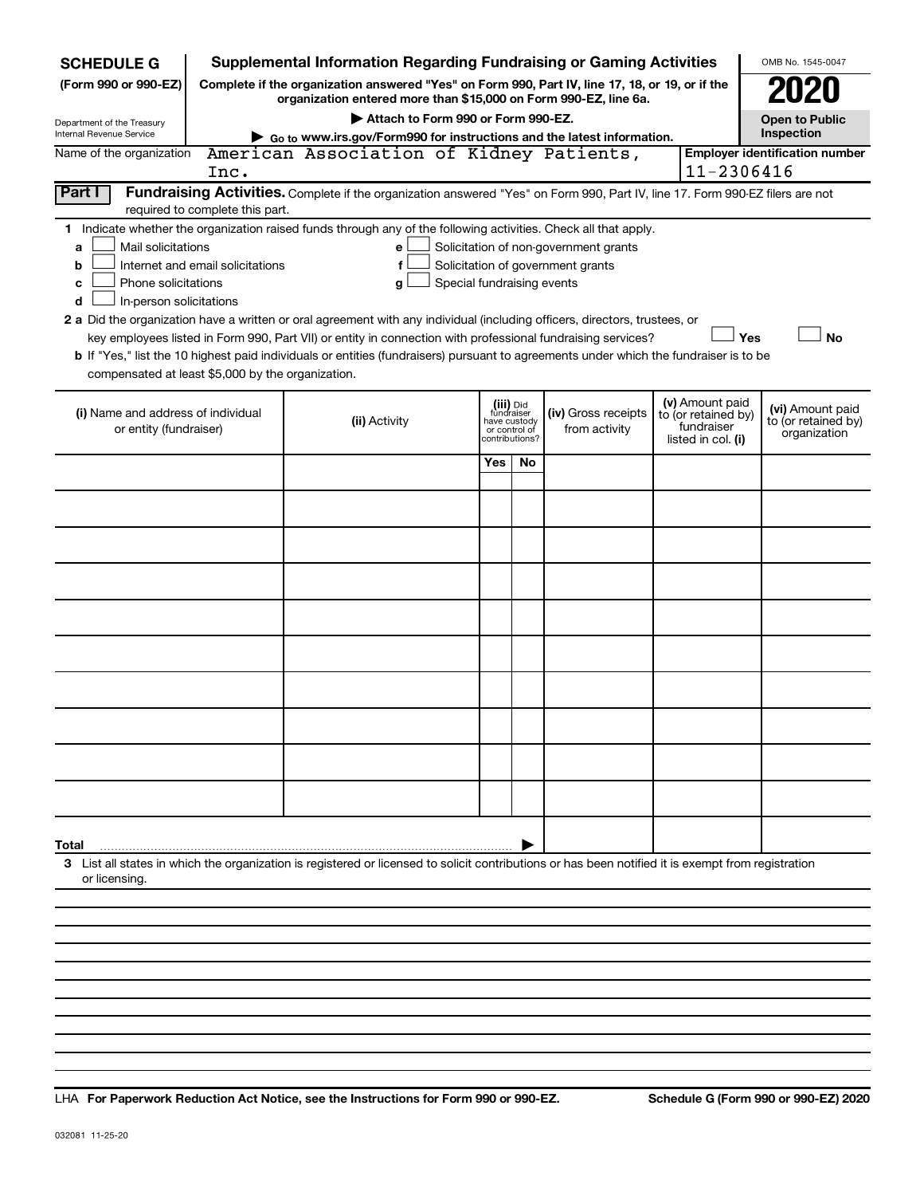**SCHEDULE G (Form 990 or 990-EZ)**

Department of the Treasury
Internal Revenue Service

# Supplemental Information Regarding Fundraising or Gaming Activities

**Complete if the organization answered "Yes" on Form 990, Part IV, line 17, 18, or 19, or if the organization entered more than $15,000 on Form 990-EZ, line 6a.**

**▶ Attach to Form 990 or Form 990-EZ.**

**▶ Go to www.irs.gov/Form990 for instructions and the latest information.**

OMB No. 1545-0047

**2020**

**Open to Public Inspection**

Name of the organization: American Association of Kidney Patients, Inc.

**Employer identification number**: 11-2306416

**Part I** **Fundraising Activities.** Complete if the organization answered "Yes" on Form 990, Part IV, line 17. Form 990-EZ filers are not required to complete this part.

**1** Indicate whether the organization raised funds through any of the following activities. Check all that apply.

- **a** ☐ Mail solicitations
- **b** ☐ Internet and email solicitations
- **c** ☐ Phone solicitations
- **d** ☐ In-person solicitations
- **e** ☐ Solicitation of non-government grants
- **f** ☐ Solicitation of government grants
- **g** ☐ Special fundraising events

**2 a** Did the organization have a written or oral agreement with any individual (including officers, directors, trustees, or key employees listed in Form 990, Part VII) or entity in connection with professional fundraising services? ☐ **Yes** ☐ **No**

**b** If "Yes," list the 10 highest paid individuals or entities (fundraisers) pursuant to agreements under which the fundraiser is to be compensated at least $5,000 by the organization.

| (i) Name and address of individual or entity (fundraiser) | (ii) Activity | (iii) Did fundraiser have custody or control of contributions? Yes | No | (iv) Gross receipts from activity | (v) Amount paid to (or retained by) fundraiser listed in col. (i) | (vi) Amount paid to (or retained by) organization |
|---|---|---|---|---|---|---|
| | | | | | | |
| | | | | | | |
| | | | | | | |
| | | | | | | |
| | | | | | | |
| | | | | | | |
| | | | | | | |
| | | | | | | |
| | | | | | | |
| | | | | | | |
| **Total** ▶ | | | | | | |

**3** List all states in which the organization is registered or licensed to solicit contributions or has been notified it is exempt from registration or licensing.

LHA **For Paperwork Reduction Act Notice, see the Instructions for Form 990 or 990-EZ.** **Schedule G (Form 990 or 990-EZ) 2020**

032081 11-25-20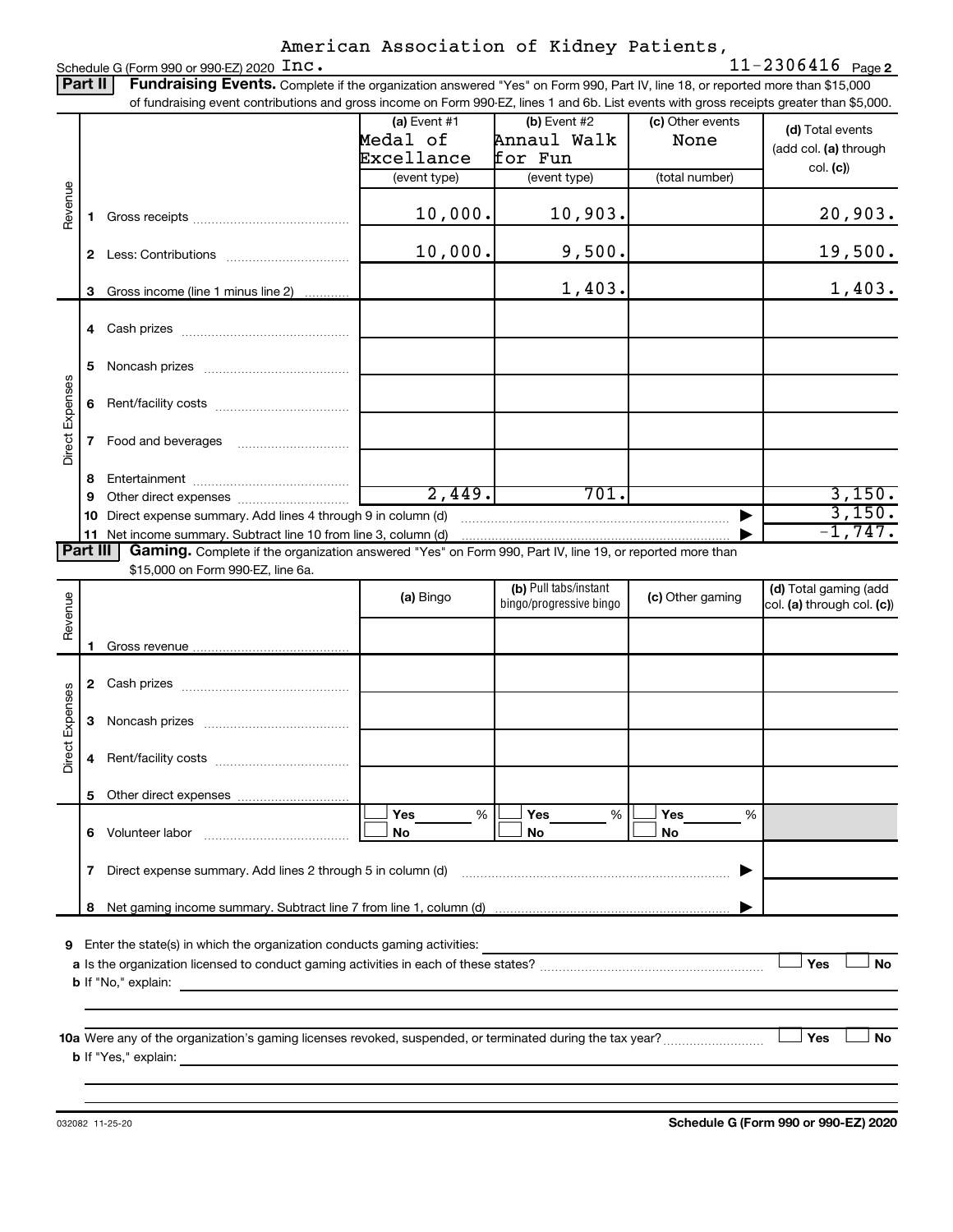Schedule G (Form 990 or 990-EZ) 2020 American Association of Kidney Patients, Inc. 11-2306416 Page 2

**Part II** **Fundraising Events.** Complete if the organization answered "Yes" on Form 990, Part IV, line 18, or reported more than $15,000 of fundraising event contributions and gross income on Form 990-EZ, lines 1 and 6b. List events with gross receipts greater than $5,000.

| | | (a) Event #1 Medal of Excellance (event type) | (b) Event #2 Annaul Walk for Fun (event type) | (c) Other events None (total number) | (d) Total events (add col. (a) through col. (c)) |
|---|---|---|---|---|---|
| Revenue | 1 Gross receipts | 10,000. | 10,903. | | 20,903. |
| | 2 Less: Contributions | 10,000. | 9,500. | | 19,500. |
| | 3 Gross income (line 1 minus line 2) | | 1,403. | | 1,403. |
| Direct Expenses | 4 Cash prizes | | | | |
| | 5 Noncash prizes | | | | |
| | 6 Rent/facility costs | | | | |
| | 7 Food and beverages | | | | |
| | 8 Entertainment | | | | |
| | 9 Other direct expenses | 2,449. | 701. | | 3,150. |
| | 10 Direct expense summary. Add lines 4 through 9 in column (d) | | | | 3,150. |
| | 11 Net income summary. Subtract line 10 from line 3, column (d) | | | | -1,747. |

**Part III** **Gaming.** Complete if the organization answered "Yes" on Form 990, Part IV, line 19, or reported more than $15,000 on Form 990-EZ, line 6a.

| | | (a) Bingo | (b) Pull tabs/instant bingo/progressive bingo | (c) Other gaming | (d) Total gaming (add col. (a) through col. (c)) |
|---|---|---|---|---|---|
| Revenue | 1 Gross revenue | | | | |
| Direct Expenses | 2 Cash prizes | | | | |
| | 3 Noncash prizes | | | | |
| | 4 Rent/facility costs | | | | |
| | 5 Other direct expenses | | | | |
| | 6 Volunteer labor | Yes ___ % No | Yes ___ % No | Yes ___ % No | |
| | 7 Direct expense summary. Add lines 2 through 5 in column (d) | | | | |
| | 8 Net gaming income summary. Subtract line 7 from line 1, column (d) | | | | |

9 Enter the state(s) in which the organization conducts gaming activities:

a Is the organization licensed to conduct gaming activities in each of these states? Yes No

b If "No," explain:

10a Were any of the organization's gaming licenses revoked, suspended, or terminated during the tax year? Yes No

b If "Yes," explain:

032082 11-25-20

Schedule G (Form 990 or 990-EZ) 2020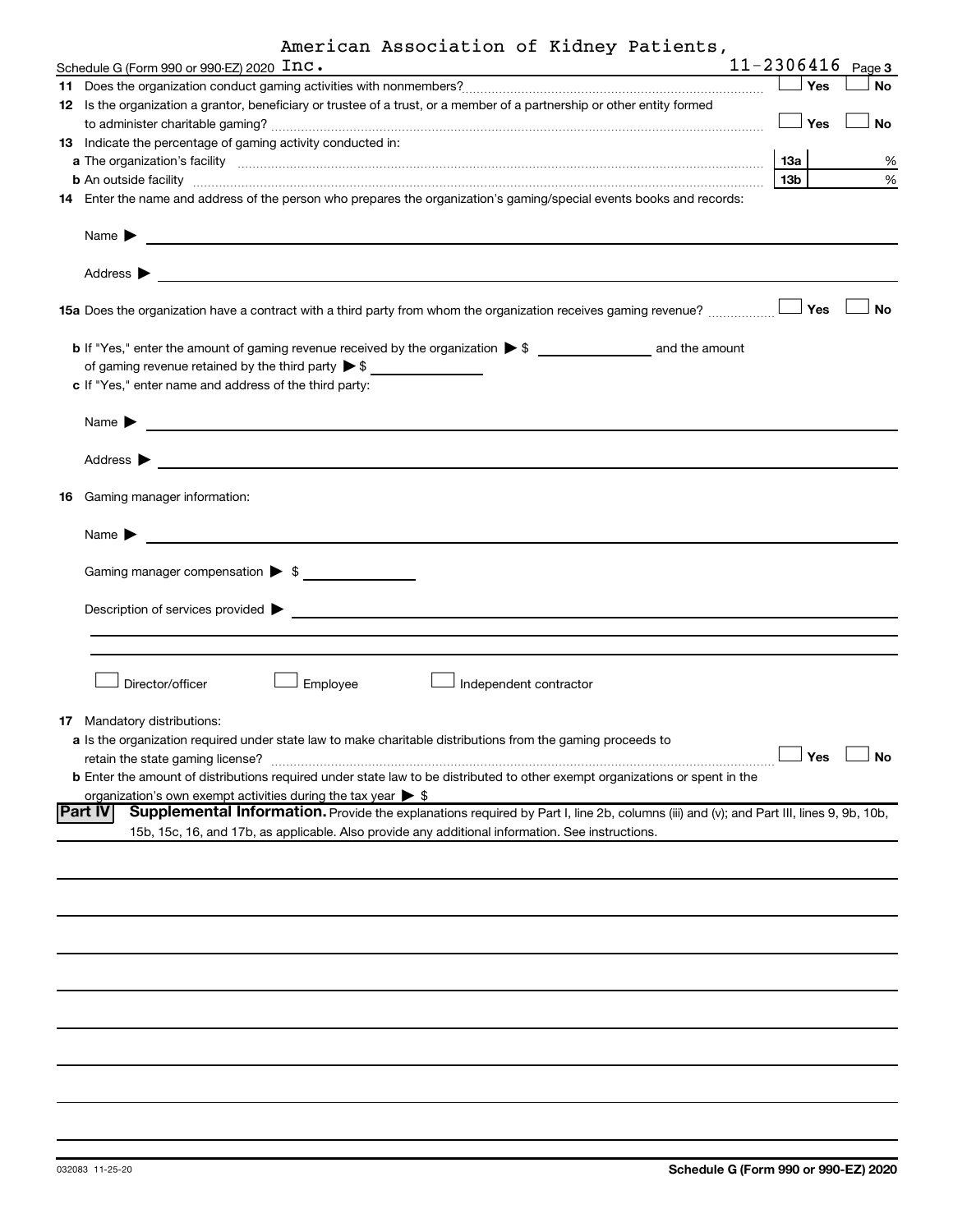American Association of Kidney Patients, Inc. — 11-2306416

Schedule G (Form 990 or 990-EZ) 2020 Page 3

**11** Does the organization conduct gaming activities with nonmembers? ☐ Yes ☐ No

**12** Is the organization a grantor, beneficiary or trustee of a trust, or a member of a partnership or other entity formed to administer charitable gaming? ☐ Yes ☐ No

**13** Indicate the percentage of gaming activity conducted in:

**a** The organization's facility **13a** %

**b** An outside facility **13b** %

**14** Enter the name and address of the person who prepares the organization's gaming/special events books and records:

Name ▶

Address ▶

**15a** Does the organization have a contract with a third party from whom the organization receives gaming revenue? ☐ Yes ☐ No

**b** If "Yes," enter the amount of gaming revenue received by the organization ▶ $ __________ and the amount of gaming revenue retained by the third party ▶ $ __________

**c** If "Yes," enter name and address of the third party:

Name ▶

Address ▶

**16** Gaming manager information:

Name ▶

Gaming manager compensation ▶ $

Description of services provided ▶

☐ Director/officer ☐ Employee ☐ Independent contractor

**17** Mandatory distributions:

**a** Is the organization required under state law to make charitable distributions from the gaming proceeds to retain the state gaming license? ☐ Yes ☐ No

**b** Enter the amount of distributions required under state law to be distributed to other exempt organizations or spent in the organization's own exempt activities during the tax year ▶ $

**Part IV** **Supplemental Information.** Provide the explanations required by Part I, line 2b, columns (iii) and (v); and Part III, lines 9, 9b, 10b, 15b, 15c, 16, and 17b, as applicable. Also provide any additional information. See instructions.

032083 11-25-20

**Schedule G (Form 990 or 990-EZ) 2020**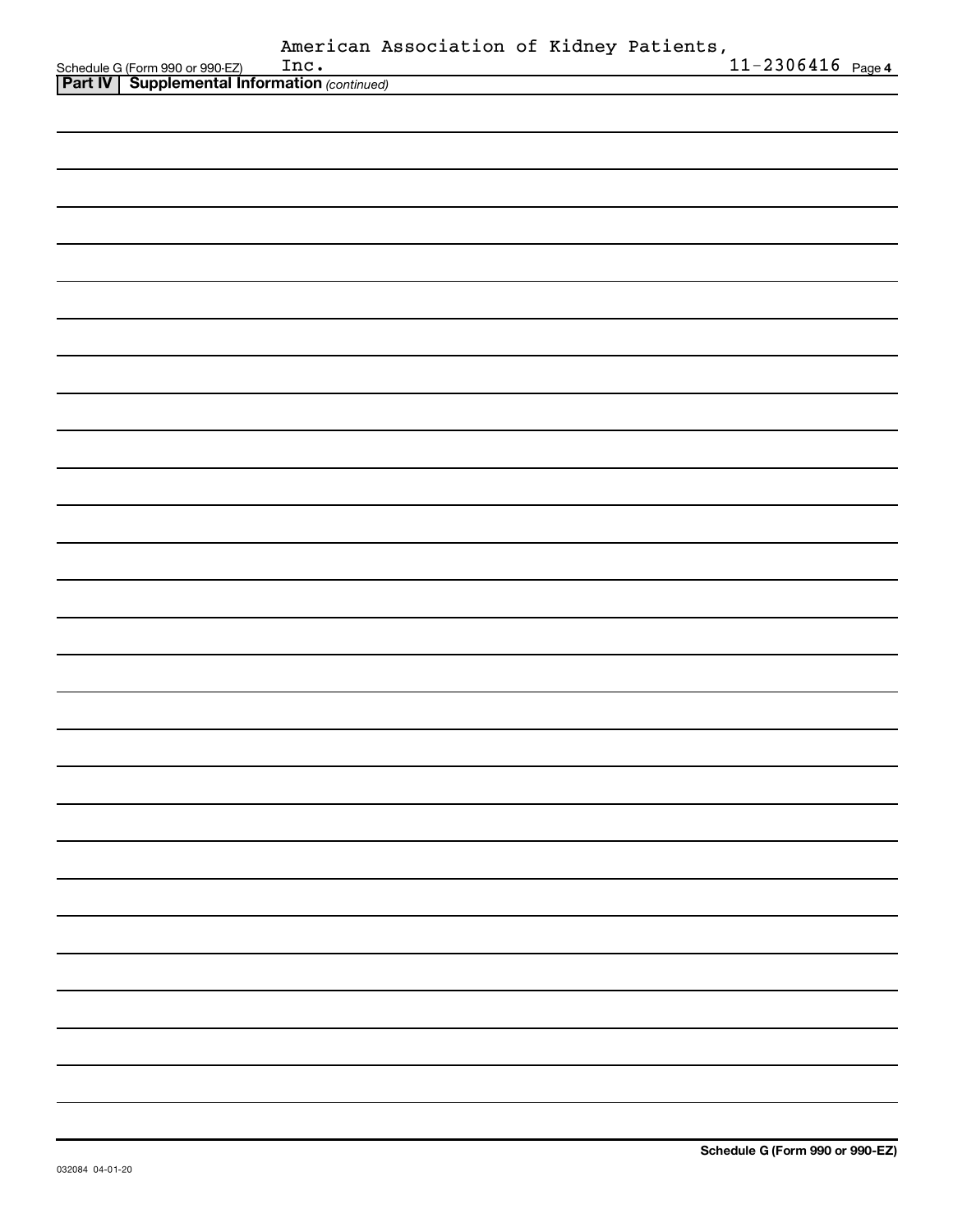Schedule G (Form 990 or 990-EZ) American Association of Kidney Patients, Inc. 11-2306416 Page 4

**Part IV | Supplemental Information** *(continued)*

032084 04-01-20

**Schedule G (Form 990 or 990-EZ)**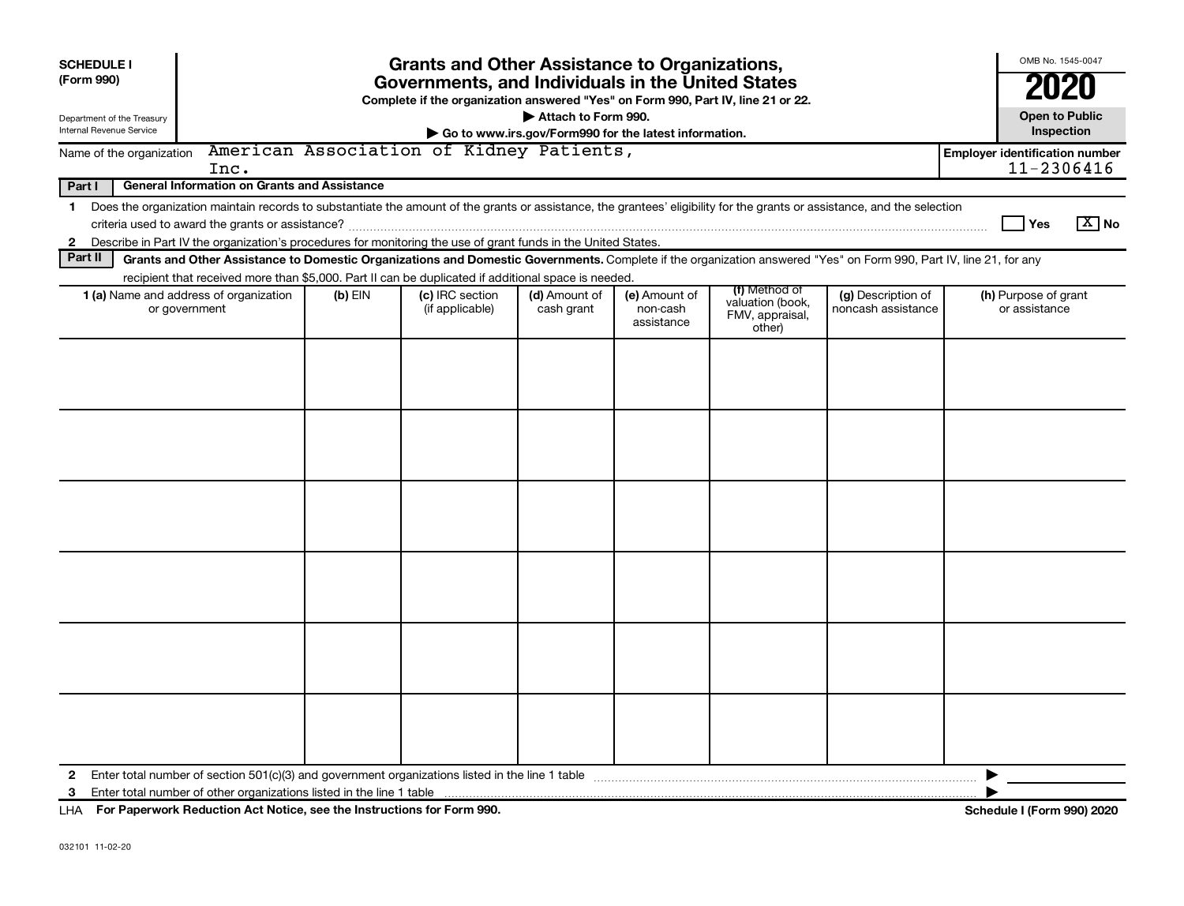**SCHEDULE I**
**(Form 990)**

Department of the Treasury
Internal Revenue Service

# Grants and Other Assistance to Organizations, Governments, and Individuals in the United States

**Complete if the organization answered "Yes" on Form 990, Part IV, line 21 or 22.**

**▶ Attach to Form 990.**

**▶ Go to www.irs.gov/Form990 for the latest information.**

OMB No. 1545-0047

**2020**

**Open to Public Inspection**

Name of the organization: American Association of Kidney Patients, Inc.

**Employer identification number:** 11-2306416

**Part I — General Information on Grants and Assistance**

1 Does the organization maintain records to substantiate the amount of the grants or assistance, the grantees' eligibility for the grants or assistance, and the selection criteria used to award the grants or assistance? ☐ Yes ☒ No

2 Describe in Part IV the organization's procedures for monitoring the use of grant funds in the United States.

**Part II — Grants and Other Assistance to Domestic Organizations and Domestic Governments.** Complete if the organization answered "Yes" on Form 990, Part IV, line 21, for any recipient that received more than $5,000. Part II can be duplicated if additional space is needed.

| **1 (a)** Name and address of organization or government | **(b)** EIN | **(c)** IRC section (if applicable) | **(d)** Amount of cash grant | **(e)** Amount of non-cash assistance | **(f)** Method of valuation (book, FMV, appraisal, other) | **(g)** Description of noncash assistance | **(h)** Purpose of grant or assistance |
|---|---|---|---|---|---|---|---|
| | | | | | | | |
| | | | | | | | |
| | | | | | | | |
| | | | | | | | |
| | | | | | | | |
| | | | | | | | |

2 Enter total number of section 501(c)(3) and government organizations listed in the line 1 table ▶

3 Enter total number of other organizations listed in the line 1 table ▶

LHA **For Paperwork Reduction Act Notice, see the Instructions for Form 990.** **Schedule I (Form 990) 2020**

032101 11-02-20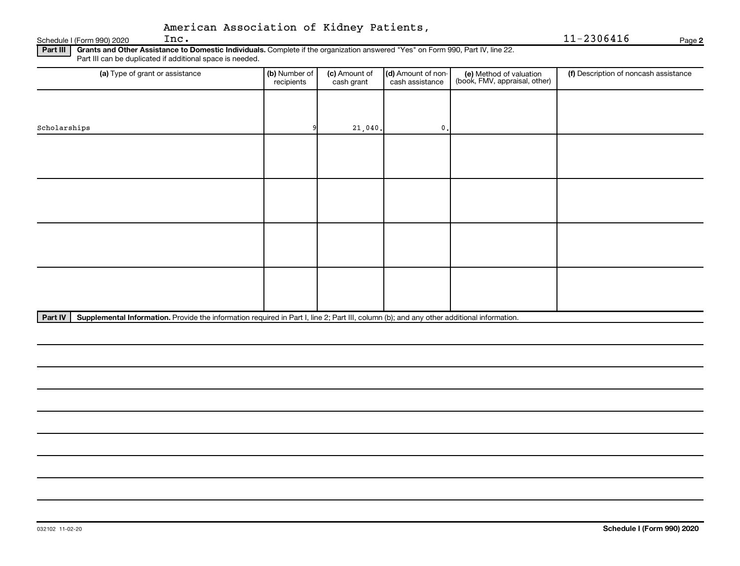American Association of Kidney Patients, Inc.

Schedule I (Form 990) 2020 11-2306416 Page **2**

**Part III** **Grants and Other Assistance to Domestic Individuals.** Complete if the organization answered "Yes" on Form 990, Part IV, line 22. Part III can be duplicated if additional space is needed.

| (a) Type of grant or assistance | (b) Number of recipients | (c) Amount of cash grant | (d) Amount of non-cash assistance | (e) Method of valuation (book, FMV, appraisal, other) | (f) Description of noncash assistance |
|---|---|---|---|---|---|
| Scholarships | 9 | 21,040. | 0. | | |
| | | | | | |
| | | | | | |
| | | | | | |
| | | | | | |

**Part IV** **Supplemental Information.** Provide the information required in Part I, line 2; Part III, column (b); and any other additional information.

032102 11-02-20

**Schedule I (Form 990) 2020**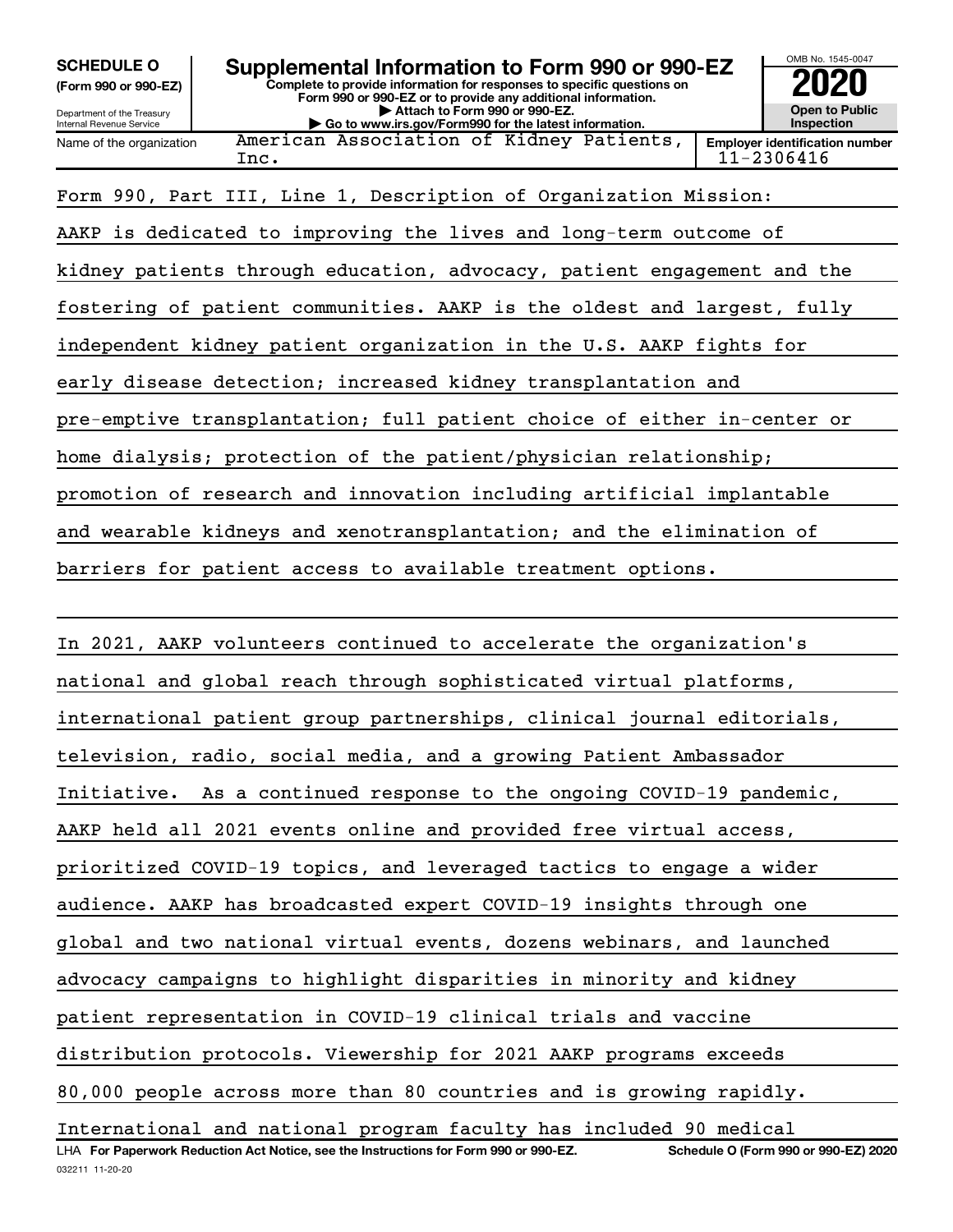**SCHEDULE O**
**(Form 990 or 990-EZ)**

Department of the Treasury
Internal Revenue Service

# Supplemental Information to Form 990 or 990-EZ

**Complete to provide information for responses to specific questions on Form 990 or 990-EZ or to provide any additional information.**
**▶ Attach to Form 990 or 990-EZ.**
**▶ Go to www.irs.gov/Form990 for the latest information.**

OMB No. 1545-0047

**2020**

**Open to Public Inspection**

| Name of the organization | Employer identification number |
|---|---|
| American Association of Kidney Patients, Inc. | 11-2306416 |

Form 990, Part III, Line 1, Description of Organization Mission:

AAKP is dedicated to improving the lives and long-term outcome of kidney patients through education, advocacy, patient engagement and the fostering of patient communities. AAKP is the oldest and largest, fully independent kidney patient organization in the U.S. AAKP fights for early disease detection; increased kidney transplantation and pre-emptive transplantation; full patient choice of either in-center or home dialysis; protection of the patient/physician relationship; promotion of research and innovation including artificial implantable and wearable kidneys and xenotransplantation; and the elimination of barriers for patient access to available treatment options.

In 2021, AAKP volunteers continued to accelerate the organization's national and global reach through sophisticated virtual platforms, international patient group partnerships, clinical journal editorials, television, radio, social media, and a growing Patient Ambassador Initiative. As a continued response to the ongoing COVID-19 pandemic, AAKP held all 2021 events online and provided free virtual access, prioritized COVID-19 topics, and leveraged tactics to engage a wider audience. AAKP has broadcasted expert COVID-19 insights through one global and two national virtual events, dozens webinars, and launched advocacy campaigns to highlight disparities in minority and kidney patient representation in COVID-19 clinical trials and vaccine distribution protocols. Viewership for 2021 AAKP programs exceeds 80,000 people across more than 80 countries and is growing rapidly. International and national program faculty has included 90 medical

LHA **For Paperwork Reduction Act Notice, see the Instructions for Form 990 or 990-EZ.** **Schedule O (Form 990 or 990-EZ) 2020**

032211 11-20-20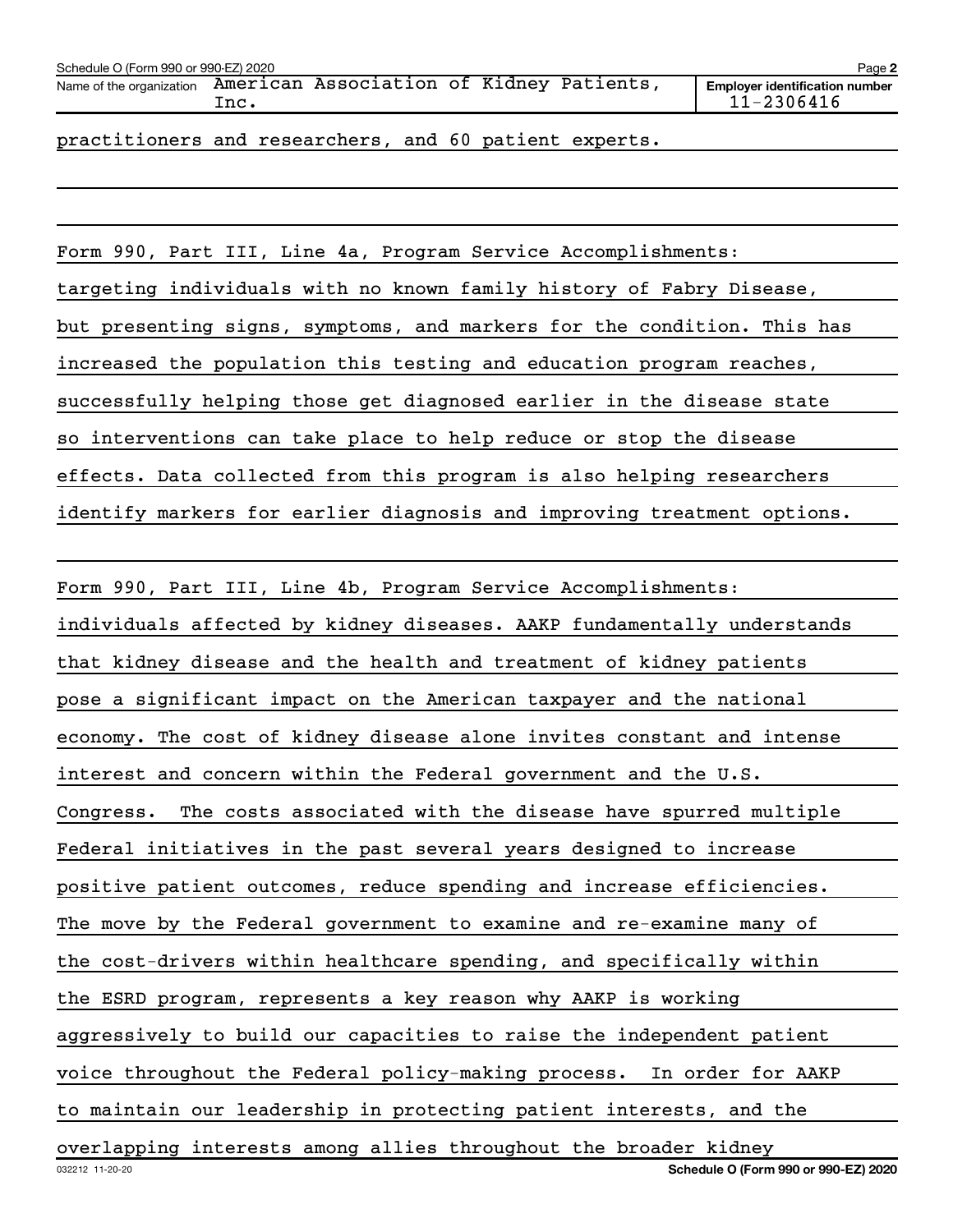Name of the organization: American Association of Kidney Patients, Inc.

Employer identification number: 11-2306416

practitioners and researchers, and 60 patient experts.

Form 990, Part III, Line 4a, Program Service Accomplishments:

targeting individuals with no known family history of Fabry Disease, but presenting signs, symptoms, and markers for the condition. This has increased the population this testing and education program reaches, successfully helping those get diagnosed earlier in the disease state so interventions can take place to help reduce or stop the disease effects. Data collected from this program is also helping researchers identify markers for earlier diagnosis and improving treatment options.

Form 990, Part III, Line 4b, Program Service Accomplishments:

individuals affected by kidney diseases. AAKP fundamentally understands that kidney disease and the health and treatment of kidney patients pose a significant impact on the American taxpayer and the national economy. The cost of kidney disease alone invites constant and intense interest and concern within the Federal government and the U.S. Congress. The costs associated with the disease have spurred multiple Federal initiatives in the past several years designed to increase positive patient outcomes, reduce spending and increase efficiencies. The move by the Federal government to examine and re-examine many of the cost-drivers within healthcare spending, and specifically within the ESRD program, represents a key reason why AAKP is working aggressively to build our capacities to raise the independent patient voice throughout the Federal policy-making process. In order for AAKP to maintain our leadership in protecting patient interests, and the overlapping interests among allies throughout the broader kidney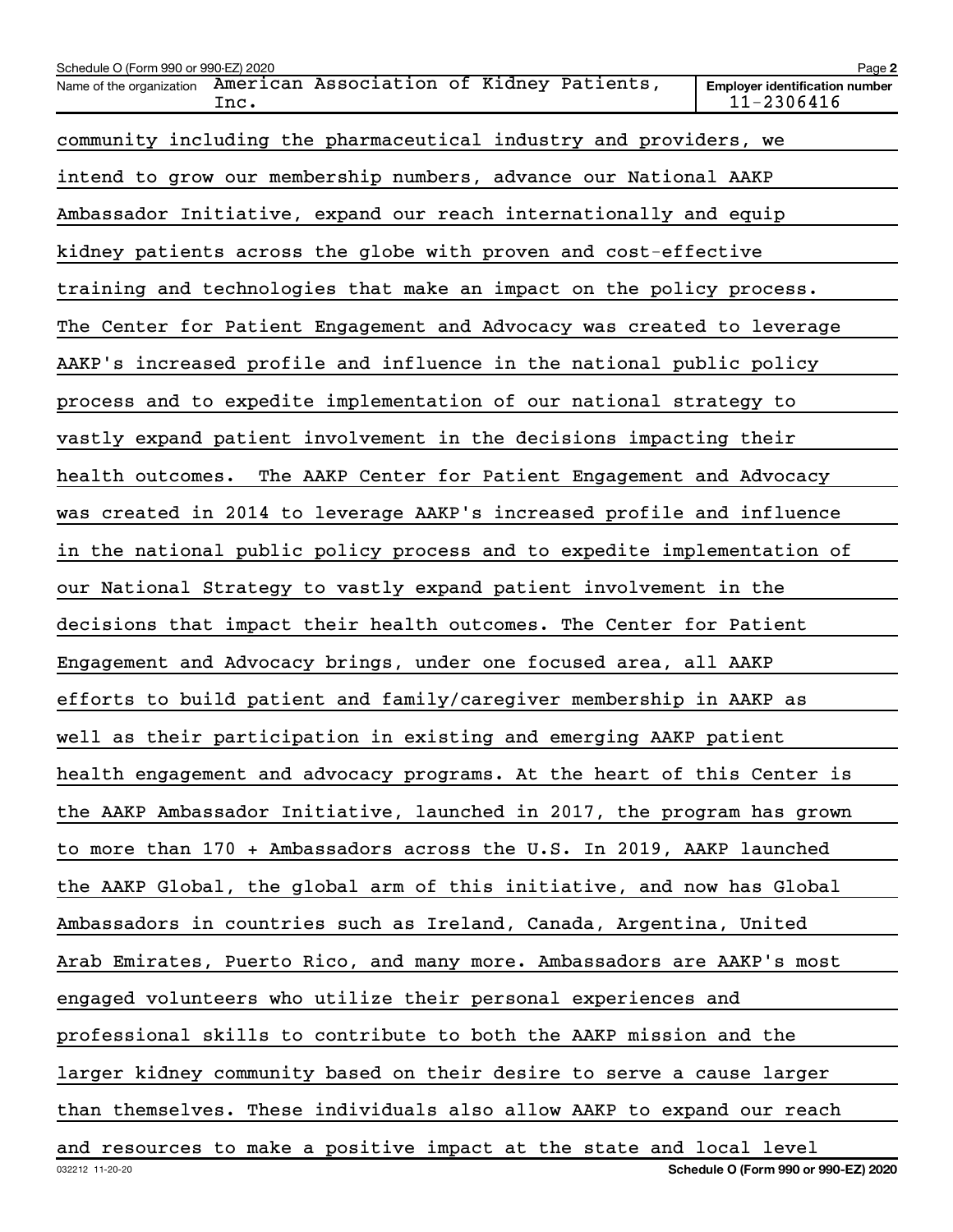community including the pharmaceutical industry and providers, we intend to grow our membership numbers, advance our National AAKP Ambassador Initiative, expand our reach internationally and equip kidney patients across the globe with proven and cost-effective training and technologies that make an impact on the policy process. The Center for Patient Engagement and Advocacy was created to leverage AAKP's increased profile and influence in the national public policy process and to expedite implementation of our national strategy to vastly expand patient involvement in the decisions impacting their health outcomes. The AAKP Center for Patient Engagement and Advocacy was created in 2014 to leverage AAKP's increased profile and influence in the national public policy process and to expedite implementation of our National Strategy to vastly expand patient involvement in the decisions that impact their health outcomes. The Center for Patient Engagement and Advocacy brings, under one focused area, all AAKP efforts to build patient and family/caregiver membership in AAKP as well as their participation in existing and emerging AAKP patient health engagement and advocacy programs. At the heart of this Center is the AAKP Ambassador Initiative, launched in 2017, the program has grown to more than 170 + Ambassadors across the U.S. In 2019, AAKP launched the AAKP Global, the global arm of this initiative, and now has Global Ambassadors in countries such as Ireland, Canada, Argentina, United Arab Emirates, Puerto Rico, and many more. Ambassadors are AAKP's most engaged volunteers who utilize their personal experiences and professional skills to contribute to both the AAKP mission and the larger kidney community based on their desire to serve a cause larger than themselves. These individuals also allow AAKP to expand our reach and resources to make a positive impact at the state and local level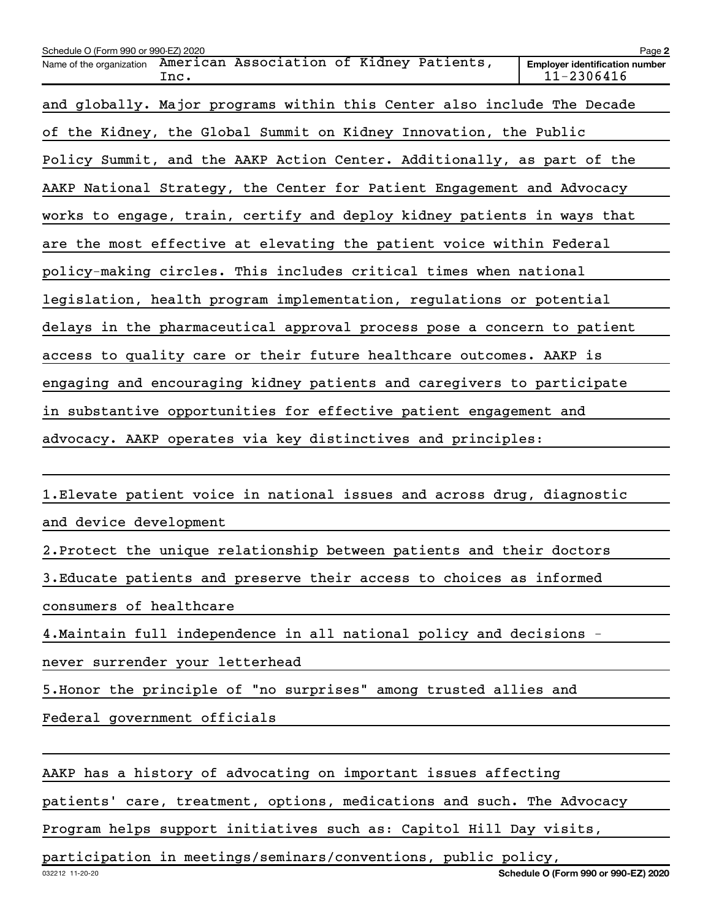Schedule O (Form 990 or 990-EZ) 2020

Name of the organization American Association of Kidney Patients, Inc.

Employer identification number 11-2306416

and globally. Major programs within this Center also include The Decade of the Kidney, the Global Summit on Kidney Innovation, the Public Policy Summit, and the AAKP Action Center. Additionally, as part of the AAKP National Strategy, the Center for Patient Engagement and Advocacy works to engage, train, certify and deploy kidney patients in ways that are the most effective at elevating the patient voice within Federal policy-making circles. This includes critical times when national legislation, health program implementation, regulations or potential delays in the pharmaceutical approval process pose a concern to patient access to quality care or their future healthcare outcomes. AAKP is engaging and encouraging kidney patients and caregivers to participate in substantive opportunities for effective patient engagement and advocacy. AAKP operates via key distinctives and principles:

1. Elevate patient voice in national issues and across drug, diagnostic and device development
2. Protect the unique relationship between patients and their doctors
3. Educate patients and preserve their access to choices as informed consumers of healthcare
4. Maintain full independence in all national policy and decisions - never surrender your letterhead
5. Honor the principle of "no surprises" among trusted allies and Federal government officials

AAKP has a history of advocating on important issues affecting patients' care, treatment, options, medications and such. The Advocacy Program helps support initiatives such as: Capitol Hill Day visits, participation in meetings/seminars/conventions, public policy,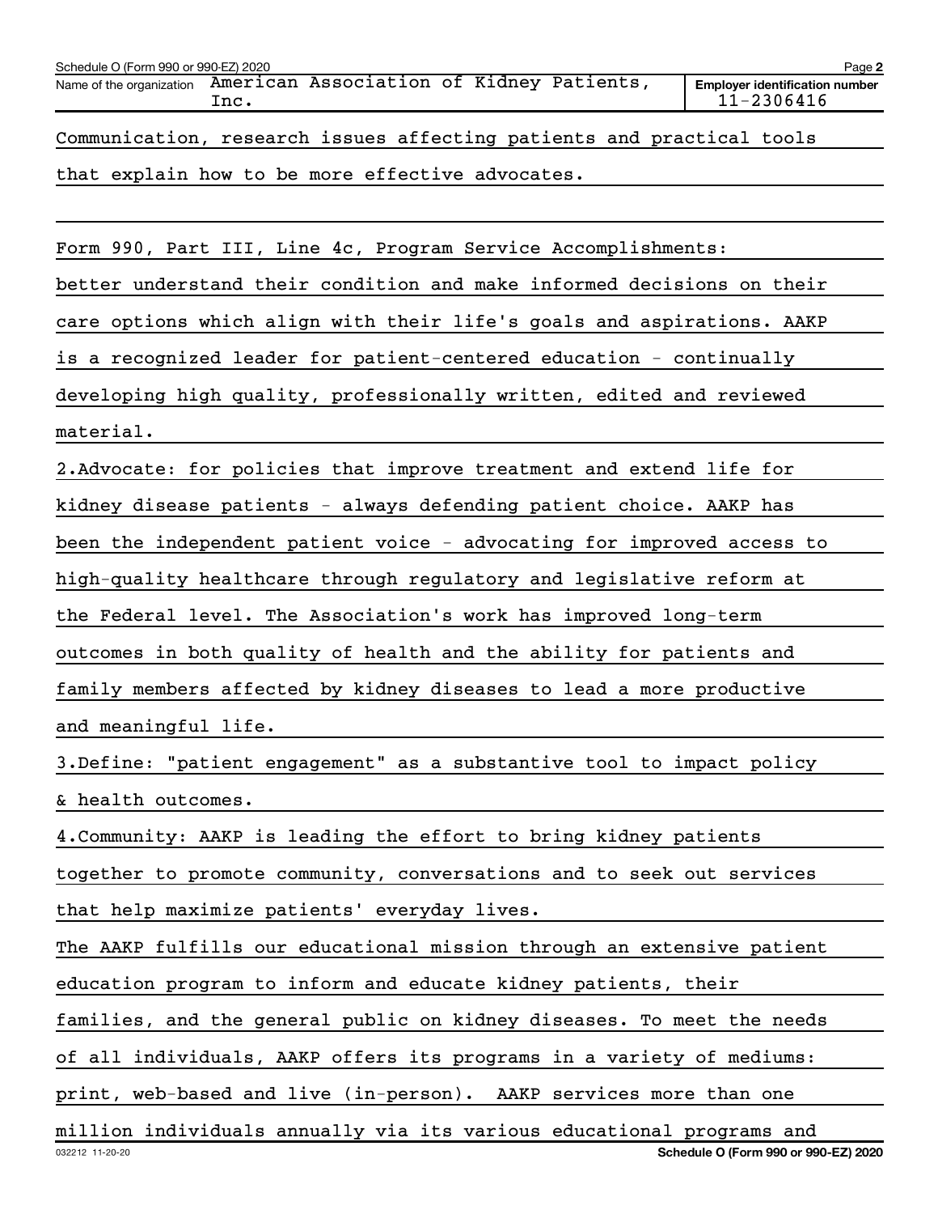Communication, research issues affecting patients and practical tools that explain how to be more effective advocates.

Form 990, Part III, Line 4c, Program Service Accomplishments:

better understand their condition and make informed decisions on their care options which align with their life's goals and aspirations. AAKP is a recognized leader for patient-centered education - continually developing high quality, professionally written, edited and reviewed material.

2.Advocate: for policies that improve treatment and extend life for kidney disease patients - always defending patient choice. AAKP has been the independent patient voice - advocating for improved access to high-quality healthcare through regulatory and legislative reform at the Federal level. The Association's work has improved long-term outcomes in both quality of health and the ability for patients and family members affected by kidney diseases to lead a more productive and meaningful life.

3.Define: "patient engagement" as a substantive tool to impact policy & health outcomes.

4.Community: AAKP is leading the effort to bring kidney patients together to promote community, conversations and to seek out services that help maximize patients' everyday lives.

The AAKP fulfills our educational mission through an extensive patient education program to inform and educate kidney patients, their families, and the general public on kidney diseases. To meet the needs of all individuals, AAKP offers its programs in a variety of mediums: print, web-based and live (in-person). AAKP services more than one million individuals annually via its various educational programs and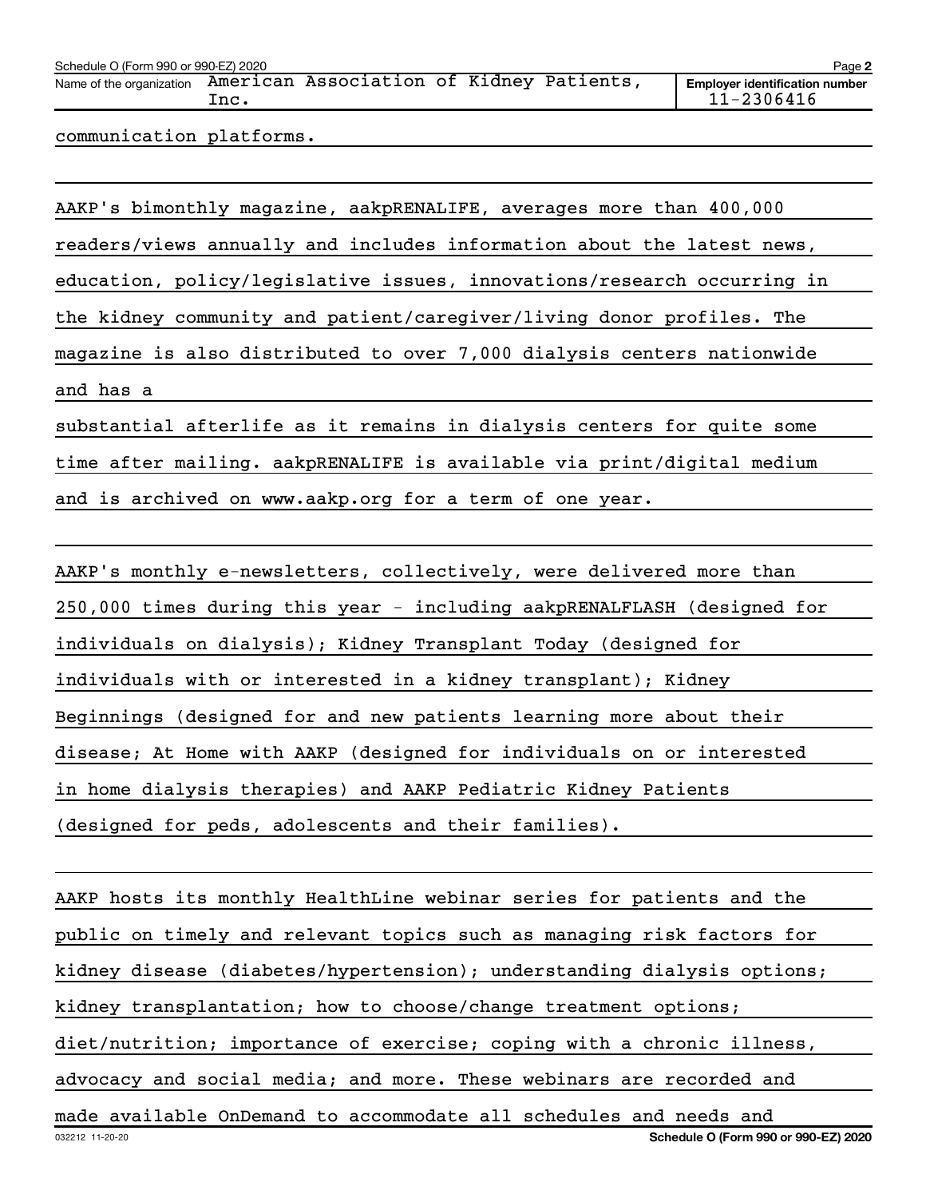communication platforms.

AAKP's bimonthly magazine, aakpRENALIFE, averages more than 400,000 readers/views annually and includes information about the latest news, education, policy/legislative issues, innovations/research occurring in the kidney community and patient/caregiver/living donor profiles. The magazine is also distributed to over 7,000 dialysis centers nationwide and has a substantial afterlife as it remains in dialysis centers for quite some time after mailing. aakpRENALIFE is available via print/digital medium and is archived on www.aakp.org for a term of one year.

AAKP's monthly e-newsletters, collectively, were delivered more than 250,000 times during this year - including aakpRENALFLASH (designed for individuals on dialysis); Kidney Transplant Today (designed for individuals with or interested in a kidney transplant); Kidney Beginnings (designed for and new patients learning more about their disease; At Home with AAKP (designed for individuals on or interested in home dialysis therapies) and AAKP Pediatric Kidney Patients (designed for peds, adolescents and their families).

AAKP hosts its monthly HealthLine webinar series for patients and the public on timely and relevant topics such as managing risk factors for kidney disease (diabetes/hypertension); understanding dialysis options; kidney transplantation; how to choose/change treatment options; diet/nutrition; importance of exercise; coping with a chronic illness, advocacy and social media; and more. These webinars are recorded and made available OnDemand to accommodate all schedules and needs and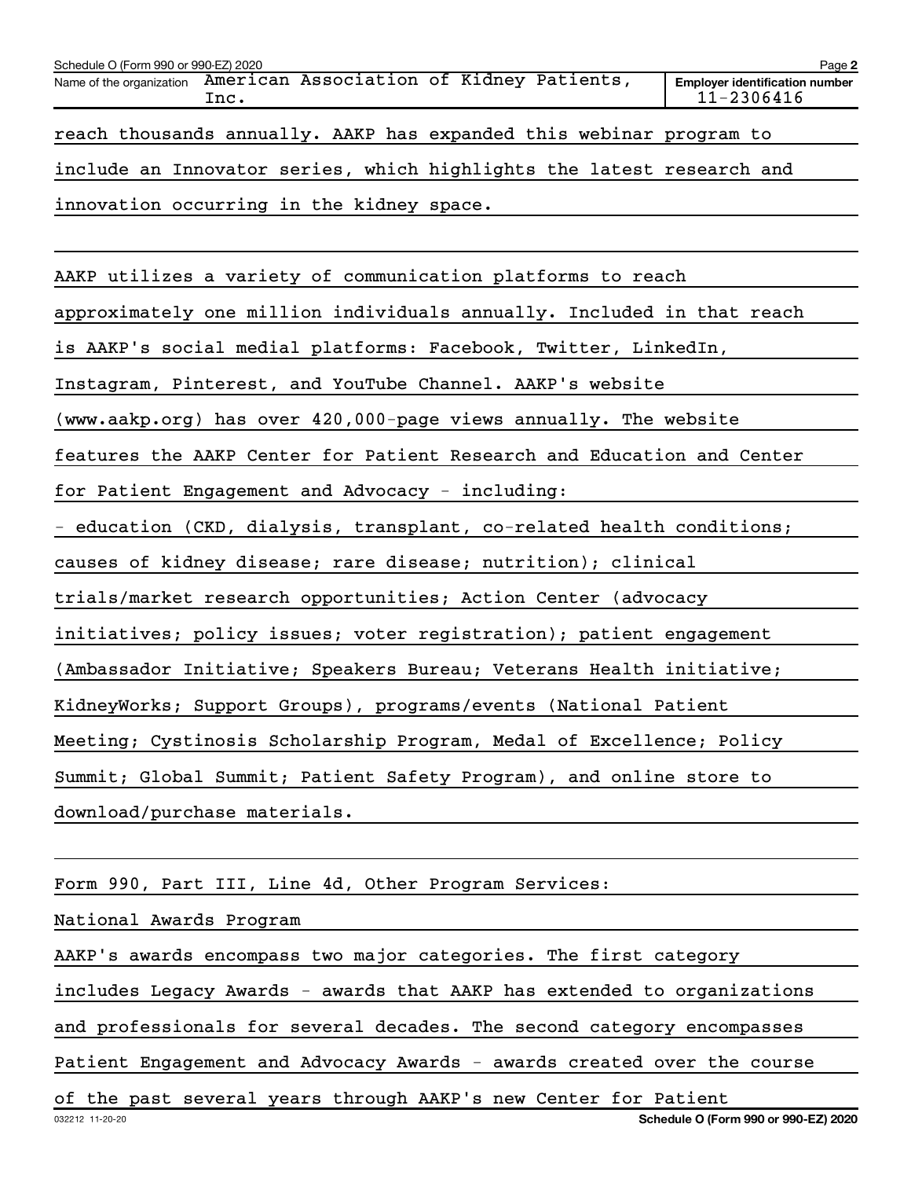Schedule O (Form 990 or 990-EZ) 2020

Name of the organization: American Association of Kidney Patients, Inc.

Employer identification number: 11-2306416

reach thousands annually. AAKP has expanded this webinar program to include an Innovator series, which highlights the latest research and innovation occurring in the kidney space.

AAKP utilizes a variety of communication platforms to reach approximately one million individuals annually. Included in that reach is AAKP's social medial platforms: Facebook, Twitter, LinkedIn, Instagram, Pinterest, and YouTube Channel. AAKP's website (www.aakp.org) has over 420,000-page views annually. The website features the AAKP Center for Patient Research and Education and Center for Patient Engagement and Advocacy - including:

- education (CKD, dialysis, transplant, co-related health conditions; causes of kidney disease; rare disease; nutrition); clinical trials/market research opportunities; Action Center (advocacy initiatives; policy issues; voter registration); patient engagement (Ambassador Initiative; Speakers Bureau; Veterans Health initiative; KidneyWorks; Support Groups), programs/events (National Patient Meeting; Cystinosis Scholarship Program, Medal of Excellence; Policy Summit; Global Summit; Patient Safety Program), and online store to download/purchase materials.

Form 990, Part III, Line 4d, Other Program Services:

National Awards Program

AAKP's awards encompass two major categories. The first category includes Legacy Awards - awards that AAKP has extended to organizations and professionals for several decades. The second category encompasses Patient Engagement and Advocacy Awards - awards created over the course of the past several years through AAKP's new Center for Patient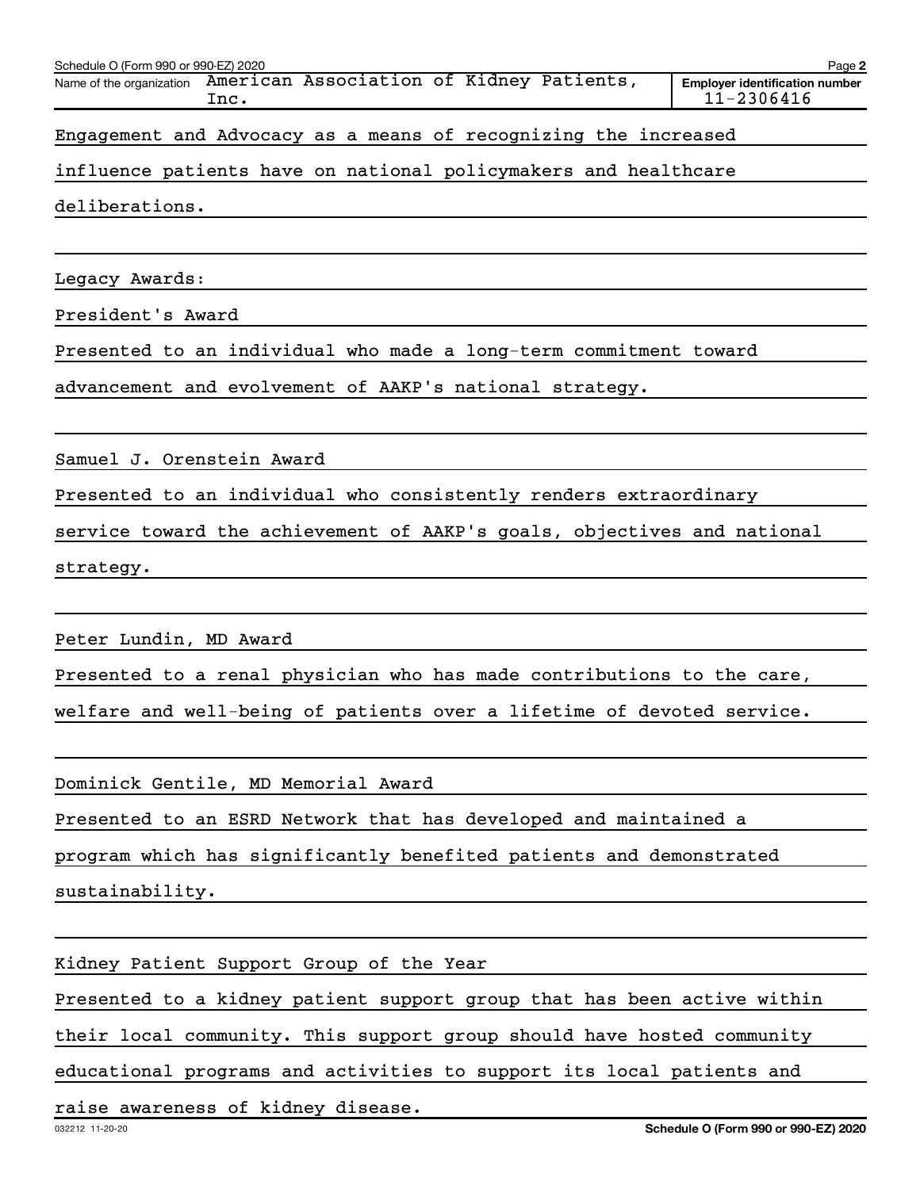Schedule O (Form 990 or 990-EZ) 2020

Name of the organization: American Association of Kidney Patients, Inc.

Employer identification number: 11-2306416

Engagement and Advocacy as a means of recognizing the increased influence patients have on national policymakers and healthcare deliberations.

Legacy Awards:

President's Award

Presented to an individual who made a long-term commitment toward advancement and evolvement of AAKP's national strategy.

Samuel J. Orenstein Award

Presented to an individual who consistently renders extraordinary service toward the achievement of AAKP's goals, objectives and national strategy.

Peter Lundin, MD Award

Presented to a renal physician who has made contributions to the care, welfare and well-being of patients over a lifetime of devoted service.

Dominick Gentile, MD Memorial Award

Presented to an ESRD Network that has developed and maintained a program which has significantly benefited patients and demonstrated sustainability.

Kidney Patient Support Group of the Year

Presented to a kidney patient support group that has been active within their local community. This support group should have hosted community educational programs and activities to support its local patients and raise awareness of kidney disease.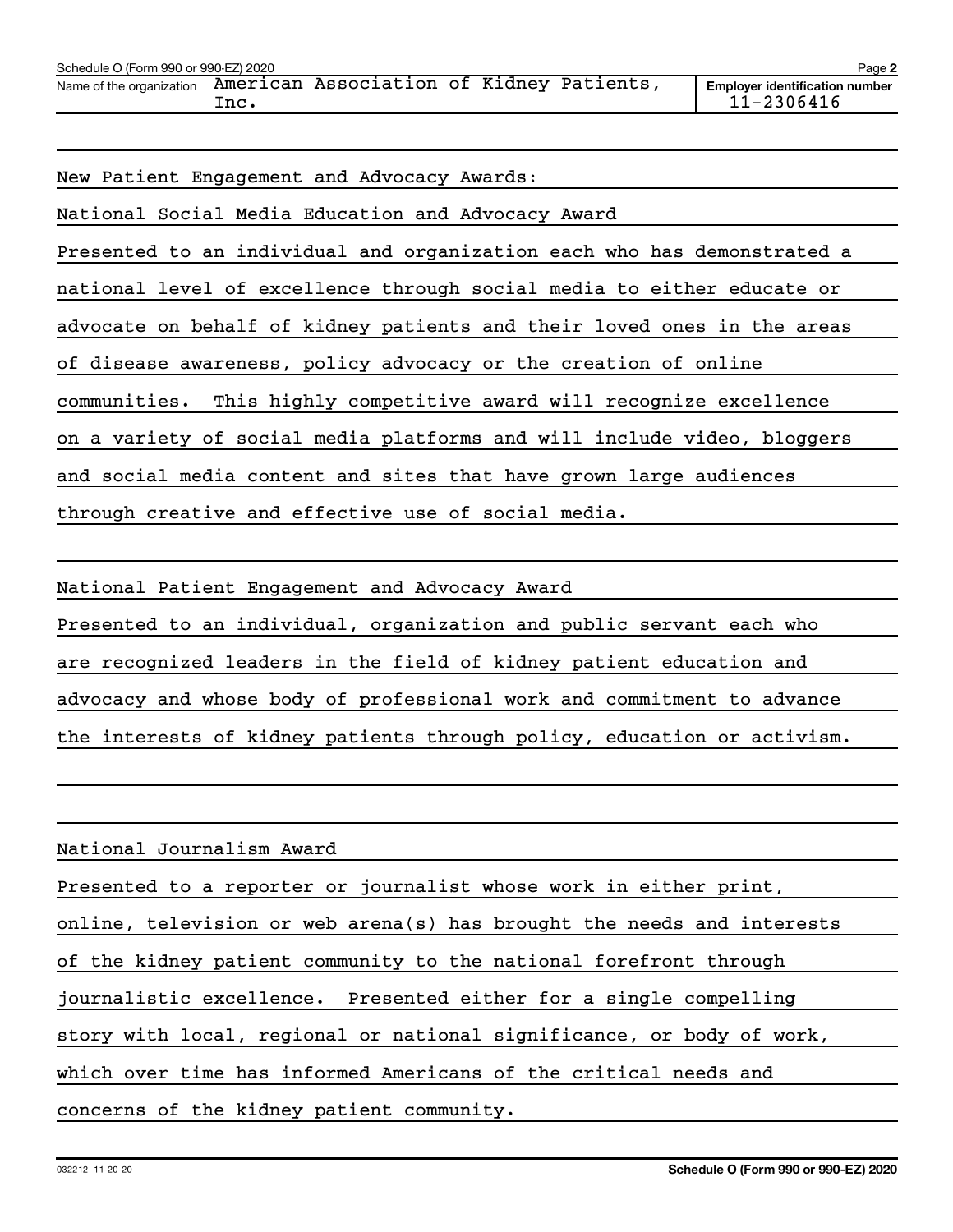Name of the organization American Association of Kidney Patients, Inc.

Employer identification number 11-2306416

New Patient Engagement and Advocacy Awards:

National Social Media Education and Advocacy Award

Presented to an individual and organization each who has demonstrated a national level of excellence through social media to either educate or advocate on behalf of kidney patients and their loved ones in the areas of disease awareness, policy advocacy or the creation of online communities. This highly competitive award will recognize excellence on a variety of social media platforms and will include video, bloggers and social media content and sites that have grown large audiences through creative and effective use of social media.

National Patient Engagement and Advocacy Award

Presented to an individual, organization and public servant each who are recognized leaders in the field of kidney patient education and advocacy and whose body of professional work and commitment to advance the interests of kidney patients through policy, education or activism.

National Journalism Award

Presented to a reporter or journalist whose work in either print, online, television or web arena(s) has brought the needs and interests of the kidney patient community to the national forefront through journalistic excellence. Presented either for a single compelling story with local, regional or national significance, or body of work, which over time has informed Americans of the critical needs and concerns of the kidney patient community.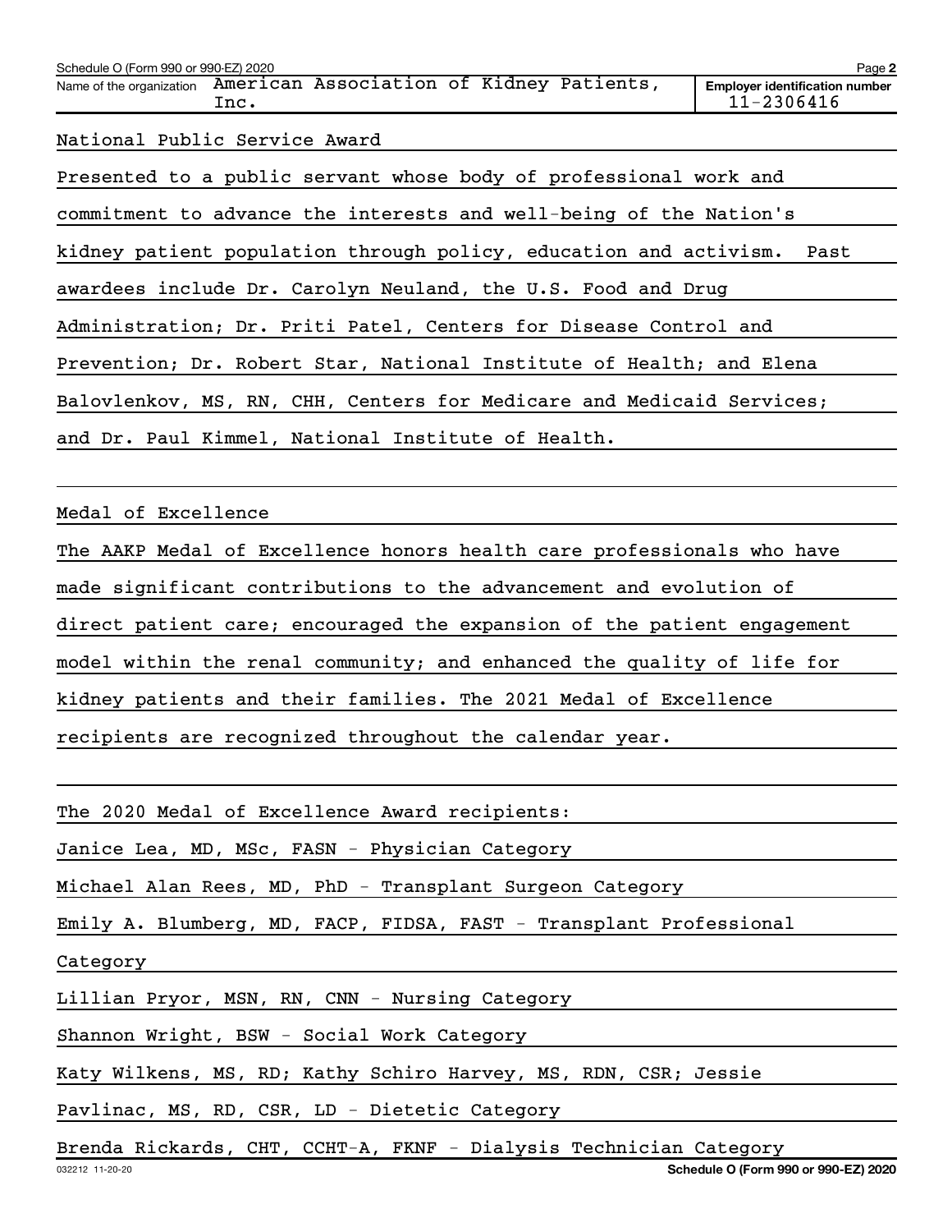Name of the organization: American Association of Kidney Patients, Inc.

Employer identification number: 11-2306416

National Public Service Award

Presented to a public servant whose body of professional work and commitment to advance the interests and well-being of the Nation's kidney patient population through policy, education and activism. Past awardees include Dr. Carolyn Neuland, the U.S. Food and Drug Administration; Dr. Priti Patel, Centers for Disease Control and Prevention; Dr. Robert Star, National Institute of Health; and Elena Balovlenkov, MS, RN, CHH, Centers for Medicare and Medicaid Services; and Dr. Paul Kimmel, National Institute of Health.

Medal of Excellence

The AAKP Medal of Excellence honors health care professionals who have made significant contributions to the advancement and evolution of direct patient care; encouraged the expansion of the patient engagement model within the renal community; and enhanced the quality of life for kidney patients and their families. The 2021 Medal of Excellence recipients are recognized throughout the calendar year.

The 2020 Medal of Excellence Award recipients:

Janice Lea, MD, MSc, FASN - Physician Category

Michael Alan Rees, MD, PhD - Transplant Surgeon Category

Emily A. Blumberg, MD, FACP, FIDSA, FAST - Transplant Professional Category

Lillian Pryor, MSN, RN, CNN - Nursing Category

Shannon Wright, BSW - Social Work Category

Katy Wilkens, MS, RD; Kathy Schiro Harvey, MS, RDN, CSR; Jessie Pavlinac, MS, RD, CSR, LD - Dietetic Category

Brenda Rickards, CHT, CCHT-A, FKNF - Dialysis Technician Category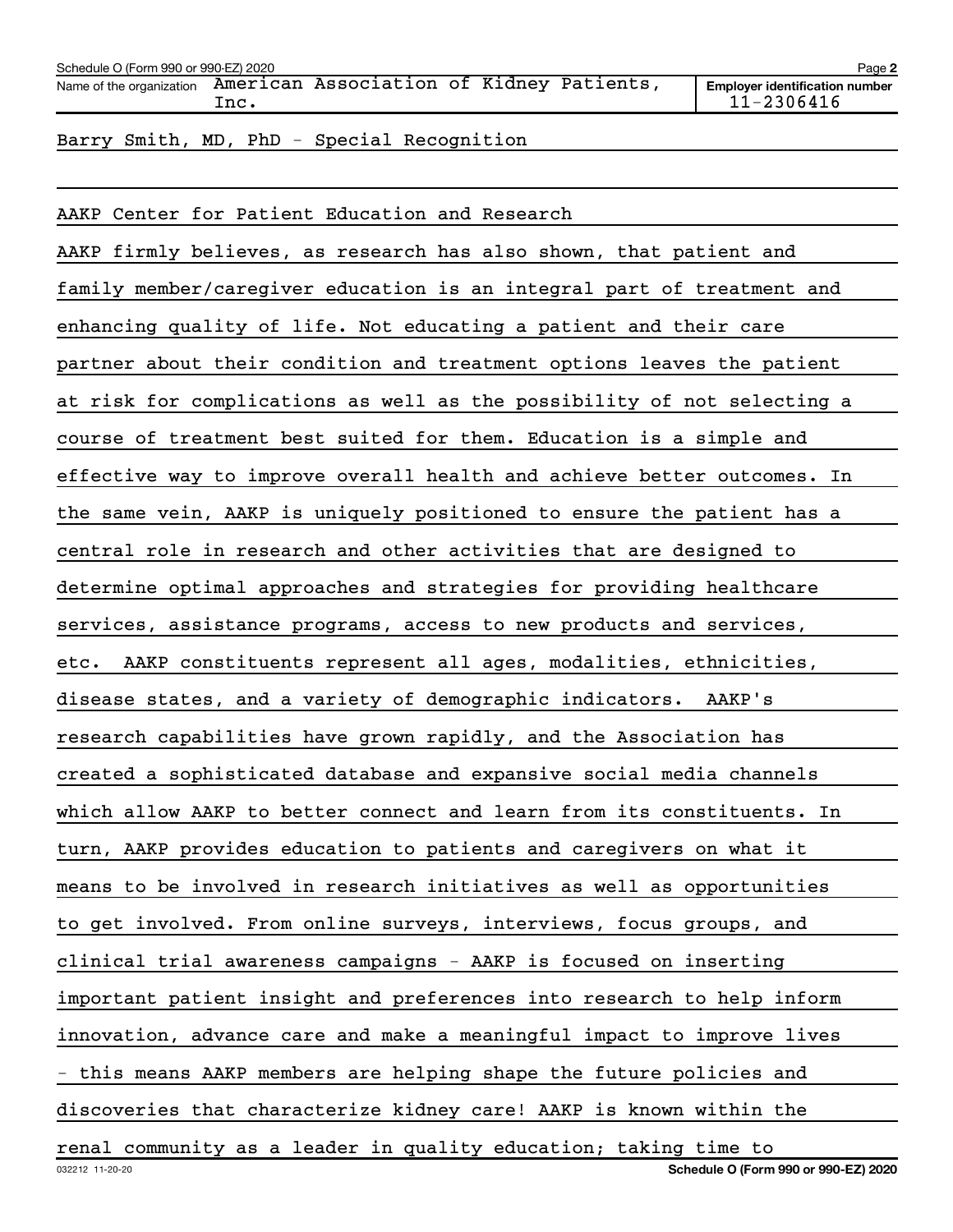Barry Smith, MD, PhD - Special Recognition

AAKP Center for Patient Education and Research

AAKP firmly believes, as research has also shown, that patient and family member/caregiver education is an integral part of treatment and enhancing quality of life. Not educating a patient and their care partner about their condition and treatment options leaves the patient at risk for complications as well as the possibility of not selecting a course of treatment best suited for them. Education is a simple and effective way to improve overall health and achieve better outcomes. In the same vein, AAKP is uniquely positioned to ensure the patient has a central role in research and other activities that are designed to determine optimal approaches and strategies for providing healthcare services, assistance programs, access to new products and services, etc. AAKP constituents represent all ages, modalities, ethnicities, disease states, and a variety of demographic indicators. AAKP's research capabilities have grown rapidly, and the Association has created a sophisticated database and expansive social media channels which allow AAKP to better connect and learn from its constituents. In turn, AAKP provides education to patients and caregivers on what it means to be involved in research initiatives as well as opportunities to get involved. From online surveys, interviews, focus groups, and clinical trial awareness campaigns - AAKP is focused on inserting important patient insight and preferences into research to help inform innovation, advance care and make a meaningful impact to improve lives - this means AAKP members are helping shape the future policies and discoveries that characterize kidney care! AAKP is known within the renal community as a leader in quality education; taking time to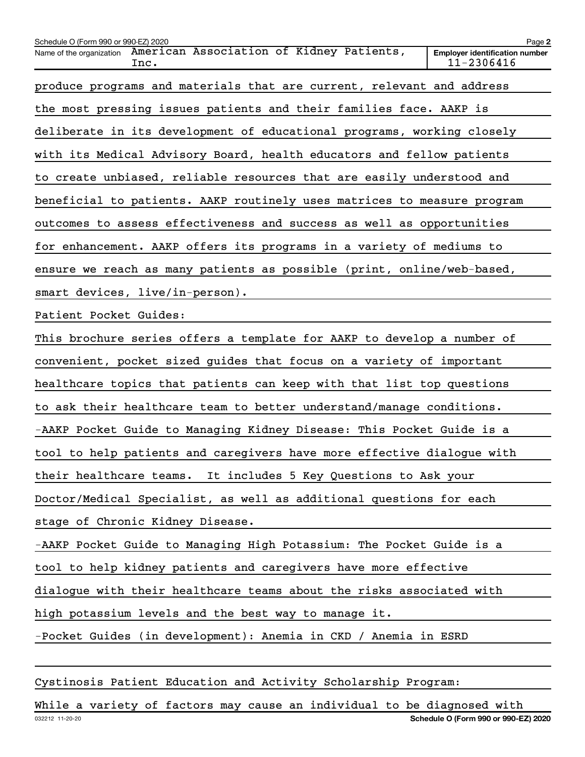produce programs and materials that are current, relevant and address the most pressing issues patients and their families face. AAKP is deliberate in its development of educational programs, working closely with its Medical Advisory Board, health educators and fellow patients to create unbiased, reliable resources that are easily understood and beneficial to patients. AAKP routinely uses matrices to measure program outcomes to assess effectiveness and success as well as opportunities for enhancement. AAKP offers its programs in a variety of mediums to ensure we reach as many patients as possible (print, online/web-based, smart devices, live/in-person).

Patient Pocket Guides:

This brochure series offers a template for AAKP to develop a number of convenient, pocket sized guides that focus on a variety of important healthcare topics that patients can keep with that list top questions to ask their healthcare team to better understand/manage conditions.

-AAKP Pocket Guide to Managing Kidney Disease: This Pocket Guide is a tool to help patients and caregivers have more effective dialogue with their healthcare teams. It includes 5 Key Questions to Ask your Doctor/Medical Specialist, as well as additional questions for each stage of Chronic Kidney Disease.

-AAKP Pocket Guide to Managing High Potassium: The Pocket Guide is a tool to help kidney patients and caregivers have more effective dialogue with their healthcare teams about the risks associated with high potassium levels and the best way to manage it.

-Pocket Guides (in development): Anemia in CKD / Anemia in ESRD

Cystinosis Patient Education and Activity Scholarship Program:

While a variety of factors may cause an individual to be diagnosed with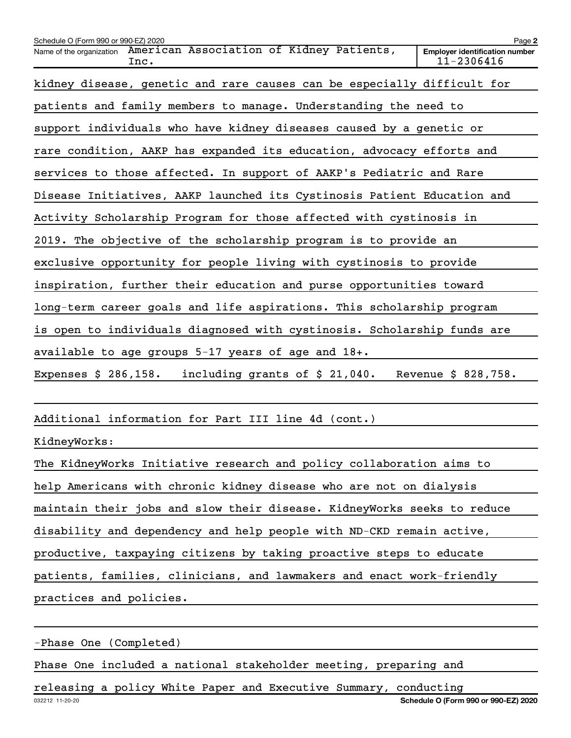kidney disease, genetic and rare causes can be especially difficult for patients and family members to manage. Understanding the need to support individuals who have kidney diseases caused by a genetic or rare condition, AAKP has expanded its education, advocacy efforts and services to those affected. In support of AAKP's Pediatric and Rare Disease Initiatives, AAKP launched its Cystinosis Patient Education and Activity Scholarship Program for those affected with cystinosis in 2019. The objective of the scholarship program is to provide an exclusive opportunity for people living with cystinosis to provide inspiration, further their education and purse opportunities toward long-term career goals and life aspirations. This scholarship program is open to individuals diagnosed with cystinosis. Scholarship funds are available to age groups 5-17 years of age and 18+.

Expenses $ 286,158. including grants of $ 21,040. Revenue $ 828,758.

Additional information for Part III line 4d (cont.)

KidneyWorks:

The KidneyWorks Initiative research and policy collaboration aims to help Americans with chronic kidney disease who are not on dialysis maintain their jobs and slow their disease. KidneyWorks seeks to reduce disability and dependency and help people with ND-CKD remain active, productive, taxpaying citizens by taking proactive steps to educate patients, families, clinicians, and lawmakers and enact work-friendly practices and policies.

-Phase One (Completed)

Phase One included a national stakeholder meeting, preparing and releasing a policy White Paper and Executive Summary, conducting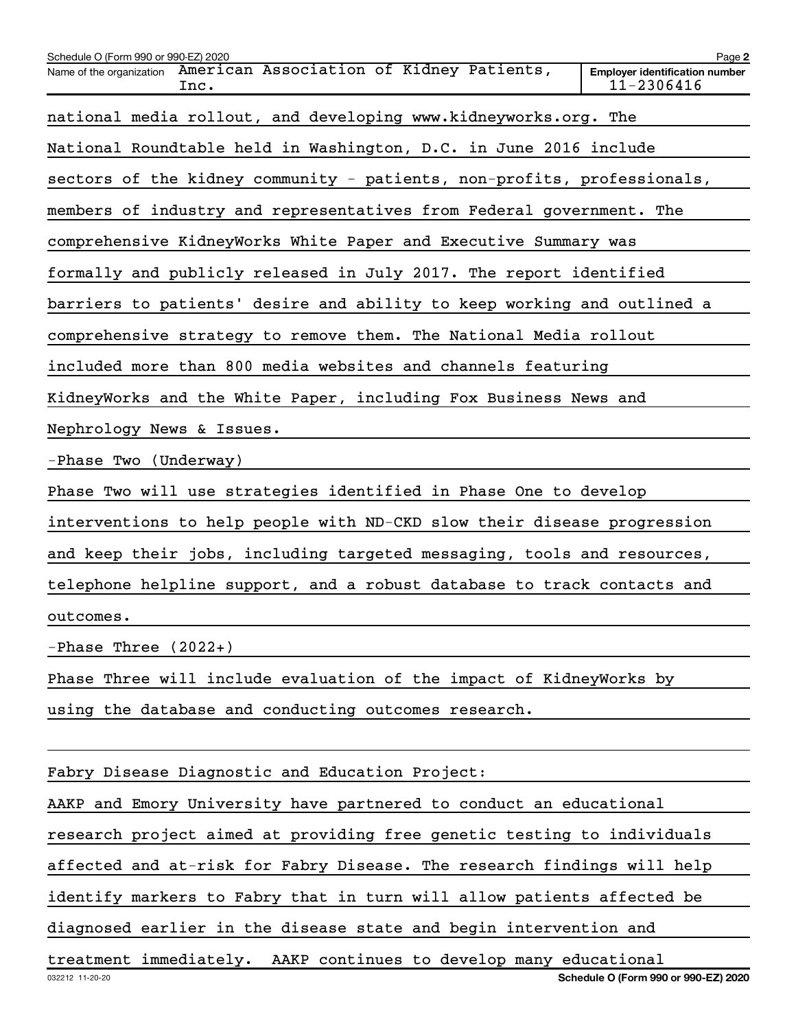national media rollout, and developing www.kidneyworks.org. The National Roundtable held in Washington, D.C. in June 2016 include sectors of the kidney community - patients, non-profits, professionals, members of industry and representatives from Federal government. The comprehensive KidneyWorks White Paper and Executive Summary was formally and publicly released in July 2017. The report identified barriers to patients' desire and ability to keep working and outlined a comprehensive strategy to remove them. The National Media rollout included more than 800 media websites and channels featuring KidneyWorks and the White Paper, including Fox Business News and Nephrology News & Issues.

-Phase Two (Underway)

Phase Two will use strategies identified in Phase One to develop interventions to help people with ND-CKD slow their disease progression and keep their jobs, including targeted messaging, tools and resources, telephone helpline support, and a robust database to track contacts and outcomes.

-Phase Three (2022+)

Phase Three will include evaluation of the impact of KidneyWorks by using the database and conducting outcomes research.

Fabry Disease Diagnostic and Education Project:

AAKP and Emory University have partnered to conduct an educational research project aimed at providing free genetic testing to individuals affected and at-risk for Fabry Disease. The research findings will help identify markers to Fabry that in turn will allow patients affected be diagnosed earlier in the disease state and begin intervention and treatment immediately. AAKP continues to develop many educational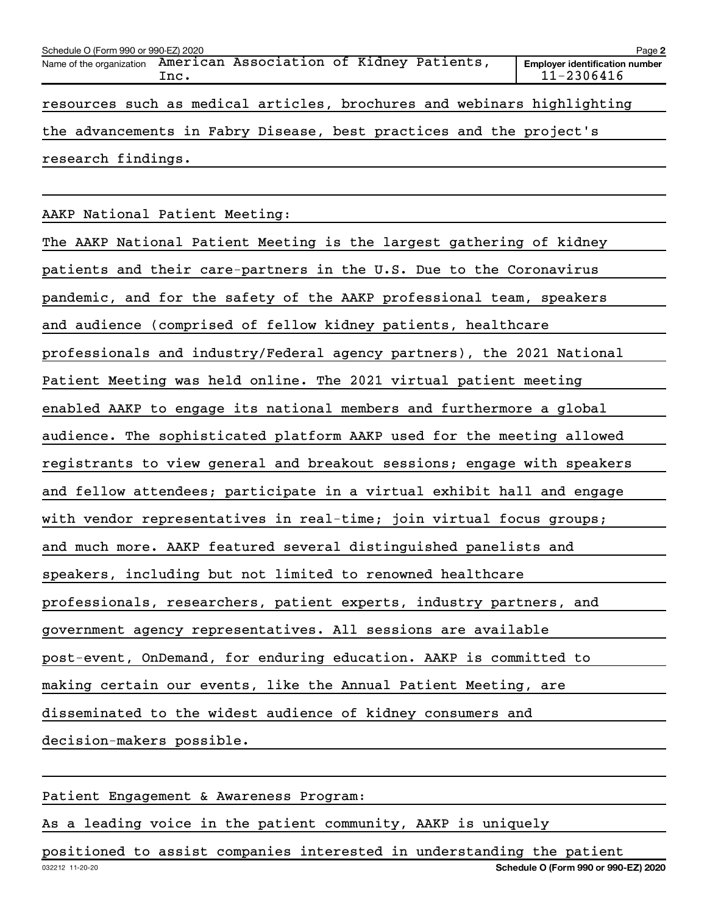resources such as medical articles, brochures and webinars highlighting the advancements in Fabry Disease, best practices and the project's research findings.

AAKP National Patient Meeting:

The AAKP National Patient Meeting is the largest gathering of kidney patients and their care-partners in the U.S. Due to the Coronavirus pandemic, and for the safety of the AAKP professional team, speakers and audience (comprised of fellow kidney patients, healthcare professionals and industry/Federal agency partners), the 2021 National Patient Meeting was held online. The 2021 virtual patient meeting enabled AAKP to engage its national members and furthermore a global audience. The sophisticated platform AAKP used for the meeting allowed registrants to view general and breakout sessions; engage with speakers and fellow attendees; participate in a virtual exhibit hall and engage with vendor representatives in real-time; join virtual focus groups; and much more. AAKP featured several distinguished panelists and speakers, including but not limited to renowned healthcare professionals, researchers, patient experts, industry partners, and government agency representatives. All sessions are available post-event, OnDemand, for enduring education. AAKP is committed to making certain our events, like the Annual Patient Meeting, are disseminated to the widest audience of kidney consumers and decision-makers possible.

Patient Engagement & Awareness Program:

As a leading voice in the patient community, AAKP is uniquely positioned to assist companies interested in understanding the patient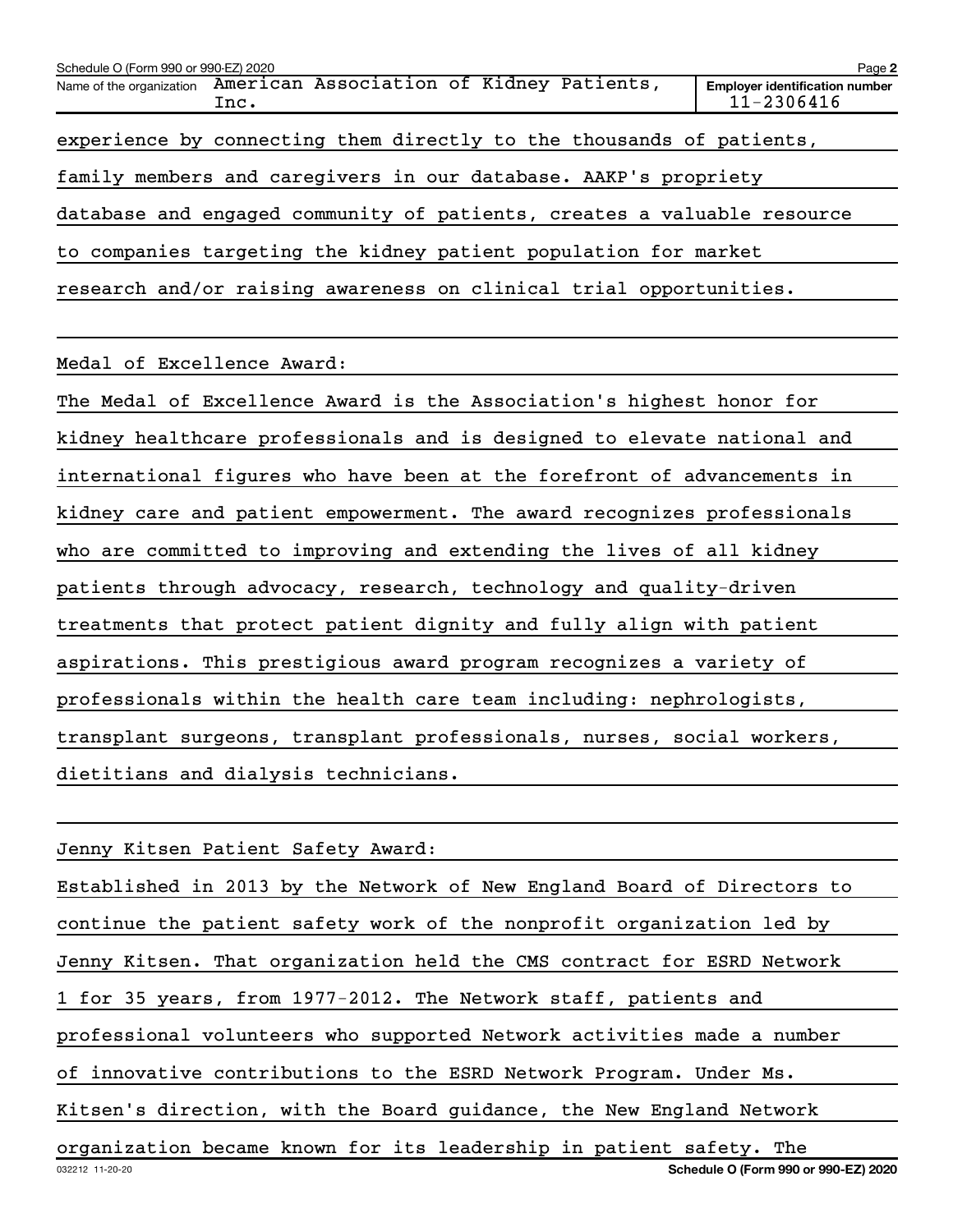experience by connecting them directly to the thousands of patients, family members and caregivers in our database. AAKP's propriety database and engaged community of patients, creates a valuable resource to companies targeting the kidney patient population for market research and/or raising awareness on clinical trial opportunities.

Medal of Excellence Award:

The Medal of Excellence Award is the Association's highest honor for kidney healthcare professionals and is designed to elevate national and international figures who have been at the forefront of advancements in kidney care and patient empowerment. The award recognizes professionals who are committed to improving and extending the lives of all kidney patients through advocacy, research, technology and quality-driven treatments that protect patient dignity and fully align with patient aspirations. This prestigious award program recognizes a variety of professionals within the health care team including: nephrologists, transplant surgeons, transplant professionals, nurses, social workers, dietitians and dialysis technicians.

Jenny Kitsen Patient Safety Award:

Established in 2013 by the Network of New England Board of Directors to continue the patient safety work of the nonprofit organization led by Jenny Kitsen. That organization held the CMS contract for ESRD Network 1 for 35 years, from 1977-2012. The Network staff, patients and professional volunteers who supported Network activities made a number of innovative contributions to the ESRD Network Program. Under Ms. Kitsen's direction, with the Board guidance, the New England Network organization became known for its leadership in patient safety. The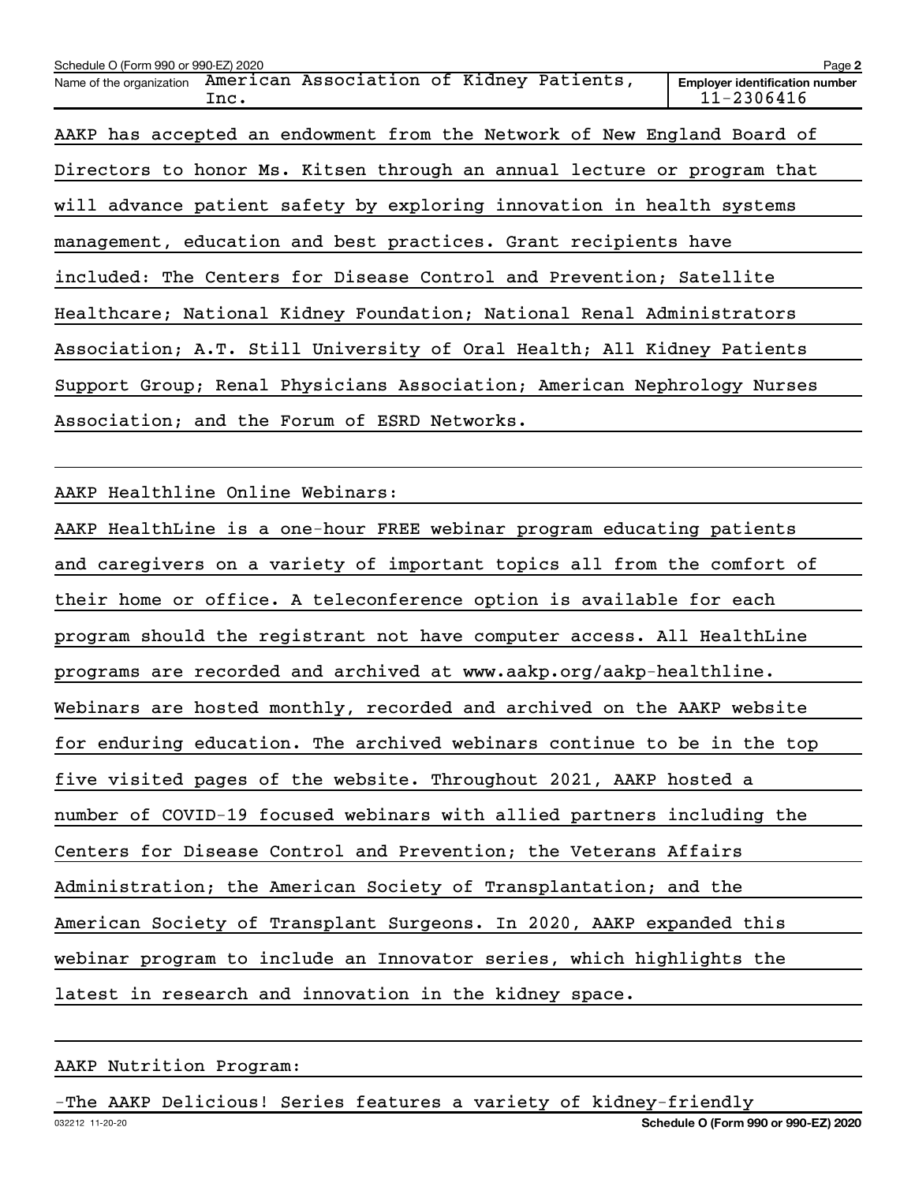AAKP has accepted an endowment from the Network of New England Board of Directors to honor Ms. Kitsen through an annual lecture or program that will advance patient safety by exploring innovation in health systems management, education and best practices. Grant recipients have included: The Centers for Disease Control and Prevention; Satellite Healthcare; National Kidney Foundation; National Renal Administrators Association; A.T. Still University of Oral Health; All Kidney Patients Support Group; Renal Physicians Association; American Nephrology Nurses Association; and the Forum of ESRD Networks.

AAKP Healthline Online Webinars:

AAKP HealthLine is a one-hour FREE webinar program educating patients and caregivers on a variety of important topics all from the comfort of their home or office. A teleconference option is available for each program should the registrant not have computer access. All HealthLine programs are recorded and archived at www.aakp.org/aakp-healthline. Webinars are hosted monthly, recorded and archived on the AAKP website for enduring education. The archived webinars continue to be in the top five visited pages of the website. Throughout 2021, AAKP hosted a number of COVID-19 focused webinars with allied partners including the Centers for Disease Control and Prevention; the Veterans Affairs Administration; the American Society of Transplantation; and the American Society of Transplant Surgeons. In 2020, AAKP expanded this webinar program to include an Innovator series, which highlights the latest in research and innovation in the kidney space.

AAKP Nutrition Program:

-The AAKP Delicious! Series features a variety of kidney-friendly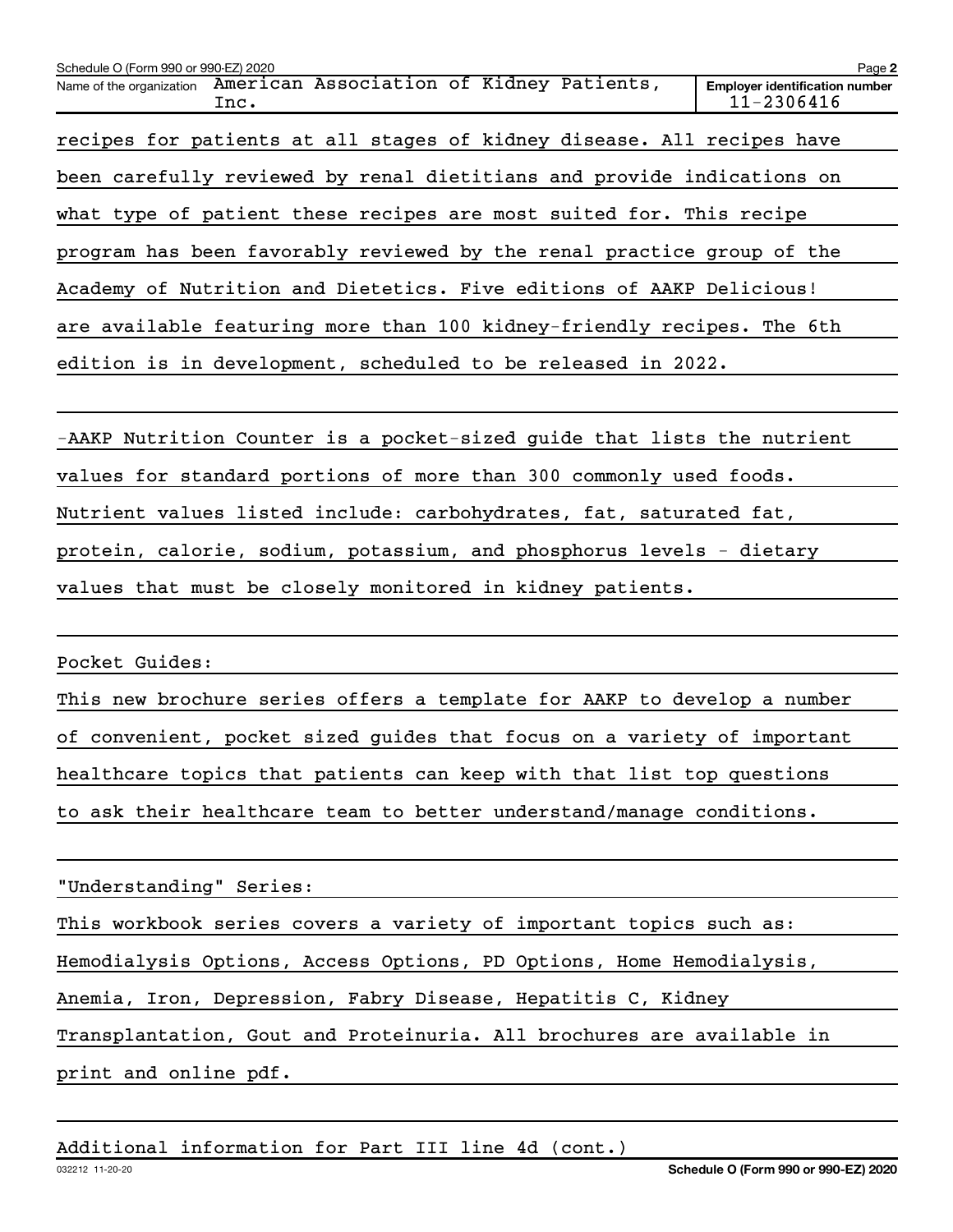recipes for patients at all stages of kidney disease. All recipes have been carefully reviewed by renal dietitians and provide indications on what type of patient these recipes are most suited for. This recipe program has been favorably reviewed by the renal practice group of the Academy of Nutrition and Dietetics. Five editions of AAKP Delicious! are available featuring more than 100 kidney-friendly recipes. The 6th edition is in development, scheduled to be released in 2022.

-AAKP Nutrition Counter is a pocket-sized guide that lists the nutrient values for standard portions of more than 300 commonly used foods. Nutrient values listed include: carbohydrates, fat, saturated fat, protein, calorie, sodium, potassium, and phosphorus levels - dietary values that must be closely monitored in kidney patients.

Pocket Guides:

This new brochure series offers a template for AAKP to develop a number of convenient, pocket sized guides that focus on a variety of important healthcare topics that patients can keep with that list top questions to ask their healthcare team to better understand/manage conditions.

"Understanding" Series:

This workbook series covers a variety of important topics such as: Hemodialysis Options, Access Options, PD Options, Home Hemodialysis, Anemia, Iron, Depression, Fabry Disease, Hepatitis C, Kidney Transplantation, Gout and Proteinuria. All brochures are available in print and online pdf.

Additional information for Part III line 4d (cont.)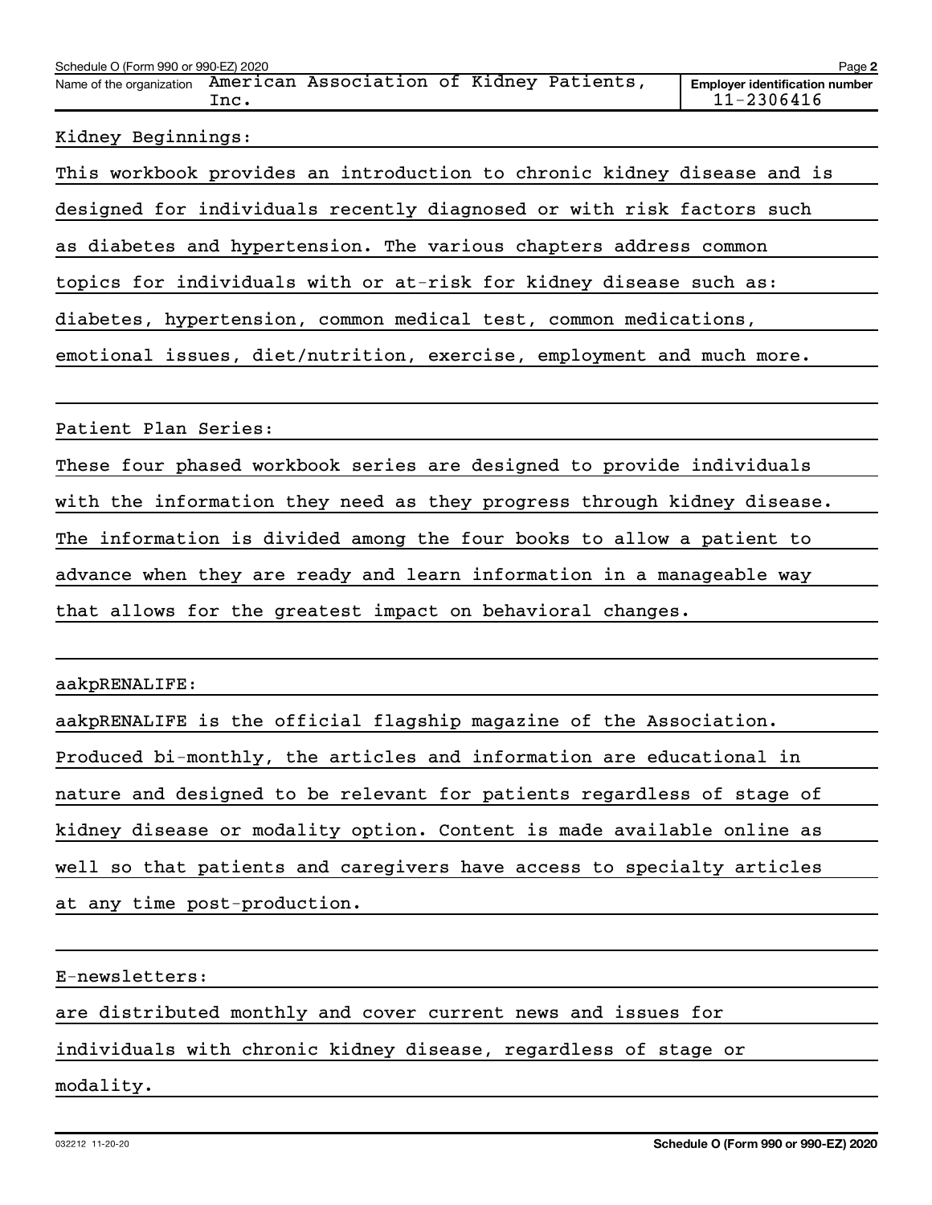Name of the organization: American Association of Kidney Patients, Inc.

Employer identification number: 11-2306416

Kidney Beginnings:

This workbook provides an introduction to chronic kidney disease and is designed for individuals recently diagnosed or with risk factors such as diabetes and hypertension. The various chapters address common topics for individuals with or at-risk for kidney disease such as: diabetes, hypertension, common medical test, common medications, emotional issues, diet/nutrition, exercise, employment and much more.

Patient Plan Series:

These four phased workbook series are designed to provide individuals with the information they need as they progress through kidney disease. The information is divided among the four books to allow a patient to advance when they are ready and learn information in a manageable way that allows for the greatest impact on behavioral changes.

aakpRENALIFE:

aakpRENALIFE is the official flagship magazine of the Association. Produced bi-monthly, the articles and information are educational in nature and designed to be relevant for patients regardless of stage of kidney disease or modality option. Content is made available online as well so that patients and caregivers have access to specialty articles at any time post-production.

E-newsletters:

are distributed monthly and cover current news and issues for individuals with chronic kidney disease, regardless of stage or modality.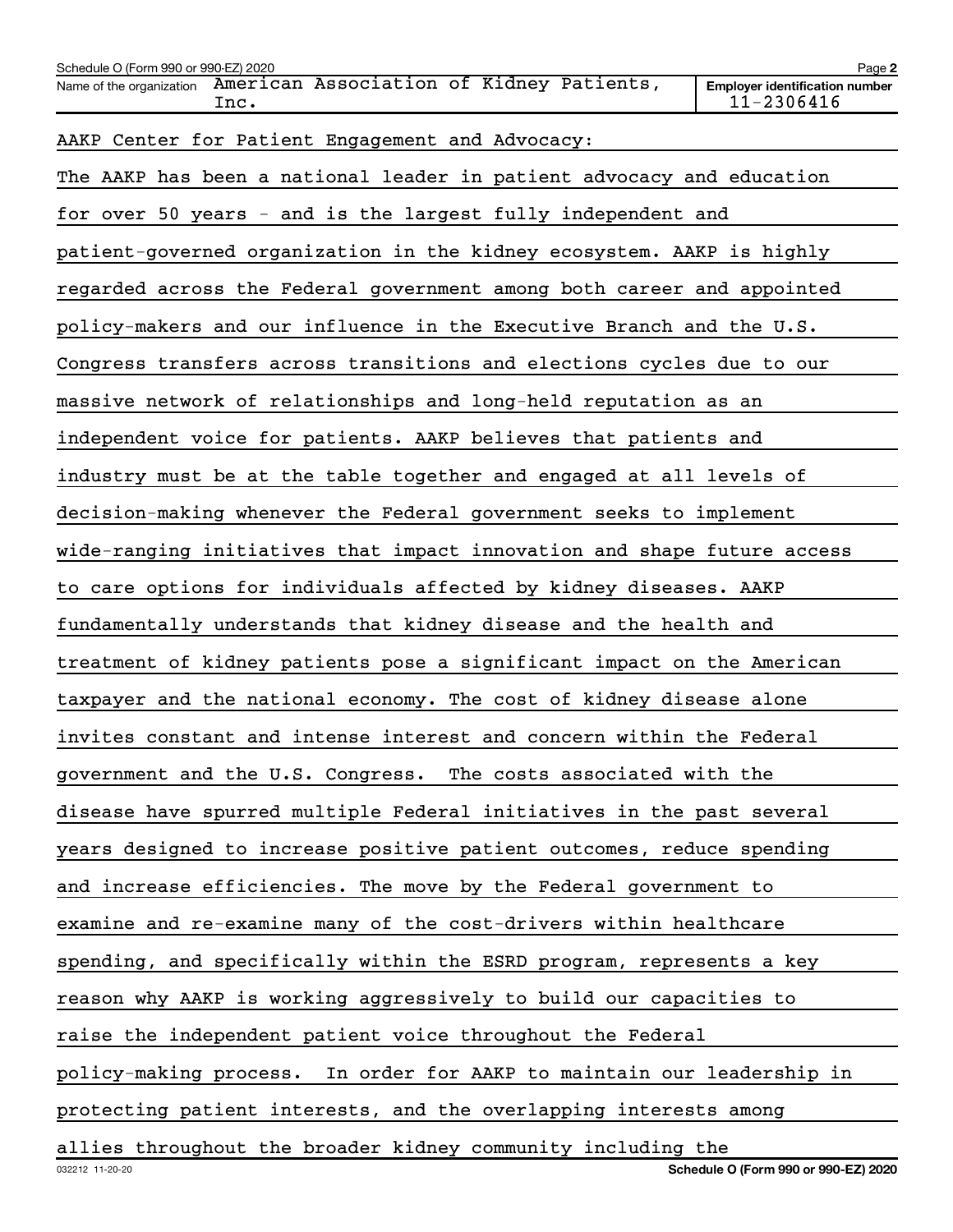Name of the organization American Association of Kidney Patients, Inc. | Employer identification number 11-2306416

AAKP Center for Patient Engagement and Advocacy:

The AAKP has been a national leader in patient advocacy and education for over 50 years - and is the largest fully independent and patient-governed organization in the kidney ecosystem. AAKP is highly regarded across the Federal government among both career and appointed policy-makers and our influence in the Executive Branch and the U.S. Congress transfers across transitions and elections cycles due to our massive network of relationships and long-held reputation as an independent voice for patients. AAKP believes that patients and industry must be at the table together and engaged at all levels of decision-making whenever the Federal government seeks to implement wide-ranging initiatives that impact innovation and shape future access to care options for individuals affected by kidney diseases. AAKP fundamentally understands that kidney disease and the health and treatment of kidney patients pose a significant impact on the American taxpayer and the national economy. The cost of kidney disease alone invites constant and intense interest and concern within the Federal government and the U.S. Congress. The costs associated with the disease have spurred multiple Federal initiatives in the past several years designed to increase positive patient outcomes, reduce spending and increase efficiencies. The move by the Federal government to examine and re-examine many of the cost-drivers within healthcare spending, and specifically within the ESRD program, represents a key reason why AAKP is working aggressively to build our capacities to raise the independent patient voice throughout the Federal policy-making process. In order for AAKP to maintain our leadership in protecting patient interests, and the overlapping interests among allies throughout the broader kidney community including the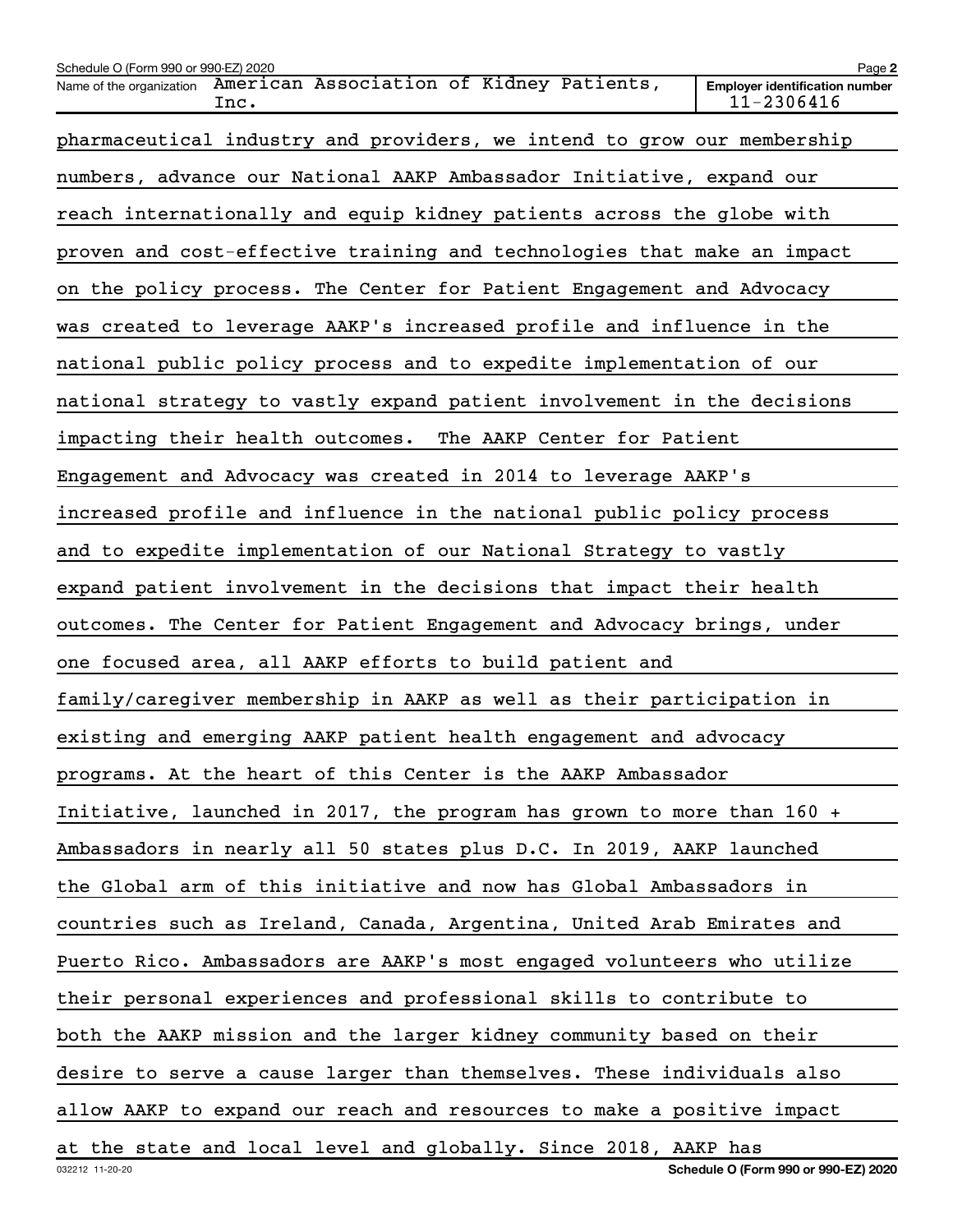pharmaceutical industry and providers, we intend to grow our membership numbers, advance our National AAKP Ambassador Initiative, expand our reach internationally and equip kidney patients across the globe with proven and cost-effective training and technologies that make an impact on the policy process. The Center for Patient Engagement and Advocacy was created to leverage AAKP's increased profile and influence in the national public policy process and to expedite implementation of our national strategy to vastly expand patient involvement in the decisions impacting their health outcomes. The AAKP Center for Patient Engagement and Advocacy was created in 2014 to leverage AAKP's increased profile and influence in the national public policy process and to expedite implementation of our National Strategy to vastly expand patient involvement in the decisions that impact their health outcomes. The Center for Patient Engagement and Advocacy brings, under one focused area, all AAKP efforts to build patient and family/caregiver membership in AAKP as well as their participation in existing and emerging AAKP patient health engagement and advocacy programs. At the heart of this Center is the AAKP Ambassador Initiative, launched in 2017, the program has grown to more than 160 + Ambassadors in nearly all 50 states plus D.C. In 2019, AAKP launched the Global arm of this initiative and now has Global Ambassadors in countries such as Ireland, Canada, Argentina, United Arab Emirates and Puerto Rico. Ambassadors are AAKP's most engaged volunteers who utilize their personal experiences and professional skills to contribute to both the AAKP mission and the larger kidney community based on their desire to serve a cause larger than themselves. These individuals also allow AAKP to expand our reach and resources to make a positive impact at the state and local level and globally. Since 2018, AAKP has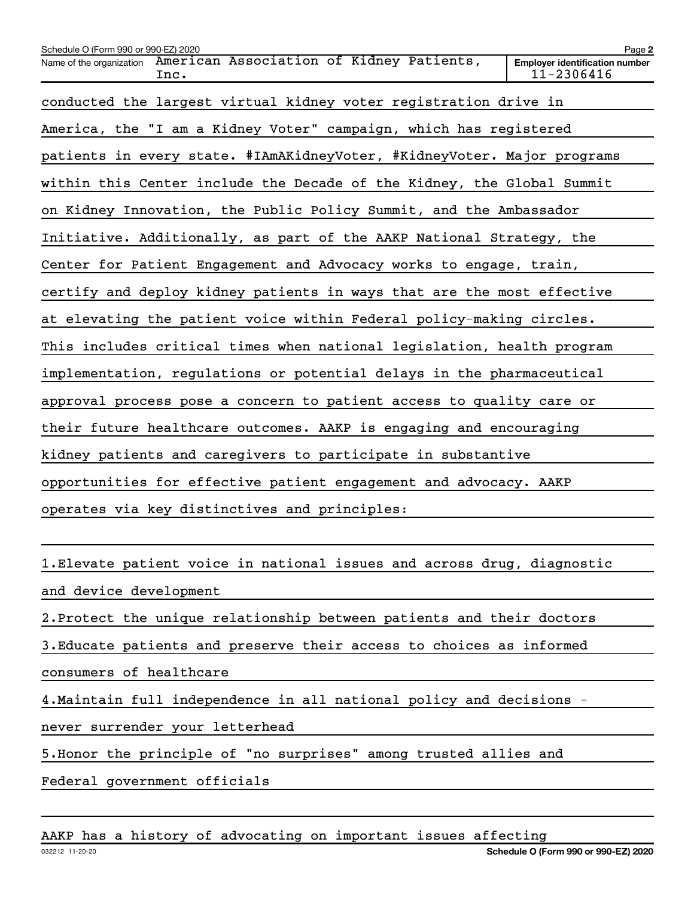Name of the organization American Association of Kidney Patients, Inc. | Employer identification number 11-2306416

conducted the largest virtual kidney voter registration drive in America, the "I am a Kidney Voter" campaign, which has registered patients in every state. #IAmAKidneyVoter, #KidneyVoter. Major programs within this Center include the Decade of the Kidney, the Global Summit on Kidney Innovation, the Public Policy Summit, and the Ambassador Initiative. Additionally, as part of the AAKP National Strategy, the Center for Patient Engagement and Advocacy works to engage, train, certify and deploy kidney patients in ways that are the most effective at elevating the patient voice within Federal policy-making circles. This includes critical times when national legislation, health program implementation, regulations or potential delays in the pharmaceutical approval process pose a concern to patient access to quality care or their future healthcare outcomes. AAKP is engaging and encouraging kidney patients and caregivers to participate in substantive opportunities for effective patient engagement and advocacy. AAKP operates via key distinctives and principles:

1.Elevate patient voice in national issues and across drug, diagnostic and device development

2.Protect the unique relationship between patients and their doctors

3.Educate patients and preserve their access to choices as informed consumers of healthcare

4.Maintain full independence in all national policy and decisions - never surrender your letterhead

5.Honor the principle of "no surprises" among trusted allies and Federal government officials

AAKP has a history of advocating on important issues affecting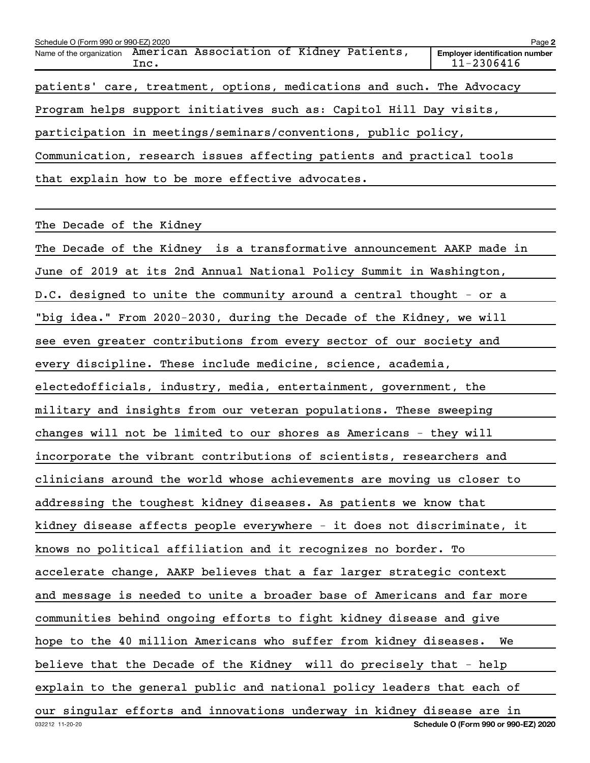patients' care, treatment, options, medications and such. The Advocacy Program helps support initiatives such as: Capitol Hill Day visits, participation in meetings/seminars/conventions, public policy, Communication, research issues affecting patients and practical tools that explain how to be more effective advocates.

The Decade of the Kidney

The Decade of the Kidney is a transformative announcement AAKP made in June of 2019 at its 2nd Annual National Policy Summit in Washington, D.C. designed to unite the community around a central thought - or a "big idea." From 2020-2030, during the Decade of the Kidney, we will see even greater contributions from every sector of our society and every discipline. These include medicine, science, academia, electedofficials, industry, media, entertainment, government, the military and insights from our veteran populations. These sweeping changes will not be limited to our shores as Americans - they will incorporate the vibrant contributions of scientists, researchers and clinicians around the world whose achievements are moving us closer to addressing the toughest kidney diseases. As patients we know that kidney disease affects people everywhere - it does not discriminate, it knows no political affiliation and it recognizes no border. To accelerate change, AAKP believes that a far larger strategic context and message is needed to unite a broader base of Americans and far more communities behind ongoing efforts to fight kidney disease and give hope to the 40 million Americans who suffer from kidney diseases. We believe that the Decade of the Kidney will do precisely that - help explain to the general public and national policy leaders that each of our singular efforts and innovations underway in kidney disease are in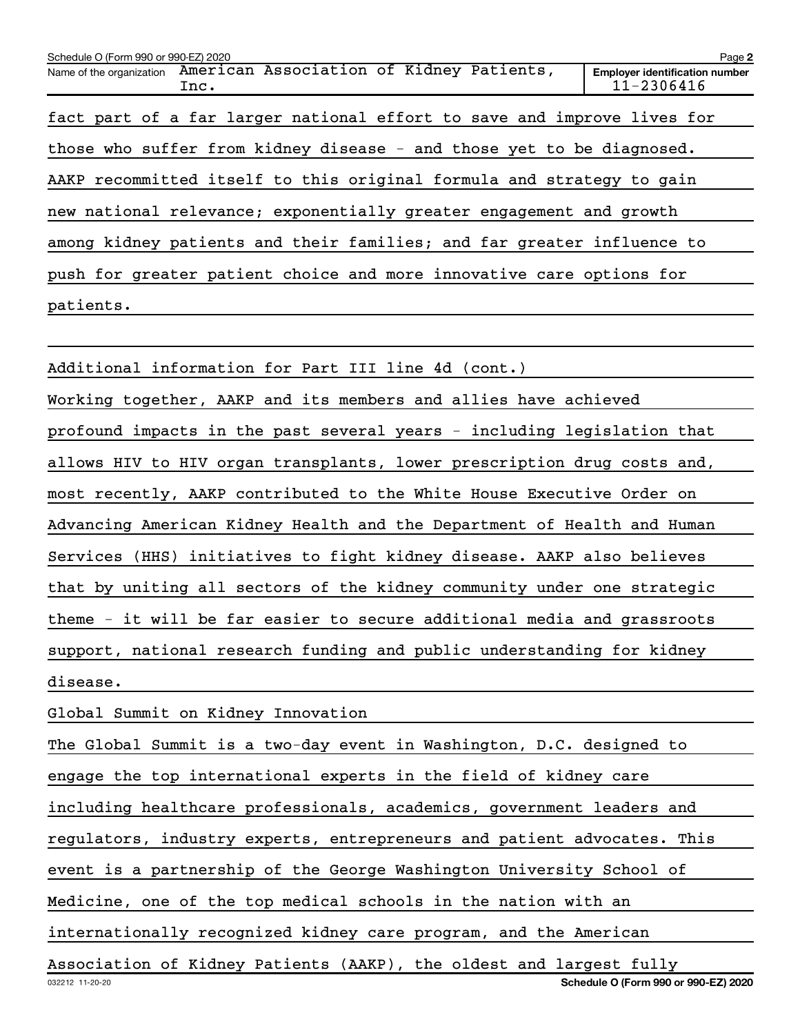fact part of a far larger national effort to save and improve lives for those who suffer from kidney disease - and those yet to be diagnosed. AAKP recommitted itself to this original formula and strategy to gain new national relevance; exponentially greater engagement and growth among kidney patients and their families; and far greater influence to push for greater patient choice and more innovative care options for patients.

Additional information for Part III line 4d (cont.)

Working together, AAKP and its members and allies have achieved profound impacts in the past several years - including legislation that allows HIV to HIV organ transplants, lower prescription drug costs and, most recently, AAKP contributed to the White House Executive Order on Advancing American Kidney Health and the Department of Health and Human Services (HHS) initiatives to fight kidney disease. AAKP also believes that by uniting all sectors of the kidney community under one strategic theme - it will be far easier to secure additional media and grassroots support, national research funding and public understanding for kidney disease.

Global Summit on Kidney Innovation

The Global Summit is a two-day event in Washington, D.C. designed to engage the top international experts in the field of kidney care including healthcare professionals, academics, government leaders and regulators, industry experts, entrepreneurs and patient advocates. This event is a partnership of the George Washington University School of Medicine, one of the top medical schools in the nation with an internationally recognized kidney care program, and the American Association of Kidney Patients (AAKP), the oldest and largest fully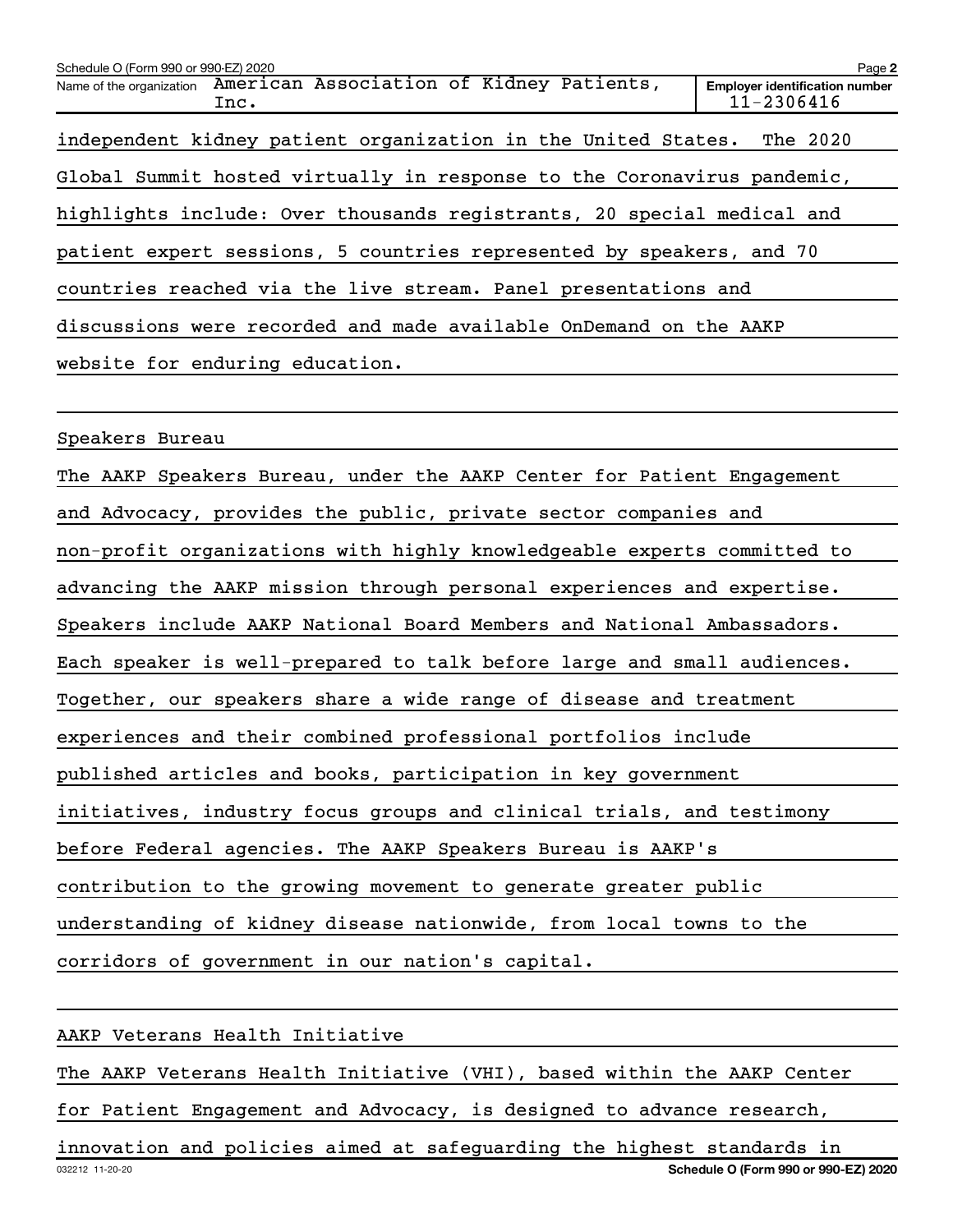independent kidney patient organization in the United States. The 2020 Global Summit hosted virtually in response to the Coronavirus pandemic, highlights include: Over thousands registrants, 20 special medical and patient expert sessions, 5 countries represented by speakers, and 70 countries reached via the live stream. Panel presentations and discussions were recorded and made available OnDemand on the AAKP website for enduring education.

Speakers Bureau

The AAKP Speakers Bureau, under the AAKP Center for Patient Engagement and Advocacy, provides the public, private sector companies and non-profit organizations with highly knowledgeable experts committed to advancing the AAKP mission through personal experiences and expertise. Speakers include AAKP National Board Members and National Ambassadors. Each speaker is well-prepared to talk before large and small audiences. Together, our speakers share a wide range of disease and treatment experiences and their combined professional portfolios include published articles and books, participation in key government initiatives, industry focus groups and clinical trials, and testimony before Federal agencies. The AAKP Speakers Bureau is AAKP's contribution to the growing movement to generate greater public understanding of kidney disease nationwide, from local towns to the corridors of government in our nation's capital.

AAKP Veterans Health Initiative

The AAKP Veterans Health Initiative (VHI), based within the AAKP Center for Patient Engagement and Advocacy, is designed to advance research, innovation and policies aimed at safeguarding the highest standards in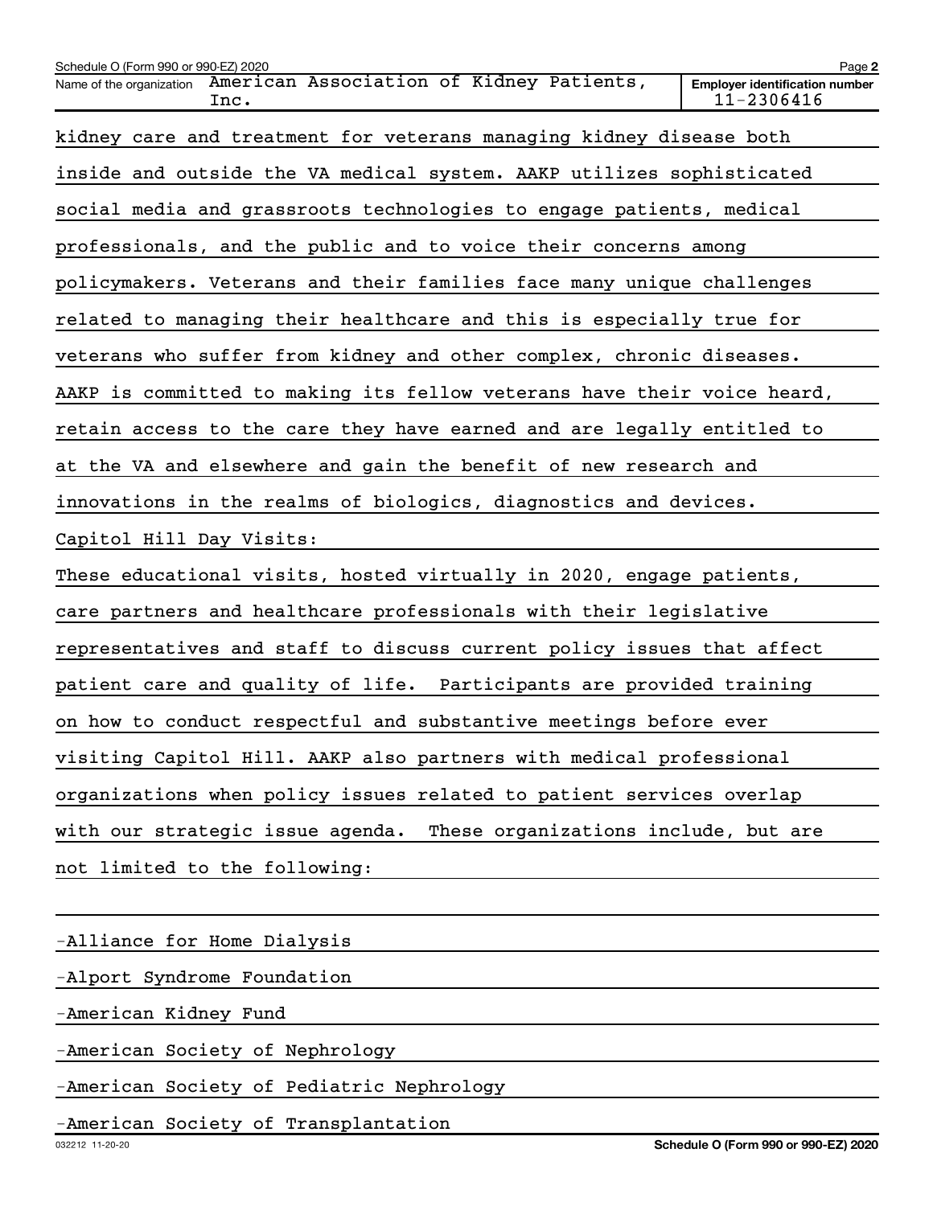kidney care and treatment for veterans managing kidney disease both inside and outside the VA medical system. AAKP utilizes sophisticated social media and grassroots technologies to engage patients, medical professionals, and the public and to voice their concerns among policymakers. Veterans and their families face many unique challenges related to managing their healthcare and this is especially true for veterans who suffer from kidney and other complex, chronic diseases. AAKP is committed to making its fellow veterans have their voice heard, retain access to the care they have earned and are legally entitled to at the VA and elsewhere and gain the benefit of new research and innovations in the realms of biologics, diagnostics and devices.

Capitol Hill Day Visits:

These educational visits, hosted virtually in 2020, engage patients, care partners and healthcare professionals with their legislative representatives and staff to discuss current policy issues that affect patient care and quality of life. Participants are provided training on how to conduct respectful and substantive meetings before ever visiting Capitol Hill. AAKP also partners with medical professional organizations when policy issues related to patient services overlap with our strategic issue agenda. These organizations include, but are not limited to the following:

-Alliance for Home Dialysis

-Alport Syndrome Foundation

-American Kidney Fund

-American Society of Nephrology

-American Society of Pediatric Nephrology

-American Society of Transplantation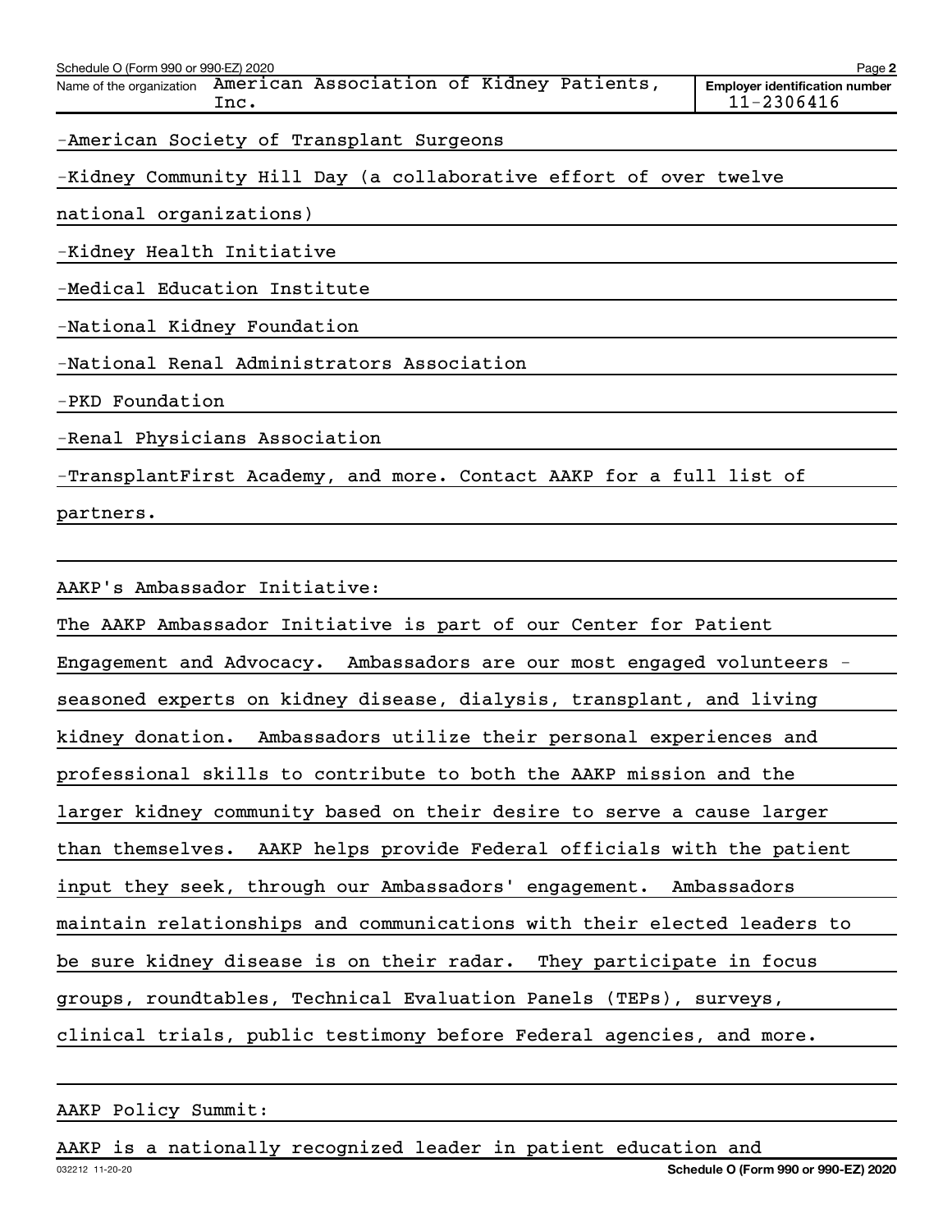-American Society of Transplant Surgeons

-Kidney Community Hill Day (a collaborative effort of over twelve national organizations)

-Kidney Health Initiative

-Medical Education Institute

-National Kidney Foundation

-National Renal Administrators Association

-PKD Foundation

-Renal Physicians Association

-TransplantFirst Academy, and more. Contact AAKP for a full list of partners.

AAKP's Ambassador Initiative:

The AAKP Ambassador Initiative is part of our Center for Patient Engagement and Advocacy. Ambassadors are our most engaged volunteers - seasoned experts on kidney disease, dialysis, transplant, and living kidney donation. Ambassadors utilize their personal experiences and professional skills to contribute to both the AAKP mission and the larger kidney community based on their desire to serve a cause larger than themselves. AAKP helps provide Federal officials with the patient input they seek, through our Ambassadors' engagement. Ambassadors maintain relationships and communications with their elected leaders to be sure kidney disease is on their radar. They participate in focus groups, roundtables, Technical Evaluation Panels (TEPs), surveys, clinical trials, public testimony before Federal agencies, and more.

AAKP Policy Summit:

AAKP is a nationally recognized leader in patient education and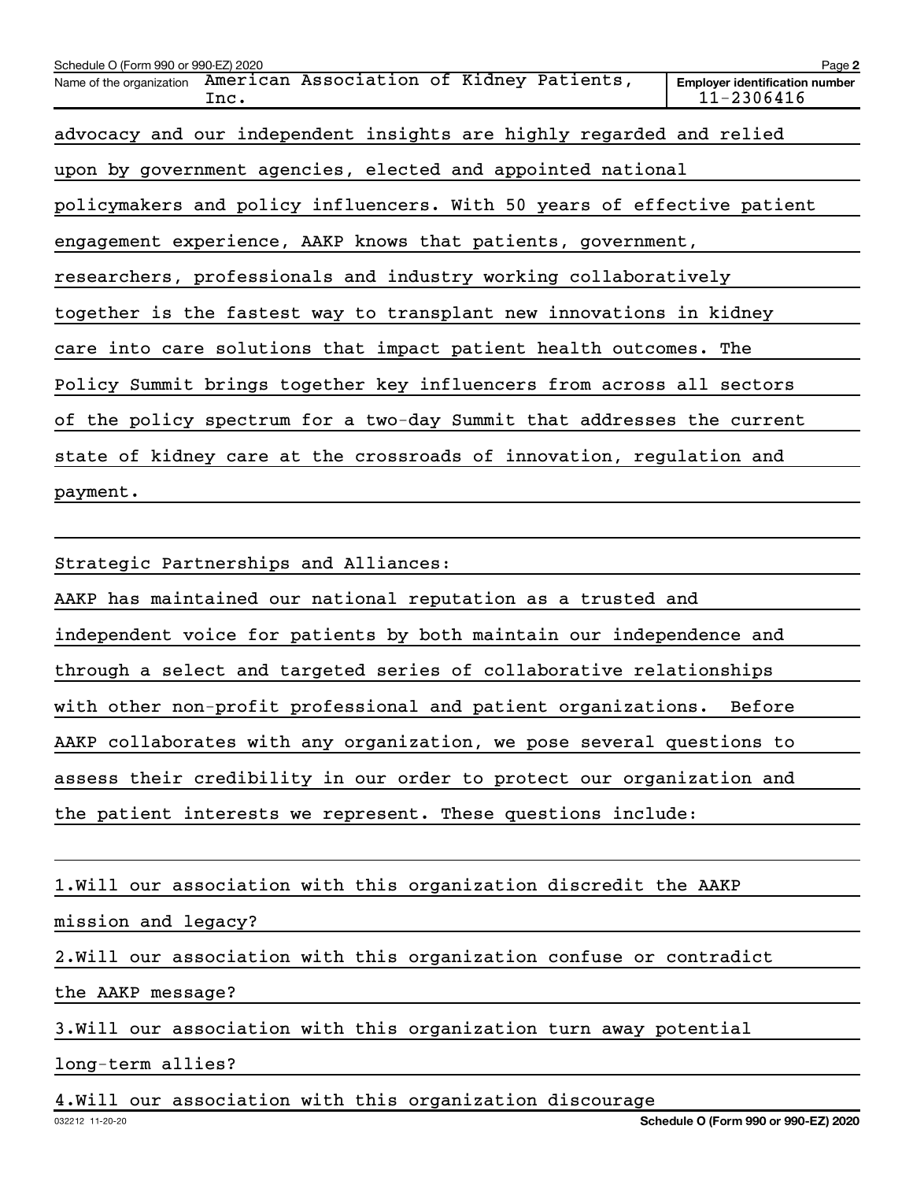advocacy and our independent insights are highly regarded and relied upon by government agencies, elected and appointed national policymakers and policy influencers. With 50 years of effective patient engagement experience, AAKP knows that patients, government, researchers, professionals and industry working collaboratively together is the fastest way to transplant new innovations in kidney care into care solutions that impact patient health outcomes. The Policy Summit brings together key influencers from across all sectors of the policy spectrum for a two-day Summit that addresses the current state of kidney care at the crossroads of innovation, regulation and payment.

Strategic Partnerships and Alliances:

AAKP has maintained our national reputation as a trusted and independent voice for patients by both maintain our independence and through a select and targeted series of collaborative relationships with other non-profit professional and patient organizations. Before AAKP collaborates with any organization, we pose several questions to assess their credibility in our order to protect our organization and the patient interests we represent. These questions include:

1. Will our association with this organization discredit the AAKP mission and legacy?
2. Will our association with this organization confuse or contradict the AAKP message?
3. Will our association with this organization turn away potential long-term allies?
4. Will our association with this organization discourage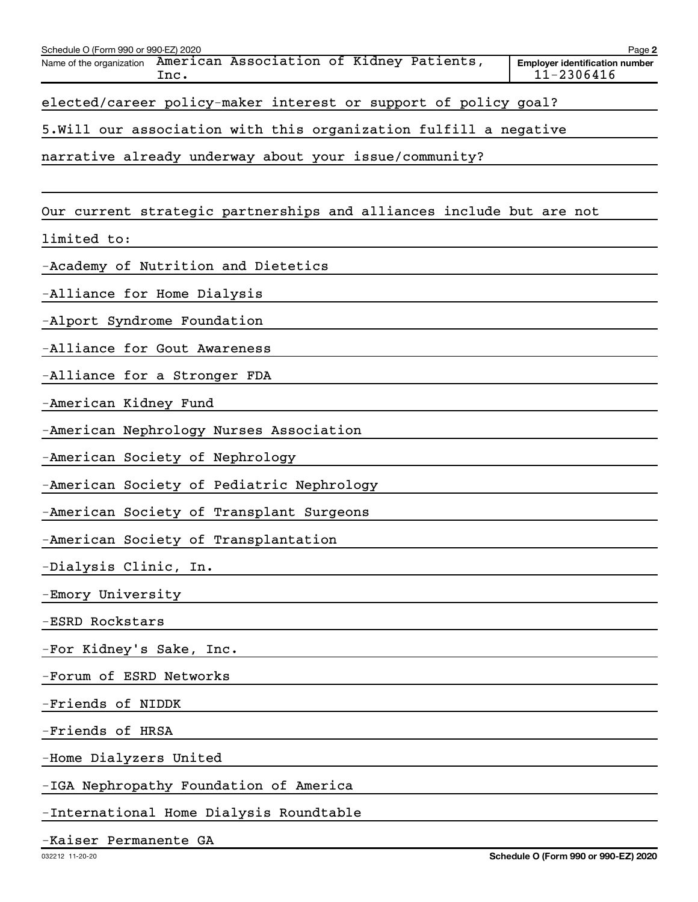elected/career policy-maker interest or support of policy goal?

5.Will our association with this organization fulfill a negative narrative already underway about your issue/community?

Our current strategic partnerships and alliances include but are not limited to:

-Academy of Nutrition and Dietetics

-Alliance for Home Dialysis

-Alport Syndrome Foundation

-Alliance for Gout Awareness

-Alliance for a Stronger FDA

-American Kidney Fund

-American Nephrology Nurses Association

-American Society of Nephrology

-American Society of Pediatric Nephrology

-American Society of Transplant Surgeons

-American Society of Transplantation

-Dialysis Clinic, In.

-Emory University

-ESRD Rockstars

-For Kidney's Sake, Inc.

-Forum of ESRD Networks

-Friends of NIDDK

-Friends of HRSA

-Home Dialyzers United

-IGA Nephropathy Foundation of America

-International Home Dialysis Roundtable

-Kaiser Permanente GA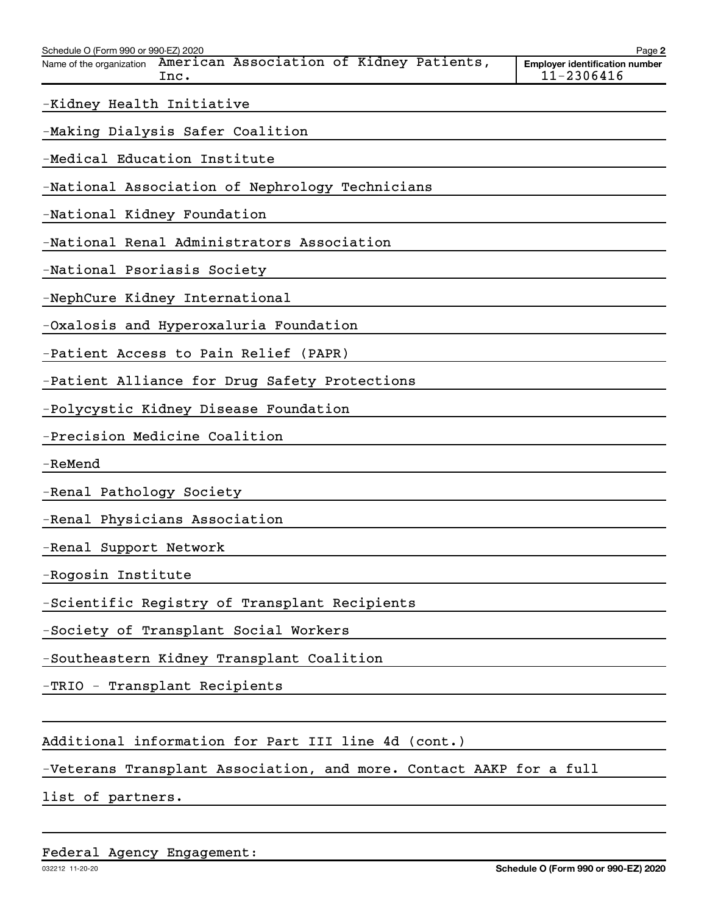Schedule O (Form 990 or 990-EZ) 2020 Page 2

Name of the organization American Association of Kidney Patients, Inc.

Employer identification number 11-2306416

-Kidney Health Initiative

-Making Dialysis Safer Coalition

-Medical Education Institute

-National Association of Nephrology Technicians

-National Kidney Foundation

-National Renal Administrators Association

-National Psoriasis Society

-NephCure Kidney International

-Oxalosis and Hyperoxaluria Foundation

-Patient Access to Pain Relief (PAPR)

-Patient Alliance for Drug Safety Protections

-Polycystic Kidney Disease Foundation

-Precision Medicine Coalition

-ReMend

-Renal Pathology Society

-Renal Physicians Association

-Renal Support Network

-Rogosin Institute

-Scientific Registry of Transplant Recipients

-Society of Transplant Social Workers

-Southeastern Kidney Transplant Coalition

-TRIO - Transplant Recipients

Additional information for Part III line 4d (cont.)

-Veterans Transplant Association, and more. Contact AAKP for a full list of partners.

Federal Agency Engagement: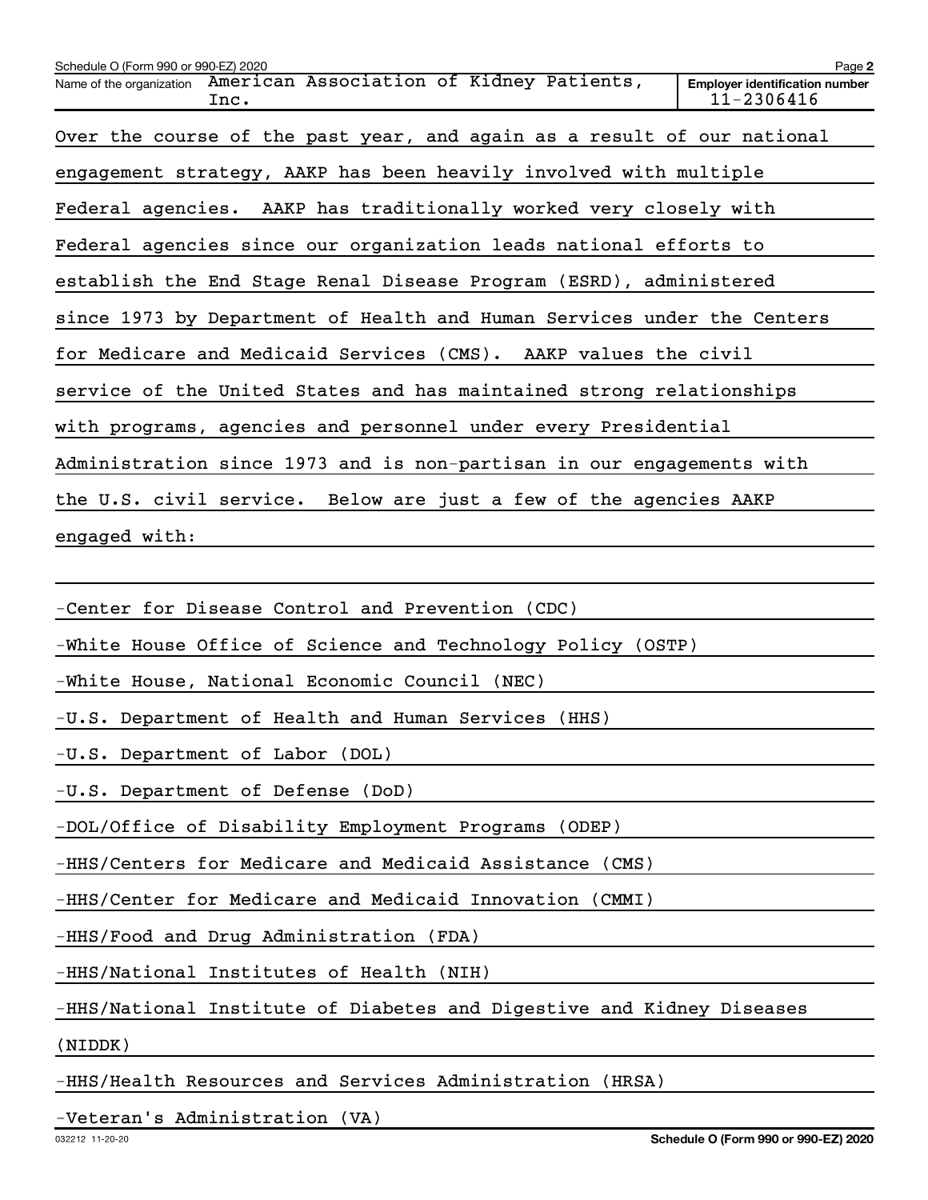Schedule O (Form 990 or 990-EZ) 2020

Name of the organization: American Association of Kidney Patients, Inc.

Employer identification number: 11-2306416

Over the course of the past year, and again as a result of our national engagement strategy, AAKP has been heavily involved with multiple Federal agencies. AAKP has traditionally worked very closely with Federal agencies since our organization leads national efforts to establish the End Stage Renal Disease Program (ESRD), administered since 1973 by Department of Health and Human Services under the Centers for Medicare and Medicaid Services (CMS). AAKP values the civil service of the United States and has maintained strong relationships with programs, agencies and personnel under every Presidential Administration since 1973 and is non-partisan in our engagements with the U.S. civil service. Below are just a few of the agencies AAKP engaged with:

-Center for Disease Control and Prevention (CDC)

-White House Office of Science and Technology Policy (OSTP)

-White House, National Economic Council (NEC)

-U.S. Department of Health and Human Services (HHS)

-U.S. Department of Labor (DOL)

-U.S. Department of Defense (DoD)

-DOL/Office of Disability Employment Programs (ODEP)

-HHS/Centers for Medicare and Medicaid Assistance (CMS)

-HHS/Center for Medicare and Medicaid Innovation (CMMI)

-HHS/Food and Drug Administration (FDA)

-HHS/National Institutes of Health (NIH)

-HHS/National Institute of Diabetes and Digestive and Kidney Diseases (NIDDK)

-HHS/Health Resources and Services Administration (HRSA)

-Veteran's Administration (VA)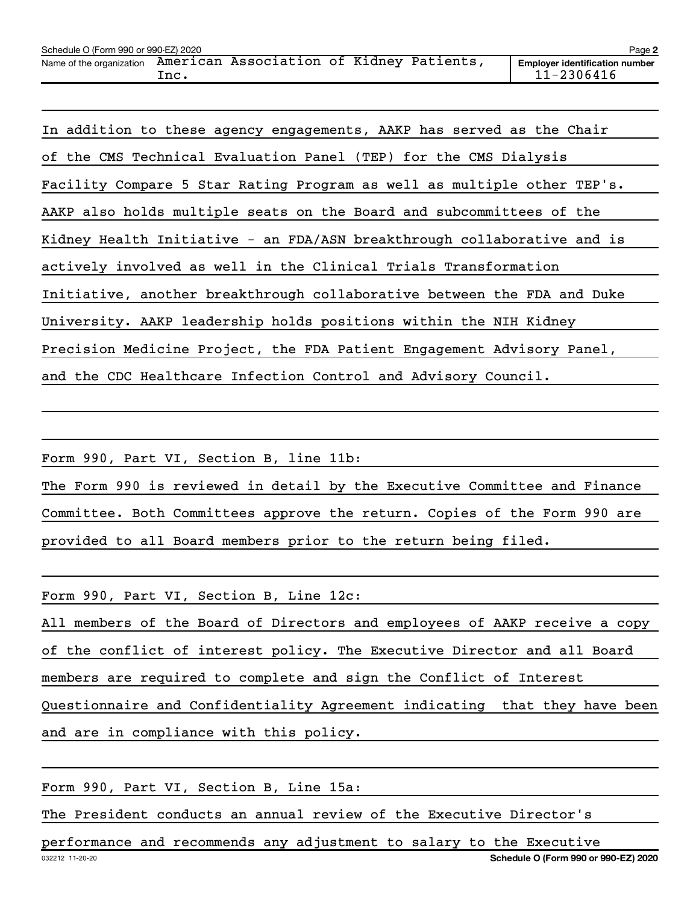Schedule O (Form 990 or 990-EZ) 2020

Name of the organization: American Association of Kidney Patients, Inc.

Employer identification number: 11-2306416

In addition to these agency engagements, AAKP has served as the Chair of the CMS Technical Evaluation Panel (TEP) for the CMS Dialysis Facility Compare 5 Star Rating Program as well as multiple other TEP's. AAKP also holds multiple seats on the Board and subcommittees of the Kidney Health Initiative - an FDA/ASN breakthrough collaborative and is actively involved as well in the Clinical Trials Transformation Initiative, another breakthrough collaborative between the FDA and Duke University. AAKP leadership holds positions within the NIH Kidney Precision Medicine Project, the FDA Patient Engagement Advisory Panel, and the CDC Healthcare Infection Control and Advisory Council.

Form 990, Part VI, Section B, line 11b:
The Form 990 is reviewed in detail by the Executive Committee and Finance Committee. Both Committees approve the return. Copies of the Form 990 are provided to all Board members prior to the return being filed.

Form 990, Part VI, Section B, Line 12c:
All members of the Board of Directors and employees of AAKP receive a copy of the conflict of interest policy. The Executive Director and all Board members are required to complete and sign the Conflict of Interest Questionnaire and Confidentiality Agreement indicating that they have been and are in compliance with this policy.

Form 990, Part VI, Section B, Line 15a:
The President conducts an annual review of the Executive Director's performance and recommends any adjustment to salary to the Executive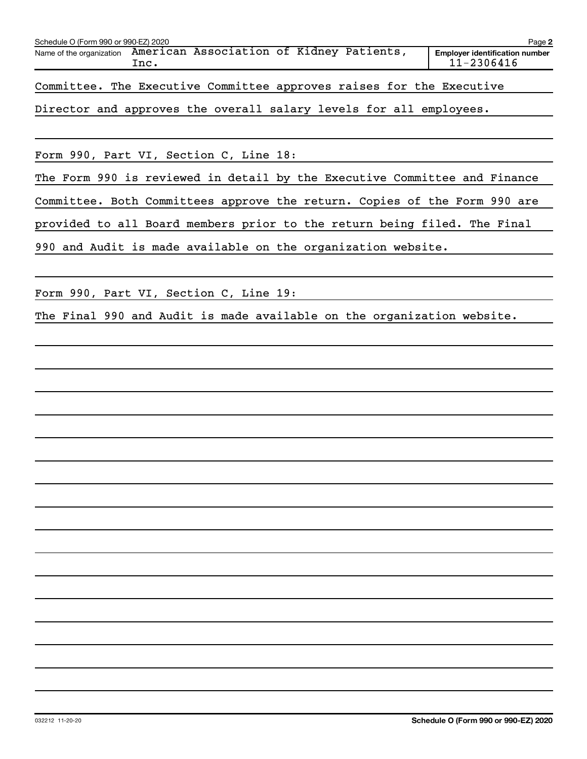Name of the organization: American Association of Kidney Patients, Inc.

Employer identification number: 11-2306416

Committee. The Executive Committee approves raises for the Executive Director and approves the overall salary levels for all employees.

Form 990, Part VI, Section C, Line 18:

The Form 990 is reviewed in detail by the Executive Committee and Finance Committee. Both Committees approve the return. Copies of the Form 990 are provided to all Board members prior to the return being filed. The Final 990 and Audit is made available on the organization website.

Form 990, Part VI, Section C, Line 19:

The Final 990 and Audit is made available on the organization website.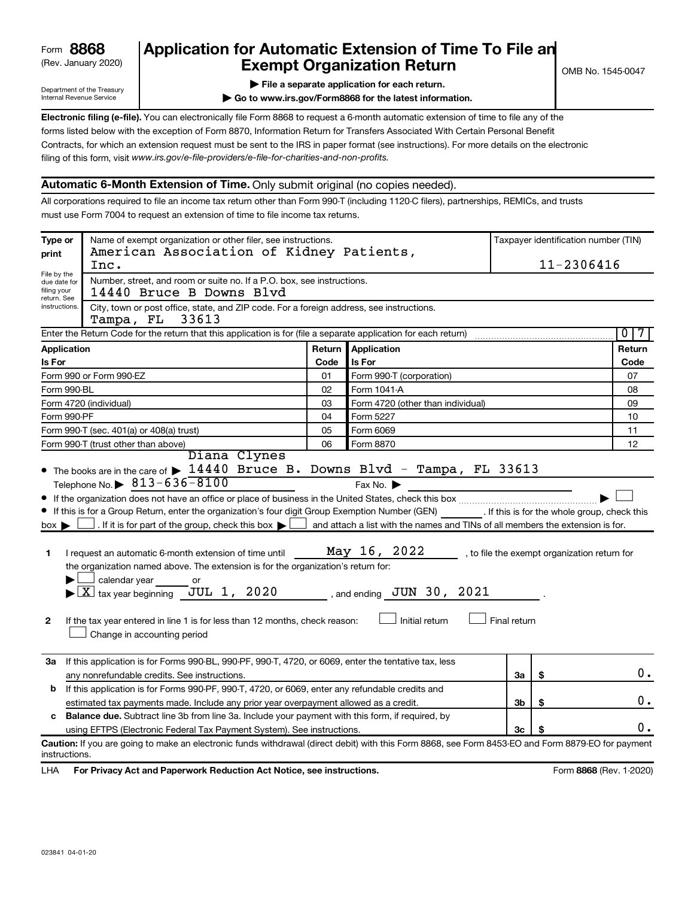Form **8868**
(Rev. January 2020)

Department of the Treasury
Internal Revenue Service

# Application for Automatic Extension of Time To File an Exempt Organization Return

▶ **File a separate application for each return.**

▶ **Go to www.irs.gov/Form8868 for the latest information.**

OMB No. 1545-0047

**Electronic filing (e-file).** You can electronically file Form 8868 to request a 6-month automatic extension of time to file any of the forms listed below with the exception of Form 8870, Information Return for Transfers Associated With Certain Personal Benefit Contracts, for which an extension request must be sent to the IRS in paper format (see instructions). For more details on the electronic filing of this form, visit *www.irs.gov/e-file-providers/e-file-for-charities-and-non-profits.*

## Automatic 6-Month Extension of Time. Only submit original (no copies needed).

All corporations required to file an income tax return other than Form 990-T (including 1120-C filers), partnerships, REMICs, and trusts must use Form 7004 to request an extension of time to file income tax returns.

**Type or print**

File by the due date for filing your return. See instructions.

Name of exempt organization or other filer, see instructions.
American Association of Kidney Patients, Inc.

Taxpayer identification number (TIN)
11-2306416

Number, street, and room or suite no. If a P.O. box, see instructions.
14440 Bruce B Downs Blvd

City, town or post office, state, and ZIP code. For a foreign address, see instructions.
Tampa, FL 33613

Enter the Return Code for the return that this application is for (file a separate application for each return) 0 7

| Application Is For | Return Code | Application Is For | Return Code |
|---|---|---|---|
| Form 990 or Form 990-EZ | 01 | Form 990-T (corporation) | 07 |
| Form 990-BL | 02 | Form 1041-A | 08 |
| Form 4720 (individual) | 03 | Form 4720 (other than individual) | 09 |
| Form 990-PF | 04 | Form 5227 | 10 |
| Form 990-T (sec. 401(a) or 408(a) trust) | 05 | Form 6069 | 11 |
| Form 990-T (trust other than above) | 06 | Form 8870 | 12 |

- The books are in the care of ▶ Diana Clynes 14440 Bruce B. Downs Blvd - Tampa, FL 33613
  Telephone No. ▶ 813-636-8100 Fax No. ▶
- If the organization does not have an office or place of business in the United States, check this box ▶ ☐
- If this is for a Group Return, enter the organization's four digit Group Exemption Number (GEN) ______ . If this is for the whole group, check this box ▶ ☐ . If it is for part of the group, check this box ▶ ☐ and attach a list with the names and TINs of all members the extension is for.

**1** I request an automatic 6-month extension of time until May 16, 2022 , to file the exempt organization return for the organization named above. The extension is for the organization's return for:
▶ ☐ calendar year ______ or
▶ ☒ tax year beginning JUL 1, 2020 , and ending JUN 30, 2021 .

**2** If the tax year entered in line 1 is for less than 12 months, check reason: ☐ Initial return ☐ Final return
☐ Change in accounting period

| | | | |
|---|---|---|---|
| **3a** | If this application is for Forms 990-BL, 990-PF, 990-T, 4720, or 6069, enter the tentative tax, less any nonrefundable credits. See instructions. | 3a | $ 0. |
| **b** | If this application is for Forms 990-PF, 990-T, 4720, or 6069, enter any refundable credits and estimated tax payments made. Include any prior year overpayment allowed as a credit. | 3b | $ 0. |
| **c** | **Balance due.** Subtract line 3b from line 3a. Include your payment with this form, if required, by using EFTPS (Electronic Federal Tax Payment System). See instructions. | 3c | $ 0. |

**Caution:** If you are going to make an electronic funds withdrawal (direct debit) with this Form 8868, see Form 8453-EO and Form 8879-EO for payment instructions.

LHA **For Privacy Act and Paperwork Reduction Act Notice, see instructions.** Form **8868** (Rev. 1-2020)

023841 04-01-20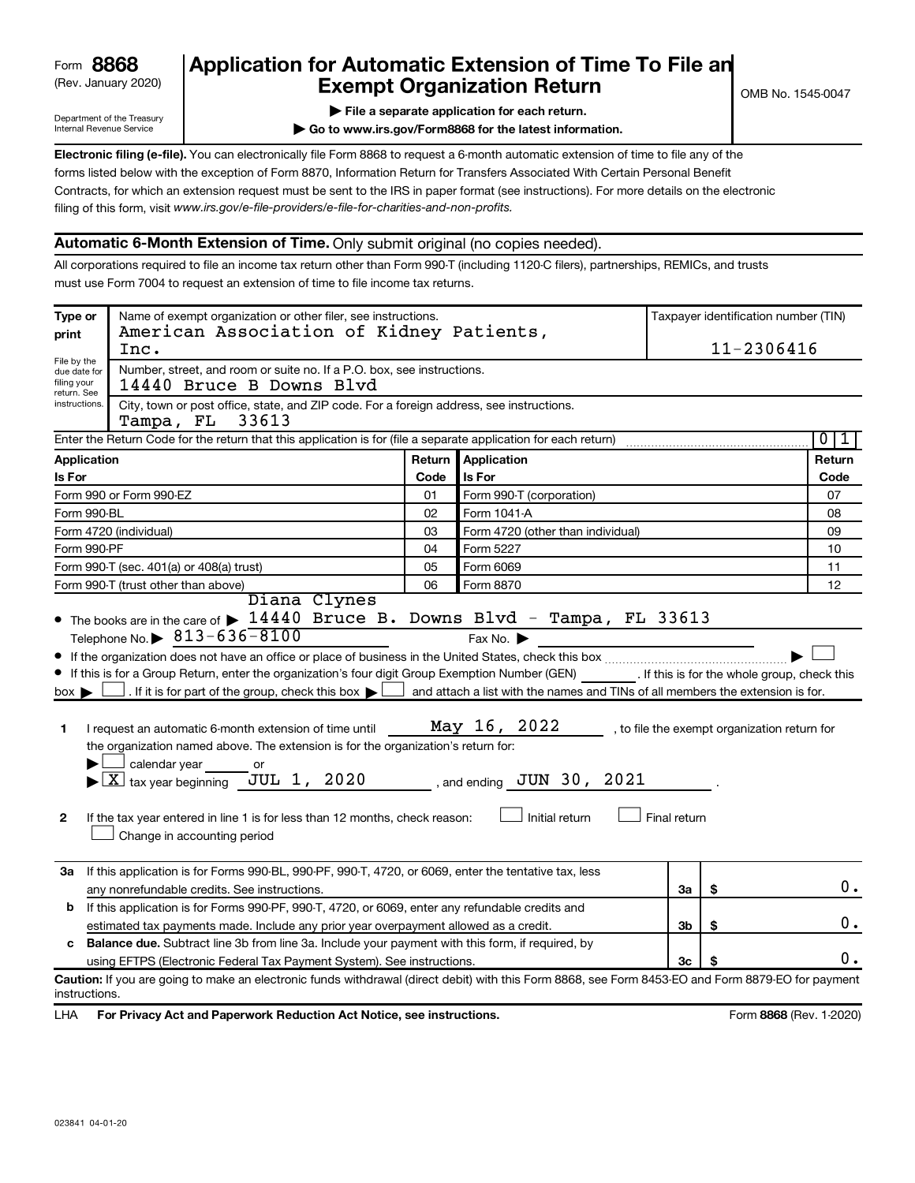Form **8868** (Rev. January 2020)

Department of the Treasury Internal Revenue Service

# Application for Automatic Extension of Time To File an Exempt Organization Return

▶ **File a separate application for each return.**

▶ **Go to www.irs.gov/Form8868 for the latest information.**

OMB No. 1545-0047

**Electronic filing (e-file).** You can electronically file Form 8868 to request a 6-month automatic extension of time to file any of the forms listed below with the exception of Form 8870, Information Return for Transfers Associated With Certain Personal Benefit Contracts, for which an extension request must be sent to the IRS in paper format (see instructions). For more details on the electronic filing of this form, visit *www.irs.gov/e-file-providers/e-file-for-charities-and-non-profits.*

## Automatic 6-Month Extension of Time. Only submit original (no copies needed).

All corporations required to file an income tax return other than Form 990-T (including 1120-C filers), partnerships, REMICs, and trusts must use Form 7004 to request an extension of time to file income tax returns.

**Type or print** — File by the due date for filing your return. See instructions.

Name of exempt organization or other filer, see instructions: American Association of Kidney Patients, Inc.

Taxpayer identification number (TIN): 11-2306416

Number, street, and room or suite no. If a P.O. box, see instructions: 14440 Bruce B Downs Blvd

City, town or post office, state, and ZIP code. For a foreign address, see instructions: Tampa, FL 33613

Enter the Return Code for the return that this application is for (file a separate application for each return): 0 1

| Application Is For | Return Code | Application Is For | Return Code |
|---|---|---|---|
| Form 990 or Form 990-EZ | 01 | Form 990-T (corporation) | 07 |
| Form 990-BL | 02 | Form 1041-A | 08 |
| Form 4720 (individual) | 03 | Form 4720 (other than individual) | 09 |
| Form 990-PF | 04 | Form 5227 | 10 |
| Form 990-T (sec. 401(a) or 408(a) trust) | 05 | Form 6069 | 11 |
| Form 990-T (trust other than above) | 06 | Form 8870 | 12 |

- The books are in the care of ▶ Diana Clynes 14440 Bruce B. Downs Blvd - Tampa, FL 33613
  Telephone No. ▶ 813-636-8100 Fax No. ▶
- If the organization does not have an office or place of business in the United States, check this box ▶ ☐
- If this is for a Group Return, enter the organization's four digit Group Exemption Number (GEN) ______ . If this is for the whole group, check this box ▶ ☐ . If it is for part of the group, check this box ▶ ☐ and attach a list with the names and TINs of all members the extension is for.

**1** I request an automatic 6-month extension of time until May 16, 2022 , to file the exempt organization return for the organization named above. The extension is for the organization's return for:
▶ ☐ calendar year ______ or
▶ ☒ tax year beginning JUL 1, 2020 , and ending JUN 30, 2021 .

**2** If the tax year entered in line 1 is for less than 12 months, check reason: ☐ Initial return ☐ Final return ☐ Change in accounting period

| | | | |
|---|---|---|---|
| **3a** | If this application is for Forms 990-BL, 990-PF, 990-T, 4720, or 6069, enter the tentative tax, less any nonrefundable credits. See instructions. | 3a | $ 0. |
| **b** | If this application is for Forms 990-PF, 990-T, 4720, or 6069, enter any refundable credits and estimated tax payments made. Include any prior year overpayment allowed as a credit. | 3b | $ 0. |
| **c** | **Balance due.** Subtract line 3b from line 3a. Include your payment with this form, if required, by using EFTPS (Electronic Federal Tax Payment System). See instructions. | 3c | $ 0. |

**Caution:** If you are going to make an electronic funds withdrawal (direct debit) with this Form 8868, see Form 8453-EO and Form 8879-EO for payment instructions.

LHA **For Privacy Act and Paperwork Reduction Act Notice, see instructions.** Form **8868** (Rev. 1-2020)

023841 04-01-20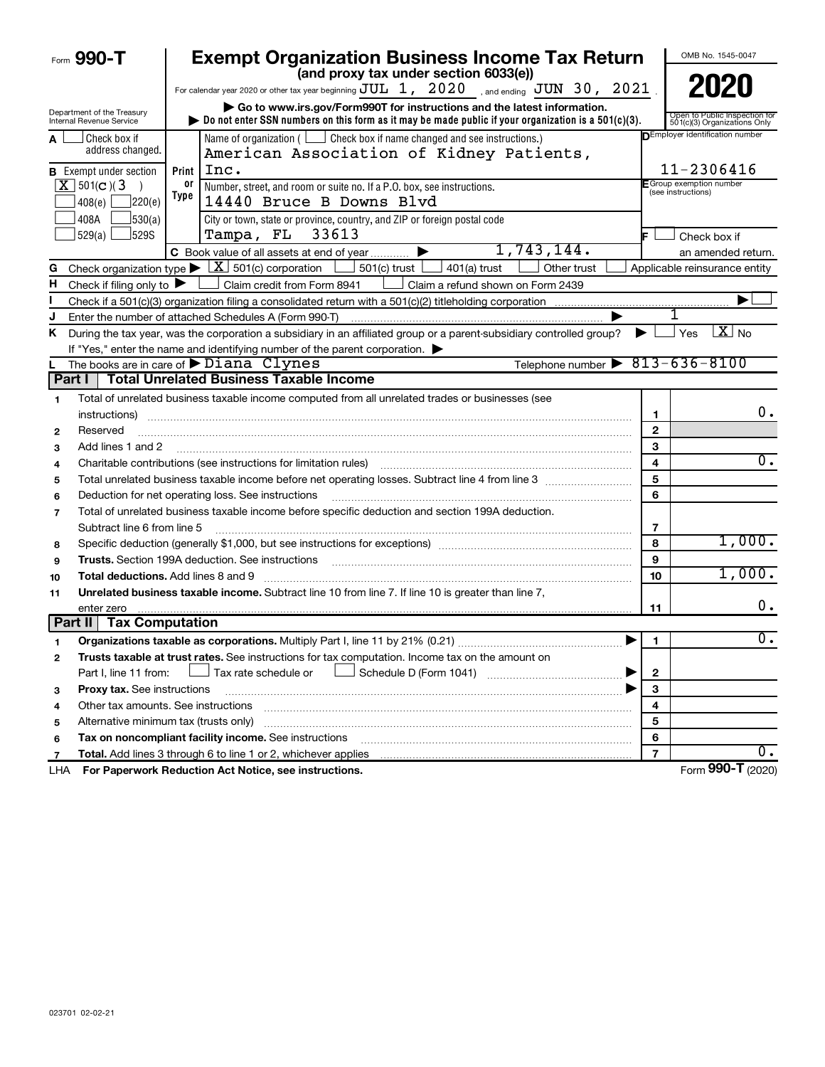Form **990-T**

# Exempt Organization Business Income Tax Return

**(and proxy tax under section 6033(e))**

For calendar year 2020 or other tax year beginning JUL 1, 2020, and ending JUN 30, 2021.

▶ Go to www.irs.gov/Form990T for instructions and the latest information.

▶ Do not enter SSN numbers on this form as it may be made public if your organization is a 501(c)(3).

OMB No. 1545-0047

**2020**

Open to Public Inspection for 501(c)(3) Organizations Only

Department of the Treasury
Internal Revenue Service

**A** ☐ Check box if address changed.

**B** Exempt under section
- [X] 501(C)(3)
- ☐ 408(e) ☐ 220(e)
- ☐ 408A ☐ 530(a)
- ☐ 529(a) ☐ 529S

Print or Type

Name of organization ( ☐ Check box if name changed and see instructions.)
American Association of Kidney Patients, Inc.

Number, street, and room or suite no. If a P.O. box, see instructions.
14440 Bruce B Downs Blvd

City or town, state or province, country, and ZIP or foreign postal code
Tampa, FL 33613

**D** Employer identification number: 11-2306416

**E** Group exemption number (see instructions)

**F** ☐ Check box if an amended return.

**C** Book value of all assets at end of year ▶ 1,743,144.

**G** Check organization type ▶ [X] 501(c) corporation ☐ 501(c) trust ☐ 401(a) trust ☐ Other trust ☐ Applicable reinsurance entity

**H** Check if filing only to ▶ ☐ Claim credit from Form 8941 ☐ Claim a refund shown on Form 2439

**I** Check if a 501(c)(3) organization filing a consolidated return with a 501(c)(2) titleholding corporation ▶ ☐

**J** Enter the number of attached Schedules A (Form 990-T) ▶ 1

**K** During the tax year, was the corporation a subsidiary in an affiliated group or a parent-subsidiary controlled group? ▶ ☐ Yes [X] No

If "Yes," enter the name and identifying number of the parent corporation. ▶

**L** The books are in care of ▶ Diana Clynes Telephone number ▶ 813-636-8100

## Part I Total Unrelated Business Taxable Income

| | | Line | Amount |
|---|---|---|---|
| 1 | Total of unrelated business taxable income computed from all unrelated trades or businesses (see instructions) | 1 | 0. |
| 2 | Reserved | 2 | |
| 3 | Add lines 1 and 2 | 3 | |
| 4 | Charitable contributions (see instructions for limitation rules) | 4 | 0. |
| 5 | Total unrelated business taxable income before net operating losses. Subtract line 4 from line 3 | 5 | |
| 6 | Deduction for net operating loss. See instructions | 6 | |
| 7 | Total of unrelated business taxable income before specific deduction and section 199A deduction. Subtract line 6 from line 5 | 7 | |
| 8 | Specific deduction (generally $1,000, but see instructions for exceptions) | 8 | 1,000. |
| 9 | **Trusts.** Section 199A deduction. See instructions | 9 | |
| 10 | **Total deductions.** Add lines 8 and 9 | 10 | 1,000. |
| 11 | **Unrelated business taxable income.** Subtract line 10 from line 7. If line 10 is greater than line 7, enter zero | 11 | 0. |

## Part II Tax Computation

| | | Line | Amount |
|---|---|---|---|
| 1 | **Organizations taxable as corporations.** Multiply Part I, line 11 by 21% (0.21) ▶ | 1 | 0. |
| 2 | **Trusts taxable at trust rates.** See instructions for tax computation. Income tax on the amount on Part I, line 11 from: ☐ Tax rate schedule or ☐ Schedule D (Form 1041) ▶ | 2 | |
| 3 | **Proxy tax.** See instructions ▶ | 3 | |
| 4 | Other tax amounts. See instructions | 4 | |
| 5 | Alternative minimum tax (trusts only) | 5 | |
| 6 | **Tax on noncompliant facility income.** See instructions | 6 | |
| 7 | **Total.** Add lines 3 through 6 to line 1 or 2, whichever applies | 7 | 0. |

LHA **For Paperwork Reduction Act Notice, see instructions.** Form **990-T** (2020)

023701 02-02-21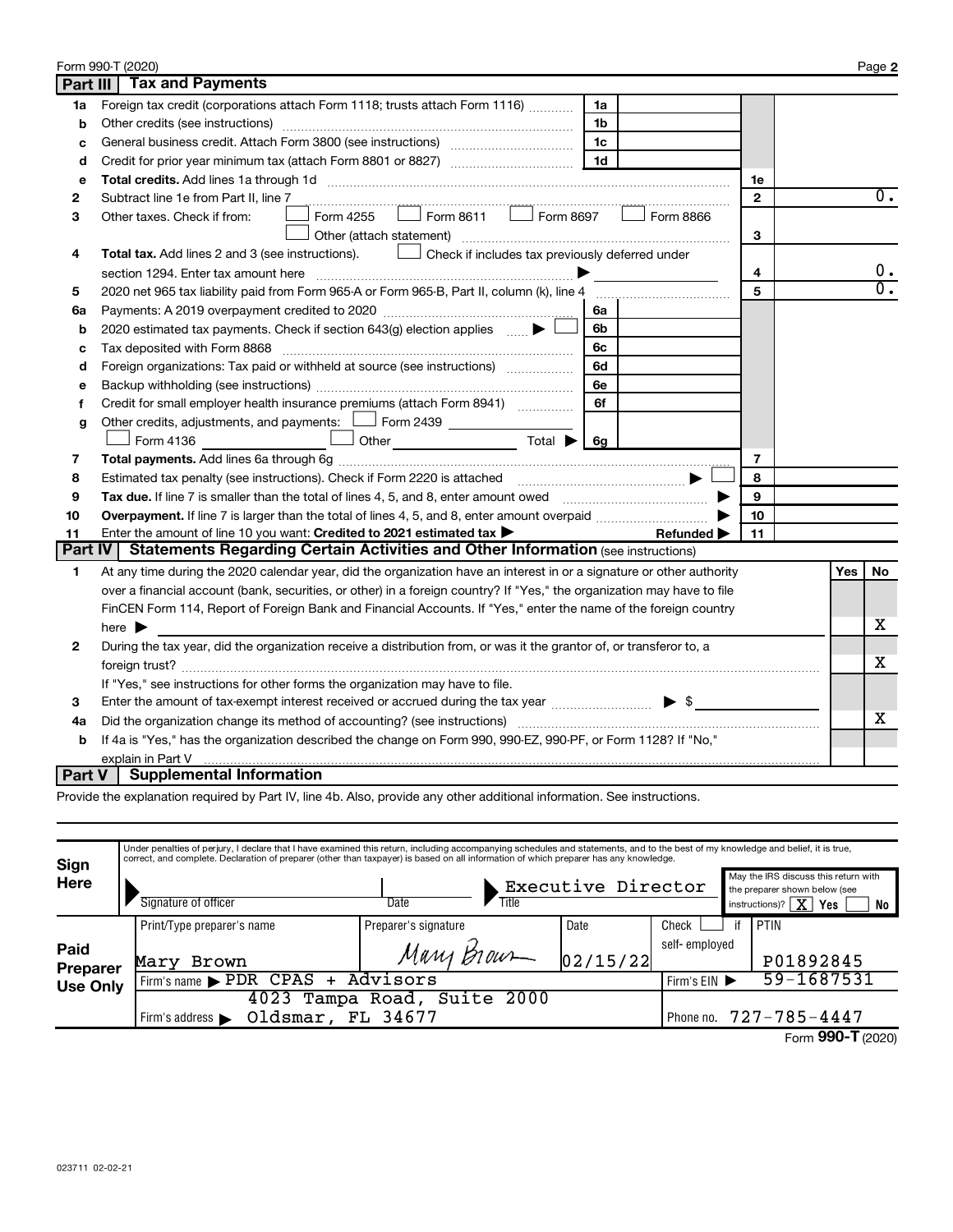Form 990-T (2020) Page **2**

## Part III Tax and Payments

| | | | | | |
|---|---|---|---|---|---|
| **1a** | Foreign tax credit (corporations attach Form 1118; trusts attach Form 1116) | 1a | | | |
| **b** | Other credits (see instructions) | 1b | | | |
| **c** | General business credit. Attach Form 3800 (see instructions) | 1c | | | |
| **d** | Credit for prior year minimum tax (attach Form 8801 or 8827) | 1d | | | |
| **e** | **Total credits.** Add lines 1a through 1d | | | 1e | |
| **2** | Subtract line 1e from Part II, line 7 | | | 2 | 0. |
| **3** | Other taxes. Check if from: ☐ Form 4255 ☐ Form 8611 ☐ Form 8697 ☐ Form 8866 ☐ Other (attach statement) | | | 3 | |
| **4** | **Total tax.** Add lines 2 and 3 (see instructions). ☐ Check if includes tax previously deferred under section 1294. Enter tax amount here ▶ | | | 4 | 0. |
| **5** | 2020 net 965 tax liability paid from Form 965-A or Form 965-B, Part II, column (k), line 4 | | | 5 | 0. |
| **6a** | Payments: A 2019 overpayment credited to 2020 | 6a | | | |
| **b** | 2020 estimated tax payments. Check if section 643(g) election applies ▶ ☐ | 6b | | | |
| **c** | Tax deposited with Form 8868 | 6c | | | |
| **d** | Foreign organizations: Tax paid or withheld at source (see instructions) | 6d | | | |
| **e** | Backup withholding (see instructions) | 6e | | | |
| **f** | Credit for small employer health insurance premiums (attach Form 8941) | 6f | | | |
| **g** | Other credits, adjustments, and payments: ☐ Form 2439 ____ ☐ Form 4136 ____ ☐ Other ____ Total ▶ | 6g | | | |
| **7** | **Total payments.** Add lines 6a through 6g | | | 7 | |
| **8** | Estimated tax penalty (see instructions). Check if Form 2220 is attached ▶ ☐ | | | 8 | |
| **9** | **Tax due.** If line 7 is smaller than the total of lines 4, 5, and 8, enter amount owed ▶ | | | 9 | |
| **10** | **Overpayment.** If line 7 is larger than the total of lines 4, 5, and 8, enter amount overpaid ▶ | | | 10 | |
| **11** | Enter the amount of line 10 you want: **Credited to 2021 estimated tax** ▶ | | **Refunded** ▶ | 11 | |

## Part IV Statements Regarding Certain Activities and Other Information (see instructions)

| | | Yes | No |
|---|---|---|---|
| **1** | At any time during the 2020 calendar year, did the organization have an interest in or a signature or other authority over a financial account (bank, securities, or other) in a foreign country? If "Yes," the organization may have to file FinCEN Form 114, Report of Foreign Bank and Financial Accounts. If "Yes," enter the name of the foreign country here ▶ | | X |
| **2** | During the tax year, did the organization receive a distribution from, or was it the grantor of, or transferor to, a foreign trust? If "Yes," see instructions for other forms the organization may have to file. | | X |
| **3** | Enter the amount of tax-exempt interest received or accrued during the tax year ▶ $ | | |
| **4a** | Did the organization change its method of accounting? (see instructions) | | X |
| **b** | If 4a is "Yes," has the organization described the change on Form 990, 990-EZ, 990-PF, or Form 1128? If "No," explain in Part V | | |

## Part V Supplemental Information

Provide the explanation required by Part IV, line 4b. Also, provide any other additional information. See instructions.

**Sign Here**

Under penalties of perjury, I declare that I have examined this return, including accompanying schedules and statements, and to the best of my knowledge and belief, it is true, correct, and complete. Declaration of preparer (other than taxpayer) is based on all information of which preparer has any knowledge.

| Signature of officer | Date | Title | May the IRS discuss this return with the preparer shown below (see instructions)? |
|---|---|---|---|
| | | Executive Director | X Yes ☐ No |

**Paid Preparer Use Only**

| Print/Type preparer's name | Preparer's signature | Date | Check ☐ if self-employed | PTIN |
|---|---|---|---|---|
| Mary Brown | Mary Brown | 02/15/22 | | P01892845 |
| Firm's name ▶ PDR CPAS + Advisors | | | Firm's EIN ▶ 59-1687531 | |
| Firm's address ▶ 4023 Tampa Road, Suite 2000 Oldsmar, FL 34677 | | | Phone no. 727-785-4447 | |

Form **990-T** (2020)

023711 02-02-21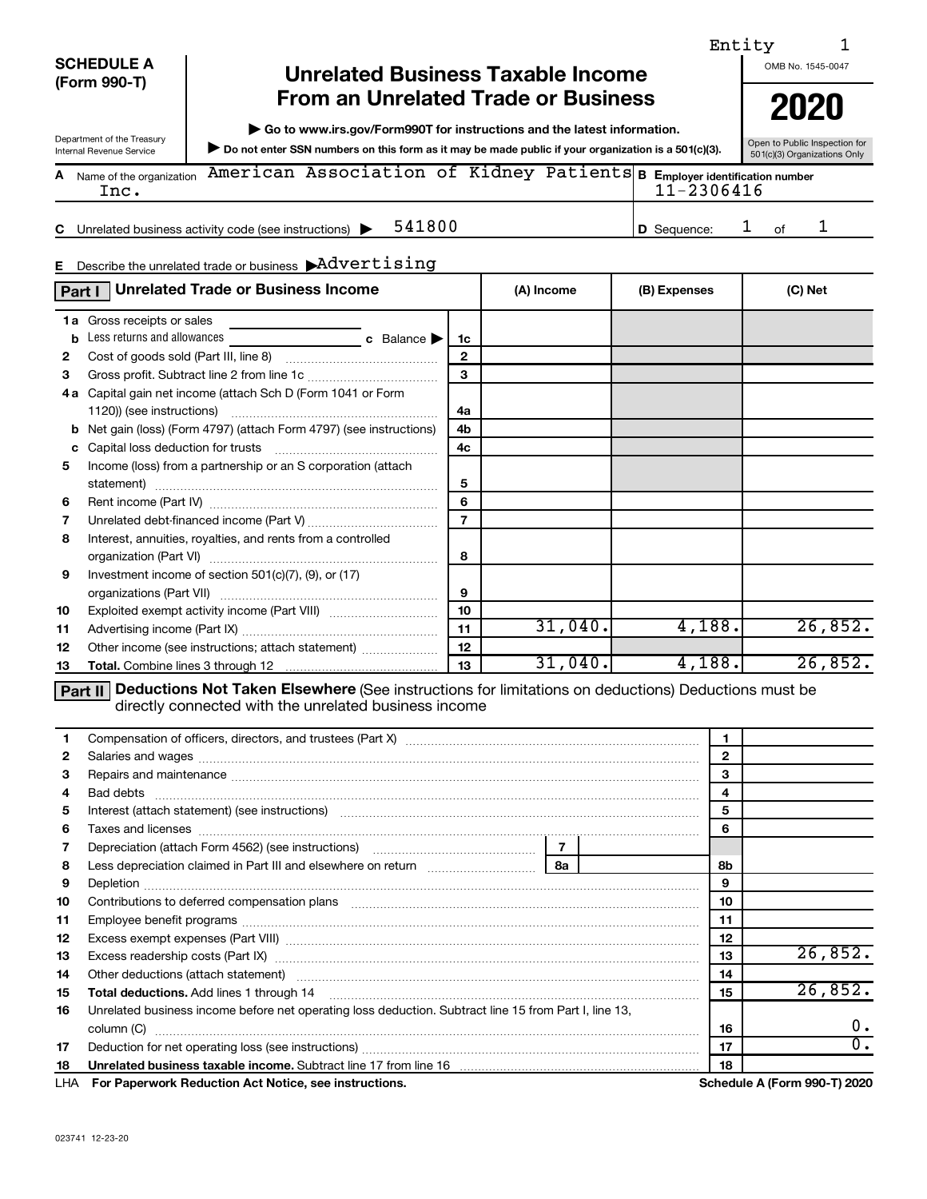Entity 1

**SCHEDULE A (Form 990-T)**

Department of the Treasury
Internal Revenue Service

# Unrelated Business Taxable Income From an Unrelated Trade or Business

▶ Go to www.irs.gov/Form990T for instructions and the latest information.

▶ Do not enter SSN numbers on this form as it may be made public if your organization is a 501(c)(3).

OMB No. 1545-0047

**2020**

Open to Public Inspection for 501(c)(3) Organizations Only

**A** Name of the organization: American Association of Kidney Patients Inc.

**B** Employer identification number: 11-2306416

**C** Unrelated business activity code (see instructions) ▶ 541800

**D** Sequence: 1 of 1

**E** Describe the unrelated trade or business ▶ Advertising

| **Part I** Unrelated Trade or Business Income | | (A) Income | (B) Expenses | (C) Net |
|---|---|---|---|---|
| **1a** Gross receipts or sales | | | | |
| **b** Less returns and allowances ___ **c** Balance ▶ | 1c | | | |
| **2** Cost of goods sold (Part III, line 8) | 2 | | | |
| **3** Gross profit. Subtract line 2 from line 1c | 3 | | | |
| **4a** Capital gain net income (attach Sch D (Form 1041 or Form 1120)) (see instructions) | 4a | | | |
| **b** Net gain (loss) (Form 4797) (attach Form 4797) (see instructions) | 4b | | | |
| **c** Capital loss deduction for trusts | 4c | | | |
| **5** Income (loss) from a partnership or an S corporation (attach statement) | 5 | | | |
| **6** Rent income (Part IV) | 6 | | | |
| **7** Unrelated debt-financed income (Part V) | 7 | | | |
| **8** Interest, annuities, royalties, and rents from a controlled organization (Part VI) | 8 | | | |
| **9** Investment income of section 501(c)(7), (9), or (17) organizations (Part VII) | 9 | | | |
| **10** Exploited exempt activity income (Part VIII) | 10 | | | |
| **11** Advertising income (Part IX) | 11 | 31,040. | 4,188. | 26,852. |
| **12** Other income (see instructions; attach statement) | 12 | | | |
| **13** **Total.** Combine lines 3 through 12 | 13 | 31,040. | 4,188. | 26,852. |

**Part II** **Deductions Not Taken Elsewhere** (See instructions for limitations on deductions) Deductions must be directly connected with the unrelated business income

| Line | Description | | | Amount |
|---|---|---|---|---|
| **1** | Compensation of officers, directors, and trustees (Part X) | | 1 | |
| **2** | Salaries and wages | | 2 | |
| **3** | Repairs and maintenance | | 3 | |
| **4** | Bad debts | | 4 | |
| **5** | Interest (attach statement) (see instructions) | | 5 | |
| **6** | Taxes and licenses | | 6 | |
| **7** | Depreciation (attach Form 4562) (see instructions) | 7 | | |
| **8** | Less depreciation claimed in Part III and elsewhere on return | 8a | 8b | |
| **9** | Depletion | | 9 | |
| **10** | Contributions to deferred compensation plans | | 10 | |
| **11** | Employee benefit programs | | 11 | |
| **12** | Excess exempt expenses (Part VIII) | | 12 | |
| **13** | Excess readership costs (Part IX) | | 13 | 26,852. |
| **14** | Other deductions (attach statement) | | 14 | |
| **15** | **Total deductions.** Add lines 1 through 14 | | 15 | 26,852. |
| **16** | Unrelated business income before net operating loss deduction. Subtract line 15 from Part I, line 13, column (C) | | 16 | 0. |
| **17** | Deduction for net operating loss (see instructions) | | 17 | 0. |
| **18** | **Unrelated business taxable income.** Subtract line 17 from line 16 | | 18 | |

LHA **For Paperwork Reduction Act Notice, see instructions.** **Schedule A (Form 990-T) 2020**

023741 12-23-20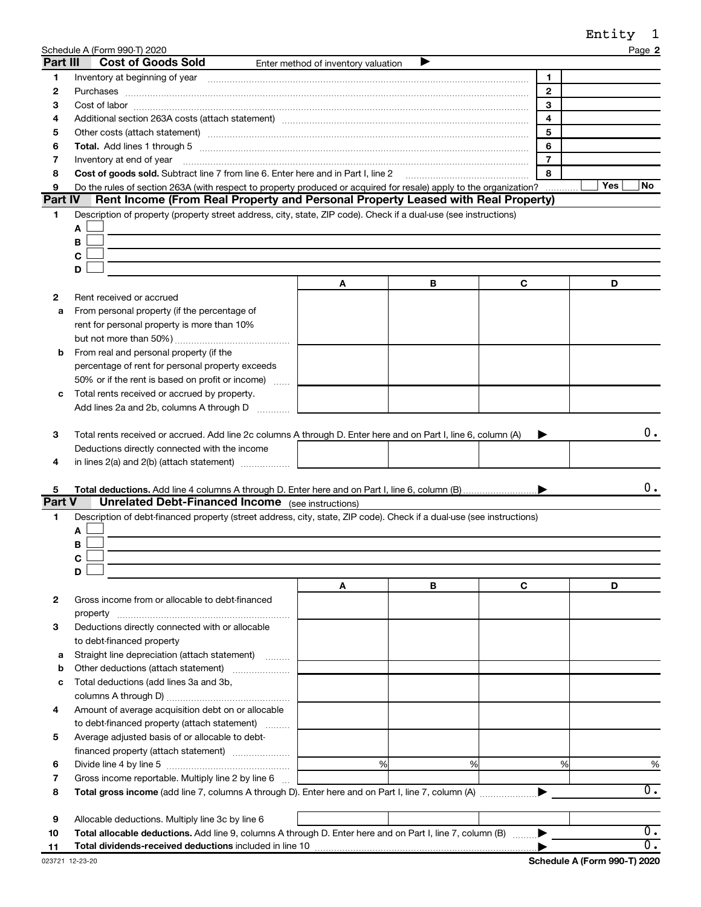Entity 1

Schedule A (Form 990-T) 2020 Page **2**

## Part III Cost of Goods Sold

Enter method of inventory valuation ▶

| | | | |
|---|---|---|---|
| 1 | Inventory at beginning of year | 1 | |
| 2 | Purchases | 2 | |
| 3 | Cost of labor | 3 | |
| 4 | Additional section 263A costs (attach statement) | 4 | |
| 5 | Other costs (attach statement) | 5 | |
| 6 | **Total.** Add lines 1 through 5 | 6 | |
| 7 | Inventory at end of year | 7 | |
| 8 | **Cost of goods sold.** Subtract line 7 from line 6. Enter here and in Part I, line 2 | 8 | |
| 9 | Do the rules of section 263A (with respect to property produced or acquired for resale) apply to the organization? | | Yes ☐ No ☐ |

## Part IV Rent Income (From Real Property and Personal Property Leased with Real Property)

1 Description of property (property street address, city, state, ZIP code). Check if a dual-use (see instructions)

- A ☐
- B ☐
- C ☐
- D ☐

| | | A | B | C | D |
|---|---|---|---|---|---|
| 2 | Rent received or accrued | | | | |
| a | From personal property (if the percentage of rent for personal property is more than 10% but not more than 50%) | | | | |
| b | From real and personal property (if the percentage of rent for personal property exceeds 50% or if the rent is based on profit or income) | | | | |
| c | Total rents received or accrued by property. Add lines 2a and 2b, columns A through D | | | | |
| 3 | Total rents received or accrued. Add line 2c columns A through D. Enter here and on Part I, line 6, column (A) ▶ | | | | 0. |
| 4 | Deductions directly connected with the income in lines 2(a) and 2(b) (attach statement) | | | | |
| 5 | **Total deductions.** Add line 4 columns A through D. Enter here and on Part I, line 6, column (B) ▶ | | | | 0. |

## Part V Unrelated Debt-Financed Income (see instructions)

1 Description of debt-financed property (street address, city, state, ZIP code). Check if a dual-use (see instructions)

- A ☐
- B ☐
- C ☐
- D ☐

| | | A | B | C | D |
|---|---|---|---|---|---|
| 2 | Gross income from or allocable to debt-financed property | | | | |
| 3 | Deductions directly connected with or allocable to debt-financed property | | | | |
| a | Straight line depreciation (attach statement) | | | | |
| b | Other deductions (attach statement) | | | | |
| c | Total deductions (add lines 3a and 3b, columns A through D) | | | | |
| 4 | Amount of average acquisition debt on or allocable to debt-financed property (attach statement) | | | | |
| 5 | Average adjusted basis of or allocable to debt-financed property (attach statement) | | | | |
| 6 | Divide line 4 by line 5 | % | % | % | % |
| 7 | Gross income reportable. Multiply line 2 by line 6 | | | | |
| 8 | **Total gross income** (add line 7, columns A through D). Enter here and on Part I, line 7, column (A) ▶ | | | | 0. |
| 9 | Allocable deductions. Multiply line 3c by line 6 | | | | |
| 10 | **Total allocable deductions.** Add line 9, columns A through D. Enter here and on Part I, line 7, column (B) ▶ | | | | 0. |
| 11 | **Total dividends-received deductions** included in line 10 ▶ | | | | 0. |

023721 12-23-20 **Schedule A (Form 990-T) 2020**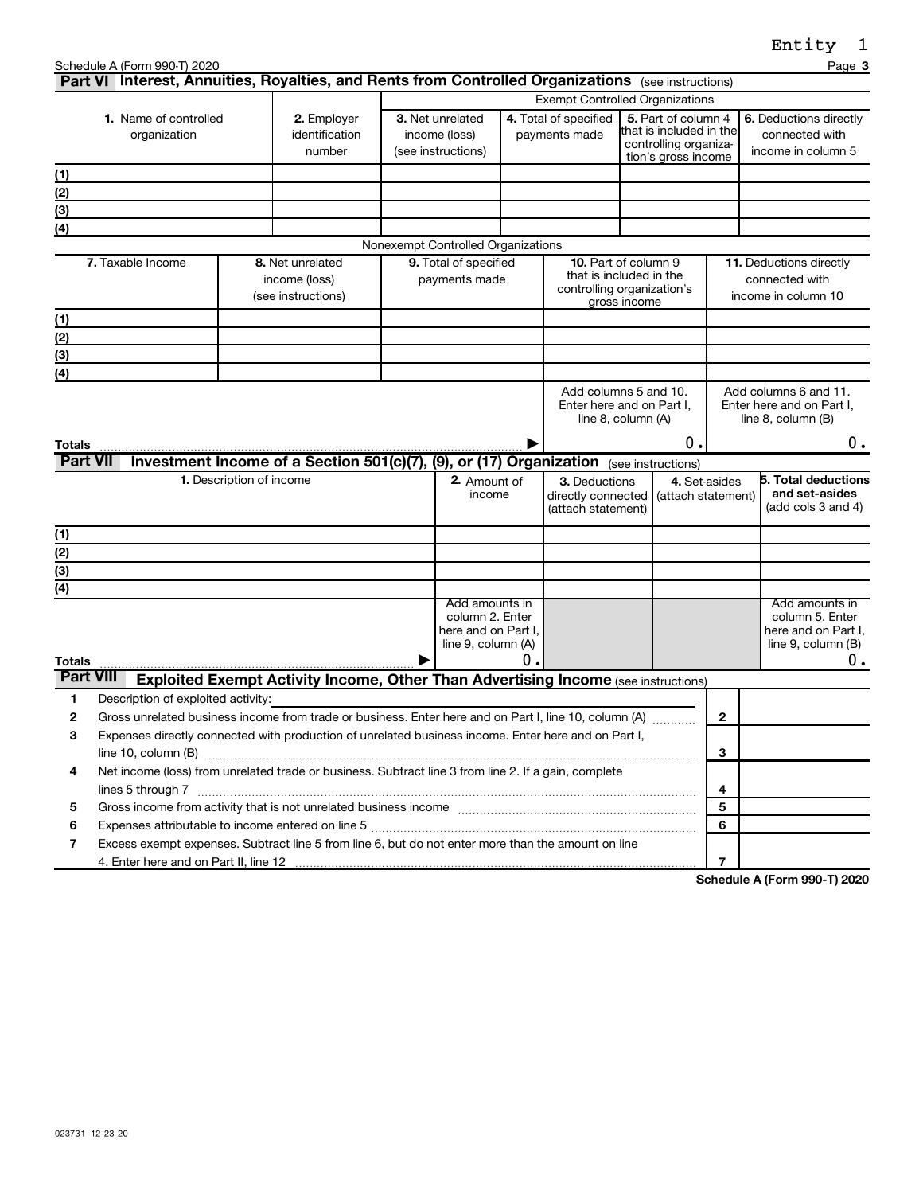Entity 1

Schedule A (Form 990-T) 2020

## Part VI Interest, Annuities, Royalties, and Rents from Controlled Organizations (see instructions)

| 1. Name of controlled organization | 2. Employer identification number | Exempt Controlled Organizations | | | |
|---|---|---|---|---|---|
| | | 3. Net unrelated income (loss) (see instructions) | 4. Total of specified payments made | 5. Part of column 4 that is included in the controlling organization's gross income | 6. Deductions directly connected with income in column 5 |
| (1) | | | | | |
| (2) | | | | | |
| (3) | | | | | |
| (4) | | | | | |

Nonexempt Controlled Organizations

| 7. Taxable Income | 8. Net unrelated income (loss) (see instructions) | 9. Total of specified payments made | 10. Part of column 9 that is included in the controlling organization's gross income | 11. Deductions directly connected with income in column 10 |
|---|---|---|---|---|
| (1) | | | | |
| (2) | | | | |
| (3) | | | | |
| (4) | | | | |
| | | | Add columns 5 and 10. Enter here and on Part I, line 8, column (A) | Add columns 6 and 11. Enter here and on Part I, line 8, column (B) |
| **Totals** ▶ | | | 0. | 0. |

## Part VII Investment Income of a Section 501(c)(7), (9), or (17) Organization (see instructions)

| 1. Description of income | 2. Amount of income | 3. Deductions directly connected (attach statement) | 4. Set-asides (attach statement) | 5. Total deductions and set-asides (add cols 3 and 4) |
|---|---|---|---|---|
| (1) | | | | |
| (2) | | | | |
| (3) | | | | |
| (4) | | | | |
| | Add amounts in column 2. Enter here and on Part I, line 9, column (A) | | | Add amounts in column 5. Enter here and on Part I, line 9, column (B) |
| **Totals** ▶ | 0. | | | 0. |

## Part VIII Exploited Exempt Activity Income, Other Than Advertising Income (see instructions)

| | | | |
|---|---|---|---|
| 1 | Description of exploited activity: | | |
| 2 | Gross unrelated business income from trade or business. Enter here and on Part I, line 10, column (A) | 2 | |
| 3 | Expenses directly connected with production of unrelated business income. Enter here and on Part I, line 10, column (B) | 3 | |
| 4 | Net income (loss) from unrelated trade or business. Subtract line 3 from line 2. If a gain, complete lines 5 through 7 | 4 | |
| 5 | Gross income from activity that is not unrelated business income | 5 | |
| 6 | Expenses attributable to income entered on line 5 | 6 | |
| 7 | Excess exempt expenses. Subtract line 5 from line 6, but do not enter more than the amount on line 4. Enter here and on Part II, line 12 | 7 | |

**Schedule A (Form 990-T) 2020**

023731 12-23-20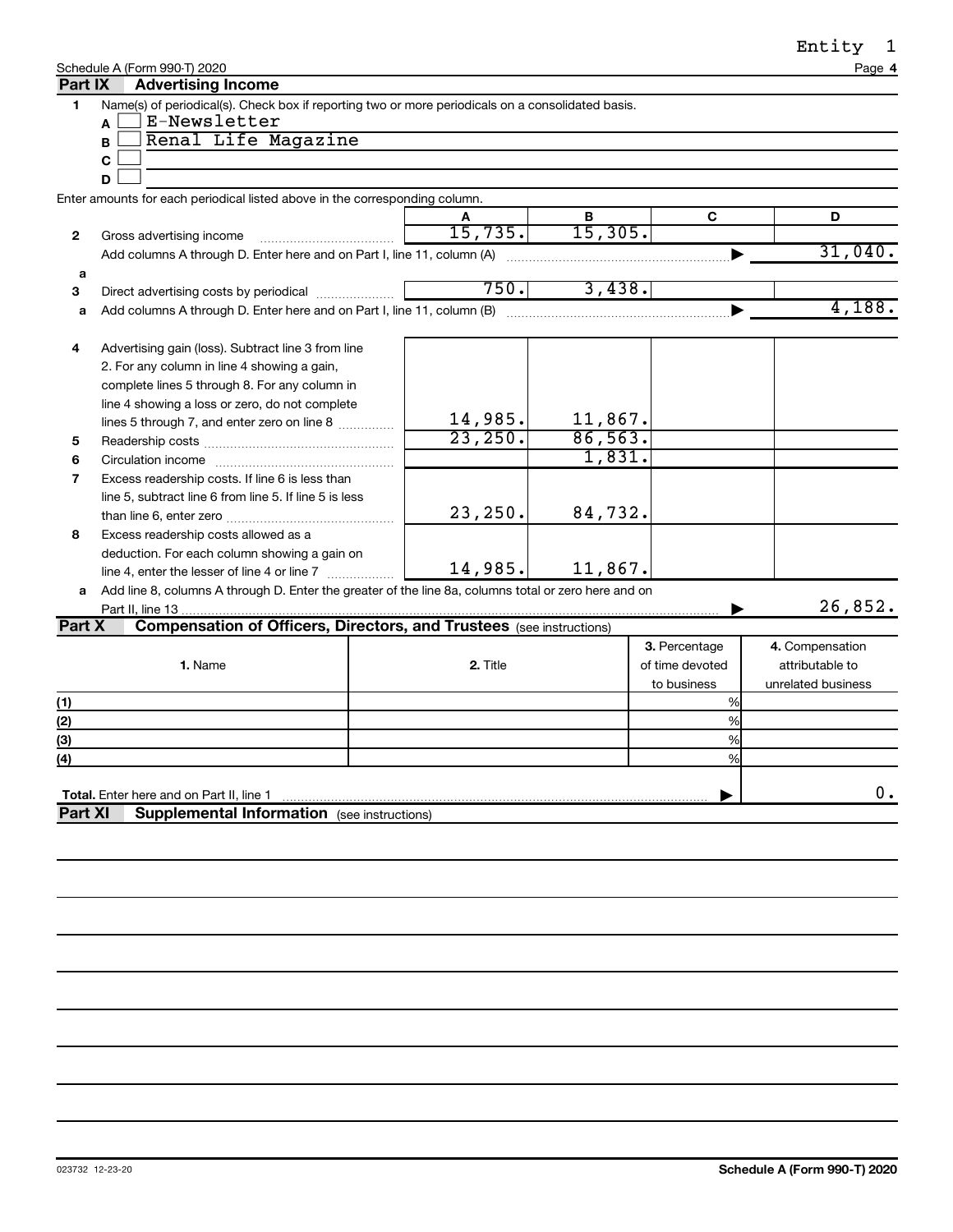Entity 1

Schedule A (Form 990-T) 2020 Page **4**

## Part IX Advertising Income

**1** Name(s) of periodical(s). Check box if reporting two or more periodicals on a consolidated basis.

- **A** ☐ E-Newsletter
- **B** ☐ Renal Life Magazine
- **C** ☐
- **D** ☐

Enter amounts for each periodical listed above in the corresponding column.

| | | A | B | C | D |
|---|---|---|---|---|---|
| **2** | Gross advertising income | 15,735. | 15,305. | | |
| | Add columns A through D. Enter here and on Part I, line 11, column (A) | | | | 31,040. |
| **a** | | | | | |
| **3** | Direct advertising costs by periodical | 750. | 3,438. | | |
| **a** | Add columns A through D. Enter here and on Part I, line 11, column (B) | | | | 4,188. |
| **4** | Advertising gain (loss). Subtract line 3 from line 2. For any column in line 4 showing a gain, complete lines 5 through 8. For any column in line 4 showing a loss or zero, do not complete lines 5 through 7, and enter zero on line 8 | 14,985. | 11,867. | | |
| **5** | Readership costs | 23,250. | 86,563. | | |
| **6** | Circulation income | | 1,831. | | |
| **7** | Excess readership costs. If line 6 is less than line 5, subtract line 6 from line 5. If line 5 is less than line 6, enter zero | 23,250. | 84,732. | | |
| **8** | Excess readership costs allowed as a deduction. For each column showing a gain on line 4, enter the lesser of line 4 or line 7 | 14,985. | 11,867. | | |
| **a** | Add line 8, columns A through D. Enter the greater of the line 8a, columns total or zero here and on Part II, line 13 | | | | 26,852. |

## Part X Compensation of Officers, Directors, and Trustees (see instructions)

| | 1. Name | 2. Title | 3. Percentage of time devoted to business | 4. Compensation attributable to unrelated business |
|---|---|---|---|---|
| (1) | | | % | |
| (2) | | | % | |
| (3) | | | % | |
| (4) | | | % | |
| **Total.** Enter here and on Part II, line 1 | | | | 0. |

## Part XI Supplemental Information (see instructions)

023732 12-23-20 **Schedule A (Form 990-T) 2020**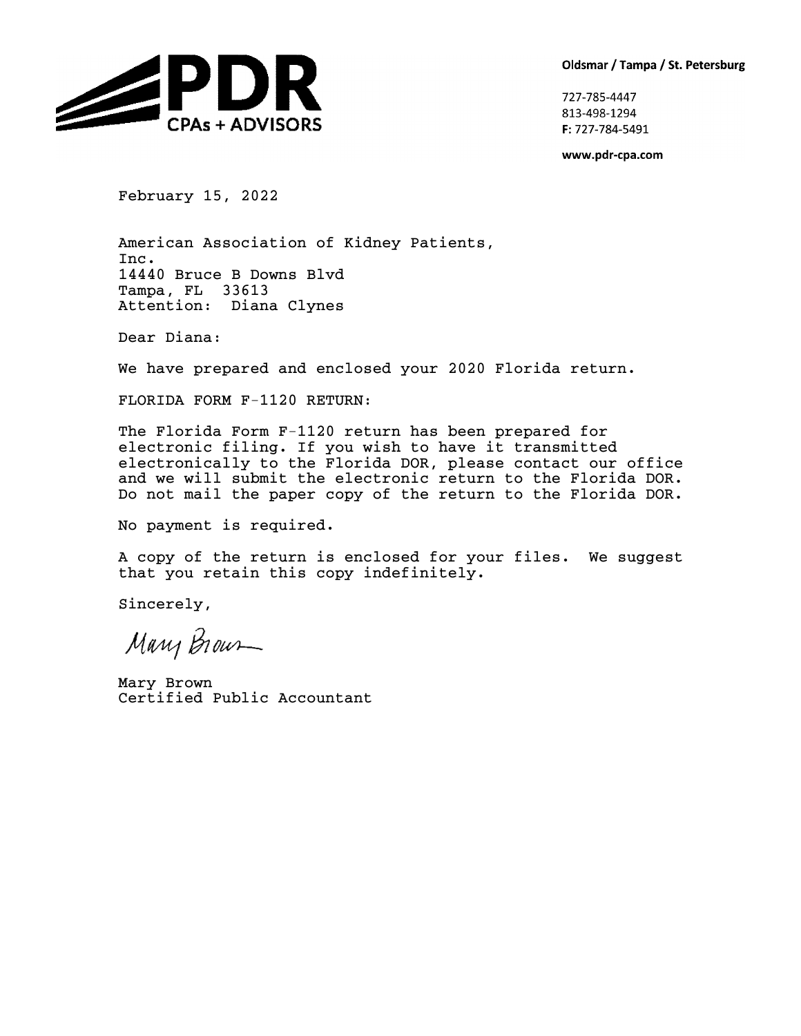**PDR**
CPAs + ADVISORS

**Oldsmar / Tampa / St. Petersburg**

727-785-4447
813-498-1294
**F:** 727-784-5491

**www.pdr-cpa.com**

February 15, 2022

American Association of Kidney Patients, Inc.
14440 Bruce B Downs Blvd
Tampa, FL 33613
Attention: Diana Clynes

Dear Diana:

We have prepared and enclosed your 2020 Florida return.

FLORIDA FORM F-1120 RETURN:

The Florida Form F-1120 return has been prepared for electronic filing. If you wish to have it transmitted electronically to the Florida DOR, please contact our office and we will submit the electronic return to the Florida DOR. Do not mail the paper copy of the return to the Florida DOR.

No payment is required.

A copy of the return is enclosed for your files. We suggest that you retain this copy indefinitely.

Sincerely,

Mary Brown

Mary Brown
Certified Public Accountant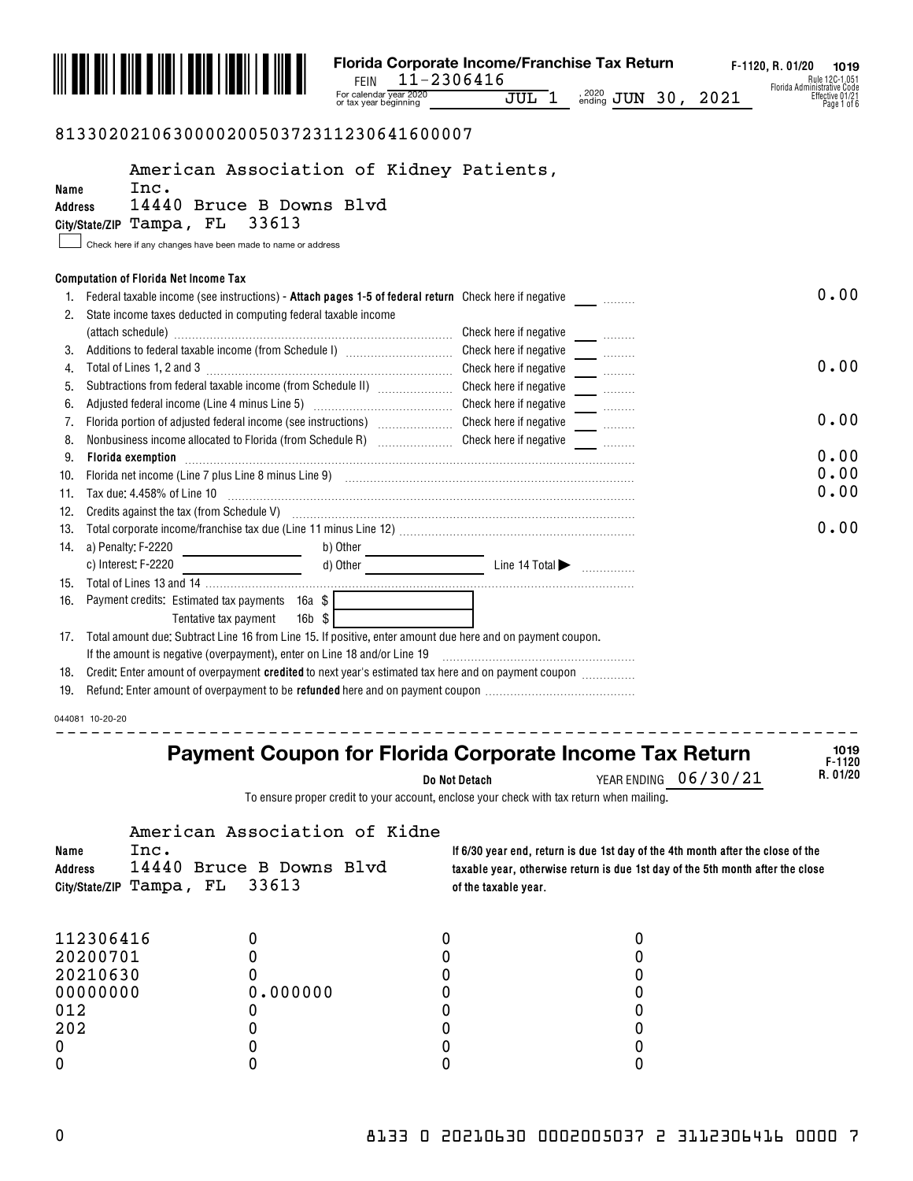**Florida Corporate Income/Franchise Tax Return** F-1120, R. 01/20 1019

Rule 12C-1.051 Florida Administrative Code Effective 01/21

FEIN 11-2306416

For calendar year 2020 or tax year beginning JUL 1, 2020 ending JUN 30, 2021

81330202106300002005037231123064160000 7

Name American Association of Kidney Patients, Inc.

Address 14440 Bruce B Downs Blvd

City/State/ZIP Tampa, FL 33613

☐ Check here if any changes have been made to name or address

**Computation of Florida Net Income Tax**

| | | | |
|---|---|---|---|
| 1. | Federal taxable income (see instructions) - **Attach pages 1-5 of federal return** | Check here if negative | 0.00 |
| 2. | State income taxes deducted in computing federal taxable income (attach schedule) | Check here if negative | |
| 3. | Additions to federal taxable income (from Schedule I) | Check here if negative | |
| 4. | Total of Lines 1, 2 and 3 | Check here if negative | 0.00 |
| 5. | Subtractions from federal taxable income (from Schedule II) | Check here if negative | |
| 6. | Adjusted federal income (Line 4 minus Line 5) | Check here if negative | |
| 7. | Florida portion of adjusted federal income (see instructions) | Check here if negative | 0.00 |
| 8. | Nonbusiness income allocated to Florida (from Schedule R) | Check here if negative | |
| 9. | **Florida exemption** | | 0.00 |
| 10. | Florida net income (Line 7 plus Line 8 minus Line 9) | | 0.00 |
| 11. | Tax due: 4.458% of Line 10 | | 0.00 |
| 12. | Credits against the tax (from Schedule V) | | |
| 13. | Total corporate income/franchise tax due (Line 11 minus Line 12) | | 0.00 |
| 14. | a) Penalty: F-2220 ____ b) Other ____ c) Interest: F-2220 ____ d) Other ____ Line 14 Total ▶ | | |
| 15. | Total of Lines 13 and 14 | | |
| 16. | Payment credits: Estimated tax payments 16a $ ____ Tentative tax payment 16b $ ____ | | |
| 17. | Total amount due: Subtract Line 16 from Line 15. If positive, enter amount due here and on payment coupon. If the amount is negative (overpayment), enter on Line 18 and/or Line 19 | | |
| 18. | Credit: Enter amount of overpayment **credited** to next year's estimated tax here and on payment coupon | | |
| 19. | Refund: Enter amount of overpayment to be **refunded** here and on payment coupon | | |

044081 10-20-20

---

## Payment Coupon for Florida Corporate Income Tax Return

1019 F-1120 R. 01/20

**Do Not Detach** YEAR ENDING 06/30/21

To ensure proper credit to your account, enclose your check with tax return when mailing.

Name American Association of Kidne Inc.

Address 14440 Bruce B Downs Blvd

City/State/ZIP Tampa, FL 33613

**If 6/30 year end, return is due 1st day of the 4th month after the close of the taxable year, otherwise return is due 1st day of the 5th month after the close of the taxable year.**

| | | | |
|---|---|---|---|
| 112306416 | 0 | 0 | 0 |
| 20200701 | 0 | 0 | 0 |
| 20210630 | 0 | 0 | 0 |
| 00000000 | 0.000000 | 0 | 0 |
| 012 | 0 | 0 | 0 |
| 202 | 0 | 0 | 0 |
| 0 | 0 | 0 | 0 |
| 0 | 0 | 0 | 0 |

0 8133 0 20210630 0002005037 2 3112306416 0000 7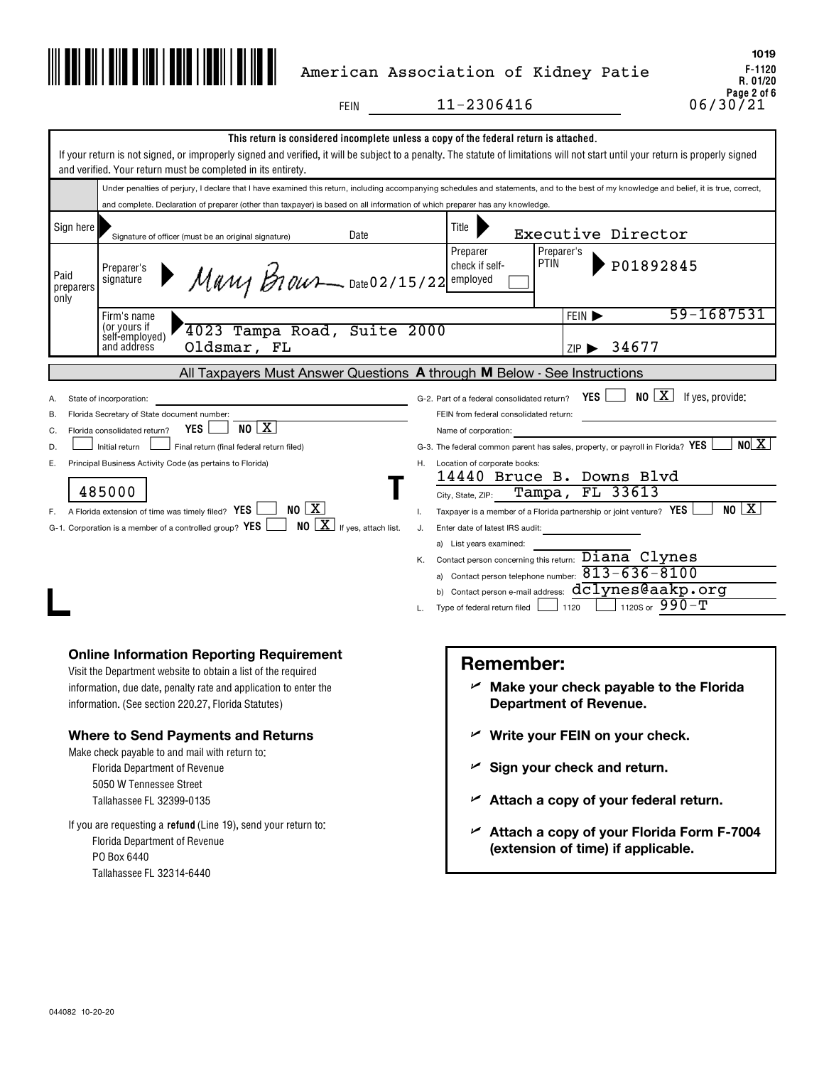American Association of Kidney Patie

FEIN 11-2306416

06/30/21

1019
F-1120
R. 01/20

**This return is considered incomplete unless a copy of the federal return is attached.**

If your return is not signed, or improperly signed and verified, it will be subject to a penalty. The statute of limitations will not start until your return is properly signed and verified. Your return must be completed in its entirety.

Under penalties of perjury, I declare that I have examined this return, including accompanying schedules and statements, and to the best of my knowledge and belief, it is true, correct, and complete. Declaration of preparer (other than taxpayer) is based on all information of which preparer has any knowledge.

| | | | |
|---|---|---|---|
| Sign here | Signature of officer (must be an original signature) Date | Title Executive Director | |
| Paid preparers only | Preparer's signature Mary Brown Date 02/15/22 | Preparer check if self-employed ☐ | Preparer's PTIN P01892845 |
| | Firm's name (or yours if self-employed) and address 4023 Tampa Road, Suite 2000 Oldsmar, FL | FEIN 59-1687531 ZIP 34677 | |

**All Taxpayers Must Answer Questions A through M Below - See Instructions**

A. State of incorporation:

B. Florida Secretary of State document number:

C. Florida consolidated return? YES ☐ NO [X]

D. ☐ Initial return ☐ Final return (final federal return filed)

E. Principal Business Activity Code (as pertains to Florida)

485000

F. A Florida extension of time was timely filed? YES ☐ NO [X]

G-1. Corporation is a member of a controlled group? YES ☐ NO [X] If yes, attach list.

G-2. Part of a federal consolidated return? YES ☐ NO [X] If yes, provide:
FEIN from federal consolidated return:
Name of corporation:

G-3. The federal common parent has sales, property, or payroll in Florida? YES ☐ NO [X]

H. Location of corporate books: 14440 Bruce B. Downs Blvd
City, State, ZIP: Tampa, FL 33613

I. Taxpayer is a member of a Florida partnership or joint venture? YES ☐ NO [X]

J. Enter date of latest IRS audit:
a) List years examined:

K. Contact person concerning this return: Diana Clynes
a) Contact person telephone number: 813-636-8100
b) Contact person e-mail address: dclynes@aakp.org

L. Type of federal return filed ☐ 1120 ☐ 1120S or 990-T

### Online Information Reporting Requirement

Visit the Department website to obtain a list of the required information, due date, penalty rate and application to enter the information. (See section 220.27, Florida Statutes)

### Where to Send Payments and Returns

Make check payable to and mail with return to:

Florida Department of Revenue
5050 W Tennessee Street
Tallahassee FL 32399-0135

If you are requesting a **refund** (Line 19), send your return to:

Florida Department of Revenue
PO Box 6440
Tallahassee FL 32314-6440

## Remember:

- **Make your check payable to the Florida Department of Revenue.**
- **Write your FEIN on your check.**
- **Sign your check and return.**
- **Attach a copy of your federal return.**
- **Attach a copy of your Florida Form F-7004 (extension of time) if applicable.**

044082 10-20-20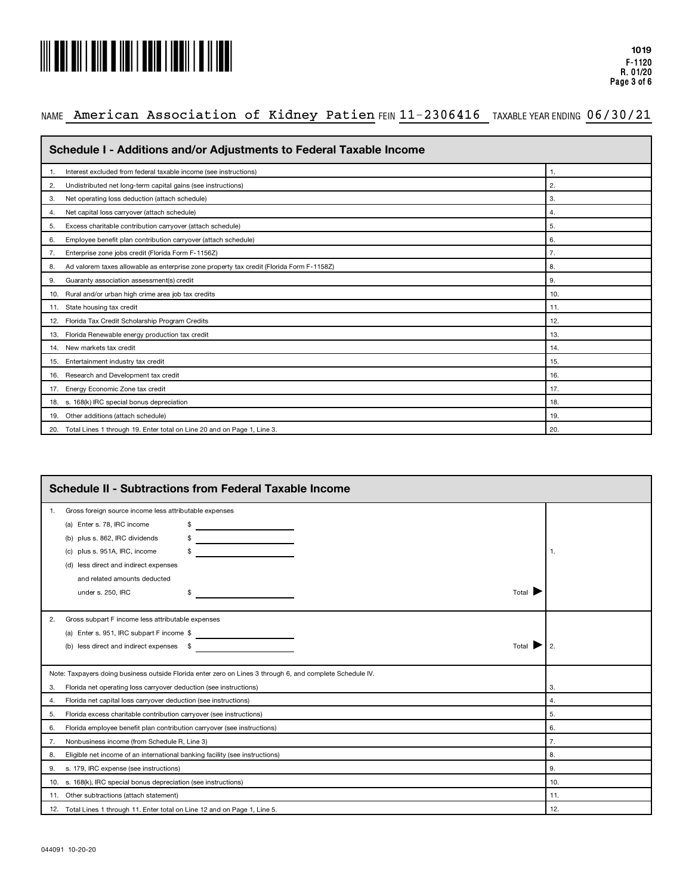1019
F-1120
R. 01/20

NAME American Association of Kidney Patien FEIN 11-2306416 TAXABLE YEAR ENDING 06/30/21

## Schedule I - Additions and/or Adjustments to Federal Taxable Income

| | |
|---|---|
| 1. Interest excluded from federal taxable income (see instructions) | 1. |
| 2. Undistributed net long-term capital gains (see instructions) | 2. |
| 3. Net operating loss deduction (attach schedule) | 3. |
| 4. Net capital loss carryover (attach schedule) | 4. |
| 5. Excess charitable contribution carryover (attach schedule) | 5. |
| 6. Employee benefit plan contribution carryover (attach schedule) | 6. |
| 7. Enterprise zone jobs credit (Florida Form F-1156Z) | 7. |
| 8. Ad valorem taxes allowable as enterprise zone property tax credit (Florida Form F-1158Z) | 8. |
| 9. Guaranty association assessment(s) credit | 9. |
| 10. Rural and/or urban high crime area job tax credits | 10. |
| 11. State housing tax credit | 11. |
| 12. Florida Tax Credit Scholarship Program Credits | 12. |
| 13. Florida Renewable energy production tax credit | 13. |
| 14. New markets tax credit | 14. |
| 15. Entertainment industry tax credit | 15. |
| 16. Research and Development tax credit | 16. |
| 17. Energy Economic Zone tax credit | 17. |
| 18. s. 168(k) IRC special bonus depreciation | 18. |
| 19. Other additions (attach schedule) | 19. |
| 20. Total Lines 1 through 19. Enter total on Line 20 and on Page 1, Line 3. | 20. |

## Schedule II - Subtractions from Federal Taxable Income

| | |
|---|---|
| 1. Gross foreign source income less attributable expenses<br>(a) Enter s. 78, IRC income $<br>(b) plus s. 862, IRC dividends $<br>(c) plus s. 951A, IRC, income $<br>(d) less direct and indirect expenses and related amounts deducted under s. 250, IRC $ Total ▶ | 1. |
| 2. Gross subpart F income less attributable expenses<br>(a) Enter s. 951, IRC subpart F income $<br>(b) less direct and indirect expenses $ Total ▶ | 2. |
| Note: Taxpayers doing business outside Florida enter zero on Lines 3 through 6, and complete Schedule IV. | |
| 3. Florida net operating loss carryover deduction (see instructions) | 3. |
| 4. Florida net capital loss carryover deduction (see instructions) | 4. |
| 5. Florida excess charitable contribution carryover (see instructions) | 5. |
| 6. Florida employee benefit plan contribution carryover (see instructions) | 6. |
| 7. Nonbusiness income (from Schedule R, Line 3) | 7. |
| 8. Eligible net income of an international banking facility (see instructions) | 8. |
| 9. s. 179, IRC expense (see instructions) | 9. |
| 10. s. 168(k), IRC special bonus depreciation (see instructions) | 10. |
| 11. Other subtractions (attach statement) | 11. |
| 12. Total Lines 1 through 11. Enter total on Line 12 and on Page 1, Line 5. | 12. |

044091 10-20-20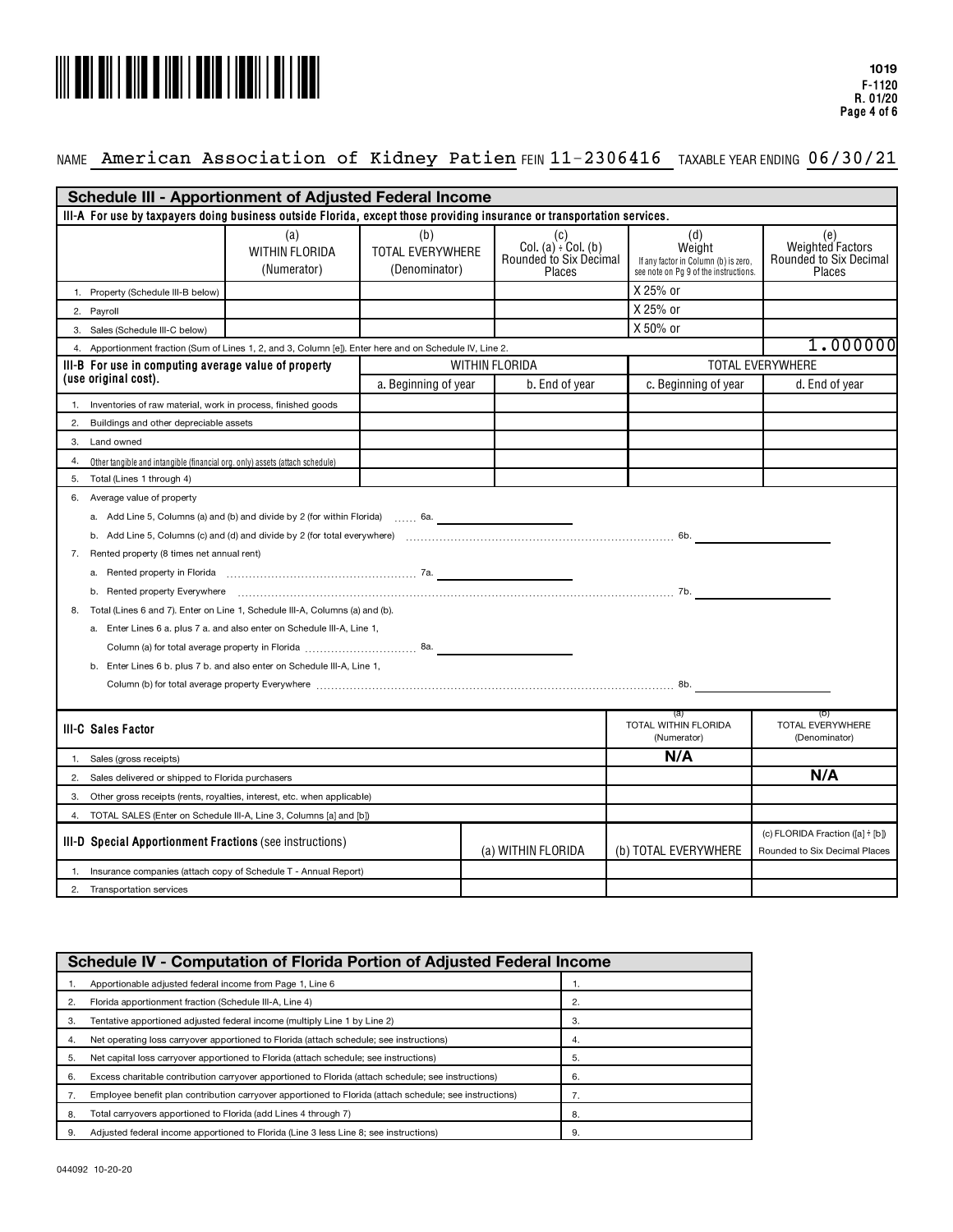1019
F-1120
R. 01/20

NAME American Association of Kidney Patien FEIN 11-2306416 TAXABLE YEAR ENDING 06/30/21

## Schedule III - Apportionment of Adjusted Federal Income

**III-A For use by taxpayers doing business outside Florida, except those providing insurance or transportation services.**

| | (a) WITHIN FLORIDA (Numerator) | (b) TOTAL EVERYWHERE (Denominator) | (c) Col. (a) ÷ Col. (b) Rounded to Six Decimal Places | (d) Weight If any factor in Column (b) is zero, see note on Pg 9 of the instructions. | (e) Weighted Factors Rounded to Six Decimal Places |
|---|---|---|---|---|---|
| 1. Property (Schedule III-B below) | | | | X 25% or | |
| 2. Payroll | | | | X 25% or | |
| 3. Sales (Schedule III-C below) | | | | X 50% or | |
| 4. Apportionment fraction (Sum of Lines 1, 2, and 3, Column [e]). Enter here and on Schedule IV, Line 2. | | | | | 1.000000 |

| III-B For use in computing average value of property (use original cost). | WITHIN FLORIDA | | TOTAL EVERYWHERE | |
|---|---|---|---|---|
| | a. Beginning of year | b. End of year | c. Beginning of year | d. End of year |
| 1. Inventories of raw material, work in process, finished goods | | | | |
| 2. Buildings and other depreciable assets | | | | |
| 3. Land owned | | | | |
| 4. Other tangible and intangible (financial org. only) assets (attach schedule) | | | | |
| 5. Total (Lines 1 through 4) | | | | |

6. Average value of property
   - a. Add Line 5, Columns (a) and (b) and divide by 2 (for within Florida) ...... 6a. ______
   - b. Add Line 5, Columns (c) and (d) and divide by 2 (for total everywhere) ...... 6b. ______
7. Rented property (8 times net annual rent)
   - a. Rented property in Florida ...... 7a. ______
   - b. Rented property Everywhere ...... 7b. ______
8. Total (Lines 6 and 7). Enter on Line 1, Schedule III-A, Columns (a) and (b).
   - a. Enter Lines 6 a. plus 7 a. and also enter on Schedule III-A, Line 1, Column (a) for total average property in Florida ...... 8a. ______
   - b. Enter Lines 6 b. plus 7 b. and also enter on Schedule III-A, Line 1, Column (b) for total average property Everywhere ...... 8b. ______

| III-C Sales Factor | (a) TOTAL WITHIN FLORIDA (Numerator) | (b) TOTAL EVERYWHERE (Denominator) |
|---|---|---|
| 1. Sales (gross receipts) | N/A | |
| 2. Sales delivered or shipped to Florida purchasers | | N/A |
| 3. Other gross receipts (rents, royalties, interest, etc. when applicable) | | |
| 4. TOTAL SALES (Enter on Schedule III-A, Line 3, Columns [a] and [b]) | | |

| III-D Special Apportionment Fractions (see instructions) | (a) WITHIN FLORIDA | (b) TOTAL EVERYWHERE | (c) FLORIDA Fraction ([a] ÷ [b]) Rounded to Six Decimal Places |
|---|---|---|---|
| 1. Insurance companies (attach copy of Schedule T - Annual Report) | | | |
| 2. Transportation services | | | |

## Schedule IV - Computation of Florida Portion of Adjusted Federal Income

| | | |
|---|---|---|
| 1. | Apportionable adjusted federal income from Page 1, Line 6 | 1. |
| 2. | Florida apportionment fraction (Schedule III-A, Line 4) | 2. |
| 3. | Tentative apportioned adjusted federal income (multiply Line 1 by Line 2) | 3. |
| 4. | Net operating loss carryover apportioned to Florida (attach schedule; see instructions) | 4. |
| 5. | Net capital loss carryover apportioned to Florida (attach schedule; see instructions) | 5. |
| 6. | Excess charitable contribution carryover apportioned to Florida (attach schedule; see instructions) | 6. |
| 7. | Employee benefit plan contribution carryover apportioned to Florida (attach schedule; see instructions) | 7. |
| 8. | Total carryovers apportioned to Florida (add Lines 4 through 7) | 8. |
| 9. | Adjusted federal income apportioned to Florida (Line 3 less Line 8; see instructions) | 9. |

044092 10-20-20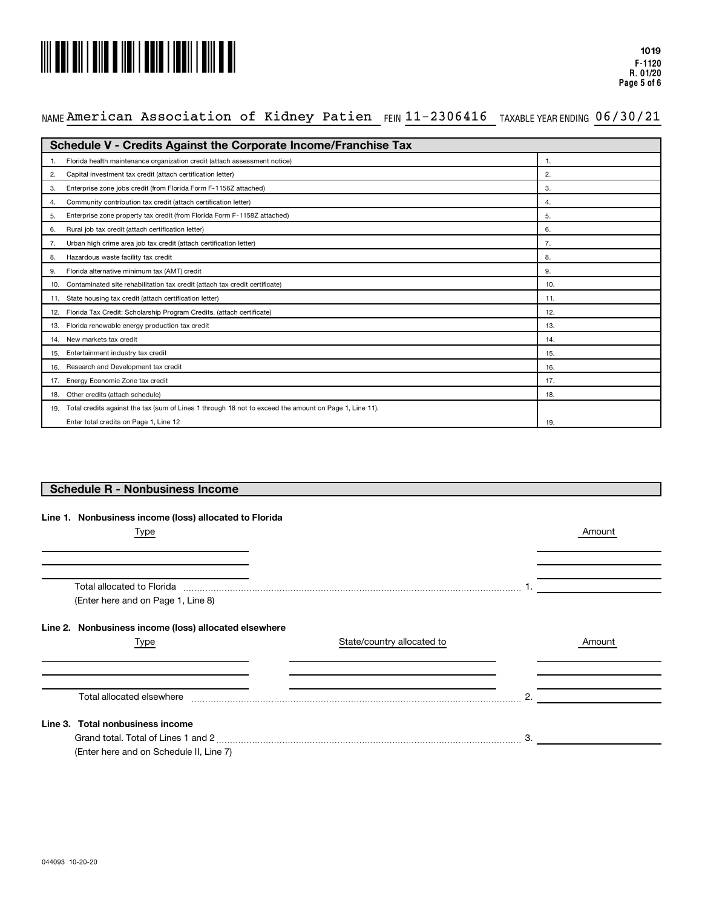1019
F-1120
R. 01/20

NAME American Association of Kidney Patien FEIN 11-2306416 TAXABLE YEAR ENDING 06/30/21

| Schedule V - Credits Against the Corporate Income/Franchise Tax | |
|---|---|
| 1. Florida health maintenance organization credit (attach assessment notice) | 1. |
| 2. Capital investment tax credit (attach certification letter) | 2. |
| 3. Enterprise zone jobs credit (from Florida Form F-1156Z attached) | 3. |
| 4. Community contribution tax credit (attach certification letter) | 4. |
| 5. Enterprise zone property tax credit (from Florida Form F-1158Z attached) | 5. |
| 6. Rural job tax credit (attach certification letter) | 6. |
| 7. Urban high crime area job tax credit (attach certification letter) | 7. |
| 8. Hazardous waste facility tax credit | 8. |
| 9. Florida alternative minimum tax (AMT) credit | 9. |
| 10. Contaminated site rehabilitation tax credit (attach tax credit certificate) | 10. |
| 11. State housing tax credit (attach certification letter) | 11. |
| 12. Florida Tax Credit: Scholarship Program Credits. (attach certificate) | 12. |
| 13. Florida renewable energy production tax credit | 13. |
| 14. New markets tax credit | 14. |
| 15. Entertainment industry tax credit | 15. |
| 16. Research and Development tax credit | 16. |
| 17. Energy Economic Zone tax credit | 17. |
| 18. Other credits (attach schedule) | 18. |
| 19. Total credits against the tax (sum of Lines 1 through 18 not to exceed the amount on Page 1, Line 11). Enter total credits on Page 1, Line 12 | 19. |

## Schedule R - Nonbusiness Income

**Line 1. Nonbusiness income (loss) allocated to Florida**

| Type | Amount |
|---|---|
| | |
| | |
| Total allocated to Florida (Enter here and on Page 1, Line 8) | 1. |

**Line 2. Nonbusiness income (loss) allocated elsewhere**

| Type | State/country allocated to | Amount |
|---|---|---|
| | | |
| | | |
| Total allocated elsewhere | | 2. |

**Line 3. Total nonbusiness income**

Grand total. Total of Lines 1 and 2 ........ 3. ____________

(Enter here and on Schedule II, Line 7)

044093 10-20-20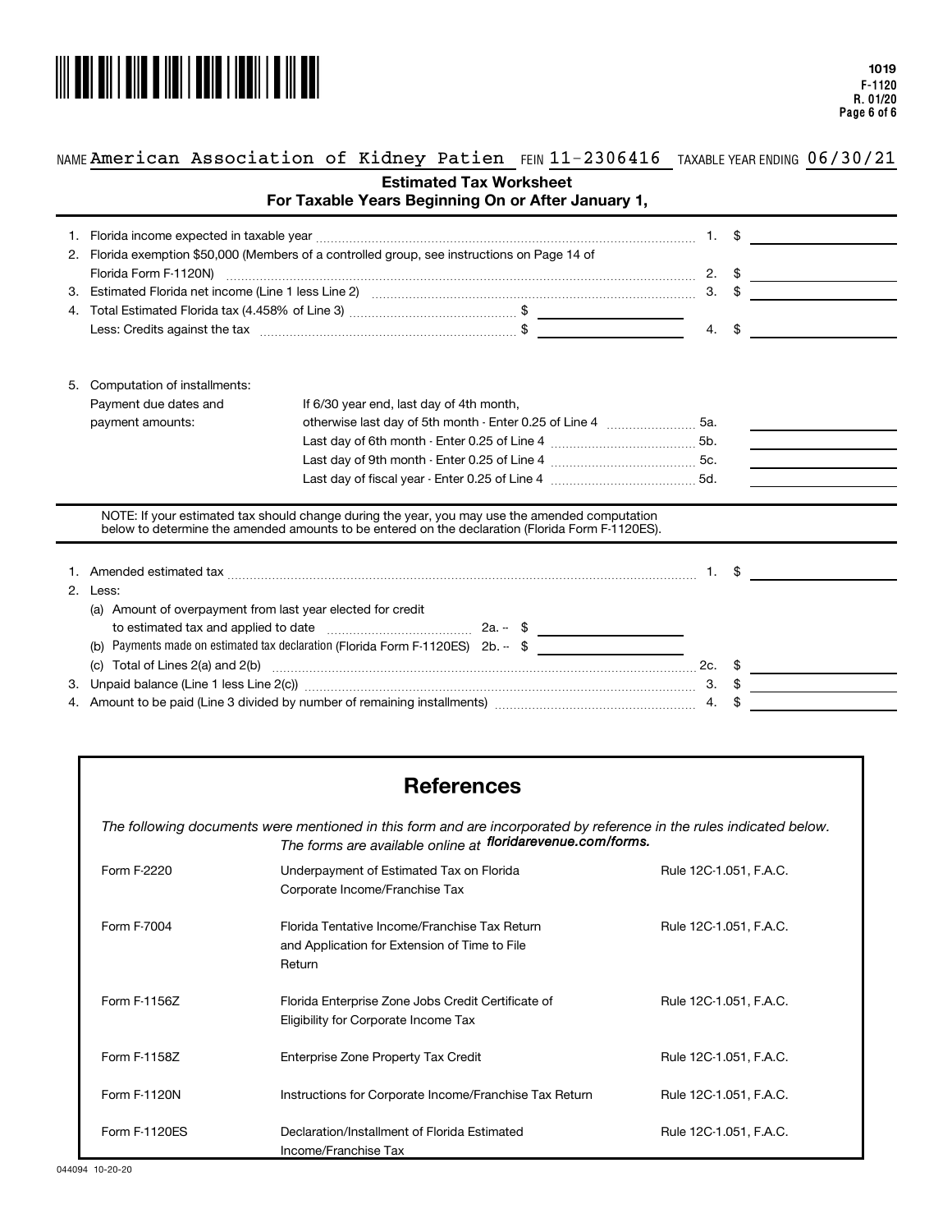NAME American Association of Kidney Patien FEIN 11-2306416 TAXABLE YEAR ENDING 06/30/21

## Estimated Tax Worksheet
## For Taxable Years Beginning On or After January 1,

| | | | |
|---|---|---|---|
| 1. | Florida income expected in taxable year | 1. | $ |
| 2. | Florida exemption $50,000 (Members of a controlled group, see instructions on Page 14 of Florida Form F-1120N) | 2. | $ |
| 3. | Estimated Florida net income (Line 1 less Line 2) | 3. | $ |
| 4. | Total Estimated Florida tax (4.458% of Line 3) $ <br> Less: Credits against the tax $ | 4. | $ |

5. Computation of installments:

| Payment due dates and payment amounts: | | |
|---|---|---|
| | If 6/30 year end, last day of 4th month, otherwise last day of 5th month - Enter 0.25 of Line 4 | 5a. |
| | Last day of 6th month - Enter 0.25 of Line 4 | 5b. |
| | Last day of 9th month - Enter 0.25 of Line 4 | 5c. |
| | Last day of fiscal year - Enter 0.25 of Line 4 | 5d. |

NOTE: If your estimated tax should change during the year, you may use the amended computation below to determine the amended amounts to be entered on the declaration (Florida Form F-1120ES).

| | | | |
|---|---|---|---|
| 1. | Amended estimated tax | 1. | $ |
| 2. | Less: | | |
| | (a) Amount of overpayment from last year elected for credit to estimated tax and applied to date 2a. -- $ | | |
| | (b) Payments made on estimated tax declaration (Florida Form F-1120ES) 2b. -- $ | | |
| | (c) Total of Lines 2(a) and 2(b) | 2c. | $ |
| 3. | Unpaid balance (Line 1 less Line 2(c)) | 3. | $ |
| 4. | Amount to be paid (Line 3 divided by number of remaining installments) | 4. | $ |

## References

*The following documents were mentioned in this form and are incorporated by reference in the rules indicated below. The forms are available online at* ***floridarevenue.com/forms.***

| | | |
|---|---|---|
| Form F-2220 | Underpayment of Estimated Tax on Florida Corporate Income/Franchise Tax | Rule 12C-1.051, F.A.C. |
| Form F-7004 | Florida Tentative Income/Franchise Tax Return and Application for Extension of Time to File Return | Rule 12C-1.051, F.A.C. |
| Form F-1156Z | Florida Enterprise Zone Jobs Credit Certificate of Eligibility for Corporate Income Tax | Rule 12C-1.051, F.A.C. |
| Form F-1158Z | Enterprise Zone Property Tax Credit | Rule 12C-1.051, F.A.C. |
| Form F-1120N | Instructions for Corporate Income/Franchise Tax Return | Rule 12C-1.051, F.A.C. |
| Form F-1120ES | Declaration/Installment of Florida Estimated Income/Franchise Tax | Rule 12C-1.051, F.A.C. |

044094 10-20-20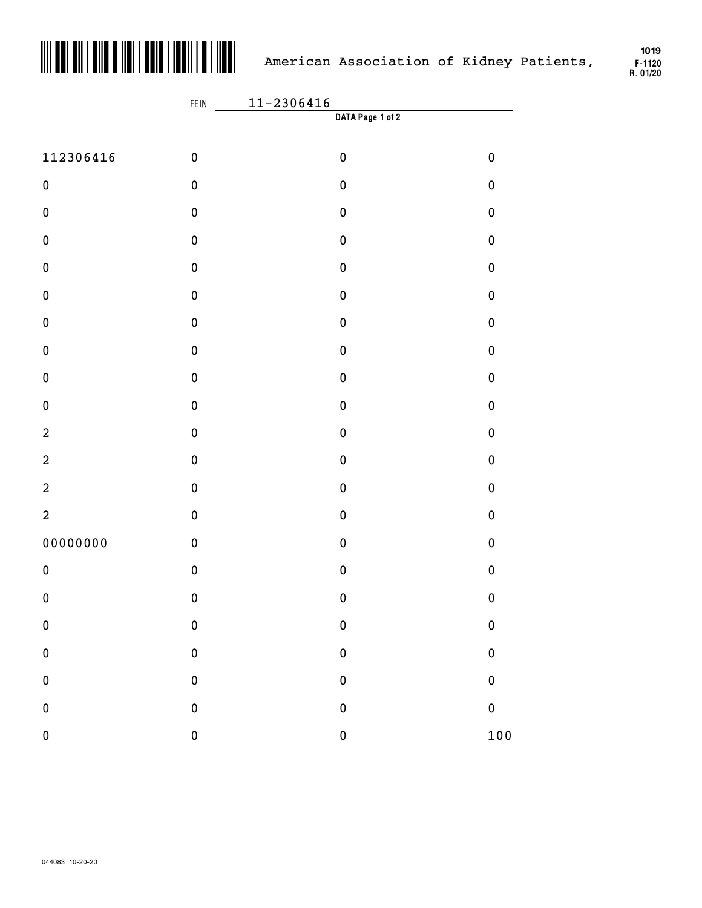American Association of Kidney Patients,

1019
F-1120
R. 01/20

FEIN 11-2306416

**DATA Page 1 of 2**

| | | | |
|---|---|---|---|
| 112306416 | 0 | 0 | 0 |
| 0 | 0 | 0 | 0 |
| 0 | 0 | 0 | 0 |
| 0 | 0 | 0 | 0 |
| 0 | 0 | 0 | 0 |
| 0 | 0 | 0 | 0 |
| 0 | 0 | 0 | 0 |
| 0 | 0 | 0 | 0 |
| 0 | 0 | 0 | 0 |
| 0 | 0 | 0 | 0 |
| 2 | 0 | 0 | 0 |
| 2 | 0 | 0 | 0 |
| 2 | 0 | 0 | 0 |
| 2 | 0 | 0 | 0 |
| 00000000 | 0 | 0 | 0 |
| 0 | 0 | 0 | 0 |
| 0 | 0 | 0 | 0 |
| 0 | 0 | 0 | 0 |
| 0 | 0 | 0 | 0 |
| 0 | 0 | 0 | 0 |
| 0 | 0 | 0 | 0 |
| 0 | 0 | 0 | 100 |

044083 10-20-20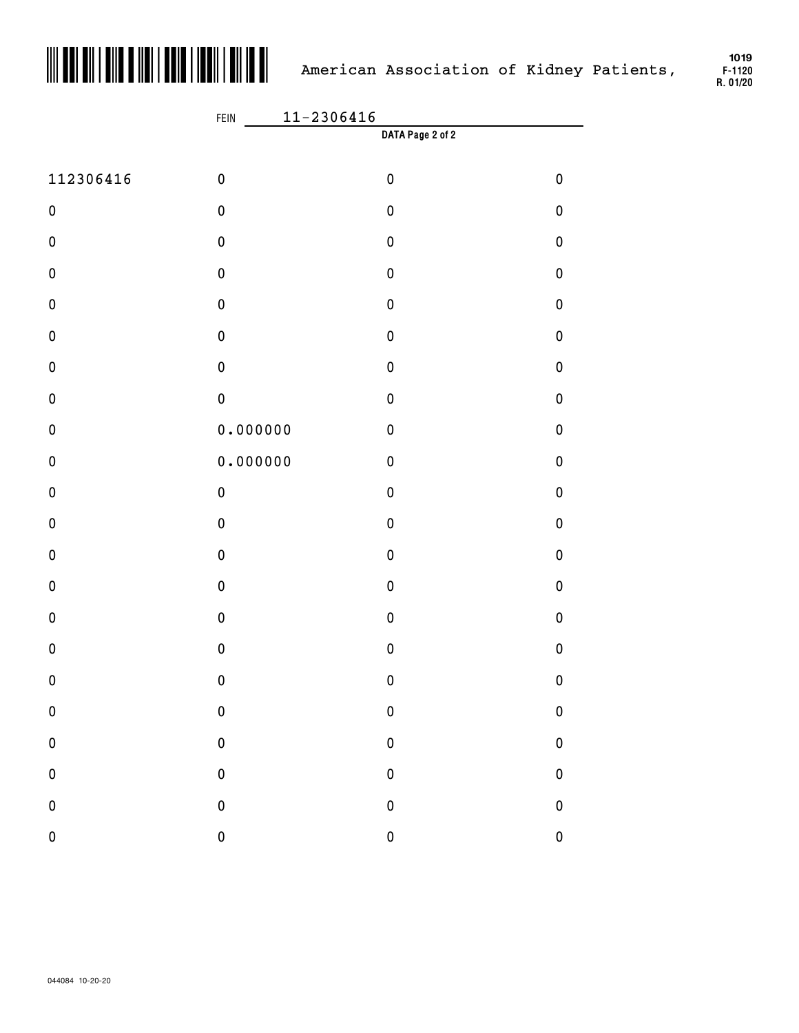American Association of Kidney Patients,

1019
F-1120
R. 01/20

FEIN 11-2306416

**DATA Page 2 of 2**

| | | | |
|---|---|---|---|
| 112306416 | 0 | 0 | 0 |
| 0 | 0 | 0 | 0 |
| 0 | 0 | 0 | 0 |
| 0 | 0 | 0 | 0 |
| 0 | 0 | 0 | 0 |
| 0 | 0 | 0 | 0 |
| 0 | 0 | 0 | 0 |
| 0 | 0 | 0 | 0 |
| 0 | 0.000000 | 0 | 0 |
| 0 | 0.000000 | 0 | 0 |
| 0 | 0 | 0 | 0 |
| 0 | 0 | 0 | 0 |
| 0 | 0 | 0 | 0 |
| 0 | 0 | 0 | 0 |
| 0 | 0 | 0 | 0 |
| 0 | 0 | 0 | 0 |
| 0 | 0 | 0 | 0 |
| 0 | 0 | 0 | 0 |
| 0 | 0 | 0 | 0 |
| 0 | 0 | 0 | 0 |
| 0 | 0 | 0 | 0 |
| 0 | 0 | 0 | 0 |

044084 10-20-20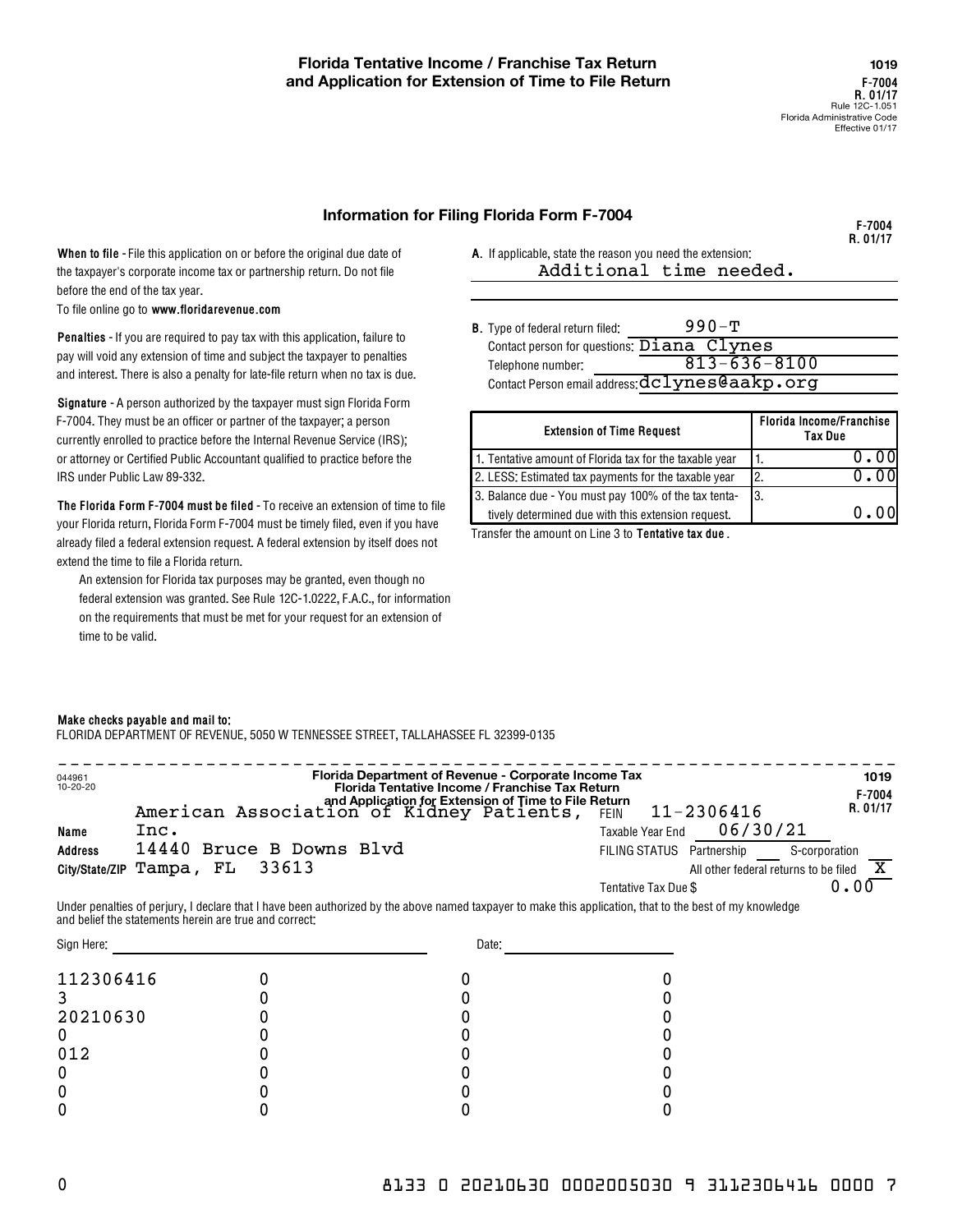# Florida Tentative Income / Franchise Tax Return and Application for Extension of Time to File Return

**1019**
**F-7004**
**R. 01/17**
Rule 12C-1.051
Florida Administrative Code
Effective 01/17

## Information for Filing Florida Form F-7004

**F-7004**
**R. 01/17**

**When to file** - File this application on or before the original due date of the taxpayer's corporate income tax or partnership return. Do not file before the end of the tax year.

To file online go to **www.floridarevenue.com**

**Penalties** - If you are required to pay tax with this application, failure to pay will void any extension of time and subject the taxpayer to penalties and interest. There is also a penalty for late-file return when no tax is due.

**Signature** - A person authorized by the taxpayer must sign Florida Form F-7004. They must be an officer or partner of the taxpayer; a person currently enrolled to practice before the Internal Revenue Service (IRS); or attorney or Certified Public Accountant qualified to practice before the IRS under Public Law 89-332.

**The Florida Form F-7004 must be filed** - To receive an extension of time to file your Florida return, Florida Form F-7004 must be timely filed, even if you have already filed a federal extension request. A federal extension by itself does not extend the time to file a Florida return.

An extension for Florida tax purposes may be granted, even though no federal extension was granted. See Rule 12C-1.0222, F.A.C., for information on the requirements that must be met for your request for an extension of time to be valid.

**A**. If applicable, state the reason you need the extension: Additional time needed.

**B**. Type of federal return filed: 990-T
Contact person for questions: Diana Clynes
Telephone number: 813-636-8100
Contact Person email address: dclynes@aakp.org

| Extension of Time Request | | Florida Income/Franchise Tax Due |
|---|---|---|
| 1. Tentative amount of Florida tax for the taxable year | 1. | 0.00 |
| 2. LESS: Estimated tax payments for the taxable year | 2. | 0.00 |
| 3. Balance due - You must pay 100% of the tax tentatively determined due with this extension request. | 3. | 0.00 |

Transfer the amount on Line 3 to **Tentative tax due**.

**Make checks payable and mail to:**
FLORIDA DEPARTMENT OF REVENUE, 5050 W TENNESSEE STREET, TALLAHASSEE FL 32399-0135

---

044961
10-20-20

**Florida Department of Revenue - Corporate Income Tax**
**Florida Tentative Income / Franchise Tax Return and Application for Extension of Time to File Return**

**1019**
**F-7004**
**R. 01/17**

**Name** American Association of Kidney Patients, Inc.
**Address** 14440 Bruce B Downs Blvd
**City/State/ZIP** Tampa, FL 33613

FEIN 11-2306416
Taxable Year End 06/30/21
FILING STATUS Partnership ___ S-corporation ___
All other federal returns to be filed X
Tentative Tax Due $ 0.00

Under penalties of perjury, I declare that I have been authorized by the above named taxpayer to make this application, that to the best of my knowledge and belief the statements herein are true and correct:

Sign Here: ____________________ Date: ____________________

| | | | |
|---|---|---|---|
| 112306416 | 0 | 0 | 0 |
| 3 | 0 | 0 | 0 |
| 20210630 | 0 | 0 | 0 |
| 0 | 0 | 0 | 0 |
| 012 | 0 | 0 | 0 |
| 0 | 0 | 0 | 0 |
| 0 | 0 | 0 | 0 |
| 0 | 0 | 0 | 0 |

0

8133 0 20210630 0002005030 9 3112306416 0000 7